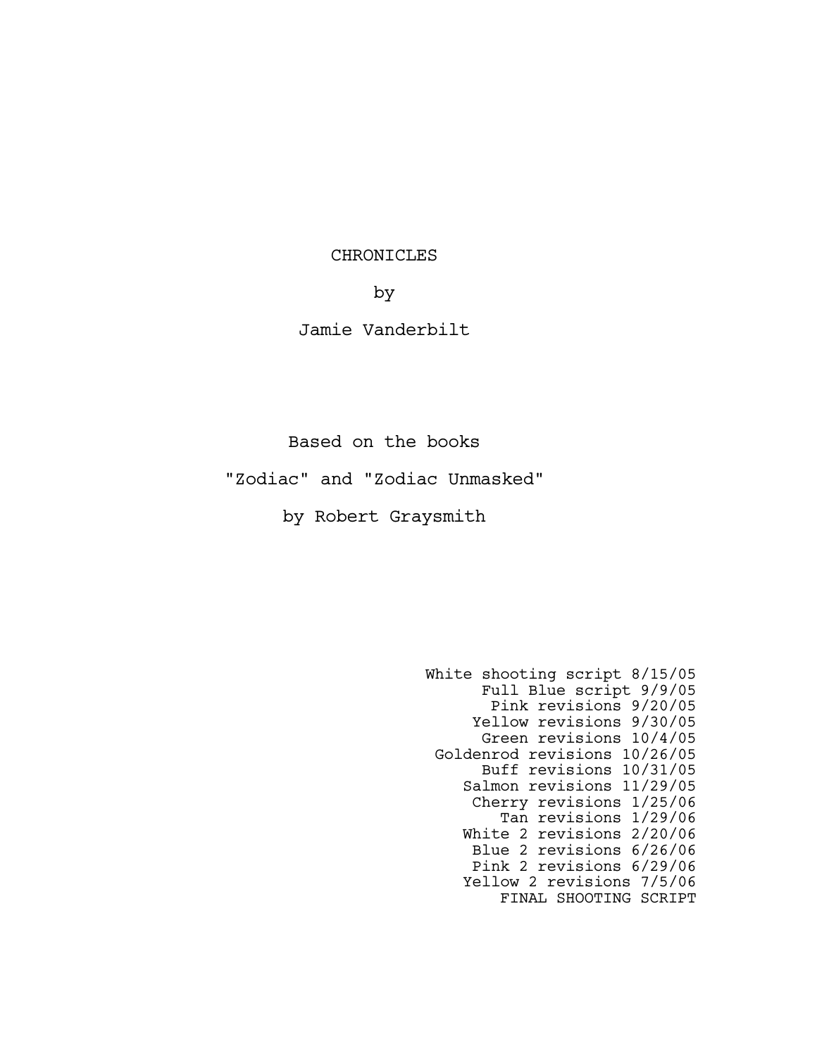CHRONICLES

by

Jamie Vanderbilt

Based on the books

"Zodiac" and "Zodiac Unmasked"

by Robert Graysmith

White shooting script 8/15/05
Full Blue script 9/9/05
Pink revisions 9/20/05
Yellow revisions 9/30/05
Green revisions 10/4/05
Goldenrod revisions 10/26/05
Buff revisions 10/31/05
Salmon revisions 11/29/05
Cherry revisions 1/25/06
Tan revisions 1/29/06
White 2 revisions 2/20/06
Blue 2 revisions 6/26/06
Pink 2 revisions 6/29/06
Yellow 2 revisions 7/5/06
FINAL SHOOTING SCRIPT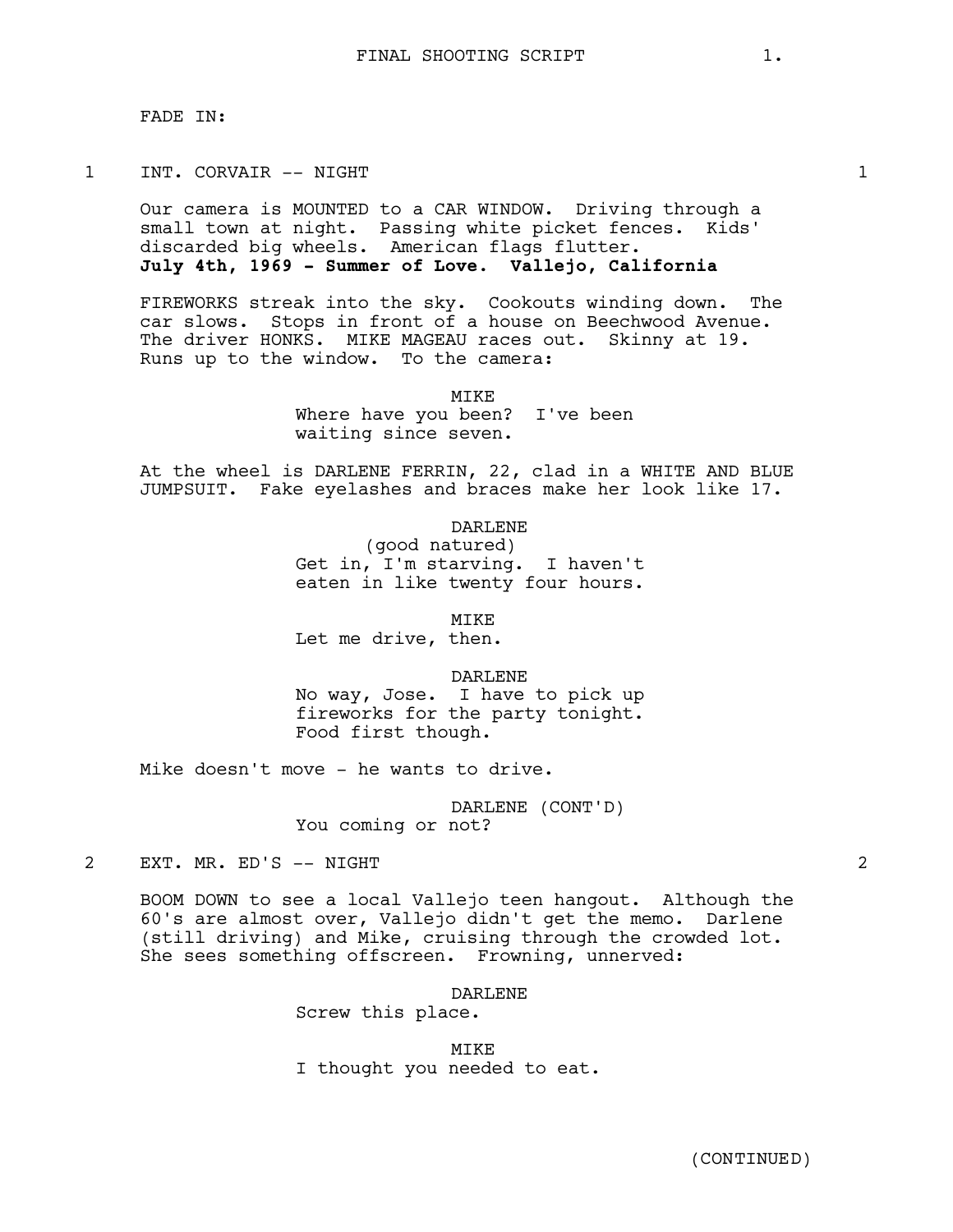FADE IN:

1 INT. CORVAIR -- NIGHT 1

Our camera is MOUNTED to a CAR WINDOW. Driving through a small town at night. Passing white picket fences. Kids' discarded big wheels. American flags flutter.
**July 4th, 1969 - Summer of Love. Vallejo, California**

FIREWORKS streak into the sky. Cookouts winding down. The car slows. Stops in front of a house on Beechwood Avenue. The driver HONKS. MIKE MAGEAU races out. Skinny at 19. Runs up to the window. To the camera:

MIKE
Where have you been? I've been waiting since seven.

At the wheel is DARLENE FERRIN, 22, clad in a WHITE AND BLUE JUMPSUIT. Fake eyelashes and braces make her look like 17.

DARLENE
(good natured)
Get in, I'm starving. I haven't eaten in like twenty four hours.

MIKE
Let me drive, then.

DARLENE
No way, Jose. I have to pick up fireworks for the party tonight. Food first though.

Mike doesn't move - he wants to drive.

DARLENE (CONT'D)
You coming or not?

2 EXT. MR. ED'S -- NIGHT 2

BOOM DOWN to see a local Vallejo teen hangout. Although the 60's are almost over, Vallejo didn't get the memo. Darlene (still driving) and Mike, cruising through the crowded lot. She sees something offscreen. Frowning, unnerved:

DARLENE
Screw this place.

MIKE
I thought you needed to eat.

(CONTINUED)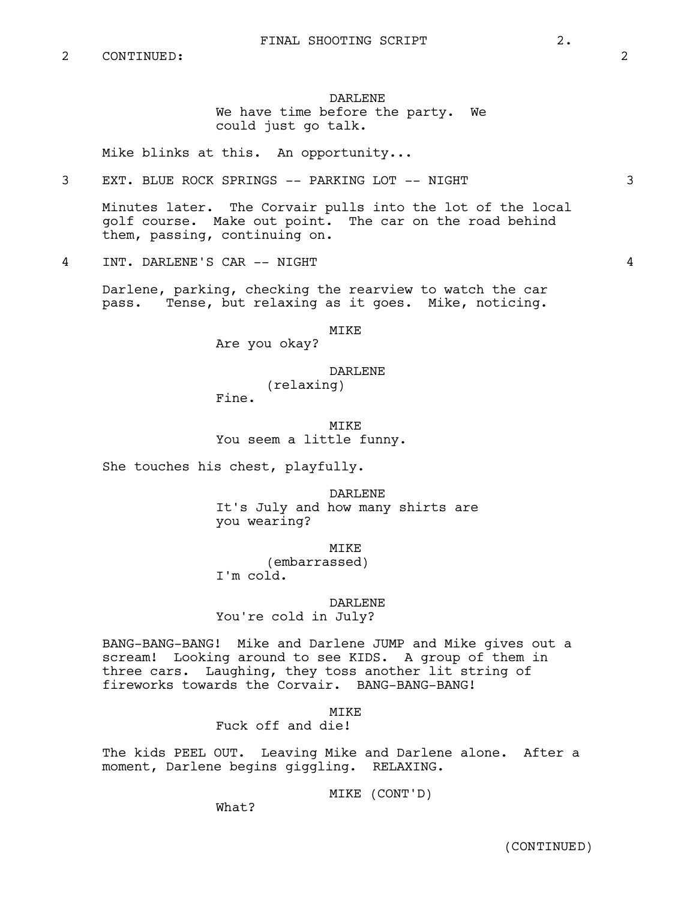2 CONTINUED: 2

DARLENE
We have time before the party. We could just go talk.

Mike blinks at this. An opportunity...

3 EXT. BLUE ROCK SPRINGS -- PARKING LOT -- NIGHT 3

Minutes later. The Corvair pulls into the lot of the local golf course. Make out point. The car on the road behind them, passing, continuing on.

4 INT. DARLENE'S CAR -- NIGHT 4

Darlene, parking, checking the rearview to watch the car pass. Tense, but relaxing as it goes. Mike, noticing.

MIKE
Are you okay?

DARLENE
(relaxing)
Fine.

MIKE
You seem a little funny.

She touches his chest, playfully.

DARLENE
It's July and how many shirts are you wearing?

MIKE
(embarrassed)
I'm cold.

DARLENE
You're cold in July?

BANG-BANG-BANG! Mike and Darlene JUMP and Mike gives out a scream! Looking around to see KIDS. A group of them in three cars. Laughing, they toss another lit string of fireworks towards the Corvair. BANG-BANG-BANG!

MIKE
Fuck off and die!

The kids PEEL OUT. Leaving Mike and Darlene alone. After a moment, Darlene begins giggling. RELAXING.

MIKE (CONT'D)
What?

(CONTINUED)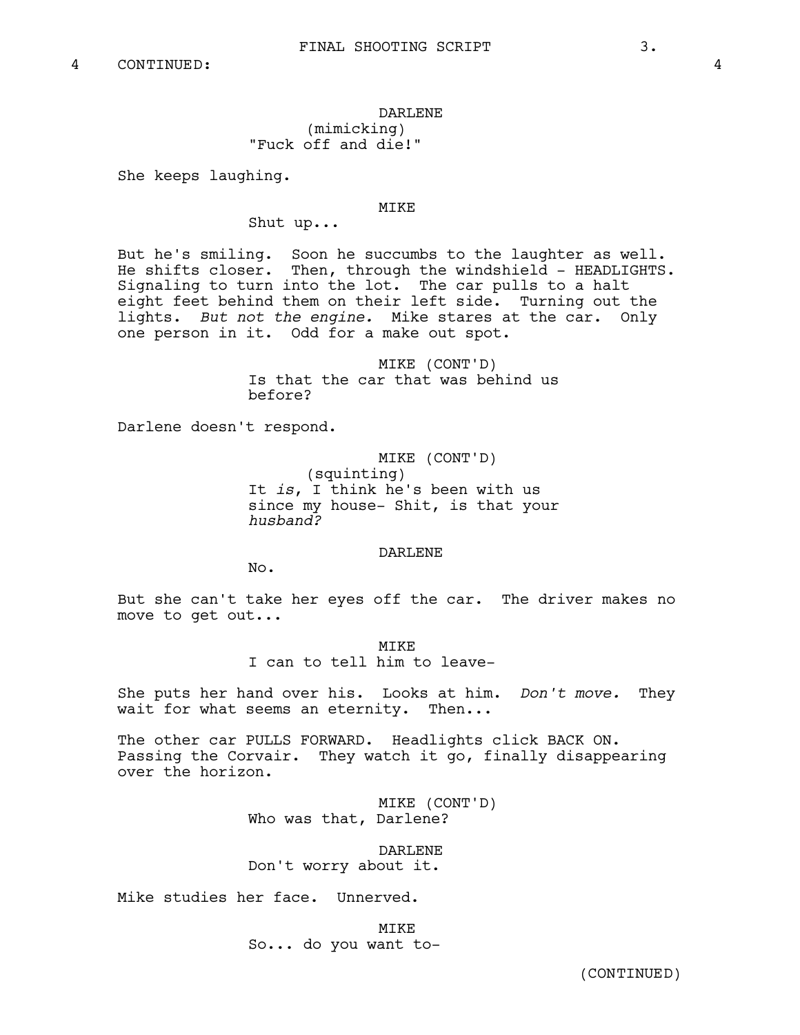4 CONTINUED: 4

DARLENE
(mimicking)
"Fuck off and die!"

She keeps laughing.

MIKE
Shut up...

But he's smiling. Soon he succumbs to the laughter as well. He shifts closer. Then, through the windshield - HEADLIGHTS. Signaling to turn into the lot. The car pulls to a halt eight feet behind them on their left side. Turning out the lights. *But not the engine.* Mike stares at the car. Only one person in it. Odd for a make out spot.

MIKE (CONT'D)
Is that the car that was behind us before?

Darlene doesn't respond.

MIKE (CONT'D)
(squinting)
It *is*, I think he's been with us since my house- Shit, is that your *husband?*

DARLENE
No.

But she can't take her eyes off the car. The driver makes no move to get out...

MIKE
I can to tell him to leave-

She puts her hand over his. Looks at him. *Don't move.* They wait for what seems an eternity. Then...

The other car PULLS FORWARD. Headlights click BACK ON. Passing the Corvair. They watch it go, finally disappearing over the horizon.

MIKE (CONT'D)
Who was that, Darlene?

DARLENE
Don't worry about it.

Mike studies her face. Unnerved.

MIKE
So... do you want to-

(CONTINUED)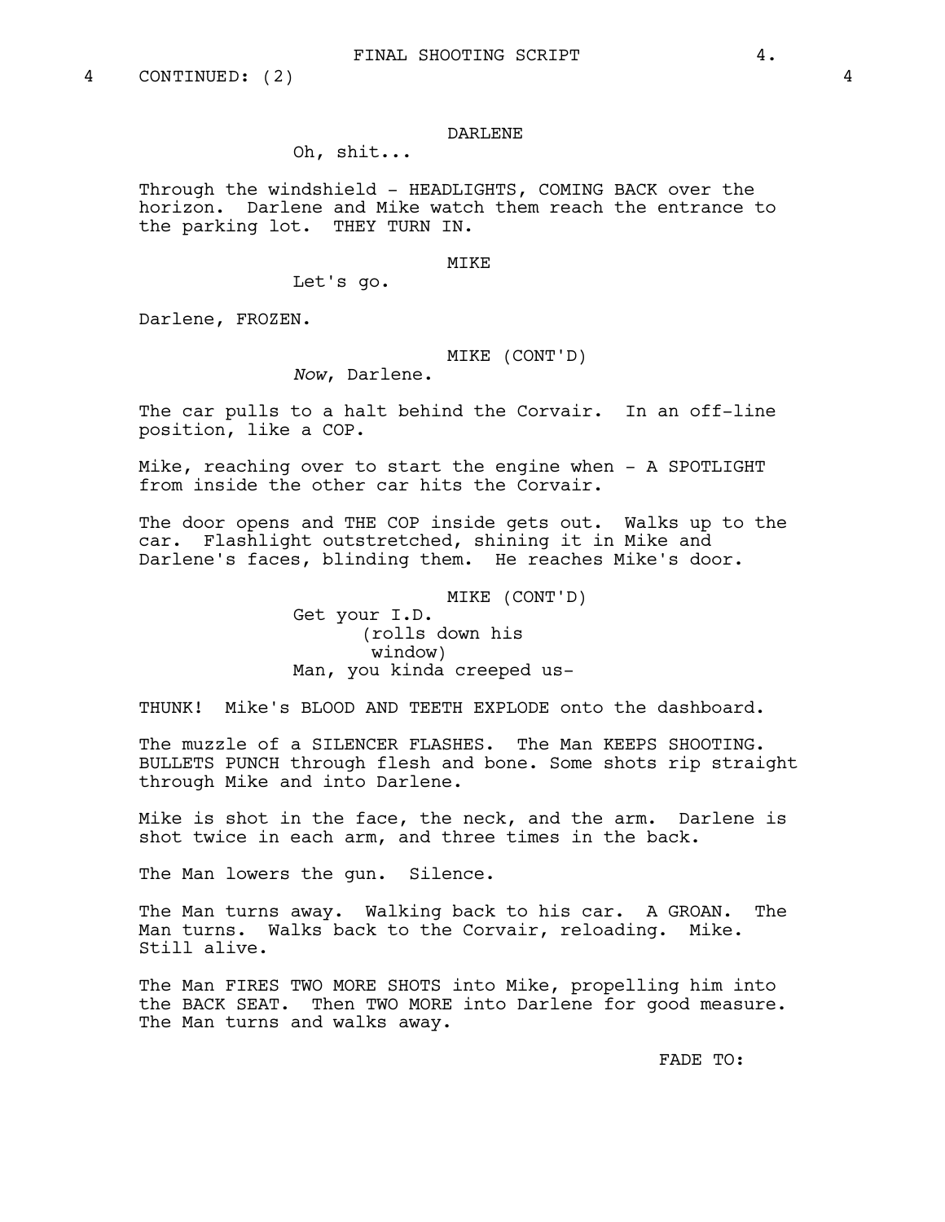4 CONTINUED: (2) 4

DARLENE

Oh, shit...

Through the windshield - HEADLIGHTS, COMING BACK over the horizon. Darlene and Mike watch them reach the entrance to the parking lot. THEY TURN IN.

MIKE

Let's go.

Darlene, FROZEN.

MIKE (CONT'D)

*Now*, Darlene.

The car pulls to a halt behind the Corvair. In an off-line position, like a COP.

Mike, reaching over to start the engine when - A SPOTLIGHT from inside the other car hits the Corvair.

The door opens and THE COP inside gets out. Walks up to the car. Flashlight outstretched, shining it in Mike and Darlene's faces, blinding them. He reaches Mike's door.

MIKE (CONT'D)

Get your I.D.

(rolls down his window)

Man, you kinda creeped us-

THUNK! Mike's BLOOD AND TEETH EXPLODE onto the dashboard.

The muzzle of a SILENCER FLASHES. The Man KEEPS SHOOTING. BULLETS PUNCH through flesh and bone. Some shots rip straight through Mike and into Darlene.

Mike is shot in the face, the neck, and the arm. Darlene is shot twice in each arm, and three times in the back.

The Man lowers the gun. Silence.

The Man turns away. Walking back to his car. A GROAN. The Man turns. Walks back to the Corvair, reloading. Mike. Still alive.

The Man FIRES TWO MORE SHOTS into Mike, propelling him into the BACK SEAT. Then TWO MORE into Darlene for good measure. The Man turns and walks away.

FADE TO: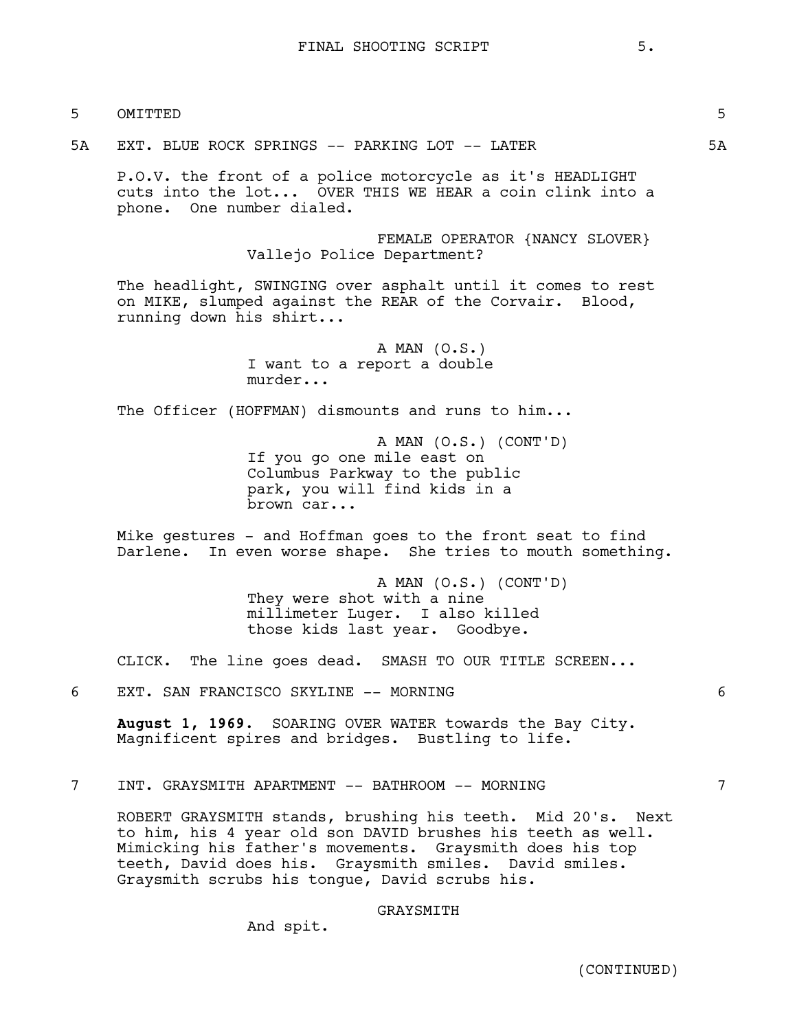5 OMITTED 5

5A EXT. BLUE ROCK SPRINGS -- PARKING LOT -- LATER 5A

P.O.V. the front of a police motorcycle as it's HEADLIGHT cuts into the lot... OVER THIS WE HEAR a coin clink into a phone. One number dialed.

FEMALE OPERATOR {NANCY SLOVER}
Vallejo Police Department?

The headlight, SWINGING over asphalt until it comes to rest on MIKE, slumped against the REAR of the Corvair. Blood, running down his shirt...

A MAN (O.S.)
I want to a report a double murder...

The Officer (HOFFMAN) dismounts and runs to him...

A MAN (O.S.) (CONT'D)
If you go one mile east on Columbus Parkway to the public park, you will find kids in a brown car...

Mike gestures - and Hoffman goes to the front seat to find Darlene. In even worse shape. She tries to mouth something.

A MAN (O.S.) (CONT'D)
They were shot with a nine millimeter Luger. I also killed those kids last year. Goodbye.

CLICK. The line goes dead. SMASH TO OUR TITLE SCREEN...

6 EXT. SAN FRANCISCO SKYLINE -- MORNING 6

**August 1, 1969.** SOARING OVER WATER towards the Bay City. Magnificent spires and bridges. Bustling to life.

7 INT. GRAYSMITH APARTMENT -- BATHROOM -- MORNING 7

ROBERT GRAYSMITH stands, brushing his teeth. Mid 20's. Next to him, his 4 year old son DAVID brushes his teeth as well. Mimicking his father's movements. Graysmith does his top teeth, David does his. Graysmith smiles. David smiles. Graysmith scrubs his tongue, David scrubs his.

GRAYSMITH
And spit.

(CONTINUED)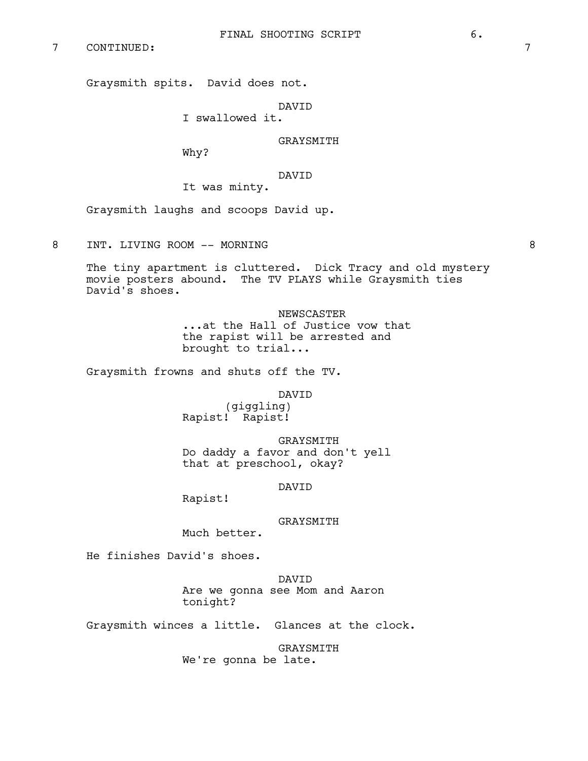7 CONTINUED: 7

Graysmith spits. David does not.

DAVID
I swallowed it.

GRAYSMITH
Why?

DAVID
It was minty.

Graysmith laughs and scoops David up.

8 INT. LIVING ROOM -- MORNING 8

The tiny apartment is cluttered. Dick Tracy and old mystery movie posters abound. The TV PLAYS while Graysmith ties David's shoes.

NEWSCASTER
...at the Hall of Justice vow that the rapist will be arrested and brought to trial...

Graysmith frowns and shuts off the TV.

DAVID
(giggling)
Rapist! Rapist!

GRAYSMITH
Do daddy a favor and don't yell that at preschool, okay?

DAVID
Rapist!

GRAYSMITH
Much better.

He finishes David's shoes.

DAVID
Are we gonna see Mom and Aaron tonight?

Graysmith winces a little. Glances at the clock.

GRAYSMITH
We're gonna be late.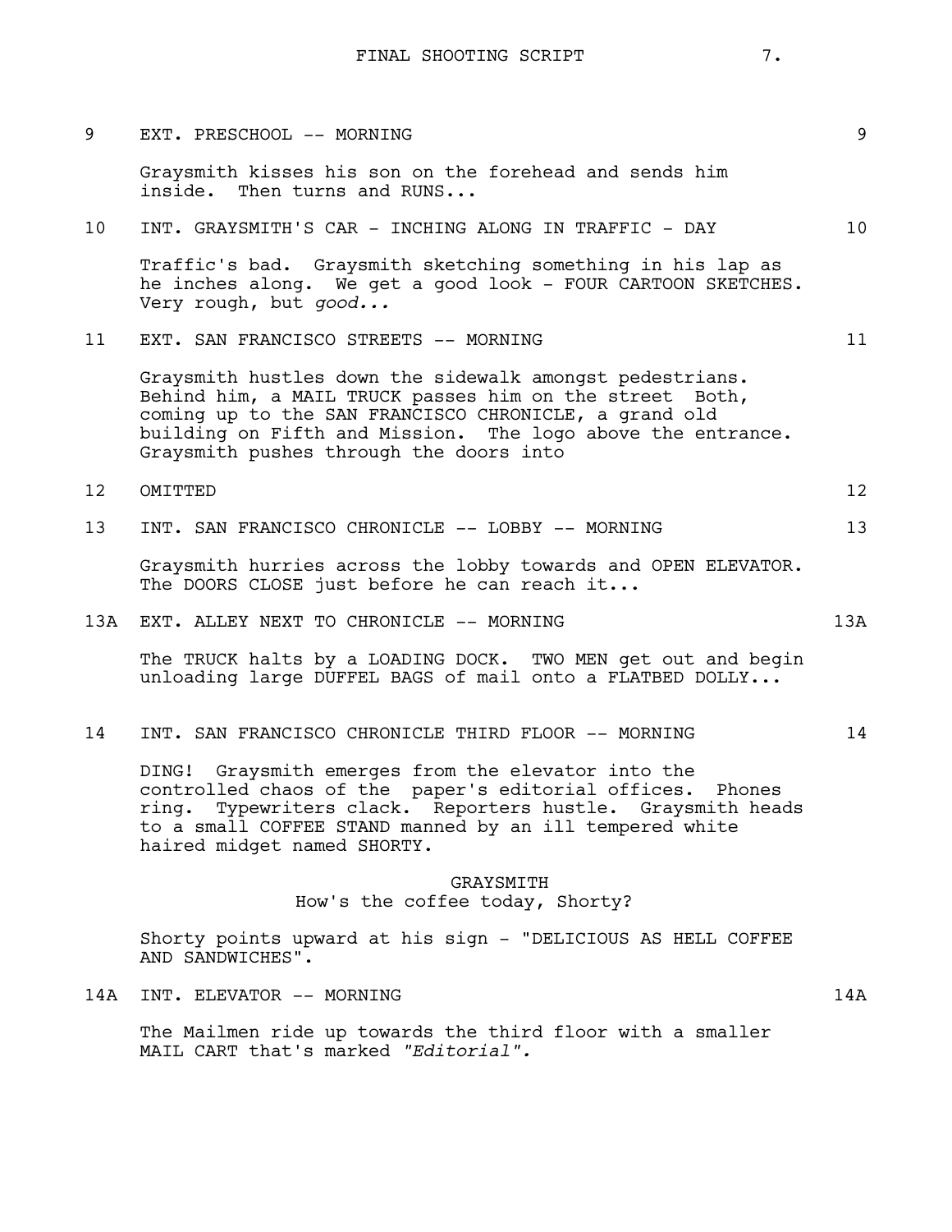9 EXT. PRESCHOOL -- MORNING 9

Graysmith kisses his son on the forehead and sends him inside. Then turns and RUNS...

10 INT. GRAYSMITH'S CAR - INCHING ALONG IN TRAFFIC - DAY 10

Traffic's bad. Graysmith sketching something in his lap as he inches along. We get a good look - FOUR CARTOON SKETCHES. Very rough, but *good...*

11 EXT. SAN FRANCISCO STREETS -- MORNING 11

Graysmith hustles down the sidewalk amongst pedestrians. Behind him, a MAIL TRUCK passes him on the street Both, coming up to the SAN FRANCISCO CHRONICLE, a grand old building on Fifth and Mission. The logo above the entrance. Graysmith pushes through the doors into

12 OMITTED 12

13 INT. SAN FRANCISCO CHRONICLE -- LOBBY -- MORNING 13

Graysmith hurries across the lobby towards and OPEN ELEVATOR. The DOORS CLOSE just before he can reach it...

13A EXT. ALLEY NEXT TO CHRONICLE -- MORNING 13A

The TRUCK halts by a LOADING DOCK. TWO MEN get out and begin unloading large DUFFEL BAGS of mail onto a FLATBED DOLLY...

14 INT. SAN FRANCISCO CHRONICLE THIRD FLOOR -- MORNING 14

DING! Graysmith emerges from the elevator into the controlled chaos of the paper's editorial offices. Phones ring. Typewriters clack. Reporters hustle. Graysmith heads to a small COFFEE STAND manned by an ill tempered white haired midget named SHORTY.

GRAYSMITH
How's the coffee today, Shorty?

Shorty points upward at his sign - "DELICIOUS AS HELL COFFEE AND SANDWICHES".

14A INT. ELEVATOR -- MORNING 14A

The Mailmen ride up towards the third floor with a smaller MAIL CART that's marked *"Editorial".*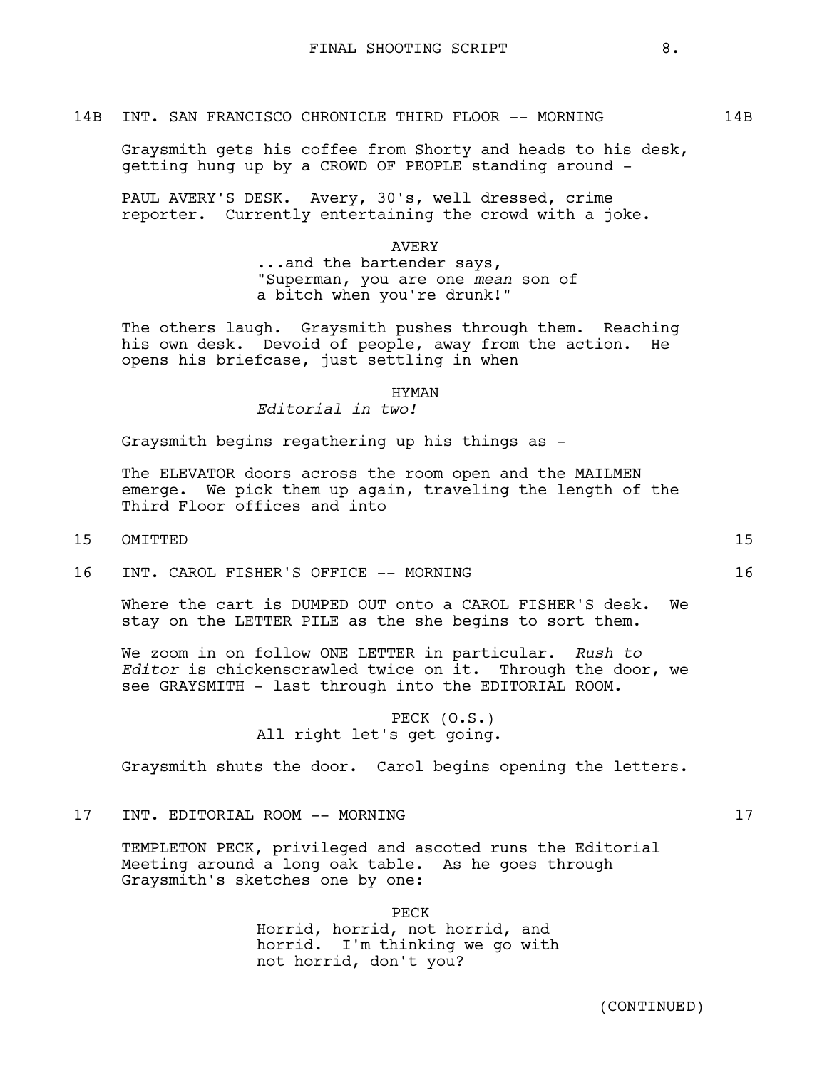14B INT. SAN FRANCISCO CHRONICLE THIRD FLOOR -- MORNING 14B

Graysmith gets his coffee from Shorty and heads to his desk, getting hung up by a CROWD OF PEOPLE standing around -

PAUL AVERY'S DESK. Avery, 30's, well dressed, crime reporter. Currently entertaining the crowd with a joke.

AVERY
...and the bartender says, "Superman, you are one *mean* son of a bitch when you're drunk!"

The others laugh. Graysmith pushes through them. Reaching his own desk. Devoid of people, away from the action. He opens his briefcase, just settling in when

HYMAN
*Editorial in two!*

Graysmith begins regathering up his things as -

The ELEVATOR doors across the room open and the MAILMEN emerge. We pick them up again, traveling the length of the Third Floor offices and into

15 OMITTED 15

16 INT. CAROL FISHER'S OFFICE -- MORNING 16

Where the cart is DUMPED OUT onto a CAROL FISHER'S desk. We stay on the LETTER PILE as the she begins to sort them.

We zoom in on follow ONE LETTER in particular. *Rush to Editor* is chickenscrawled twice on it. Through the door, we see GRAYSMITH - last through into the EDITORIAL ROOM.

PECK (O.S.)
All right let's get going.

Graysmith shuts the door. Carol begins opening the letters.

17 INT. EDITORIAL ROOM -- MORNING 17

TEMPLETON PECK, privileged and ascoted runs the Editorial Meeting around a long oak table. As he goes through Graysmith's sketches one by one:

PECK
Horrid, horrid, not horrid, and horrid. I'm thinking we go with not horrid, don't you?

(CONTINUED)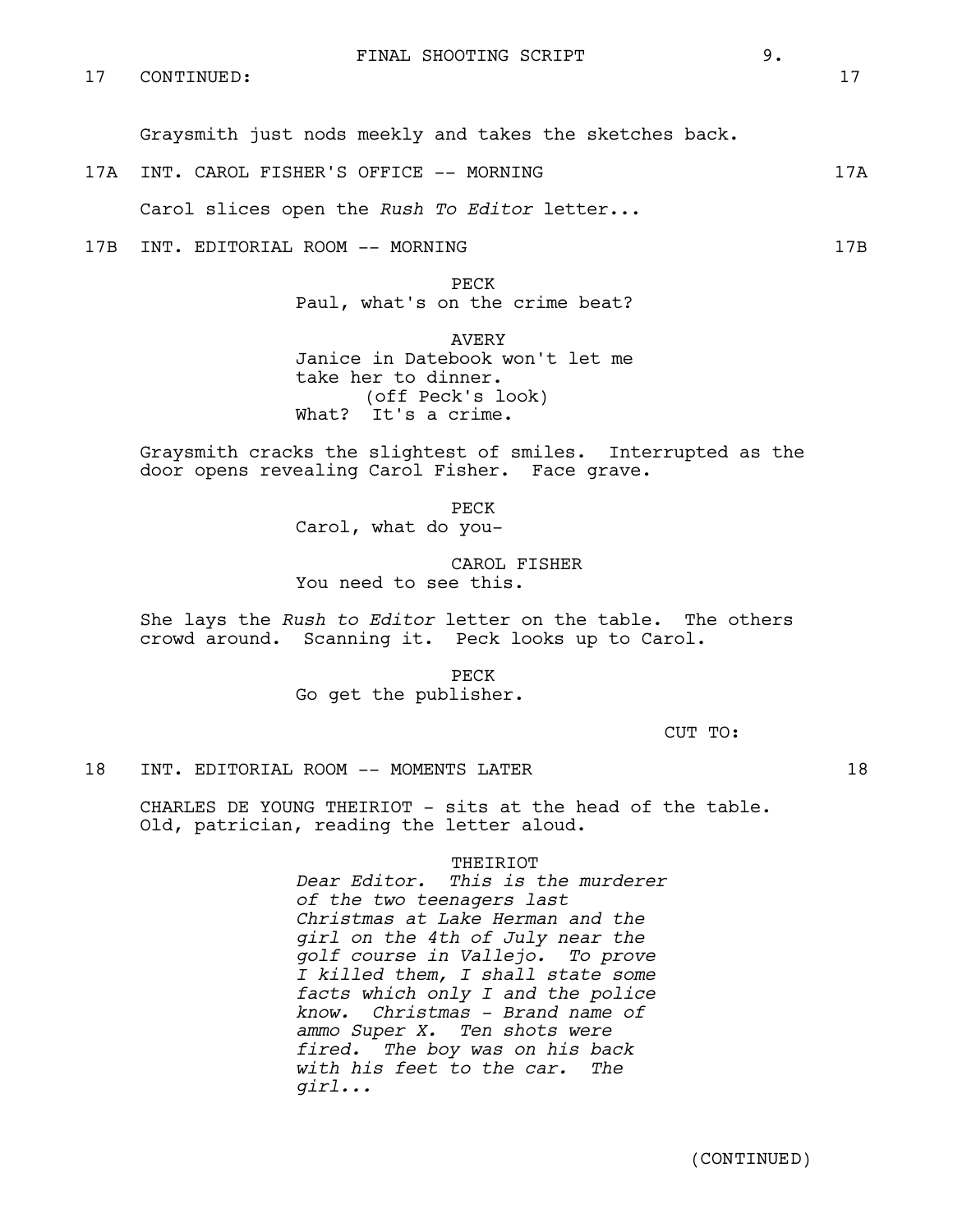17 CONTINUED: 17

Graysmith just nods meekly and takes the sketches back.

17A INT. CAROL FISHER'S OFFICE -- MORNING 17A

Carol slices open the *Rush To Editor* letter...

17B INT. EDITORIAL ROOM -- MORNING 17B

PECK
Paul, what's on the crime beat?

AVERY
Janice in Datebook won't let me take her to dinner.
(off Peck's look)
What? It's a crime.

Graysmith cracks the slightest of smiles. Interrupted as the door opens revealing Carol Fisher. Face grave.

PECK
Carol, what do you-

CAROL FISHER
You need to see this.

She lays the *Rush to Editor* letter on the table. The others crowd around. Scanning it. Peck looks up to Carol.

PECK
Go get the publisher.

CUT TO:

18 INT. EDITORIAL ROOM -- MOMENTS LATER 18

CHARLES DE YOUNG THEIRIOT - sits at the head of the table. Old, patrician, reading the letter aloud.

THEIRIOT
*Dear Editor. This is the murderer of the two teenagers last Christmas at Lake Herman and the girl on the 4th of July near the golf course in Vallejo. To prove I killed them, I shall state some facts which only I and the police know. Christmas - Brand name of ammo Super X. Ten shots were fired. The boy was on his back with his feet to the car. The girl...*

(CONTINUED)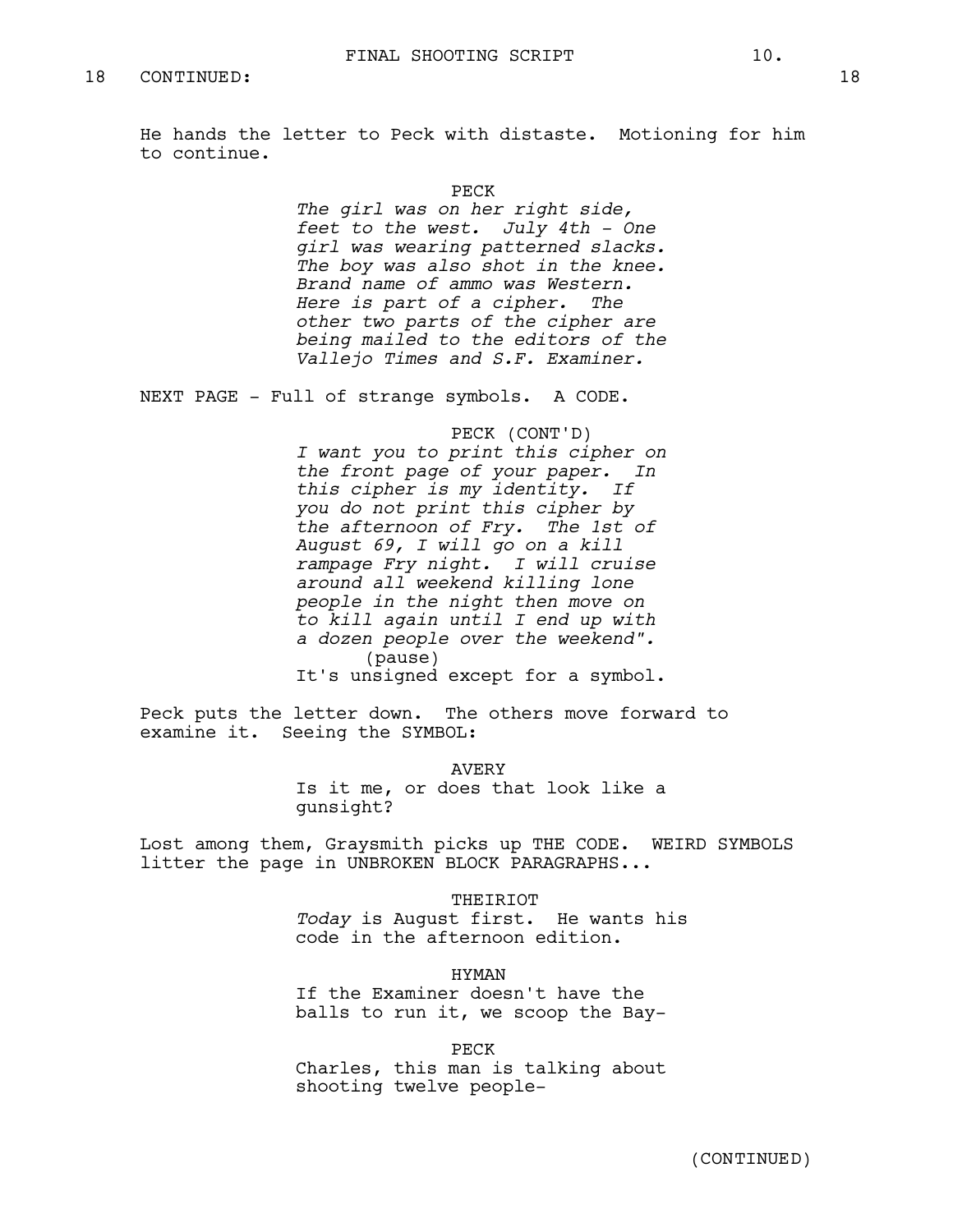18 CONTINUED: 18

He hands the letter to Peck with distaste. Motioning for him to continue.

PECK
*The girl was on her right side, feet to the west. July 4th - One girl was wearing patterned slacks. The boy was also shot in the knee. Brand name of ammo was Western. Here is part of a cipher. The other two parts of the cipher are being mailed to the editors of the Vallejo Times and S.F. Examiner.*

NEXT PAGE - Full of strange symbols. A CODE.

PECK (CONT'D)
*I want you to print this cipher on the front page of your paper. In this cipher is my identity. If you do not print this cipher by the afternoon of Fry. The 1st of August 69, I will go on a kill rampage Fry night. I will cruise around all weekend killing lone people in the night then move on to kill again until I end up with a dozen people over the weekend".*
(pause)
It's unsigned except for a symbol.

Peck puts the letter down. The others move forward to examine it. Seeing the SYMBOL:

AVERY
Is it me, or does that look like a gunsight?

Lost among them, Graysmith picks up THE CODE. WEIRD SYMBOLS litter the page in UNBROKEN BLOCK PARAGRAPHS...

THEIRIOT
*Today* is August first. He wants his code in the afternoon edition.

HYMAN
If the Examiner doesn't have the balls to run it, we scoop the Bay-

PECK
Charles, this man is talking about shooting twelve people-

(CONTINUED)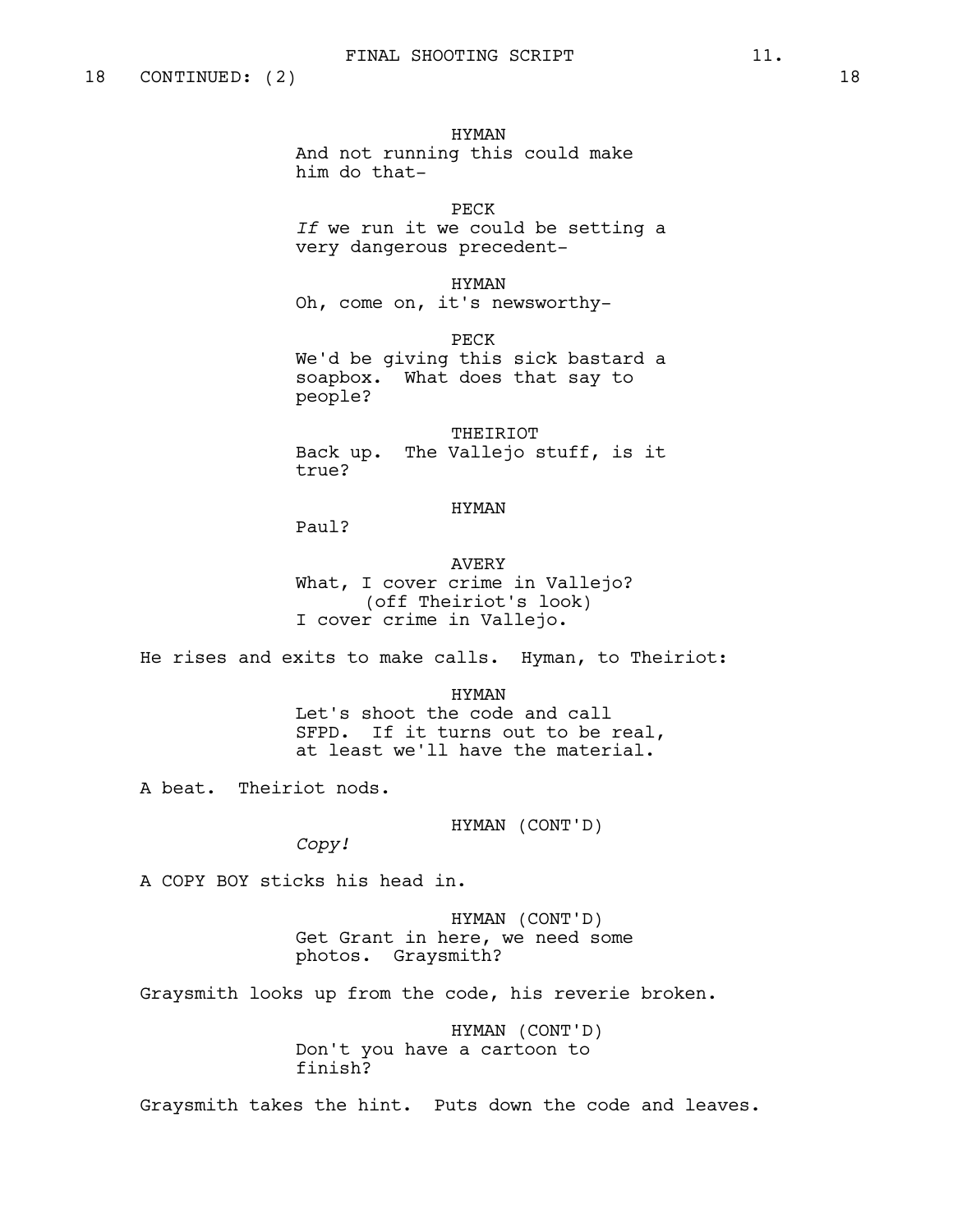18 CONTINUED: (2) 18

HYMAN
And not running this could make him do that-

PECK
*If* we run it we could be setting a very dangerous precedent-

HYMAN
Oh, come on, it's newsworthy-

PECK
We'd be giving this sick bastard a soapbox. What does that say to people?

THEIRIOT
Back up. The Vallejo stuff, is it true?

HYMAN
Paul?

AVERY
What, I cover crime in Vallejo?
(off Theiriot's look)
I cover crime in Vallejo.

He rises and exits to make calls. Hyman, to Theiriot:

HYMAN
Let's shoot the code and call SFPD. If it turns out to be real, at least we'll have the material.

A beat. Theiriot nods.

HYMAN (CONT'D)
*Copy!*

A COPY BOY sticks his head in.

HYMAN (CONT'D)
Get Grant in here, we need some photos. Graysmith?

Graysmith looks up from the code, his reverie broken.

HYMAN (CONT'D)
Don't you have a cartoon to finish?

Graysmith takes the hint. Puts down the code and leaves.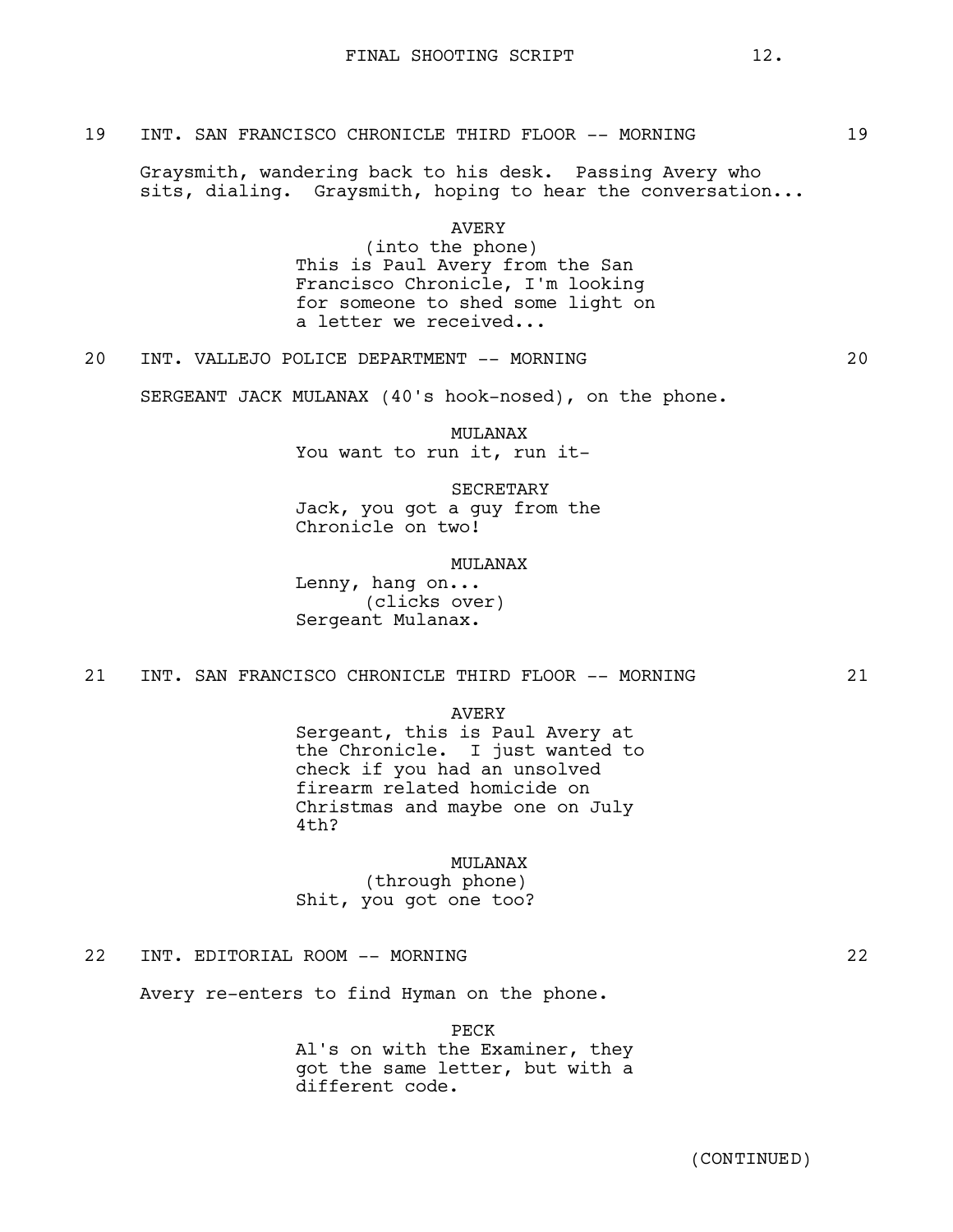19 INT. SAN FRANCISCO CHRONICLE THIRD FLOOR -- MORNING 19

Graysmith, wandering back to his desk. Passing Avery who sits, dialing. Graysmith, hoping to hear the conversation...

AVERY
(into the phone)
This is Paul Avery from the San Francisco Chronicle, I'm looking for someone to shed some light on a letter we received...

20 INT. VALLEJO POLICE DEPARTMENT -- MORNING 20

SERGEANT JACK MULANAX (40's hook-nosed), on the phone.

MULANAX
You want to run it, run it-

SECRETARY
Jack, you got a guy from the Chronicle on two!

MULANAX
Lenny, hang on...
(clicks over)
Sergeant Mulanax.

21 INT. SAN FRANCISCO CHRONICLE THIRD FLOOR -- MORNING 21

AVERY
Sergeant, this is Paul Avery at the Chronicle. I just wanted to check if you had an unsolved firearm related homicide on Christmas and maybe one on July 4th?

MULANAX
(through phone)
Shit, you got one too?

22 INT. EDITORIAL ROOM -- MORNING 22

Avery re-enters to find Hyman on the phone.

PECK
Al's on with the Examiner, they got the same letter, but with a different code.

(CONTINUED)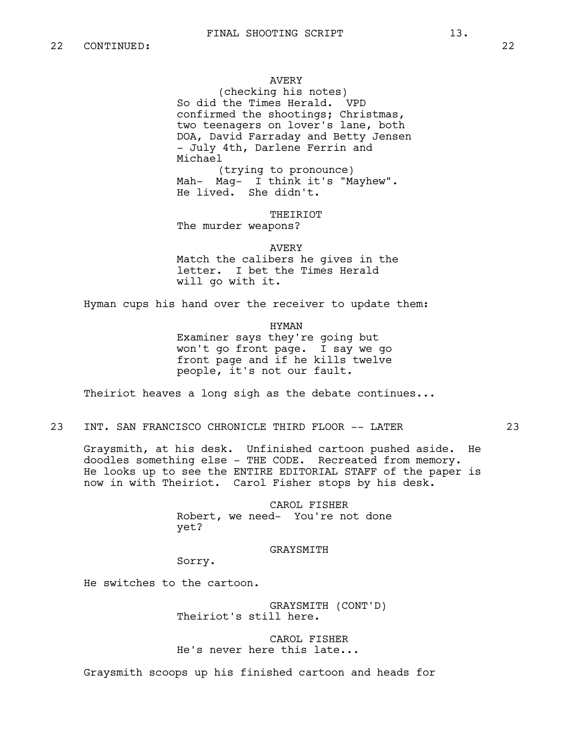22 CONTINUED: 22

AVERY
(checking his notes)
So did the Times Herald. VPD confirmed the shootings; Christmas, two teenagers on lover's lane, both DOA, David Farraday and Betty Jensen - July 4th, Darlene Ferrin and Michael
(trying to pronounce)
Mah- Mag- I think it's "Mayhew". He lived. She didn't.

THEIRIOT
The murder weapons?

AVERY
Match the calibers he gives in the letter. I bet the Times Herald will go with it.

Hyman cups his hand over the receiver to update them:

HYMAN
Examiner says they're going but won't go front page. I say we go front page and if he kills twelve people, it's not our fault.

Theiriot heaves a long sigh as the debate continues...

23 INT. SAN FRANCISCO CHRONICLE THIRD FLOOR -- LATER 23

Graysmith, at his desk. Unfinished cartoon pushed aside. He doodles something else - THE CODE. Recreated from memory. He looks up to see the ENTIRE EDITORIAL STAFF of the paper is now in with Theiriot. Carol Fisher stops by his desk.

CAROL FISHER
Robert, we need- You're not done yet?

GRAYSMITH
Sorry.

He switches to the cartoon.

GRAYSMITH (CONT'D)
Theiriot's still here.

CAROL FISHER
He's never here this late...

Graysmith scoops up his finished cartoon and heads for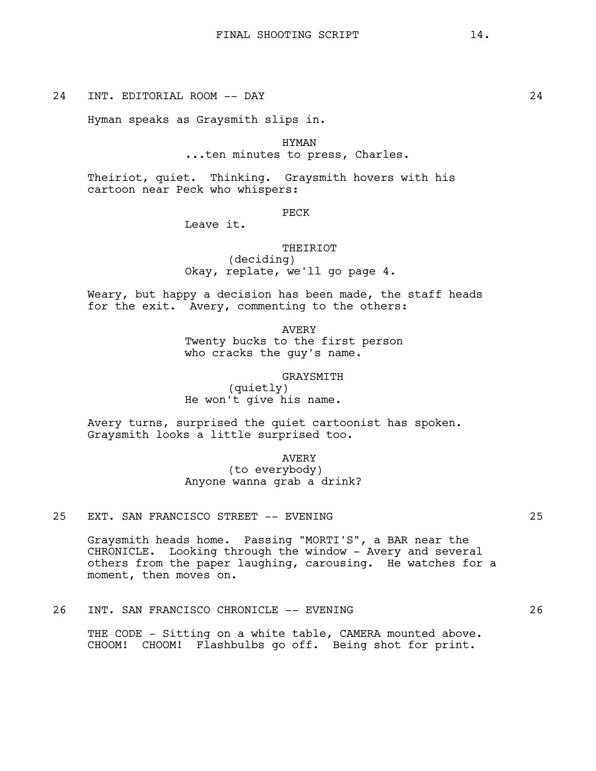24 INT. EDITORIAL ROOM -- DAY 24

Hyman speaks as Graysmith slips in.

HYMAN
...ten minutes to press, Charles.

Theiriot, quiet. Thinking. Graysmith hovers with his cartoon near Peck who whispers:

PECK
Leave it.

THEIRIOT
(deciding)
Okay, replate, we'll go page 4.

Weary, but happy a decision has been made, the staff heads for the exit. Avery, commenting to the others:

AVERY
Twenty bucks to the first person who cracks the guy's name.

GRAYSMITH
(quietly)
He won't give his name.

Avery turns, surprised the quiet cartoonist has spoken. Graysmith looks a little surprised too.

AVERY
(to everybody)
Anyone wanna grab a drink?

25 EXT. SAN FRANCISCO STREET -- EVENING 25

Graysmith heads home. Passing "MORTI'S", a BAR near the CHRONICLE. Looking through the window - Avery and several others from the paper laughing, carousing. He watches for a moment, then moves on.

26 INT. SAN FRANCISCO CHRONICLE -- EVENING 26

THE CODE - Sitting on a white table, CAMERA mounted above. CHOOM! CHOOM! Flashbulbs go off. Being shot for print.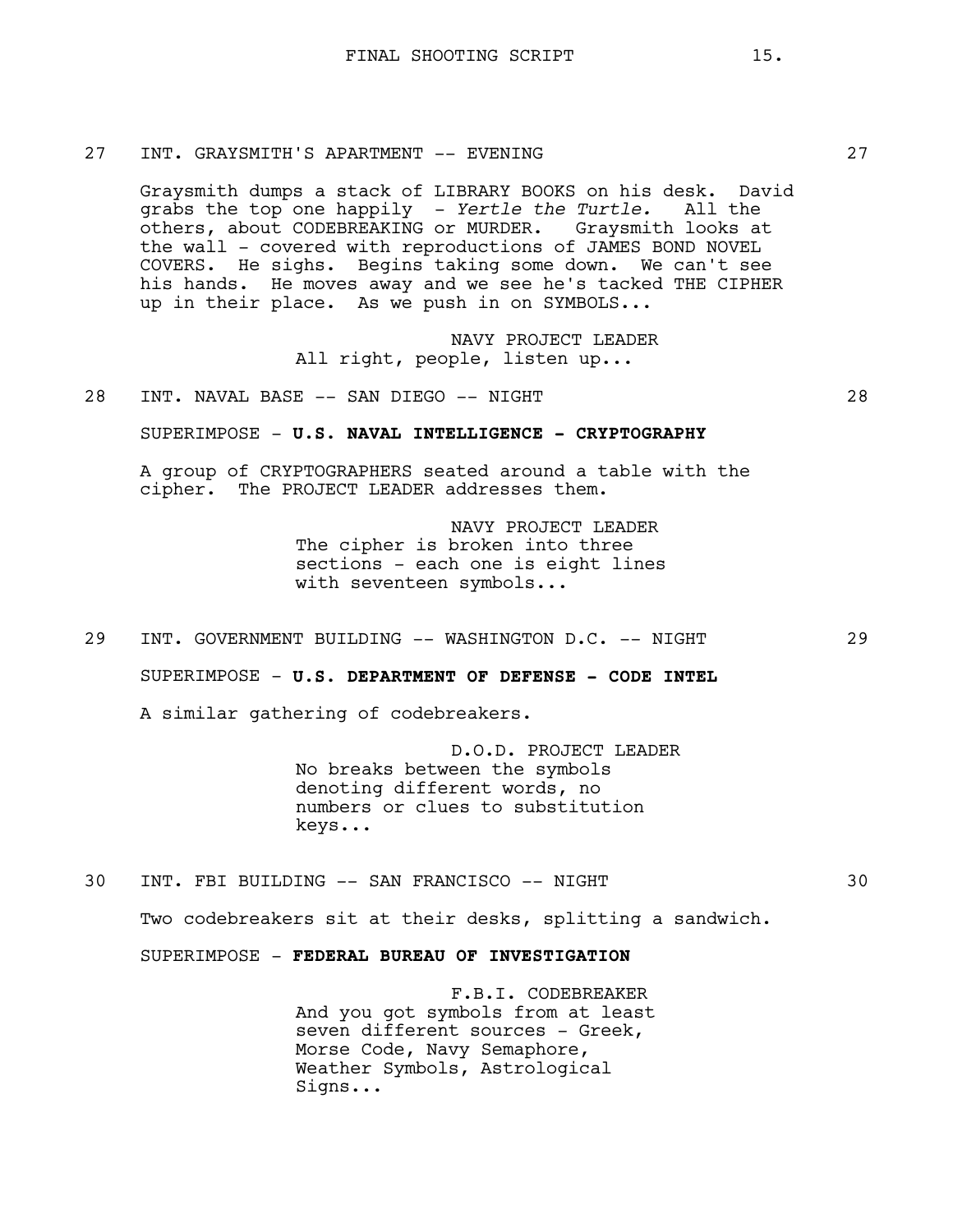27 INT. GRAYSMITH'S APARTMENT -- EVENING 27

Graysmith dumps a stack of LIBRARY BOOKS on his desk. David grabs the top one happily - *Yertle the Turtle.* All the others, about CODEBREAKING or MURDER. Graysmith looks at the wall - covered with reproductions of JAMES BOND NOVEL COVERS. He sighs. Begins taking some down. We can't see his hands. He moves away and we see he's tacked THE CIPHER up in their place. As we push in on SYMBOLS...

NAVY PROJECT LEADER
All right, people, listen up...

28 INT. NAVAL BASE -- SAN DIEGO -- NIGHT 28

SUPERIMPOSE - **U.S. NAVAL INTELLIGENCE - CRYPTOGRAPHY**

A group of CRYPTOGRAPHERS seated around a table with the cipher. The PROJECT LEADER addresses them.

NAVY PROJECT LEADER
The cipher is broken into three sections - each one is eight lines with seventeen symbols...

29 INT. GOVERNMENT BUILDING -- WASHINGTON D.C. -- NIGHT 29

SUPERIMPOSE - **U.S. DEPARTMENT OF DEFENSE - CODE INTEL**

A similar gathering of codebreakers.

D.O.D. PROJECT LEADER
No breaks between the symbols denoting different words, no numbers or clues to substitution keys...

30 INT. FBI BUILDING -- SAN FRANCISCO -- NIGHT 30

Two codebreakers sit at their desks, splitting a sandwich.

SUPERIMPOSE - **FEDERAL BUREAU OF INVESTIGATION**

F.B.I. CODEBREAKER
And you got symbols from at least seven different sources - Greek, Morse Code, Navy Semaphore, Weather Symbols, Astrological Signs...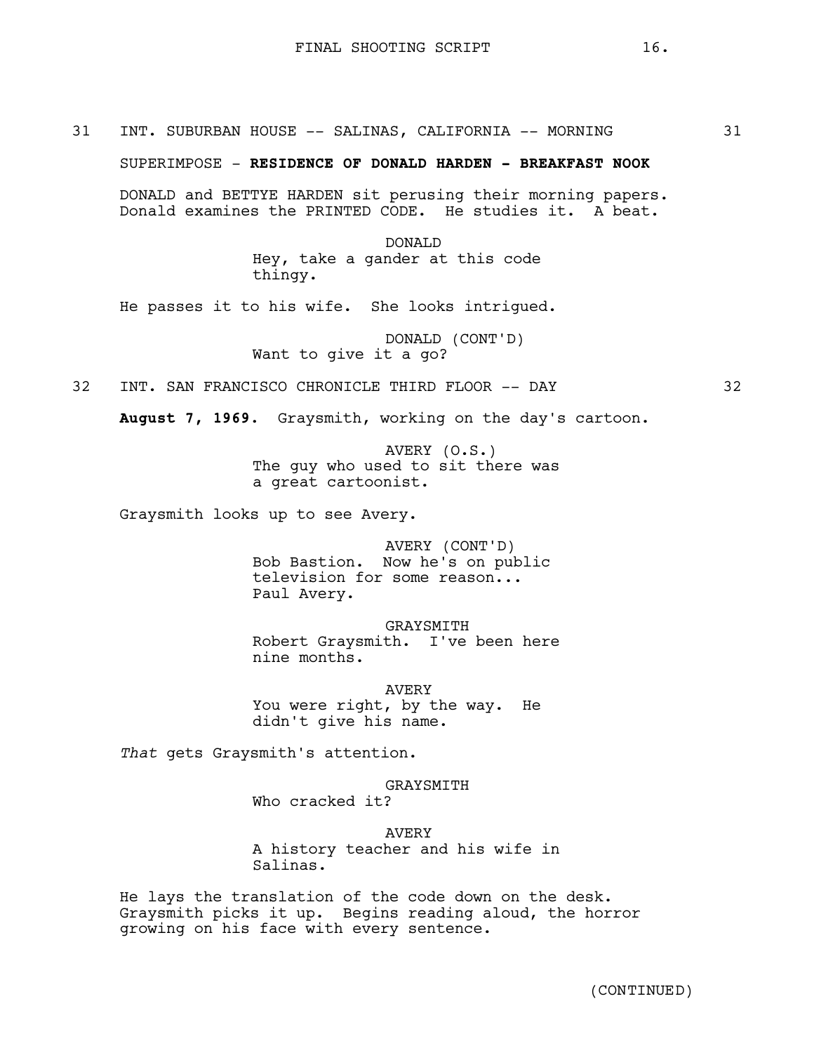31 INT. SUBURBAN HOUSE -- SALINAS, CALIFORNIA -- MORNING 31

SUPERIMPOSE - **RESIDENCE OF DONALD HARDEN - BREAKFAST NOOK**

DONALD and BETTYE HARDEN sit perusing their morning papers. Donald examines the PRINTED CODE. He studies it. A beat.

DONALD
Hey, take a gander at this code thingy.

He passes it to his wife. She looks intrigued.

DONALD (CONT'D)
Want to give it a go?

32 INT. SAN FRANCISCO CHRONICLE THIRD FLOOR -- DAY 32

**August 7, 1969.** Graysmith, working on the day's cartoon.

AVERY (O.S.)
The guy who used to sit there was a great cartoonist.

Graysmith looks up to see Avery.

AVERY (CONT'D)
Bob Bastion. Now he's on public television for some reason... Paul Avery.

GRAYSMITH
Robert Graysmith. I've been here nine months.

AVERY
You were right, by the way. He didn't give his name.

*That* gets Graysmith's attention.

GRAYSMITH
Who cracked it?

AVERY
A history teacher and his wife in Salinas.

He lays the translation of the code down on the desk. Graysmith picks it up. Begins reading aloud, the horror growing on his face with every sentence.

(CONTINUED)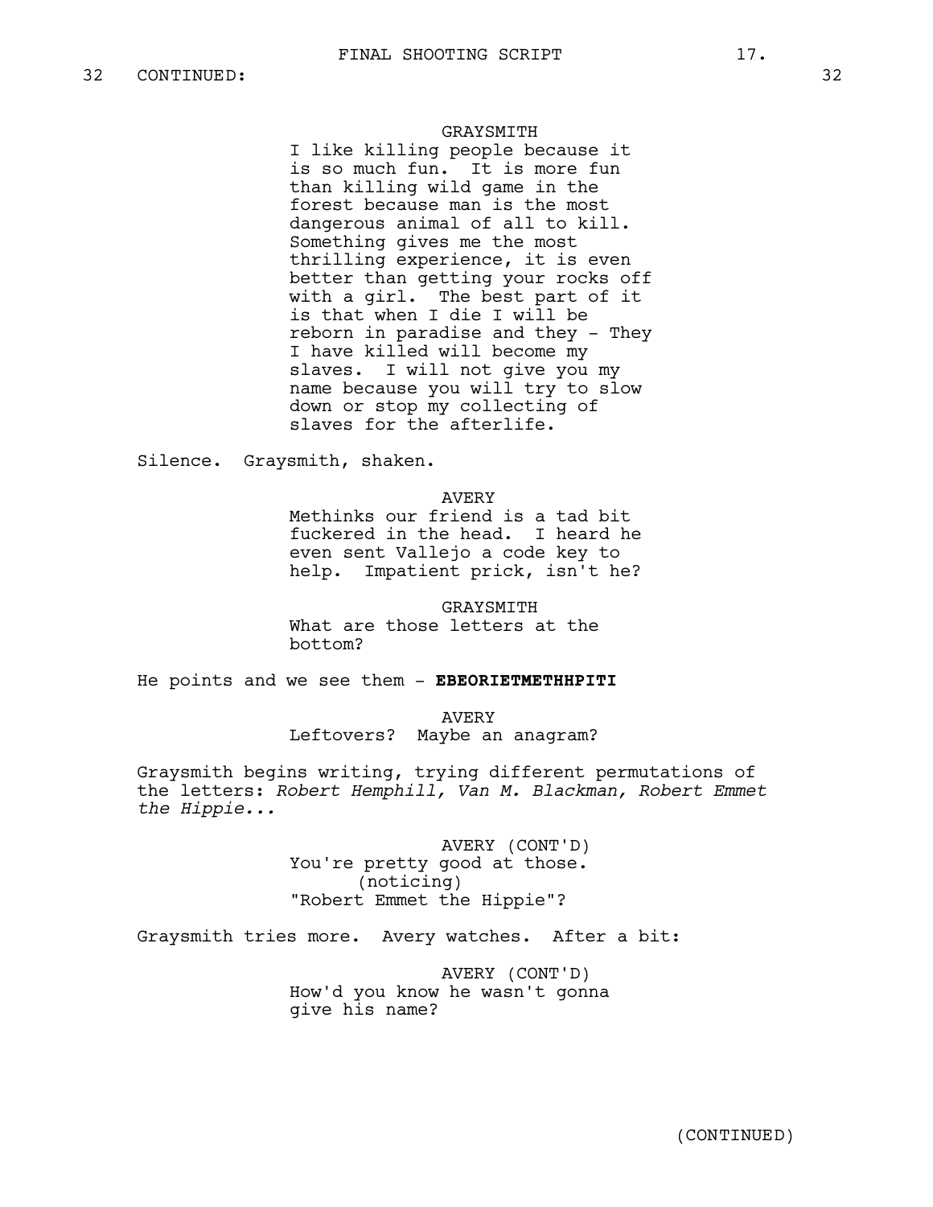32 CONTINUED: 32

GRAYSMITH
I like killing people because it is so much fun. It is more fun than killing wild game in the forest because man is the most dangerous animal of all to kill. Something gives me the most thrilling experience, it is even better than getting your rocks off with a girl. The best part of it is that when I die I will be reborn in paradise and they - They I have killed will become my slaves. I will not give you my name because you will try to slow down or stop my collecting of slaves for the afterlife.

Silence. Graysmith, shaken.

AVERY
Methinks our friend is a tad bit fuckered in the head. I heard he even sent Vallejo a code key to help. Impatient prick, isn't he?

GRAYSMITH
What are those letters at the bottom?

He points and we see them - **EBEORIETMETHHPITI**

AVERY
Leftovers? Maybe an anagram?

Graysmith begins writing, trying different permutations of the letters: *Robert Hemphill, Van M. Blackman, Robert Emmet the Hippie...*

AVERY (CONT'D)
You're pretty good at those.
(noticing)
"Robert Emmet the Hippie"?

Graysmith tries more. Avery watches. After a bit:

AVERY (CONT'D)
How'd you know he wasn't gonna give his name?

(CONTINUED)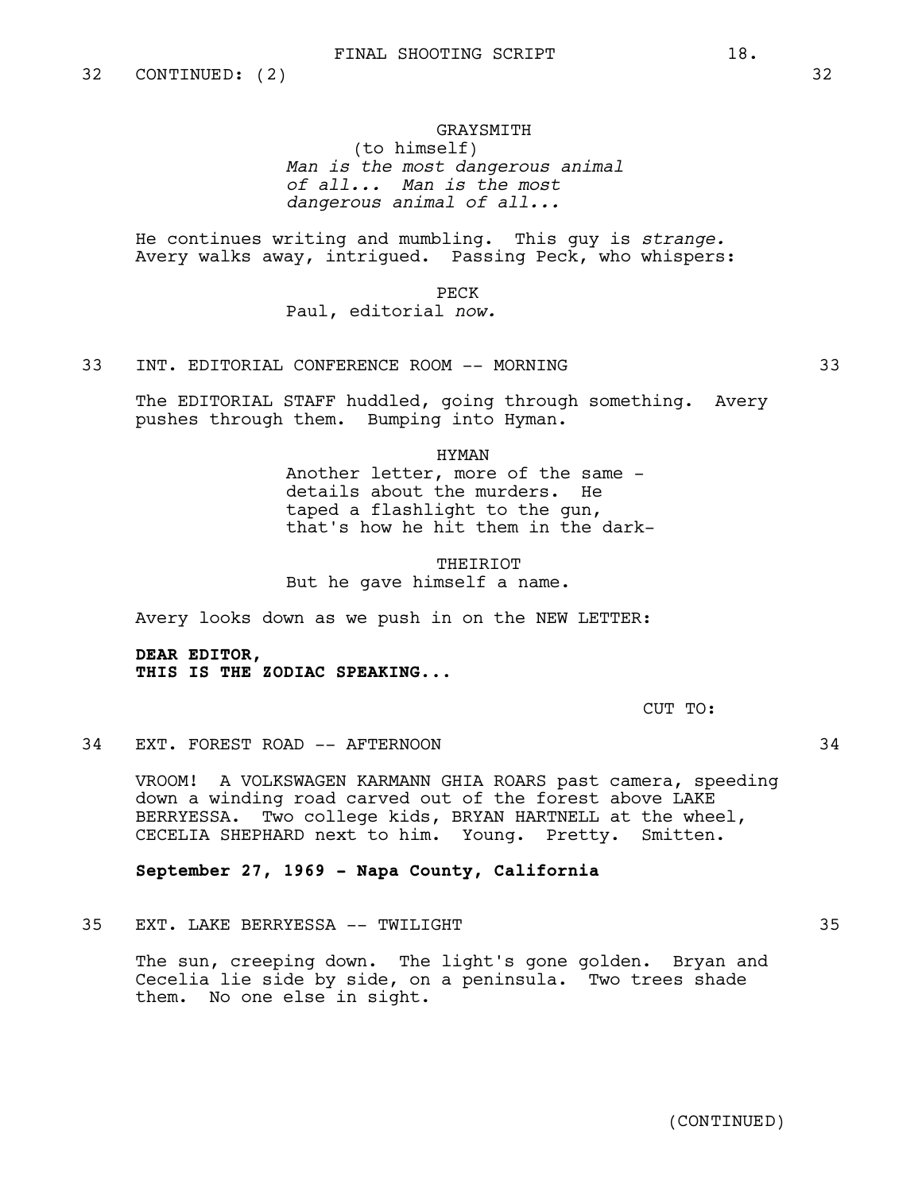32 CONTINUED: (2) 32

GRAYSMITH
(to himself)
*Man is the most dangerous animal of all... Man is the most dangerous animal of all...*

He continues writing and mumbling. This guy is *strange.* Avery walks away, intrigued. Passing Peck, who whispers:

PECK
Paul, editorial *now.*

33 INT. EDITORIAL CONFERENCE ROOM -- MORNING 33

The EDITORIAL STAFF huddled, going through something. Avery pushes through them. Bumping into Hyman.

HYMAN
Another letter, more of the same - details about the murders. He taped a flashlight to the gun, that's how he hit them in the dark-

THEIRIOT
But he gave himself a name.

Avery looks down as we push in on the NEW LETTER:

**DEAR EDITOR,**
**THIS IS THE ZODIAC SPEAKING...**

CUT TO:

34 EXT. FOREST ROAD -- AFTERNOON 34

VROOM! A VOLKSWAGEN KARMANN GHIA ROARS past camera, speeding down a winding road carved out of the forest above LAKE BERRYESSA. Two college kids, BRYAN HARTNELL at the wheel, CECELIA SHEPHARD next to him. Young. Pretty. Smitten.

**September 27, 1969 - Napa County, California**

35 EXT. LAKE BERRYESSA -- TWILIGHT 35

The sun, creeping down. The light's gone golden. Bryan and Cecelia lie side by side, on a peninsula. Two trees shade them. No one else in sight.

(CONTINUED)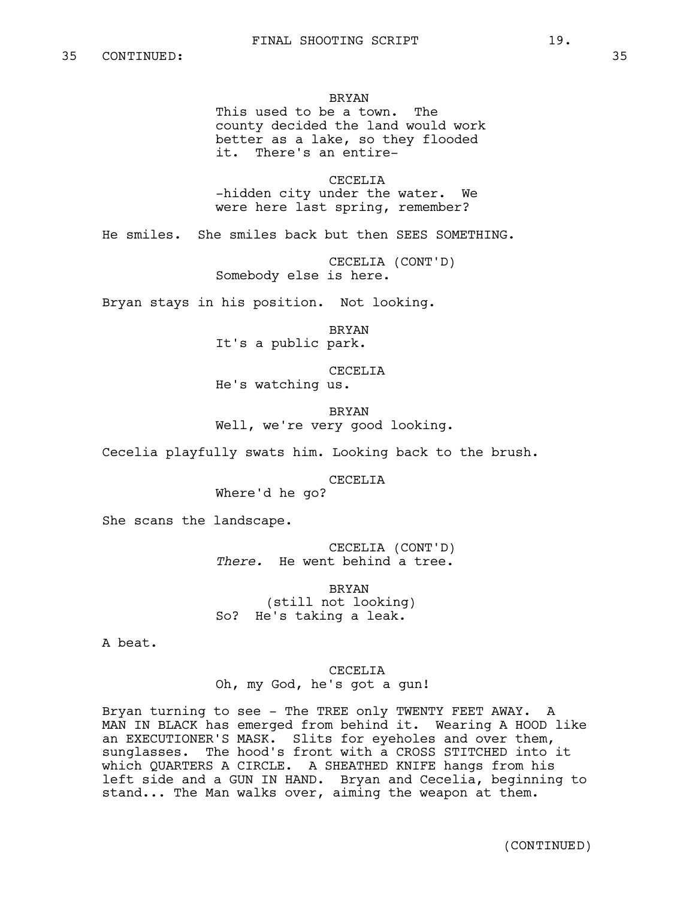35 CONTINUED: 35

BRYAN
This used to be a town. The county decided the land would work better as a lake, so they flooded it. There's an entire-

CECELIA
-hidden city under the water. We were here last spring, remember?

He smiles. She smiles back but then SEES SOMETHING.

CECELIA (CONT'D)
Somebody else is here.

Bryan stays in his position. Not looking.

BRYAN
It's a public park.

CECELIA
He's watching us.

BRYAN
Well, we're very good looking.

Cecelia playfully swats him. Looking back to the brush.

CECELIA
Where'd he go?

She scans the landscape.

CECELIA (CONT'D)
*There.* He went behind a tree.

BRYAN
(still not looking)
So? He's taking a leak.

A beat.

CECELIA
Oh, my God, he's got a gun!

Bryan turning to see - The TREE only TWENTY FEET AWAY. A MAN IN BLACK has emerged from behind it. Wearing A HOOD like an EXECUTIONER'S MASK. Slits for eyeholes and over them, sunglasses. The hood's front with a CROSS STITCHED into it which QUARTERS A CIRCLE. A SHEATHED KNIFE hangs from his left side and a GUN IN HAND. Bryan and Cecelia, beginning to stand... The Man walks over, aiming the weapon at them.

(CONTINUED)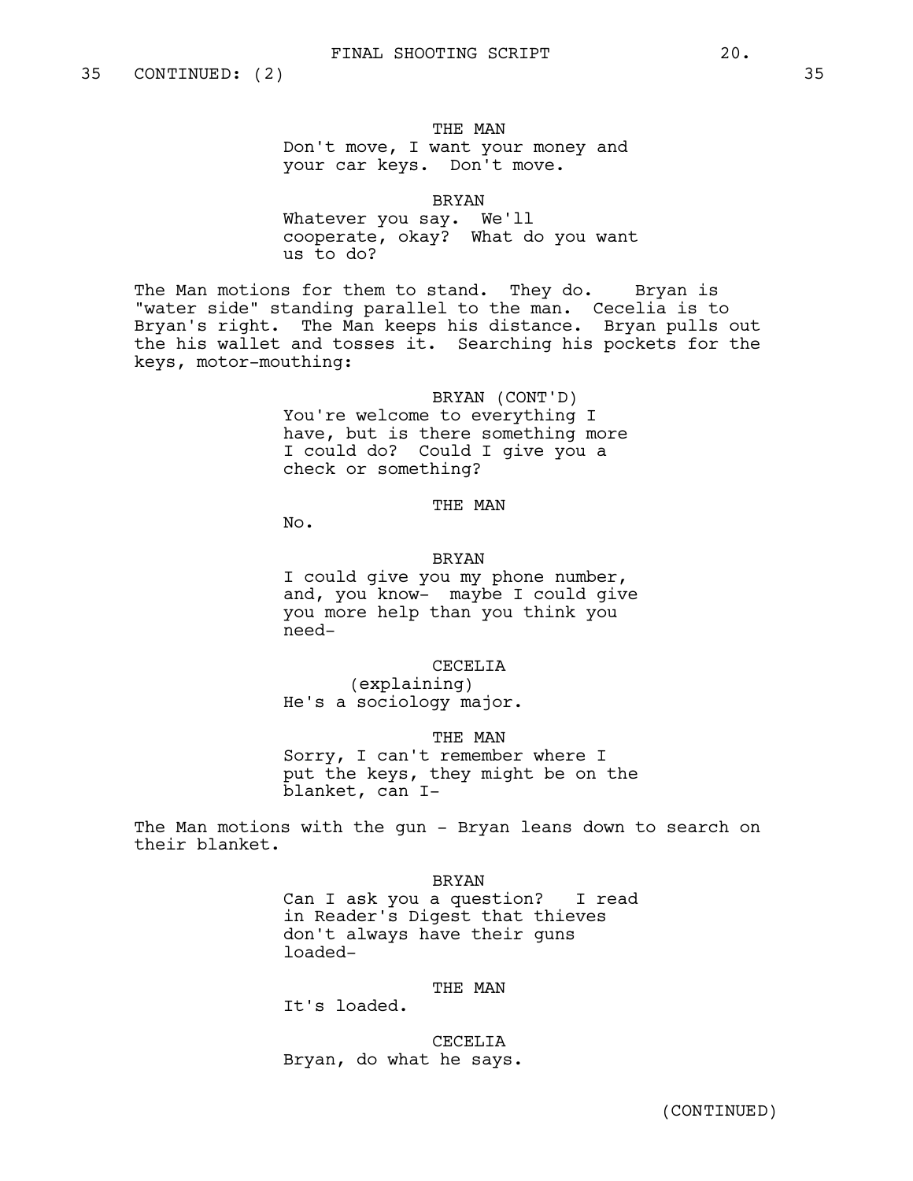35 CONTINUED: (2) 35

THE MAN
Don't move, I want your money and your car keys. Don't move.

BRYAN
Whatever you say. We'll cooperate, okay? What do you want us to do?

The Man motions for them to stand. They do. Bryan is "water side" standing parallel to the man. Cecelia is to Bryan's right. The Man keeps his distance. Bryan pulls out the his wallet and tosses it. Searching his pockets for the keys, motor-mouthing:

BRYAN (CONT'D)
You're welcome to everything I have, but is there something more I could do? Could I give you a check or something?

THE MAN
No.

BRYAN
I could give you my phone number, and, you know- maybe I could give you more help than you think you need-

CECELIA
(explaining)
He's a sociology major.

THE MAN
Sorry, I can't remember where I put the keys, they might be on the blanket, can I-

The Man motions with the gun - Bryan leans down to search on their blanket.

BRYAN
Can I ask you a question? I read in Reader's Digest that thieves don't always have their guns loaded-

THE MAN
It's loaded.

CECELIA
Bryan, do what he says.

(CONTINUED)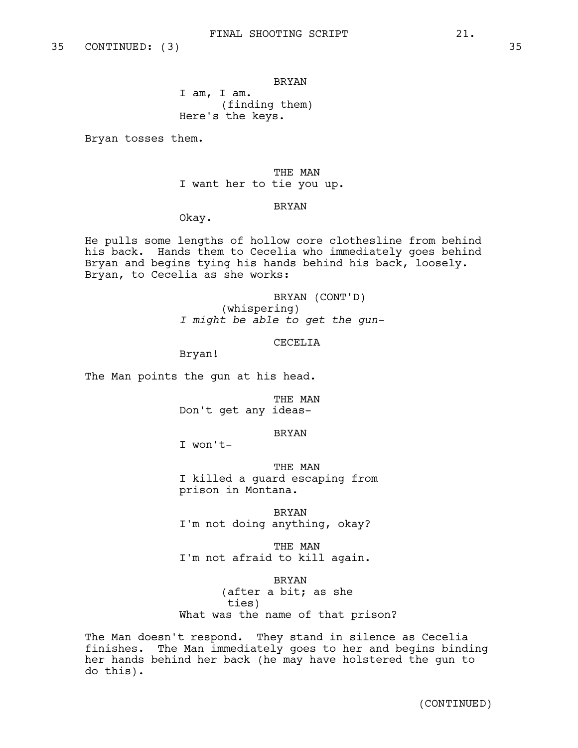35 CONTINUED: (3) 35

BRYAN
I am, I am.
(finding them)
Here's the keys.

Bryan tosses them.

THE MAN
I want her to tie you up.

BRYAN
Okay.

He pulls some lengths of hollow core clothesline from behind his back. Hands them to Cecelia who immediately goes behind Bryan and begins tying his hands behind his back, loosely. Bryan, to Cecelia as she works:

BRYAN (CONT'D)
(whispering)
*I might be able to get the gun-*

CECELIA
Bryan!

The Man points the gun at his head.

THE MAN
Don't get any ideas-

BRYAN
I won't-

THE MAN
I killed a guard escaping from prison in Montana.

BRYAN
I'm not doing anything, okay?

THE MAN
I'm not afraid to kill again.

BRYAN
(after a bit; as she ties)
What was the name of that prison?

The Man doesn't respond. They stand in silence as Cecelia finishes. The Man immediately goes to her and begins binding her hands behind her back (he may have holstered the gun to do this).

(CONTINUED)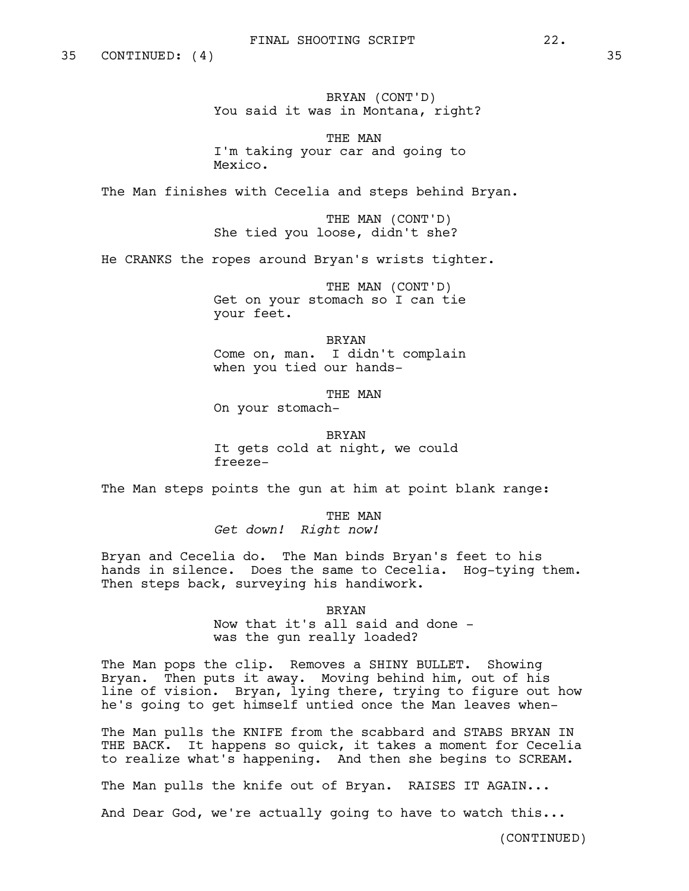35 CONTINUED: (4) 35

BRYAN (CONT'D)
You said it was in Montana, right?

THE MAN
I'm taking your car and going to Mexico.

The Man finishes with Cecelia and steps behind Bryan.

THE MAN (CONT'D)
She tied you loose, didn't she?

He CRANKS the ropes around Bryan's wrists tighter.

THE MAN (CONT'D)
Get on your stomach so I can tie your feet.

BRYAN
Come on, man. I didn't complain when you tied our hands-

THE MAN
On your stomach-

BRYAN
It gets cold at night, we could freeze-

The Man steps points the gun at him at point blank range:

THE MAN
*Get down! Right now!*

Bryan and Cecelia do. The Man binds Bryan's feet to his hands in silence. Does the same to Cecelia. Hog-tying them. Then steps back, surveying his handiwork.

BRYAN
Now that it's all said and done - was the gun really loaded?

The Man pops the clip. Removes a SHINY BULLET. Showing Bryan. Then puts it away. Moving behind him, out of his line of vision. Bryan, lying there, trying to figure out how he's going to get himself untied once the Man leaves when-

The Man pulls the KNIFE from the scabbard and STABS BRYAN IN THE BACK. It happens so quick, it takes a moment for Cecelia to realize what's happening. And then she begins to SCREAM.

The Man pulls the knife out of Bryan. RAISES IT AGAIN...

And Dear God, we're actually going to have to watch this...

(CONTINUED)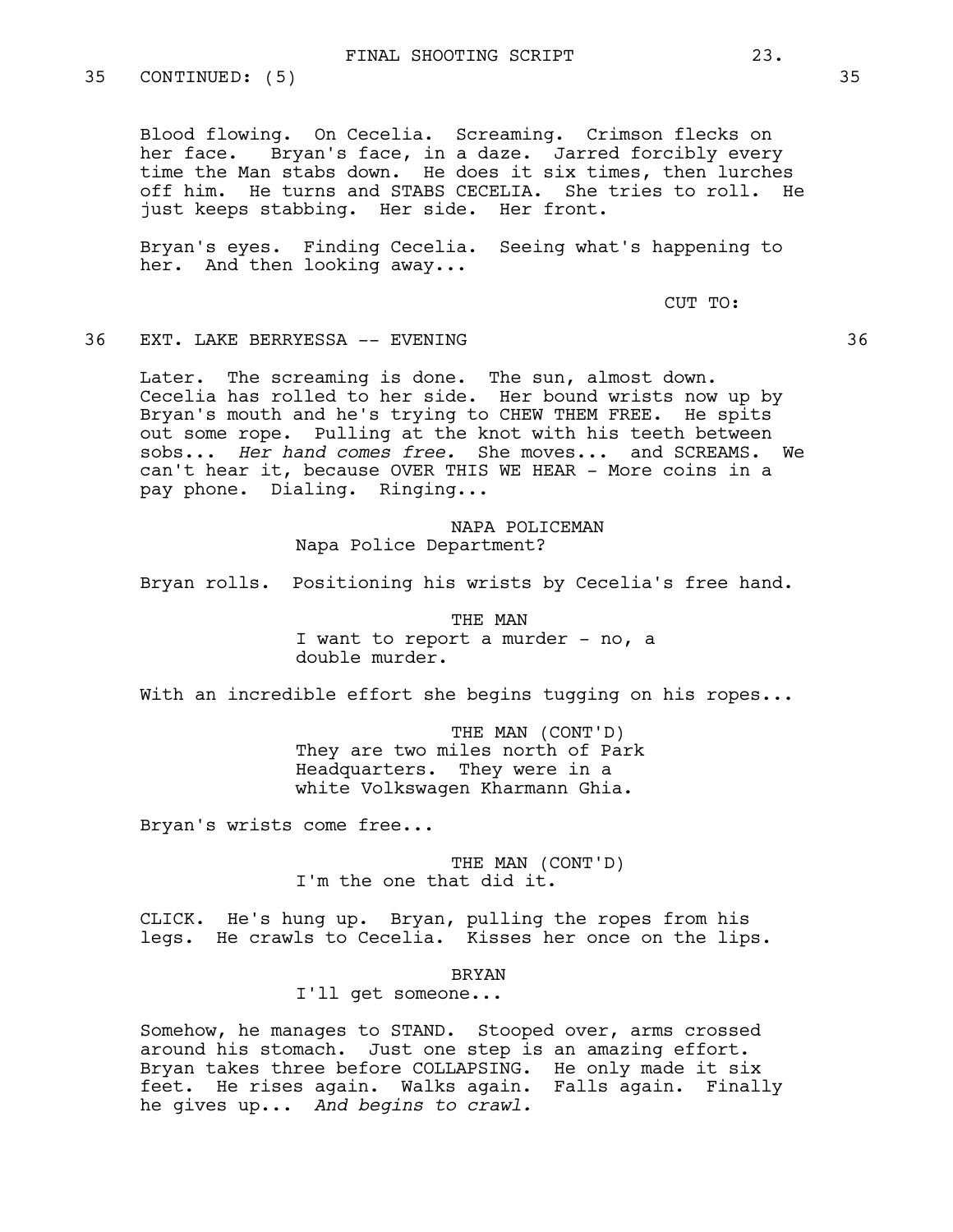35 CONTINUED: (5) 35

Blood flowing. On Cecelia. Screaming. Crimson flecks on her face. Bryan's face, in a daze. Jarred forcibly every time the Man stabs down. He does it six times, then lurches off him. He turns and STABS CECELIA. She tries to roll. He just keeps stabbing. Her side. Her front.

Bryan's eyes. Finding Cecelia. Seeing what's happening to her. And then looking away...

CUT TO:

36 EXT. LAKE BERRYESSA -- EVENING 36

Later. The screaming is done. The sun, almost down. Cecelia has rolled to her side. Her bound wrists now up by Bryan's mouth and he's trying to CHEW THEM FREE. He spits out some rope. Pulling at the knot with his teeth between sobs... *Her hand comes free.* She moves... and SCREAMS. We can't hear it, because OVER THIS WE HEAR - More coins in a pay phone. Dialing. Ringing...

NAPA POLICEMAN
Napa Police Department?

Bryan rolls. Positioning his wrists by Cecelia's free hand.

THE MAN
I want to report a murder - no, a double murder.

With an incredible effort she begins tugging on his ropes...

THE MAN (CONT'D)
They are two miles north of Park Headquarters. They were in a white Volkswagen Kharmann Ghia.

Bryan's wrists come free...

THE MAN (CONT'D)
I'm the one that did it.

CLICK. He's hung up. Bryan, pulling the ropes from his legs. He crawls to Cecelia. Kisses her once on the lips.

BRYAN
I'll get someone...

Somehow, he manages to STAND. Stooped over, arms crossed around his stomach. Just one step is an amazing effort. Bryan takes three before COLLAPSING. He only made it six feet. He rises again. Walks again. Falls again. Finally he gives up... *And begins to crawl.*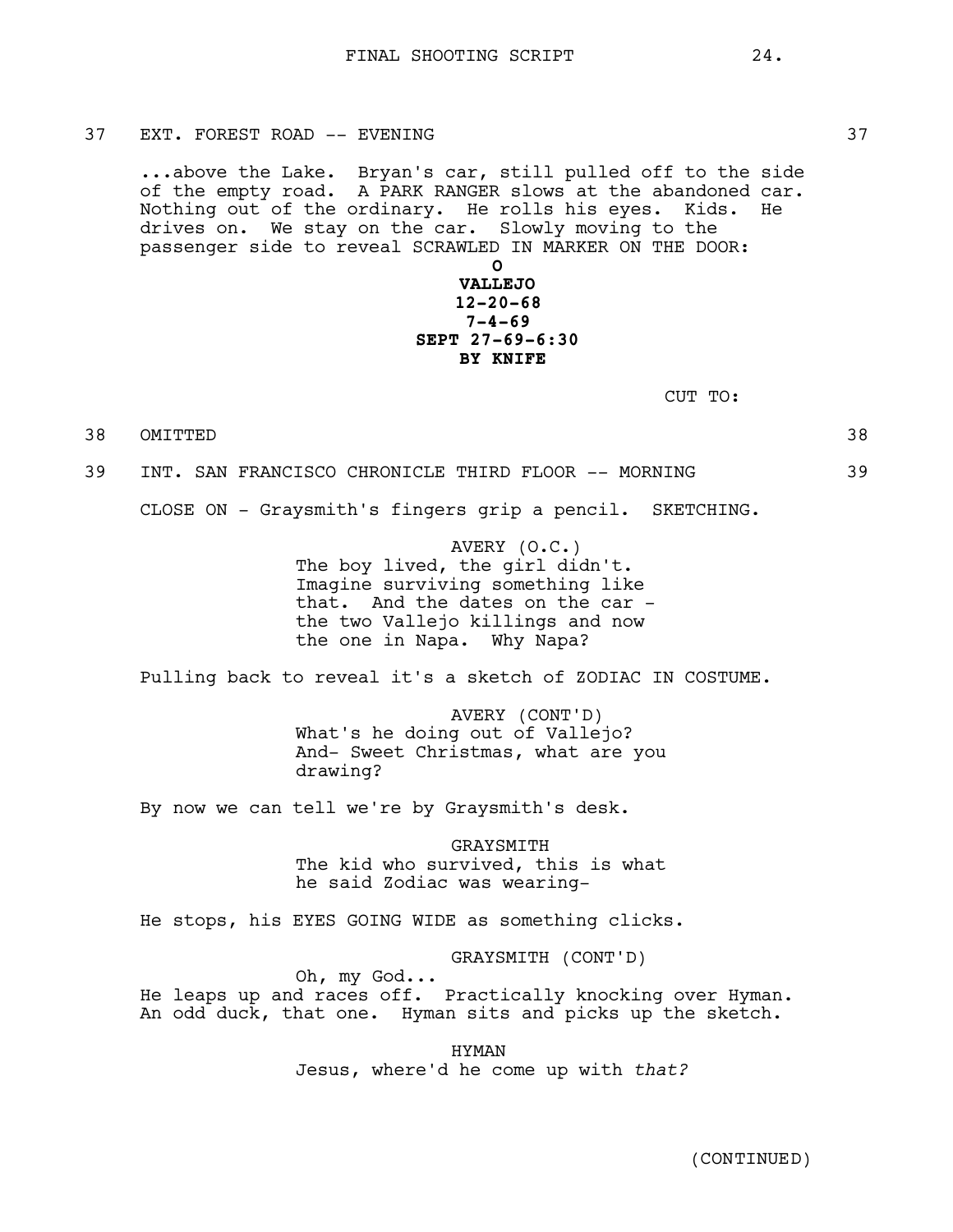37 EXT. FOREST ROAD -- EVENING 37

...above the Lake. Bryan's car, still pulled off to the side of the empty road. A PARK RANGER slows at the abandoned car. Nothing out of the ordinary. He rolls his eyes. Kids. He drives on. We stay on the car. Slowly moving to the passenger side to reveal SCRAWLED IN MARKER ON THE DOOR:

**O**
**VALLEJO**
**12-20-68**
**7-4-69**
**SEPT 27-69-6:30**
**BY KNIFE**

CUT TO:

38 OMITTED 38

39 INT. SAN FRANCISCO CHRONICLE THIRD FLOOR -- MORNING 39

CLOSE ON - Graysmith's fingers grip a pencil. SKETCHING.

AVERY (O.C.)
The boy lived, the girl didn't. Imagine surviving something like that. And the dates on the car - the two Vallejo killings and now the one in Napa. Why Napa?

Pulling back to reveal it's a sketch of ZODIAC IN COSTUME.

AVERY (CONT'D)
What's he doing out of Vallejo? And- Sweet Christmas, what are you drawing?

By now we can tell we're by Graysmith's desk.

GRAYSMITH
The kid who survived, this is what he said Zodiac was wearing-

He stops, his EYES GOING WIDE as something clicks.

GRAYSMITH (CONT'D)
Oh, my God...

He leaps up and races off. Practically knocking over Hyman. An odd duck, that one. Hyman sits and picks up the sketch.

HYMAN
Jesus, where'd he come up with *that?*

(CONTINUED)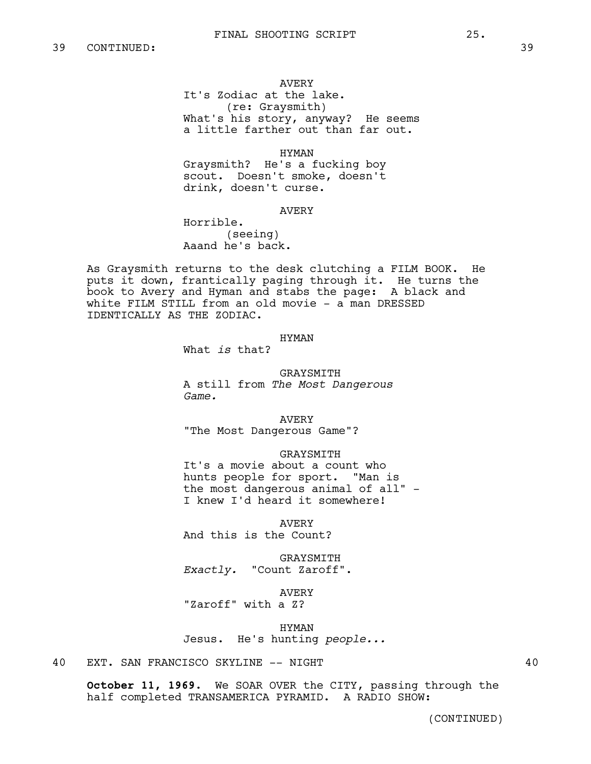39 CONTINUED: 39

AVERY
It's Zodiac at the lake.
(re: Graysmith)
What's his story, anyway? He seems a little farther out than far out.

HYMAN
Graysmith? He's a fucking boy scout. Doesn't smoke, doesn't drink, doesn't curse.

AVERY
Horrible.
(seeing)
Aaand he's back.

As Graysmith returns to the desk clutching a FILM BOOK. He puts it down, frantically paging through it. He turns the book to Avery and Hyman and stabs the page: A black and white FILM STILL from an old movie - a man DRESSED IDENTICALLY AS THE ZODIAC.

HYMAN
What *is* that?

GRAYSMITH
A still from *The Most Dangerous Game.*

AVERY
"The Most Dangerous Game"?

GRAYSMITH
It's a movie about a count who hunts people for sport. "Man is the most dangerous animal of all" - I knew I'd heard it somewhere!

AVERY
And this is the Count?

GRAYSMITH
*Exactly.* "Count Zaroff".

AVERY
"Zaroff" with a Z?

HYMAN
Jesus. He's hunting *people...*

40 EXT. SAN FRANCISCO SKYLINE -- NIGHT 40

**October 11, 1969.** We SOAR OVER the CITY, passing through the half completed TRANSAMERICA PYRAMID. A RADIO SHOW:

(CONTINUED)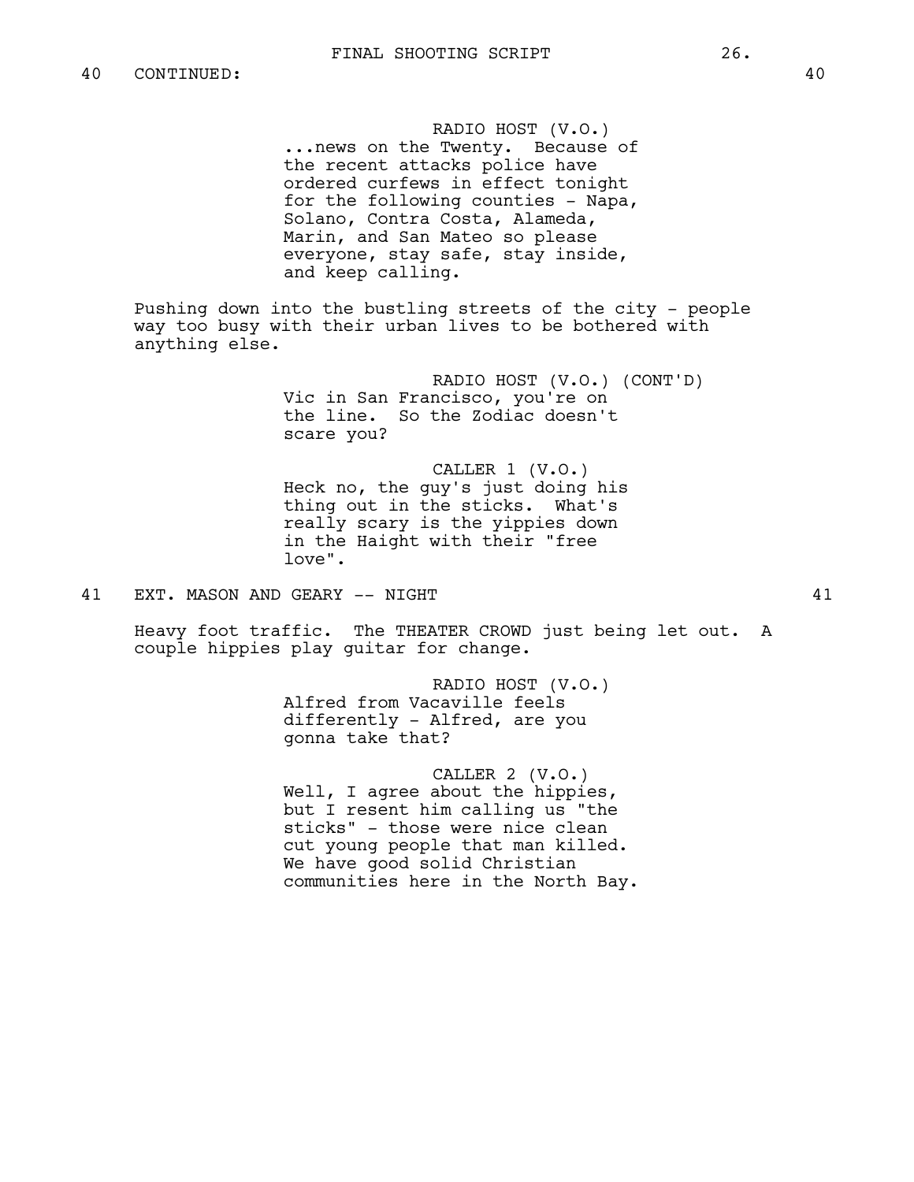40 CONTINUED: 40

RADIO HOST (V.O.)
...news on the Twenty. Because of the recent attacks police have ordered curfews in effect tonight for the following counties - Napa, Solano, Contra Costa, Alameda, Marin, and San Mateo so please everyone, stay safe, stay inside, and keep calling.

Pushing down into the bustling streets of the city - people way too busy with their urban lives to be bothered with anything else.

RADIO HOST (V.O.) (CONT'D)
Vic in San Francisco, you're on the line. So the Zodiac doesn't scare you?

CALLER 1 (V.O.)
Heck no, the guy's just doing his thing out in the sticks. What's really scary is the yippies down in the Haight with their "free love".

41 EXT. MASON AND GEARY -- NIGHT 41

Heavy foot traffic. The THEATER CROWD just being let out. A couple hippies play guitar for change.

RADIO HOST (V.O.)
Alfred from Vacaville feels differently - Alfred, are you gonna take that?

CALLER 2 (V.O.)
Well, I agree about the hippies, but I resent him calling us "the sticks" - those were nice clean cut young people that man killed. We have good solid Christian communities here in the North Bay.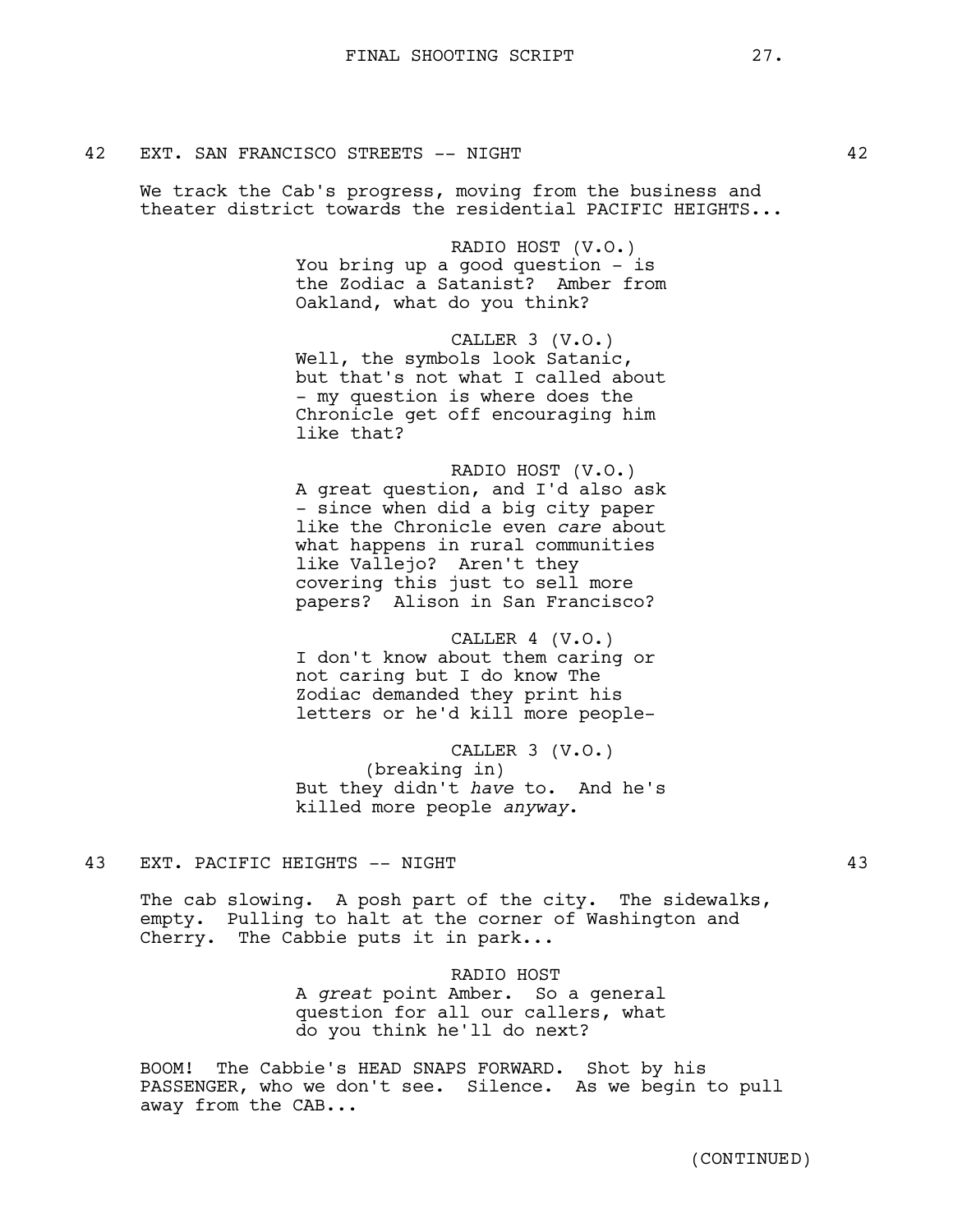42 EXT. SAN FRANCISCO STREETS -- NIGHT 42

We track the Cab's progress, moving from the business and theater district towards the residential PACIFIC HEIGHTS...

RADIO HOST (V.O.)
You bring up a good question - is the Zodiac a Satanist? Amber from Oakland, what do you think?

CALLER 3 (V.O.)
Well, the symbols look Satanic, but that's not what I called about - my question is where does the Chronicle get off encouraging him like that?

RADIO HOST (V.O.)
A great question, and I'd also ask - since when did a big city paper like the Chronicle even *care* about what happens in rural communities like Vallejo? Aren't they covering this just to sell more papers? Alison in San Francisco?

CALLER 4 (V.O.)
I don't know about them caring or not caring but I do know The Zodiac demanded they print his letters or he'd kill more people-

CALLER 3 (V.O.)
(breaking in)
But they didn't *have* to. And he's killed more people *anyway*.

43 EXT. PACIFIC HEIGHTS -- NIGHT 43

The cab slowing. A posh part of the city. The sidewalks, empty. Pulling to halt at the corner of Washington and Cherry. The Cabbie puts it in park...

RADIO HOST
A *great* point Amber. So a general question for all our callers, what do you think he'll do next?

BOOM! The Cabbie's HEAD SNAPS FORWARD. Shot by his PASSENGER, who we don't see. Silence. As we begin to pull away from the CAB...

(CONTINUED)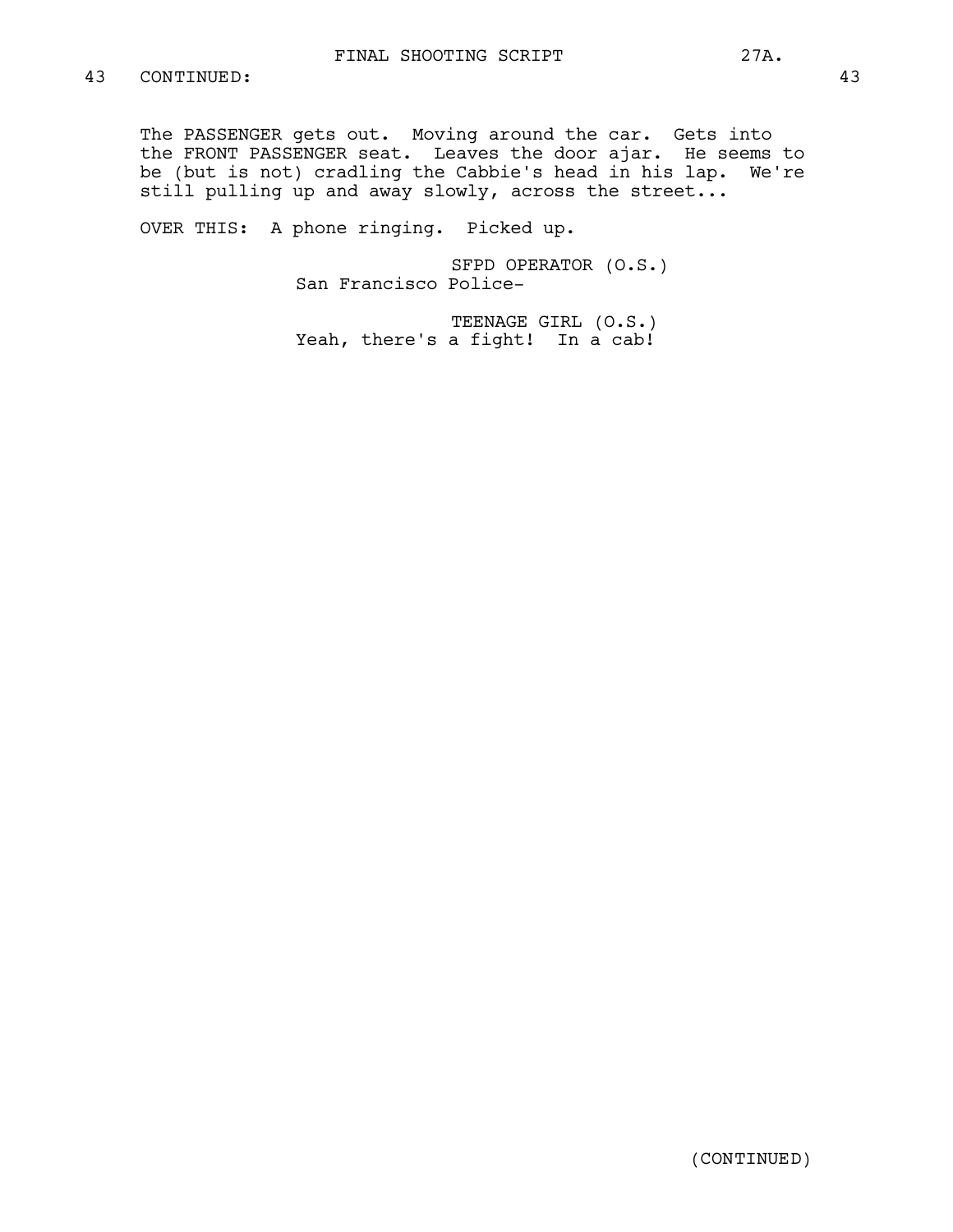43 CONTINUED: 43

The PASSENGER gets out. Moving around the car. Gets into the FRONT PASSENGER seat. Leaves the door ajar. He seems to be (but is not) cradling the Cabbie's head in his lap. We're still pulling up and away slowly, across the street...

OVER THIS: A phone ringing. Picked up.

SFPD OPERATOR (O.S.)
San Francisco Police-

TEENAGE GIRL (O.S.)
Yeah, there's a fight! In a cab!

(CONTINUED)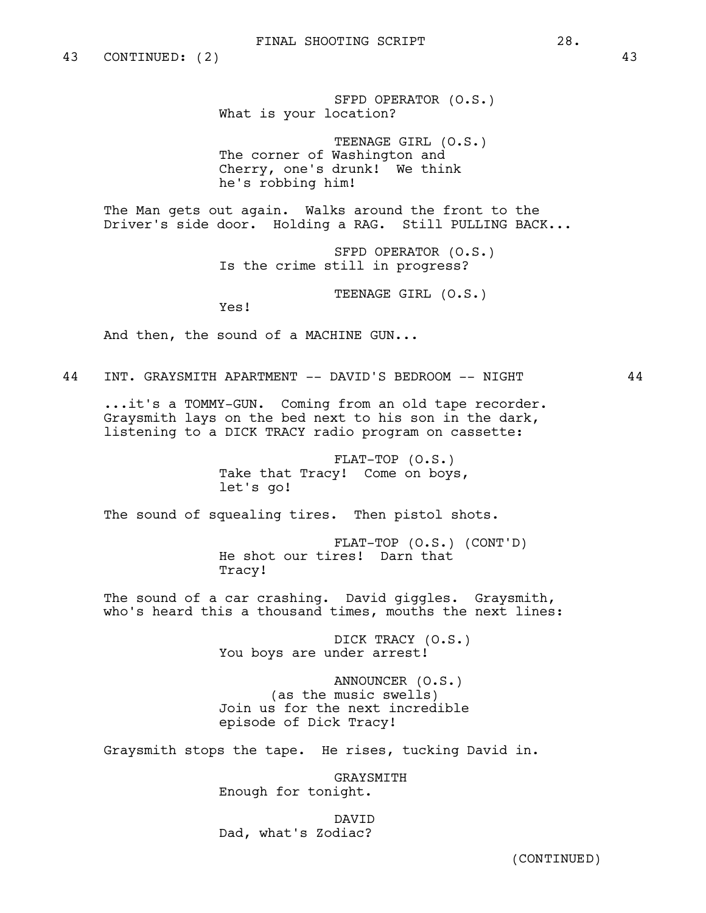43 CONTINUED: (2) 43

SFPD OPERATOR (O.S.)
What is your location?

TEENAGE GIRL (O.S.)
The corner of Washington and Cherry, one's drunk! We think he's robbing him!

The Man gets out again. Walks around the front to the Driver's side door. Holding a RAG. Still PULLING BACK...

SFPD OPERATOR (O.S.)
Is the crime still in progress?

TEENAGE GIRL (O.S.)
Yes!

And then, the sound of a MACHINE GUN...

44 INT. GRAYSMITH APARTMENT -- DAVID'S BEDROOM -- NIGHT 44

...it's a TOMMY-GUN. Coming from an old tape recorder. Graysmith lays on the bed next to his son in the dark, listening to a DICK TRACY radio program on cassette:

FLAT-TOP (O.S.)
Take that Tracy! Come on boys, let's go!

The sound of squealing tires. Then pistol shots.

FLAT-TOP (O.S.) (CONT'D)
He shot our tires! Darn that Tracy!

The sound of a car crashing. David giggles. Graysmith, who's heard this a thousand times, mouths the next lines:

DICK TRACY (O.S.)
You boys are under arrest!

ANNOUNCER (O.S.)
(as the music swells)
Join us for the next incredible episode of Dick Tracy!

Graysmith stops the tape. He rises, tucking David in.

GRAYSMITH
Enough for tonight.

DAVID
Dad, what's Zodiac?

(CONTINUED)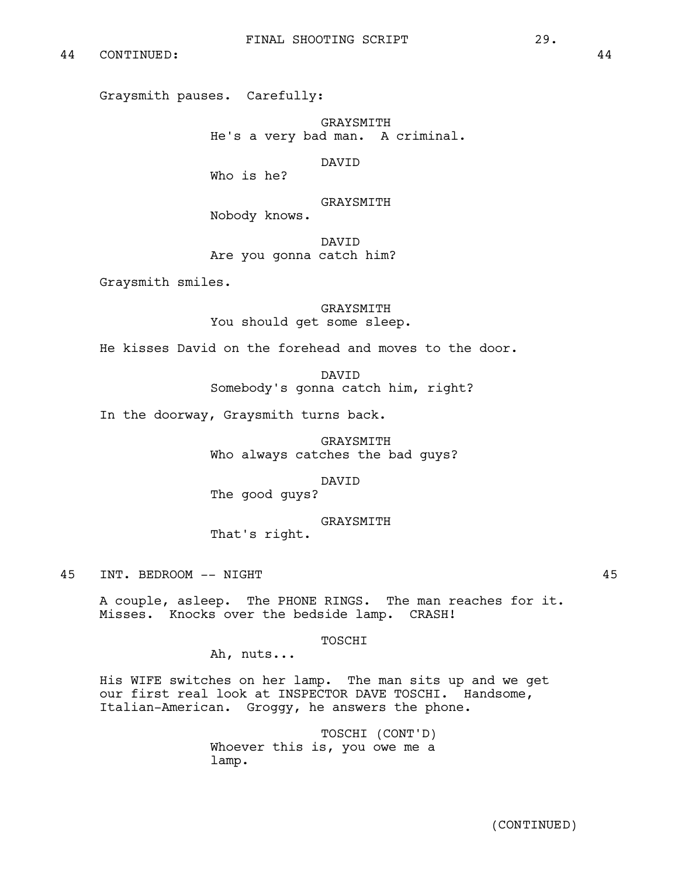44 CONTINUED: 44

Graysmith pauses. Carefully:

GRAYSMITH
He's a very bad man. A criminal.

DAVID
Who is he?

GRAYSMITH
Nobody knows.

DAVID
Are you gonna catch him?

Graysmith smiles.

GRAYSMITH
You should get some sleep.

He kisses David on the forehead and moves to the door.

DAVID
Somebody's gonna catch him, right?

In the doorway, Graysmith turns back.

GRAYSMITH
Who always catches the bad guys?

DAVID
The good guys?

GRAYSMITH
That's right.

45 INT. BEDROOM -- NIGHT 45

A couple, asleep. The PHONE RINGS. The man reaches for it. Misses. Knocks over the bedside lamp. CRASH!

TOSCHI
Ah, nuts...

His WIFE switches on her lamp. The man sits up and we get our first real look at INSPECTOR DAVE TOSCHI. Handsome, Italian-American. Groggy, he answers the phone.

TOSCHI (CONT'D)
Whoever this is, you owe me a lamp.

(CONTINUED)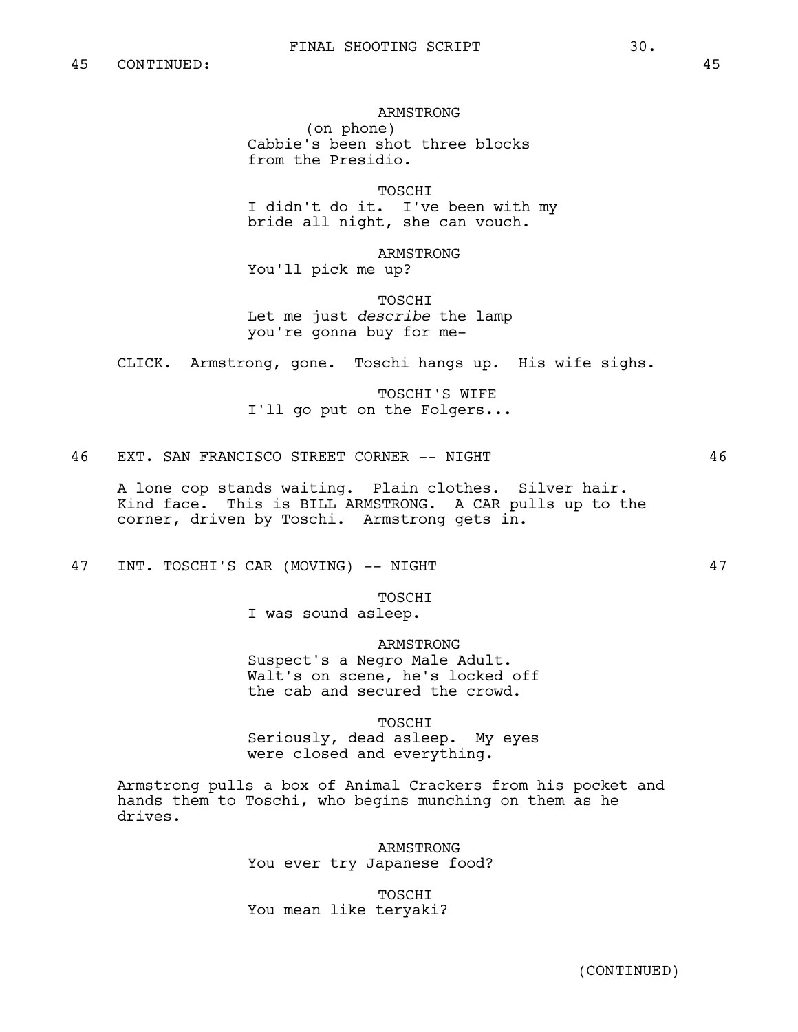45 CONTINUED: 45

ARMSTRONG
(on phone)
Cabbie's been shot three blocks from the Presidio.

TOSCHI
I didn't do it. I've been with my bride all night, she can vouch.

ARMSTRONG
You'll pick me up?

TOSCHI
Let me just *describe* the lamp you're gonna buy for me-

CLICK. Armstrong, gone. Toschi hangs up. His wife sighs.

TOSCHI'S WIFE
I'll go put on the Folgers...

46 EXT. SAN FRANCISCO STREET CORNER -- NIGHT 46

A lone cop stands waiting. Plain clothes. Silver hair. Kind face. This is BILL ARMSTRONG. A CAR pulls up to the corner, driven by Toschi. Armstrong gets in.

47 INT. TOSCHI'S CAR (MOVING) -- NIGHT 47

TOSCHI
I was sound asleep.

ARMSTRONG
Suspect's a Negro Male Adult. Walt's on scene, he's locked off the cab and secured the crowd.

TOSCHI
Seriously, dead asleep. My eyes were closed and everything.

Armstrong pulls a box of Animal Crackers from his pocket and hands them to Toschi, who begins munching on them as he drives.

ARMSTRONG
You ever try Japanese food?

TOSCHI
You mean like teryaki?

(CONTINUED)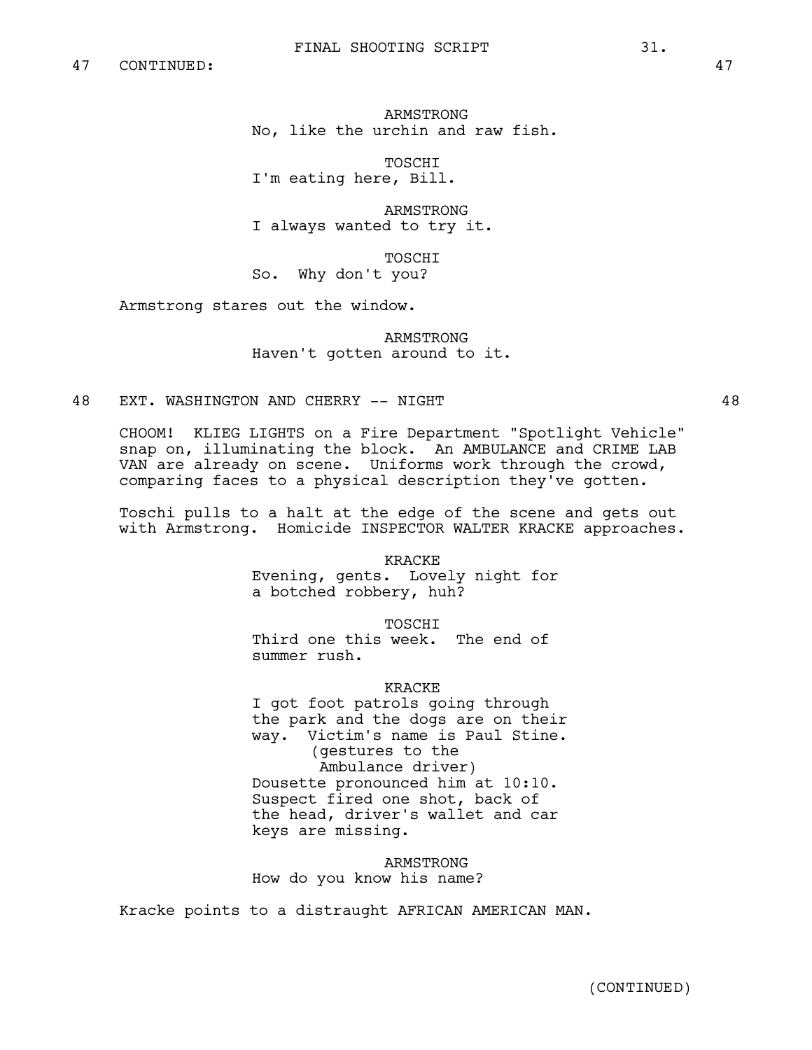47 CONTINUED: 47

ARMSTRONG
No, like the urchin and raw fish.

TOSCHI
I'm eating here, Bill.

ARMSTRONG
I always wanted to try it.

TOSCHI
So. Why don't you?

Armstrong stares out the window.

ARMSTRONG
Haven't gotten around to it.

48 EXT. WASHINGTON AND CHERRY -- NIGHT 48

CHOOM! KLIEG LIGHTS on a Fire Department "Spotlight Vehicle" snap on, illuminating the block. An AMBULANCE and CRIME LAB VAN are already on scene. Uniforms work through the crowd, comparing faces to a physical description they've gotten.

Toschi pulls to a halt at the edge of the scene and gets out with Armstrong. Homicide INSPECTOR WALTER KRACKE approaches.

KRACKE
Evening, gents. Lovely night for a botched robbery, huh?

TOSCHI
Third one this week. The end of summer rush.

KRACKE
I got foot patrols going through the park and the dogs are on their way. Victim's name is Paul Stine.
(gestures to the Ambulance driver)
Dousette pronounced him at 10:10. Suspect fired one shot, back of the head, driver's wallet and car keys are missing.

ARMSTRONG
How do you know his name?

Kracke points to a distraught AFRICAN AMERICAN MAN.

(CONTINUED)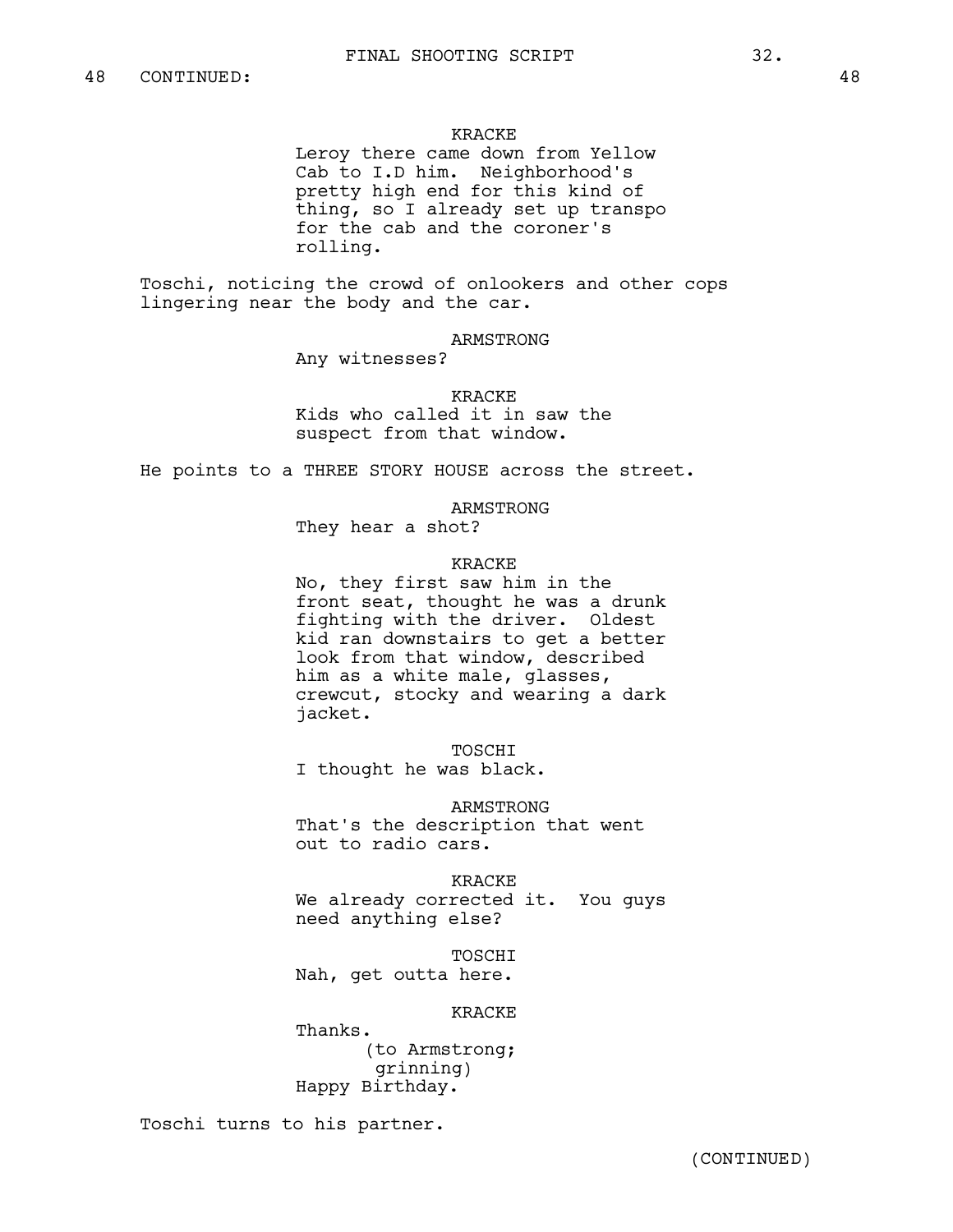48 CONTINUED: 48

KRACKE
Leroy there came down from Yellow Cab to I.D him. Neighborhood's pretty high end for this kind of thing, so I already set up transpo for the cab and the coroner's rolling.

Toschi, noticing the crowd of onlookers and other cops lingering near the body and the car.

ARMSTRONG
Any witnesses?

KRACKE
Kids who called it in saw the suspect from that window.

He points to a THREE STORY HOUSE across the street.

ARMSTRONG
They hear a shot?

KRACKE
No, they first saw him in the front seat, thought he was a drunk fighting with the driver. Oldest kid ran downstairs to get a better look from that window, described him as a white male, glasses, crewcut, stocky and wearing a dark jacket.

TOSCHI
I thought he was black.

ARMSTRONG
That's the description that went out to radio cars.

KRACKE
We already corrected it. You guys need anything else?

TOSCHI
Nah, get outta here.

KRACKE
Thanks.
(to Armstrong; grinning)
Happy Birthday.

Toschi turns to his partner.

(CONTINUED)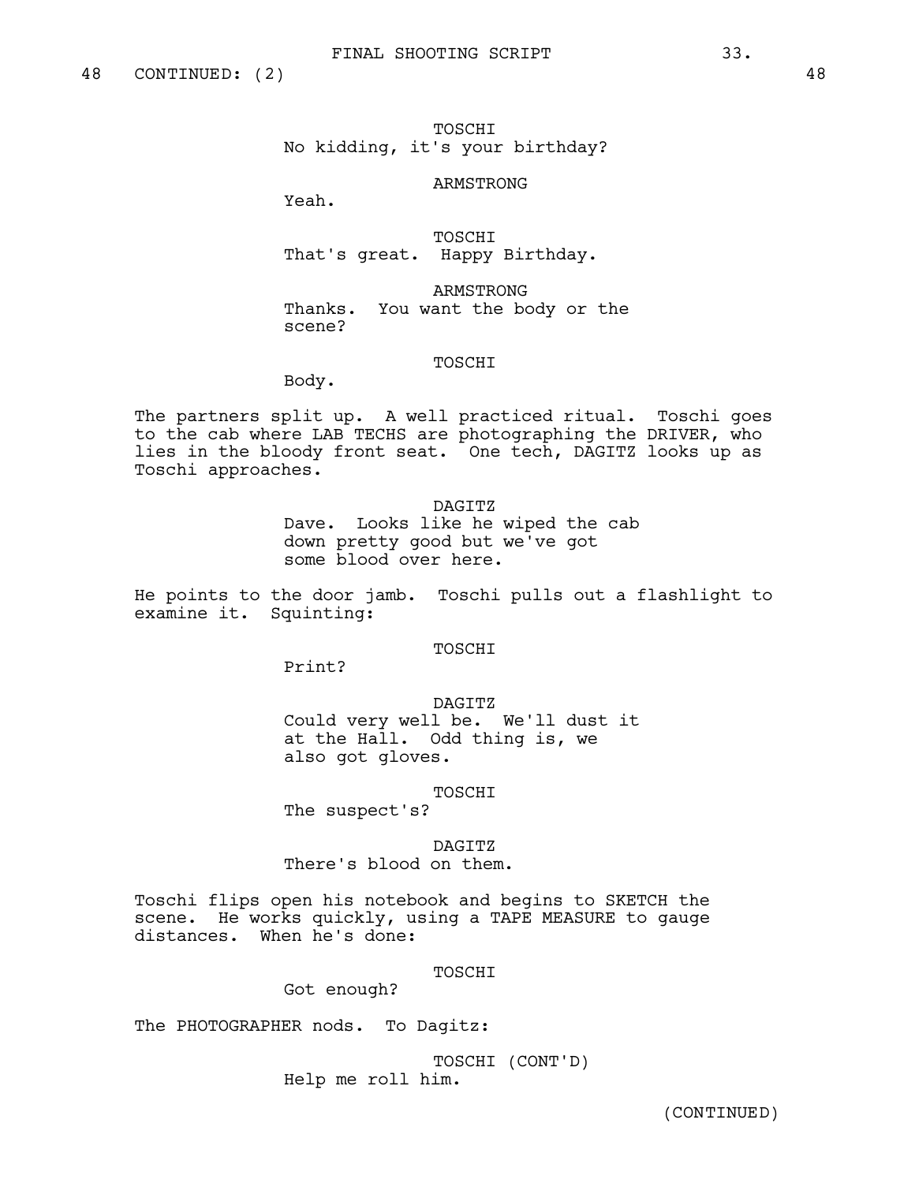48 CONTINUED: (2) 48

TOSCHI
No kidding, it's your birthday?

ARMSTRONG
Yeah.

TOSCHI
That's great. Happy Birthday.

ARMSTRONG
Thanks. You want the body or the scene?

TOSCHI
Body.

The partners split up. A well practiced ritual. Toschi goes to the cab where LAB TECHS are photographing the DRIVER, who lies in the bloody front seat. One tech, DAGITZ looks up as Toschi approaches.

DAGITZ
Dave. Looks like he wiped the cab down pretty good but we've got some blood over here.

He points to the door jamb. Toschi pulls out a flashlight to examine it. Squinting:

TOSCHI
Print?

DAGITZ
Could very well be. We'll dust it at the Hall. Odd thing is, we also got gloves.

TOSCHI
The suspect's?

DAGITZ
There's blood on them.

Toschi flips open his notebook and begins to SKETCH the scene. He works quickly, using a TAPE MEASURE to gauge distances. When he's done:

TOSCHI
Got enough?

The PHOTOGRAPHER nods. To Dagitz:

TOSCHI (CONT'D)
Help me roll him.

(CONTINUED)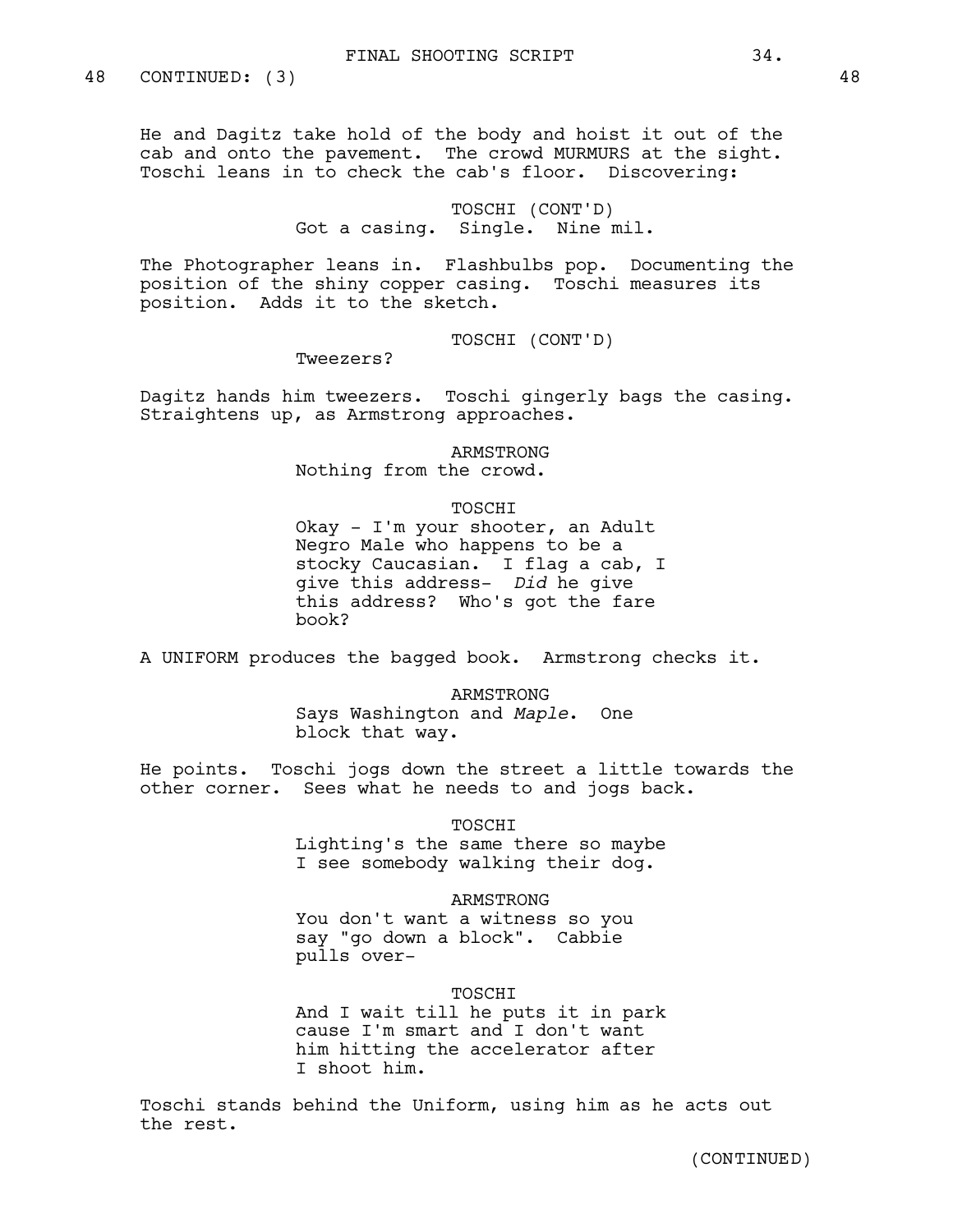48 CONTINUED: (3) 48

He and Dagitz take hold of the body and hoist it out of the cab and onto the pavement. The crowd MURMURS at the sight. Toschi leans in to check the cab's floor. Discovering:

TOSCHI (CONT'D)
Got a casing. Single. Nine mil.

The Photographer leans in. Flashbulbs pop. Documenting the position of the shiny copper casing. Toschi measures its position. Adds it to the sketch.

TOSCHI (CONT'D)
Tweezers?

Dagitz hands him tweezers. Toschi gingerly bags the casing. Straightens up, as Armstrong approaches.

ARMSTRONG
Nothing from the crowd.

TOSCHI
Okay - I'm your shooter, an Adult Negro Male who happens to be a stocky Caucasian. I flag a cab, I give this address- *Did* he give this address? Who's got the fare book?

A UNIFORM produces the bagged book. Armstrong checks it.

ARMSTRONG
Says Washington and *Maple*. One block that way.

He points. Toschi jogs down the street a little towards the other corner. Sees what he needs to and jogs back.

TOSCHI
Lighting's the same there so maybe I see somebody walking their dog.

ARMSTRONG
You don't want a witness so you say "go down a block". Cabbie pulls over-

TOSCHI
And I wait till he puts it in park cause I'm smart and I don't want him hitting the accelerator after I shoot him.

Toschi stands behind the Uniform, using him as he acts out the rest.

(CONTINUED)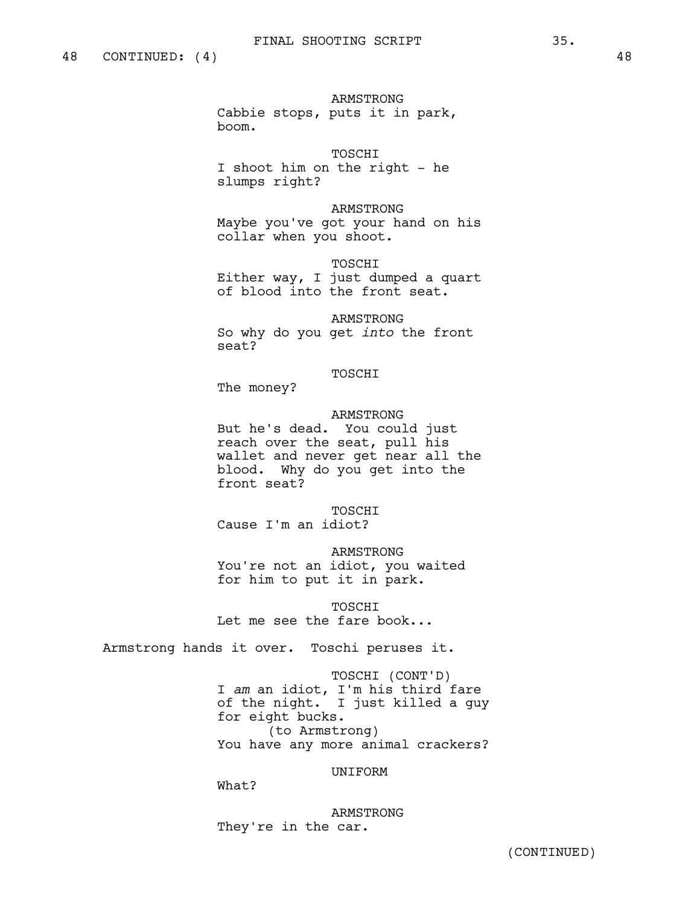48 CONTINUED: (4) 48

ARMSTRONG
Cabbie stops, puts it in park, boom.

TOSCHI
I shoot him on the right - he slumps right?

ARMSTRONG
Maybe you've got your hand on his collar when you shoot.

TOSCHI
Either way, I just dumped a quart of blood into the front seat.

ARMSTRONG
So why do you get *into* the front seat?

TOSCHI
The money?

ARMSTRONG
But he's dead. You could just reach over the seat, pull his wallet and never get near all the blood. Why do you get into the front seat?

TOSCHI
Cause I'm an idiot?

ARMSTRONG
You're not an idiot, you waited for him to put it in park.

TOSCHI
Let me see the fare book...

Armstrong hands it over. Toschi peruses it.

TOSCHI (CONT'D)
I *am* an idiot, I'm his third fare of the night. I just killed a guy for eight bucks.
(to Armstrong)
You have any more animal crackers?

UNIFORM
What?

ARMSTRONG
They're in the car.

(CONTINUED)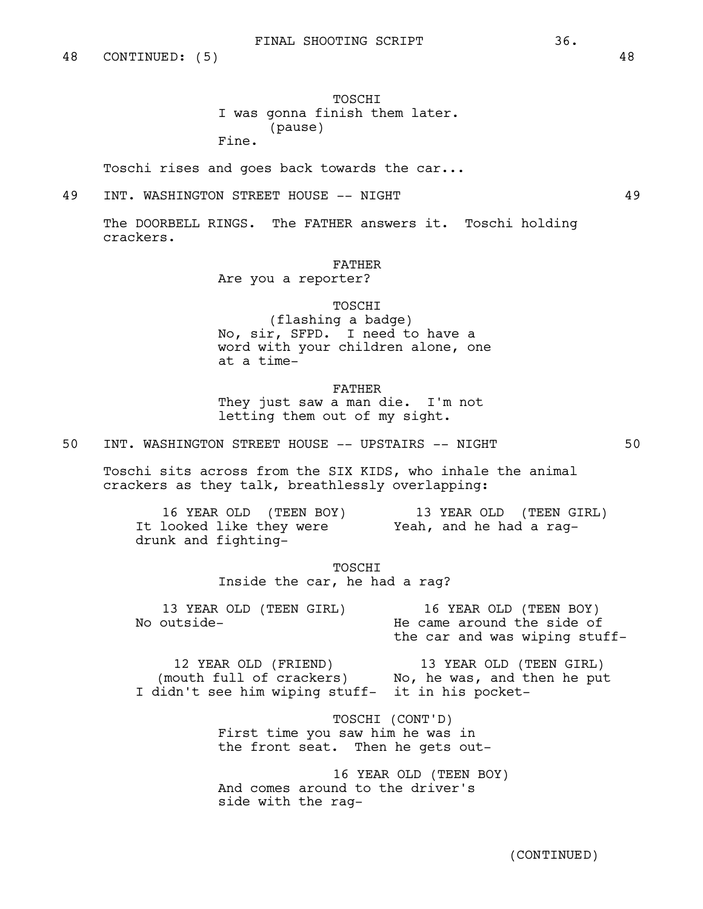48 CONTINUED: (5) 48

TOSCHI
I was gonna finish them later.
(pause)
Fine.

Toschi rises and goes back towards the car...

49 INT. WASHINGTON STREET HOUSE -- NIGHT 49

The DOORBELL RINGS. The FATHER answers it. Toschi holding crackers.

FATHER
Are you a reporter?

TOSCHI
(flashing a badge)
No, sir, SFPD. I need to have a word with your children alone, one at a time-

FATHER
They just saw a man die. I'm not letting them out of my sight.

50 INT. WASHINGTON STREET HOUSE -- UPSTAIRS -- NIGHT 50

Toschi sits across from the SIX KIDS, who inhale the animal crackers as they talk, breathlessly overlapping:

16 YEAR OLD (TEEN BOY)
It looked like they were drunk and fighting-

13 YEAR OLD (TEEN GIRL)
Yeah, and he had a rag-

TOSCHI
Inside the car, he had a rag?

13 YEAR OLD (TEEN GIRL)
No outside-

16 YEAR OLD (TEEN BOY)
He came around the side of the car and was wiping stuff-

12 YEAR OLD (FRIEND)
(mouth full of crackers)
I didn't see him wiping stuff-

13 YEAR OLD (TEEN GIRL)
No, he was, and then he put it in his pocket-

TOSCHI (CONT'D)
First time you saw him he was in the front seat. Then he gets out-

16 YEAR OLD (TEEN BOY)
And comes around to the driver's side with the rag-

(CONTINUED)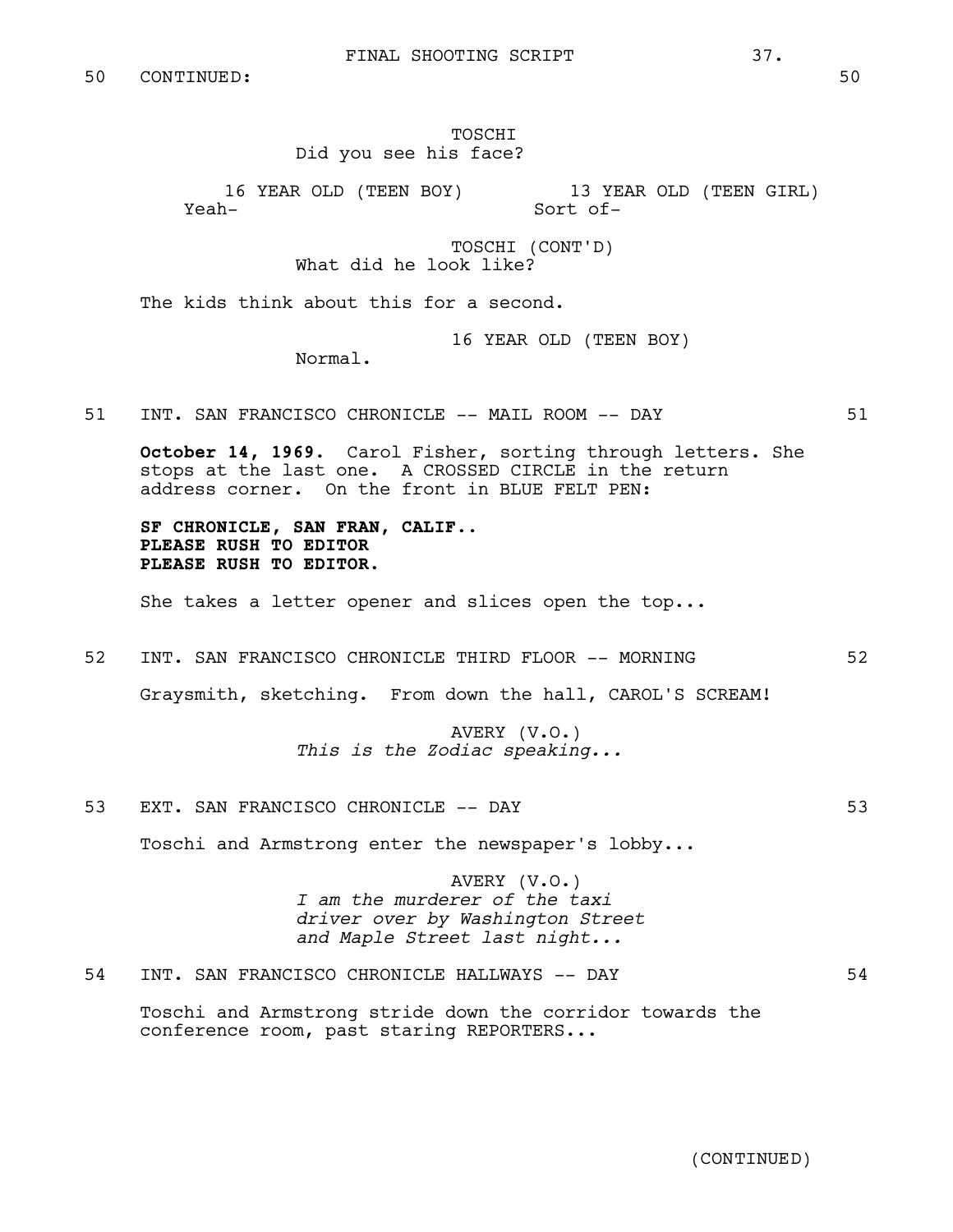50 CONTINUED: 50

TOSCHI
Did you see his face?

16 YEAR OLD (TEEN BOY)
Yeah-

13 YEAR OLD (TEEN GIRL)
Sort of-

TOSCHI (CONT'D)
What did he look like?

The kids think about this for a second.

16 YEAR OLD (TEEN BOY)
Normal.

51 INT. SAN FRANCISCO CHRONICLE -- MAIL ROOM -- DAY 51

**October 14, 1969.** Carol Fisher, sorting through letters. She stops at the last one. A CROSSED CIRCLE in the return address corner. On the front in BLUE FELT PEN:

**SF CHRONICLE, SAN FRAN, CALIF..**
**PLEASE RUSH TO EDITOR**
**PLEASE RUSH TO EDITOR.**

She takes a letter opener and slices open the top...

52 INT. SAN FRANCISCO CHRONICLE THIRD FLOOR -- MORNING 52

Graysmith, sketching. From down the hall, CAROL'S SCREAM!

AVERY (V.O.)
*This is the Zodiac speaking...*

53 EXT. SAN FRANCISCO CHRONICLE -- DAY 53

Toschi and Armstrong enter the newspaper's lobby...

AVERY (V.O.)
*I am the murderer of the taxi driver over by Washington Street and Maple Street last night...*

54 INT. SAN FRANCISCO CHRONICLE HALLWAYS -- DAY 54

Toschi and Armstrong stride down the corridor towards the conference room, past staring REPORTERS...

(CONTINUED)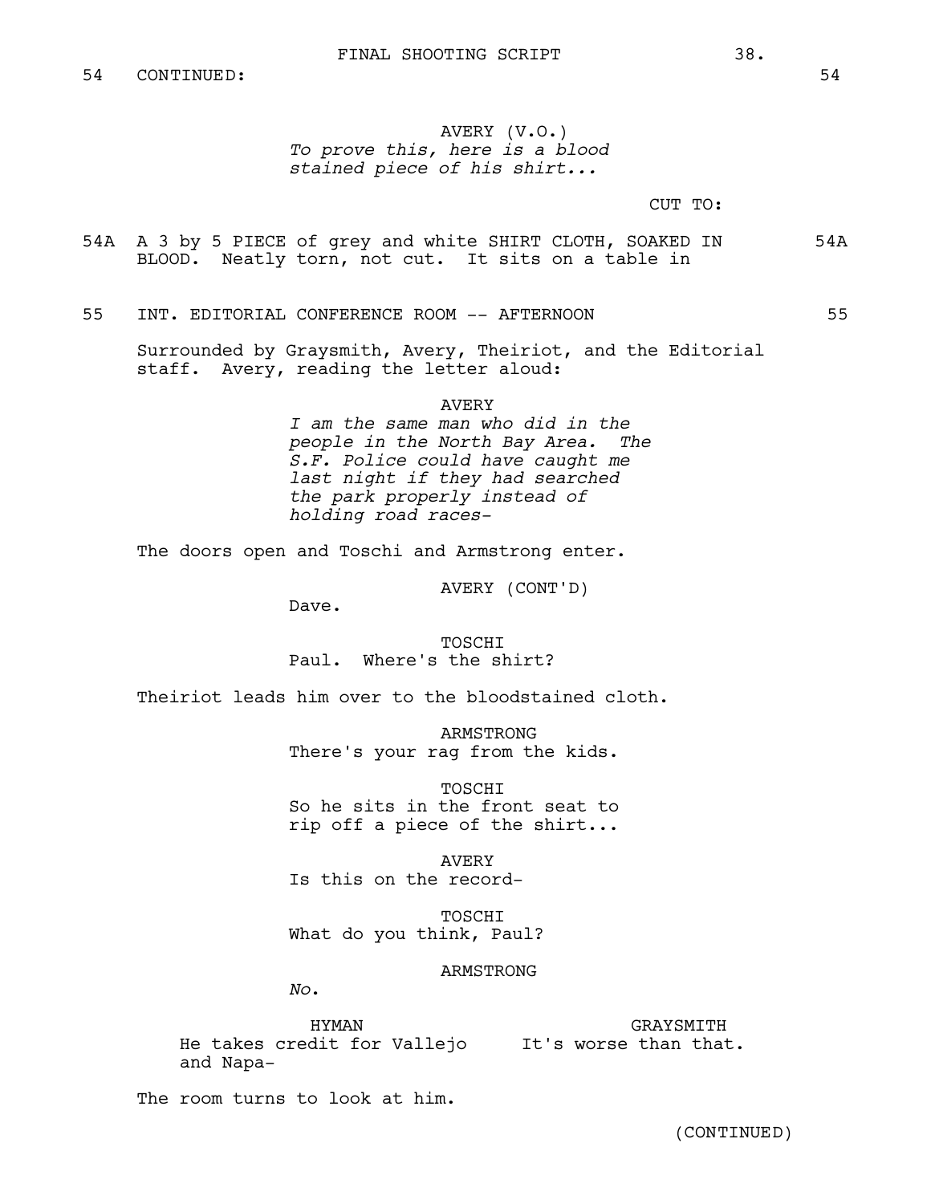54 CONTINUED: 54

AVERY (V.O.)
*To prove this, here is a blood stained piece of his shirt...*

CUT TO:

54A A 3 by 5 PIECE of grey and white SHIRT CLOTH, SOAKED IN BLOOD. Neatly torn, not cut. It sits on a table in 54A

55 INT. EDITORIAL CONFERENCE ROOM -- AFTERNOON 55

Surrounded by Graysmith, Avery, Theiriot, and the Editorial staff. Avery, reading the letter aloud:

AVERY
*I am the same man who did in the people in the North Bay Area. The S.F. Police could have caught me last night if they had searched the park properly instead of holding road races-*

The doors open and Toschi and Armstrong enter.

AVERY (CONT'D)
Dave.

TOSCHI
Paul. Where's the shirt?

Theiriot leads him over to the bloodstained cloth.

ARMSTRONG
There's your rag from the kids.

TOSCHI
So he sits in the front seat to rip off a piece of the shirt...

AVERY
Is this on the record-

TOSCHI
What do you think, Paul?

ARMSTRONG
*No.*

HYMAN
He takes credit for Vallejo and Napa-

GRAYSMITH
It's worse than that.

The room turns to look at him.

(CONTINUED)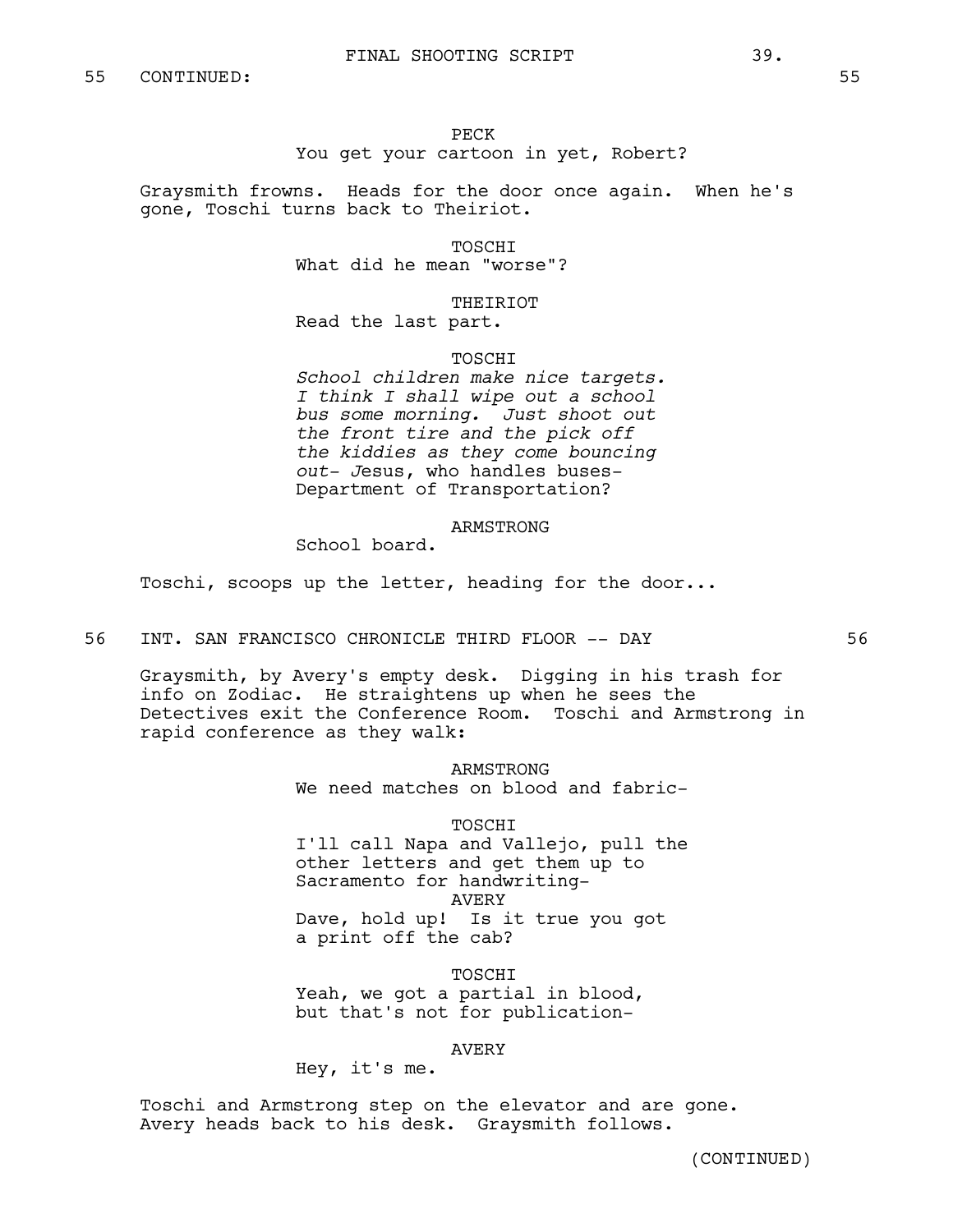55 CONTINUED: 55

PECK
You get your cartoon in yet, Robert?

Graysmith frowns. Heads for the door once again. When he's gone, Toschi turns back to Theiriot.

TOSCHI
What did he mean "worse"?

THEIRIOT
Read the last part.

TOSCHI
*School children make nice targets. I think I shall wipe out a school bus some morning. Just shoot out the front tire and the pick off the kiddies as they come bouncing out-* Jesus, who handles buses- Department of Transportation?

ARMSTRONG
School board.

Toschi, scoops up the letter, heading for the door...

56 INT. SAN FRANCISCO CHRONICLE THIRD FLOOR -- DAY 56

Graysmith, by Avery's empty desk. Digging in his trash for info on Zodiac. He straightens up when he sees the Detectives exit the Conference Room. Toschi and Armstrong in rapid conference as they walk:

ARMSTRONG
We need matches on blood and fabric-

TOSCHI
I'll call Napa and Vallejo, pull the other letters and get them up to Sacramento for handwriting-

AVERY
Dave, hold up! Is it true you got a print off the cab?

TOSCHI
Yeah, we got a partial in blood, but that's not for publication-

AVERY
Hey, it's me.

Toschi and Armstrong step on the elevator and are gone. Avery heads back to his desk. Graysmith follows.

(CONTINUED)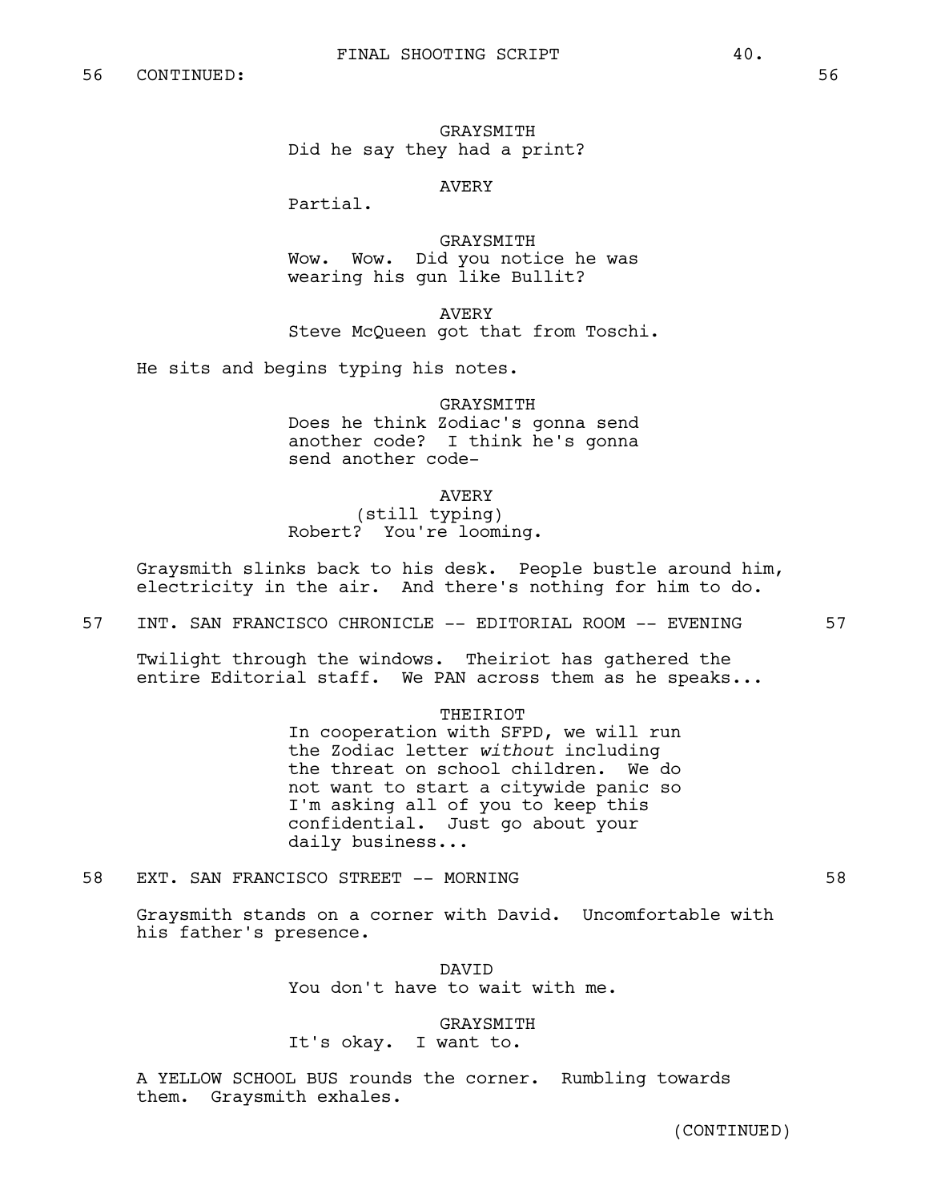56 CONTINUED: 56

GRAYSMITH
Did he say they had a print?

AVERY
Partial.

GRAYSMITH
Wow. Wow. Did you notice he was wearing his gun like Bullit?

AVERY
Steve McQueen got that from Toschi.

He sits and begins typing his notes.

GRAYSMITH
Does he think Zodiac's gonna send another code? I think he's gonna send another code-

AVERY
(still typing)
Robert? You're looming.

Graysmith slinks back to his desk. People bustle around him, electricity in the air. And there's nothing for him to do.

57 INT. SAN FRANCISCO CHRONICLE -- EDITORIAL ROOM -- EVENING 57

Twilight through the windows. Theiriot has gathered the entire Editorial staff. We PAN across them as he speaks...

THEIRIOT
In cooperation with SFPD, we will run the Zodiac letter *without* including the threat on school children. We do not want to start a citywide panic so I'm asking all of you to keep this confidential. Just go about your daily business...

58 EXT. SAN FRANCISCO STREET -- MORNING 58

Graysmith stands on a corner with David. Uncomfortable with his father's presence.

DAVID
You don't have to wait with me.

GRAYSMITH
It's okay. I want to.

A YELLOW SCHOOL BUS rounds the corner. Rumbling towards them. Graysmith exhales.

(CONTINUED)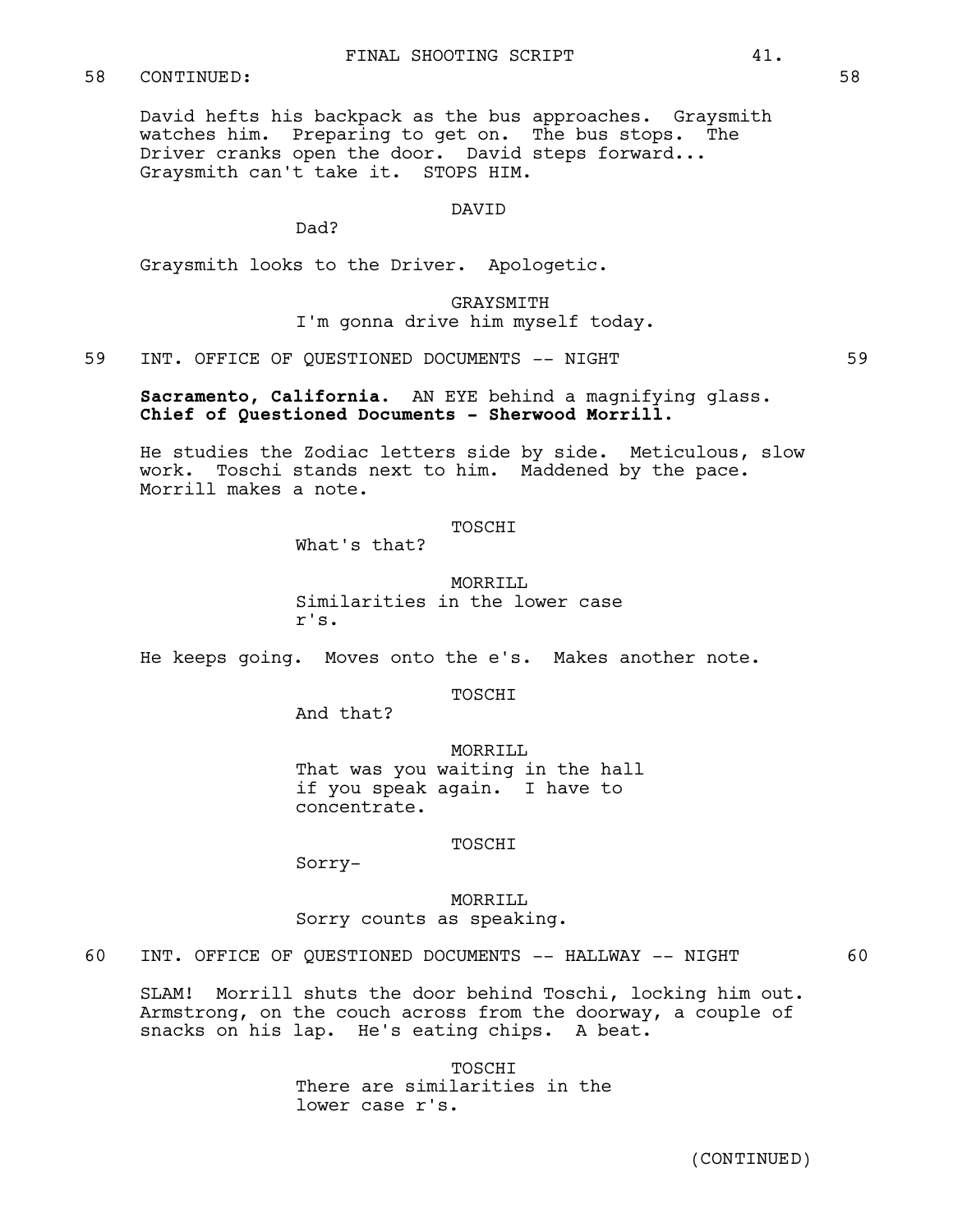58 CONTINUED: 58

David hefts his backpack as the bus approaches. Graysmith watches him. Preparing to get on. The bus stops. The Driver cranks open the door. David steps forward... Graysmith can't take it. STOPS HIM.

DAVID
Dad?

Graysmith looks to the Driver. Apologetic.

GRAYSMITH
I'm gonna drive him myself today.

59 INT. OFFICE OF QUESTIONED DOCUMENTS -- NIGHT 59

**Sacramento, California.** AN EYE behind a magnifying glass. **Chief of Questioned Documents - Sherwood Morrill.**

He studies the Zodiac letters side by side. Meticulous, slow work. Toschi stands next to him. Maddened by the pace. Morrill makes a note.

TOSCHI
What's that?

MORRILL
Similarities in the lower case r's.

He keeps going. Moves onto the e's. Makes another note.

TOSCHI
And that?

MORRILL
That was you waiting in the hall if you speak again. I have to concentrate.

TOSCHI
Sorry-

MORRILL
Sorry counts as speaking.

60 INT. OFFICE OF QUESTIONED DOCUMENTS -- HALLWAY -- NIGHT 60

SLAM! Morrill shuts the door behind Toschi, locking him out. Armstrong, on the couch across from the doorway, a couple of snacks on his lap. He's eating chips. A beat.

TOSCHI
There are similarities in the lower case r's.

(CONTINUED)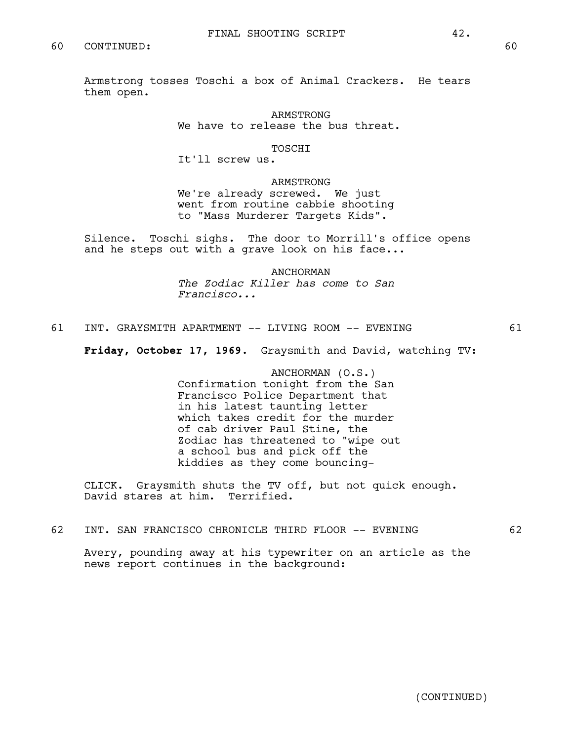60 CONTINUED: 60

Armstrong tosses Toschi a box of Animal Crackers. He tears them open.

ARMSTRONG
We have to release the bus threat.

TOSCHI
It'll screw us.

ARMSTRONG
We're already screwed. We just went from routine cabbie shooting to "Mass Murderer Targets Kids".

Silence. Toschi sighs. The door to Morrill's office opens and he steps out with a grave look on his face...

ANCHORMAN
*The Zodiac Killer has come to San Francisco...*

61 INT. GRAYSMITH APARTMENT -- LIVING ROOM -- EVENING 61

**Friday, October 17, 1969.** Graysmith and David, watching TV:

ANCHORMAN (O.S.)
Confirmation tonight from the San Francisco Police Department that in his latest taunting letter which takes credit for the murder of cab driver Paul Stine, the Zodiac has threatened to "wipe out a school bus and pick off the kiddies as they come bouncing-

CLICK. Graysmith shuts the TV off, but not quick enough. David stares at him. Terrified.

62 INT. SAN FRANCISCO CHRONICLE THIRD FLOOR -- EVENING 62

Avery, pounding away at his typewriter on an article as the news report continues in the background:

(CONTINUED)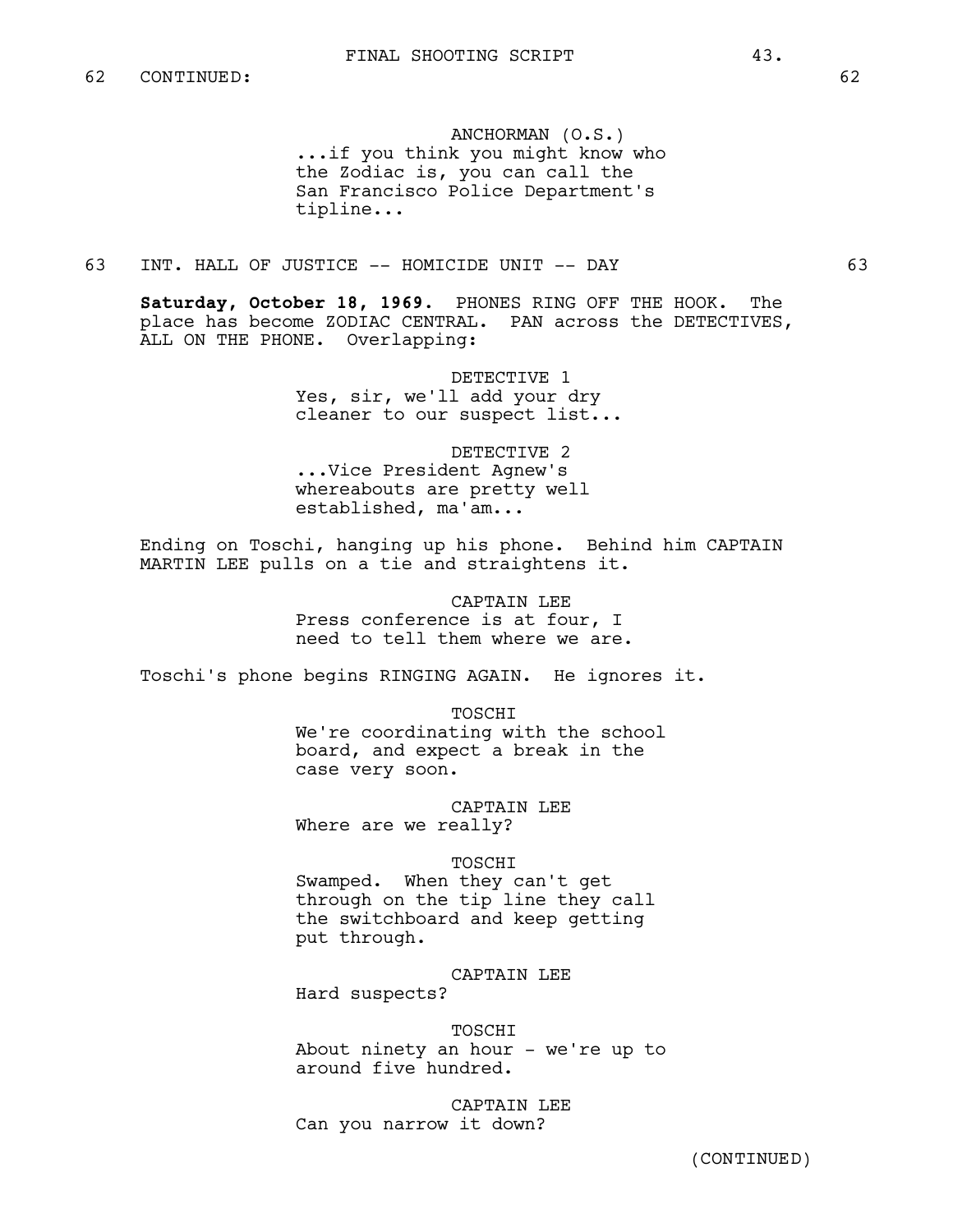62 CONTINUED: 62

ANCHORMAN (O.S.)
...if you think you might know who the Zodiac is, you can call the San Francisco Police Department's tipline...

63 INT. HALL OF JUSTICE -- HOMICIDE UNIT -- DAY 63

**Saturday, October 18, 1969.** PHONES RING OFF THE HOOK. The place has become ZODIAC CENTRAL. PAN across the DETECTIVES, ALL ON THE PHONE. Overlapping:

DETECTIVE 1
Yes, sir, we'll add your dry cleaner to our suspect list...

DETECTIVE 2
...Vice President Agnew's whereabouts are pretty well established, ma'am...

Ending on Toschi, hanging up his phone. Behind him CAPTAIN MARTIN LEE pulls on a tie and straightens it.

CAPTAIN LEE
Press conference is at four, I need to tell them where we are.

Toschi's phone begins RINGING AGAIN. He ignores it.

TOSCHI
We're coordinating with the school board, and expect a break in the case very soon.

CAPTAIN LEE
Where are we really?

TOSCHI
Swamped. When they can't get through on the tip line they call the switchboard and keep getting put through.

CAPTAIN LEE
Hard suspects?

TOSCHI
About ninety an hour - we're up to around five hundred.

CAPTAIN LEE
Can you narrow it down?

(CONTINUED)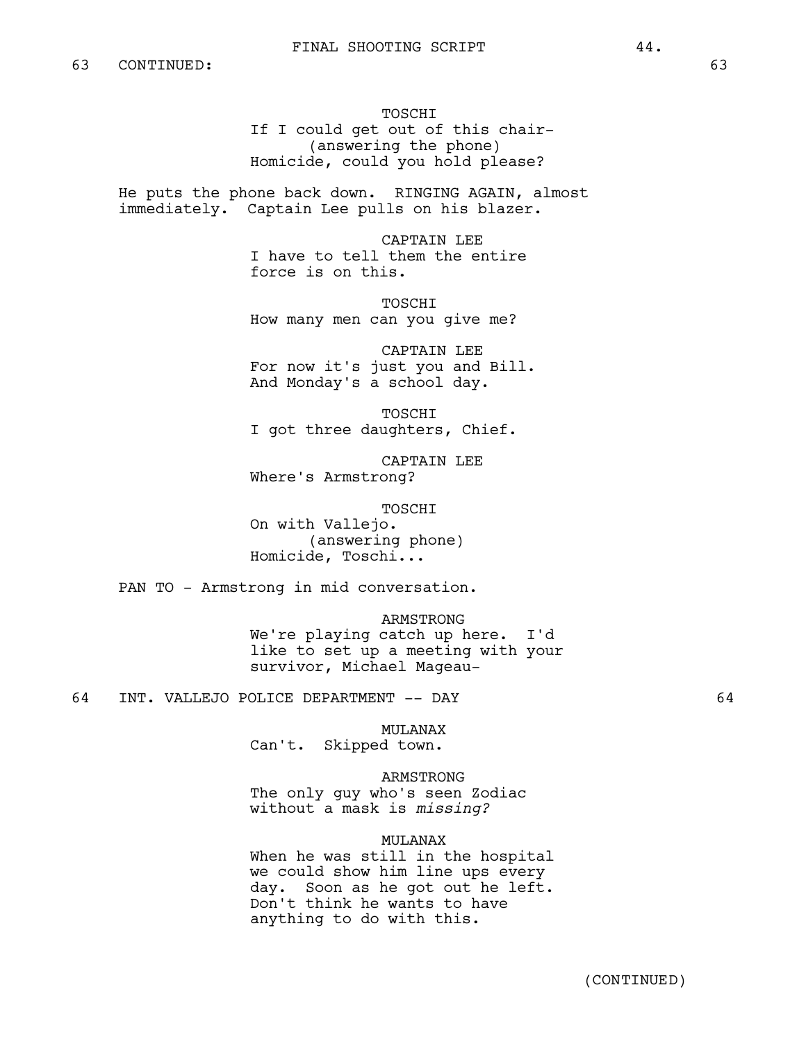63 CONTINUED: 63

TOSCHI
If I could get out of this chair-
(answering the phone)
Homicide, could you hold please?

He puts the phone back down. RINGING AGAIN, almost immediately. Captain Lee pulls on his blazer.

CAPTAIN LEE
I have to tell them the entire force is on this.

TOSCHI
How many men can you give me?

CAPTAIN LEE
For now it's just you and Bill. And Monday's a school day.

TOSCHI
I got three daughters, Chief.

CAPTAIN LEE
Where's Armstrong?

TOSCHI
On with Vallejo.
(answering phone)
Homicide, Toschi...

PAN TO - Armstrong in mid conversation.

ARMSTRONG
We're playing catch up here. I'd like to set up a meeting with your survivor, Michael Mageau-

64 INT. VALLEJO POLICE DEPARTMENT -- DAY 64

MULANAX
Can't. Skipped town.

ARMSTRONG
The only guy who's seen Zodiac without a mask is *missing?*

MULANAX
When he was still in the hospital we could show him line ups every day. Soon as he got out he left. Don't think he wants to have anything to do with this.

(CONTINUED)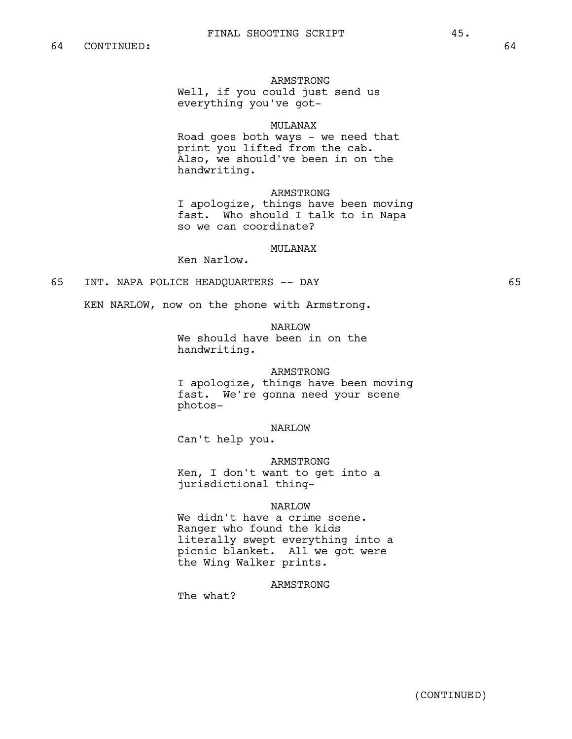64 CONTINUED: 64

ARMSTRONG
Well, if you could just send us everything you've got-

MULANAX
Road goes both ways - we need that print you lifted from the cab. Also, we should've been in on the handwriting.

ARMSTRONG
I apologize, things have been moving fast. Who should I talk to in Napa so we can coordinate?

MULANAX
Ken Narlow.

65 INT. NAPA POLICE HEADQUARTERS -- DAY 65

KEN NARLOW, now on the phone with Armstrong.

NARLOW
We should have been in on the handwriting.

ARMSTRONG
I apologize, things have been moving fast. We're gonna need your scene photos-

NARLOW
Can't help you.

ARMSTRONG
Ken, I don't want to get into a jurisdictional thing-

NARLOW
We didn't have a crime scene. Ranger who found the kids literally swept everything into a picnic blanket. All we got were the Wing Walker prints.

ARMSTRONG
The what?

(CONTINUED)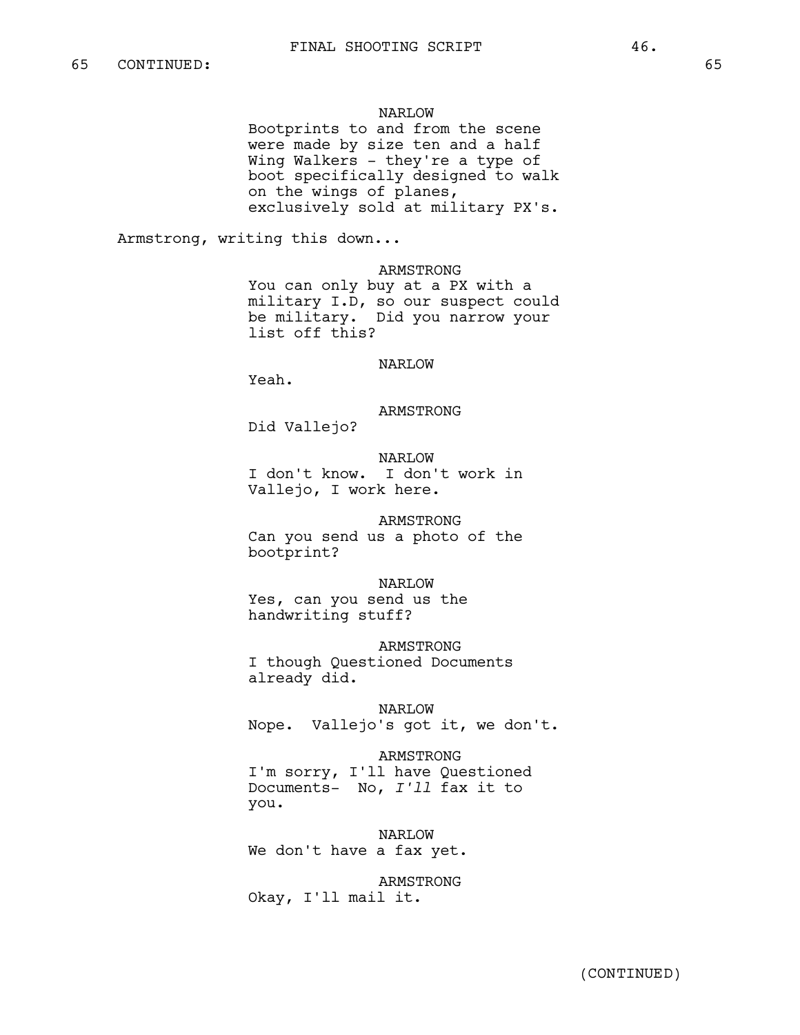65 CONTINUED: 65

NARLOW
Bootprints to and from the scene were made by size ten and a half Wing Walkers - they're a type of boot specifically designed to walk on the wings of planes, exclusively sold at military PX's.

Armstrong, writing this down...

ARMSTRONG
You can only buy at a PX with a military I.D, so our suspect could be military. Did you narrow your list off this?

NARLOW
Yeah.

ARMSTRONG
Did Vallejo?

NARLOW
I don't know. I don't work in Vallejo, I work here.

ARMSTRONG
Can you send us a photo of the bootprint?

NARLOW
Yes, can you send us the handwriting stuff?

ARMSTRONG
I though Questioned Documents already did.

NARLOW
Nope. Vallejo's got it, we don't.

ARMSTRONG
I'm sorry, I'll have Questioned Documents- No, *I'll* fax it to you.

NARLOW
We don't have a fax yet.

ARMSTRONG
Okay, I'll mail it.

(CONTINUED)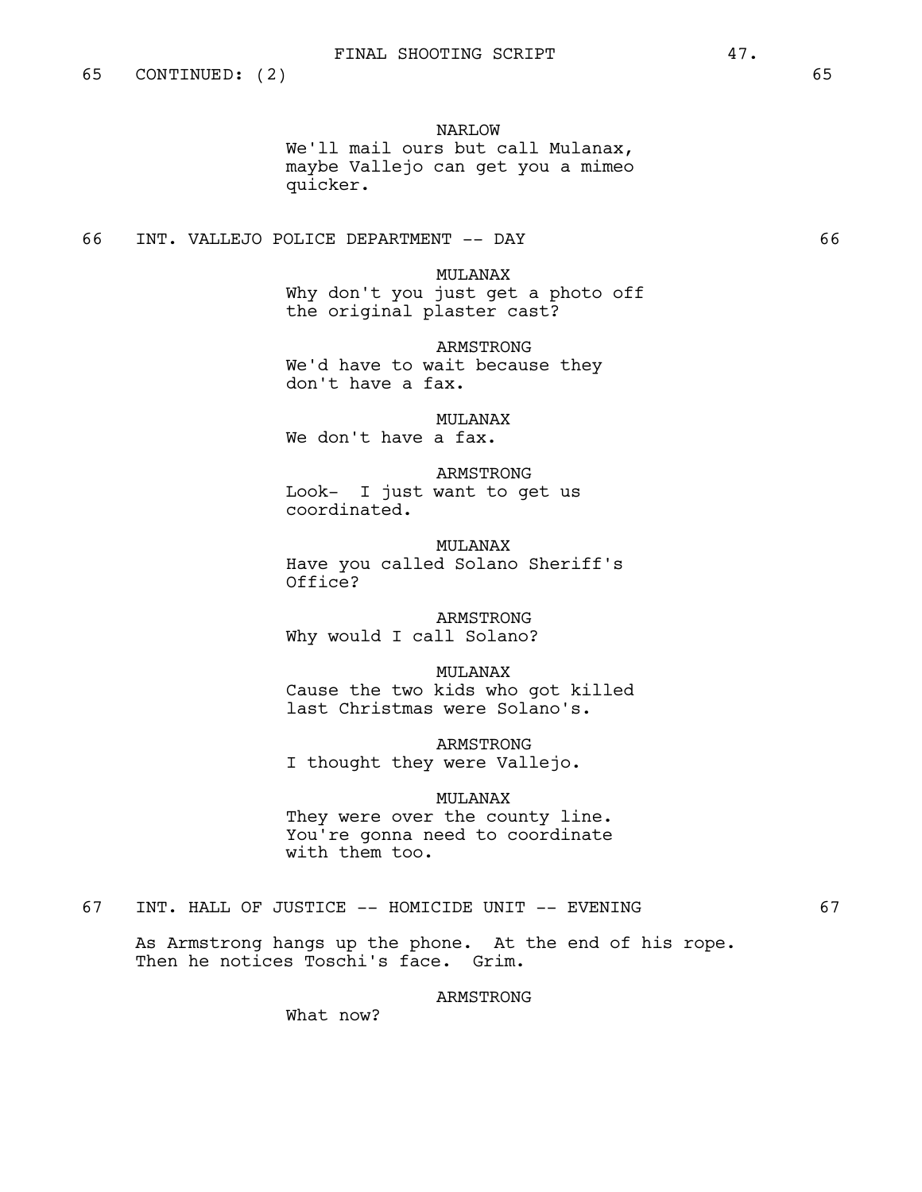65 CONTINUED: (2) 65

NARLOW
We'll mail ours but call Mulanax, maybe Vallejo can get you a mimeo quicker.

66 INT. VALLEJO POLICE DEPARTMENT -- DAY 66

MULANAX
Why don't you just get a photo off the original plaster cast?

ARMSTRONG
We'd have to wait because they don't have a fax.

MULANAX
We don't have a fax.

ARMSTRONG
Look- I just want to get us coordinated.

MULANAX
Have you called Solano Sheriff's Office?

ARMSTRONG
Why would I call Solano?

MULANAX
Cause the two kids who got killed last Christmas were Solano's.

ARMSTRONG
I thought they were Vallejo.

MULANAX
They were over the county line. You're gonna need to coordinate with them too.

67 INT. HALL OF JUSTICE -- HOMICIDE UNIT -- EVENING 67

As Armstrong hangs up the phone. At the end of his rope. Then he notices Toschi's face. Grim.

ARMSTRONG
What now?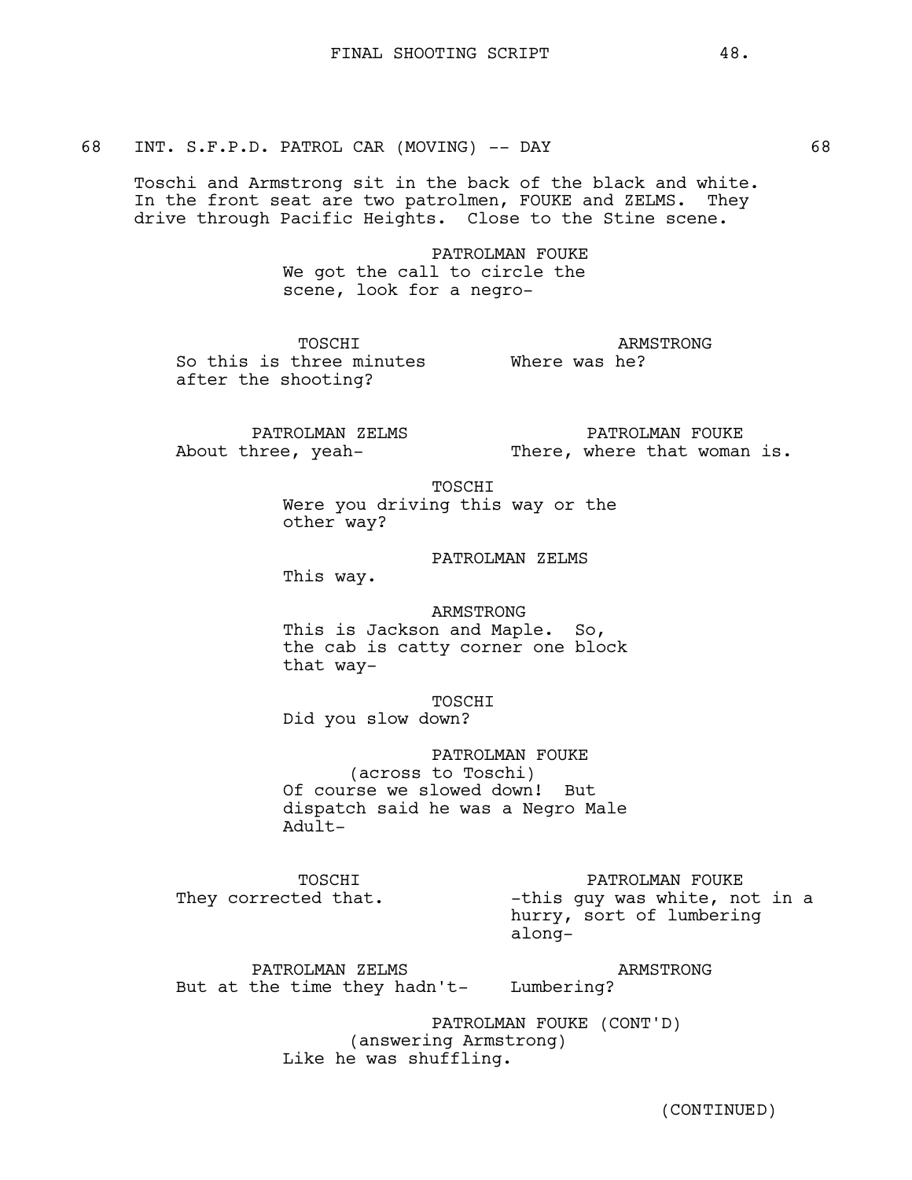68 INT. S.F.P.D. PATROL CAR (MOVING) -- DAY 68

Toschi and Armstrong sit in the back of the black and white. In the front seat are two patrolmen, FOUKE and ZELMS. They drive through Pacific Heights. Close to the Stine scene.

PATROLMAN FOUKE
We got the call to circle the scene, look for a negro-

TOSCHI
So this is three minutes after the shooting?

ARMSTRONG
Where was he?

PATROLMAN ZELMS
About three, yeah-

PATROLMAN FOUKE
There, where that woman is.

TOSCHI
Were you driving this way or the other way?

PATROLMAN ZELMS
This way.

ARMSTRONG
This is Jackson and Maple. So, the cab is catty corner one block that way-

TOSCHI
Did you slow down?

PATROLMAN FOUKE
(across to Toschi)
Of course we slowed down! But dispatch said he was a Negro Male Adult-

TOSCHI
They corrected that.

PATROLMAN FOUKE
-this guy was white, not in a hurry, sort of lumbering along-

PATROLMAN ZELMS
But at the time they hadn't-

ARMSTRONG
Lumbering?

PATROLMAN FOUKE (CONT'D)
(answering Armstrong)
Like he was shuffling.

(CONTINUED)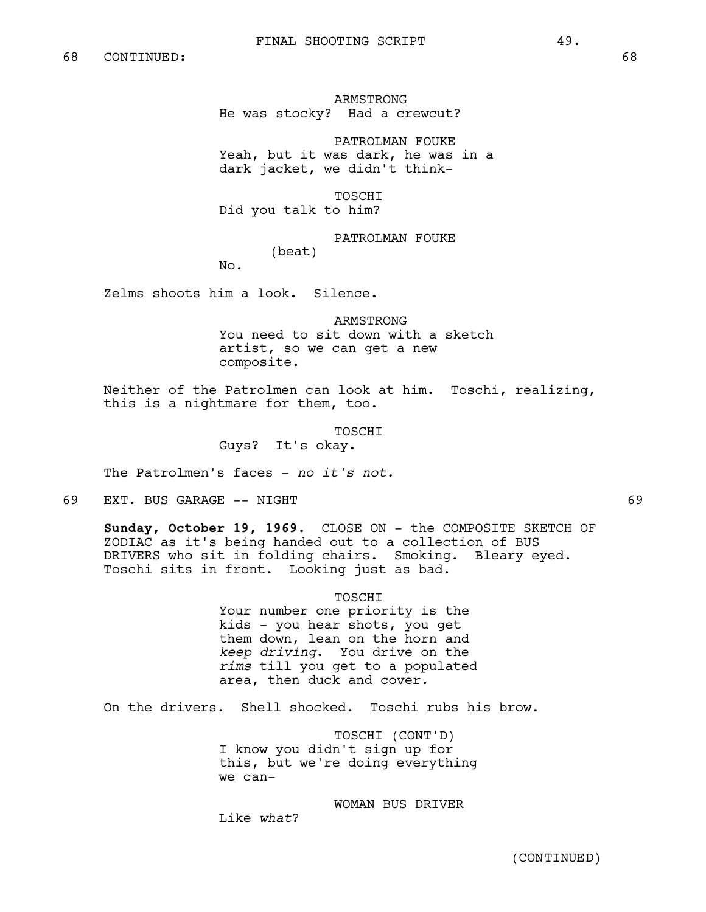68 CONTINUED: 68

ARMSTRONG
He was stocky? Had a crewcut?

PATROLMAN FOUKE
Yeah, but it was dark, he was in a dark jacket, we didn't think-

TOSCHI
Did you talk to him?

PATROLMAN FOUKE
(beat)
No.

Zelms shoots him a look. Silence.

ARMSTRONG
You need to sit down with a sketch artist, so we can get a new composite.

Neither of the Patrolmen can look at him. Toschi, realizing, this is a nightmare for them, too.

TOSCHI
Guys? It's okay.

The Patrolmen's faces - *no it's not.*

69 EXT. BUS GARAGE -- NIGHT 69

**Sunday, October 19, 1969.** CLOSE ON - the COMPOSITE SKETCH OF ZODIAC as it's being handed out to a collection of BUS DRIVERS who sit in folding chairs. Smoking. Bleary eyed. Toschi sits in front. Looking just as bad.

TOSCHI
Your number one priority is the kids - you hear shots, you get them down, lean on the horn and *keep driving*. You drive on the *rims* till you get to a populated area, then duck and cover.

On the drivers. Shell shocked. Toschi rubs his brow.

TOSCHI (CONT'D)
I know you didn't sign up for this, but we're doing everything we can-

WOMAN BUS DRIVER
Like *what*?

(CONTINUED)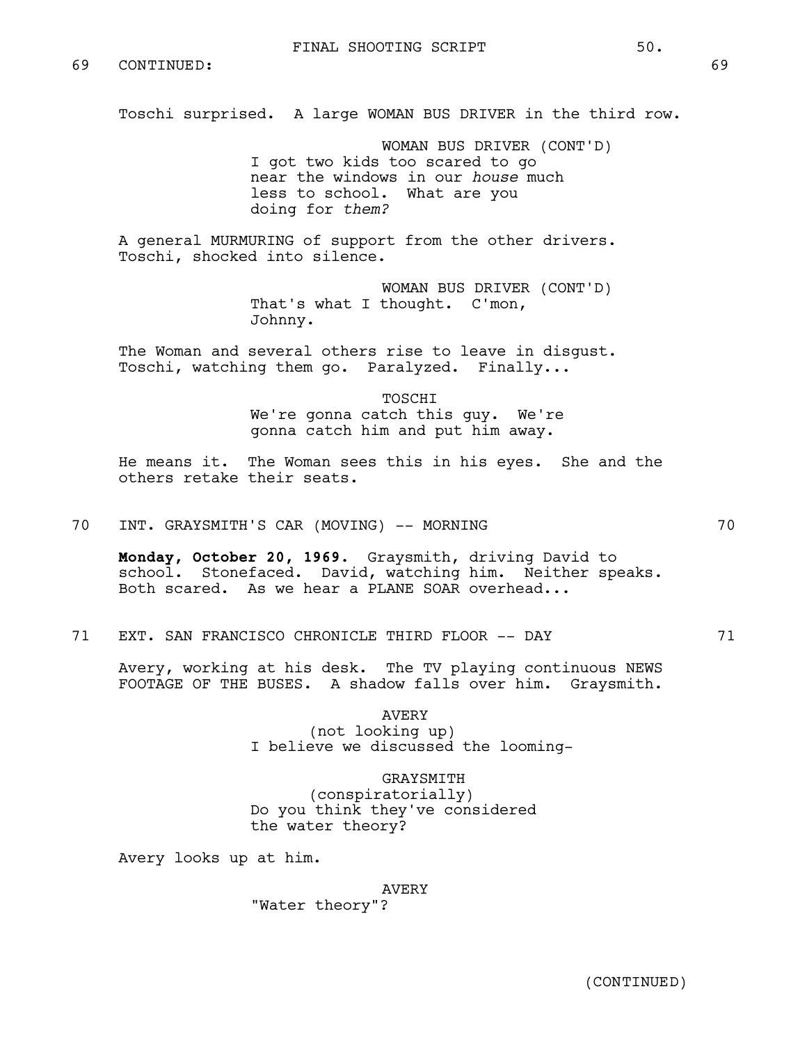69 CONTINUED: 69

Toschi surprised. A large WOMAN BUS DRIVER in the third row.

WOMAN BUS DRIVER (CONT'D)
I got two kids too scared to go near the windows in our *house* much less to school. What are you doing for *them?*

A general MURMURING of support from the other drivers. Toschi, shocked into silence.

WOMAN BUS DRIVER (CONT'D)
That's what I thought. C'mon, Johnny.

The Woman and several others rise to leave in disgust. Toschi, watching them go. Paralyzed. Finally...

TOSCHI
We're gonna catch this guy. We're gonna catch him and put him away.

He means it. The Woman sees this in his eyes. She and the others retake their seats.

70 INT. GRAYSMITH'S CAR (MOVING) -- MORNING 70

**Monday, October 20, 1969.** Graysmith, driving David to school. Stonefaced. David, watching him. Neither speaks. Both scared. As we hear a PLANE SOAR overhead...

71 EXT. SAN FRANCISCO CHRONICLE THIRD FLOOR -- DAY 71

Avery, working at his desk. The TV playing continuous NEWS FOOTAGE OF THE BUSES. A shadow falls over him. Graysmith.

AVERY
(not looking up)
I believe we discussed the looming-

GRAYSMITH
(conspiratorially)
Do you think they've considered the water theory?

Avery looks up at him.

AVERY
"Water theory"?

(CONTINUED)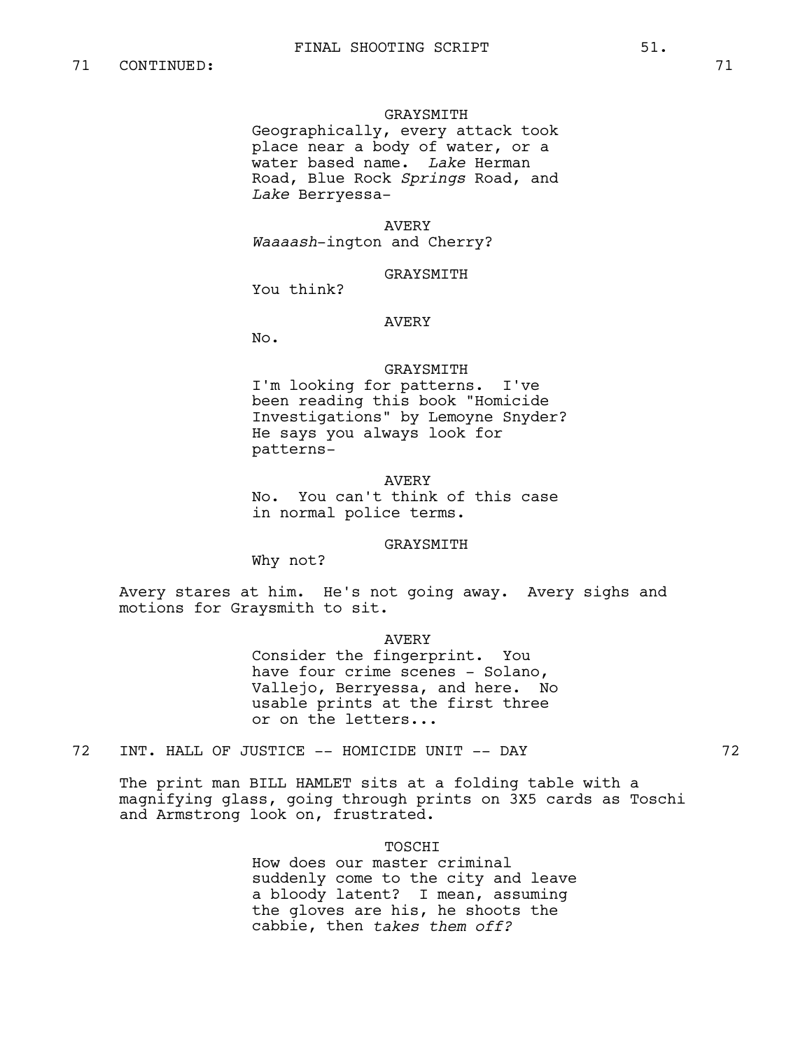71 CONTINUED: 71

GRAYSMITH
Geographically, every attack took place near a body of water, or a water based name. *Lake* Herman Road, Blue Rock *Springs* Road, and *Lake* Berryessa-

AVERY
*Waaaash*-ington and Cherry?

GRAYSMITH
You think?

AVERY
No.

GRAYSMITH
I'm looking for patterns. I've been reading this book "Homicide Investigations" by Lemoyne Snyder? He says you always look for patterns-

AVERY
No. You can't think of this case in normal police terms.

GRAYSMITH
Why not?

Avery stares at him. He's not going away. Avery sighs and motions for Graysmith to sit.

AVERY
Consider the fingerprint. You have four crime scenes - Solano, Vallejo, Berryessa, and here. No usable prints at the first three or on the letters...

72 INT. HALL OF JUSTICE -- HOMICIDE UNIT -- DAY 72

The print man BILL HAMLET sits at a folding table with a magnifying glass, going through prints on 3X5 cards as Toschi and Armstrong look on, frustrated.

TOSCHI
How does our master criminal suddenly come to the city and leave a bloody latent? I mean, assuming the gloves are his, he shoots the cabbie, then *takes them off?*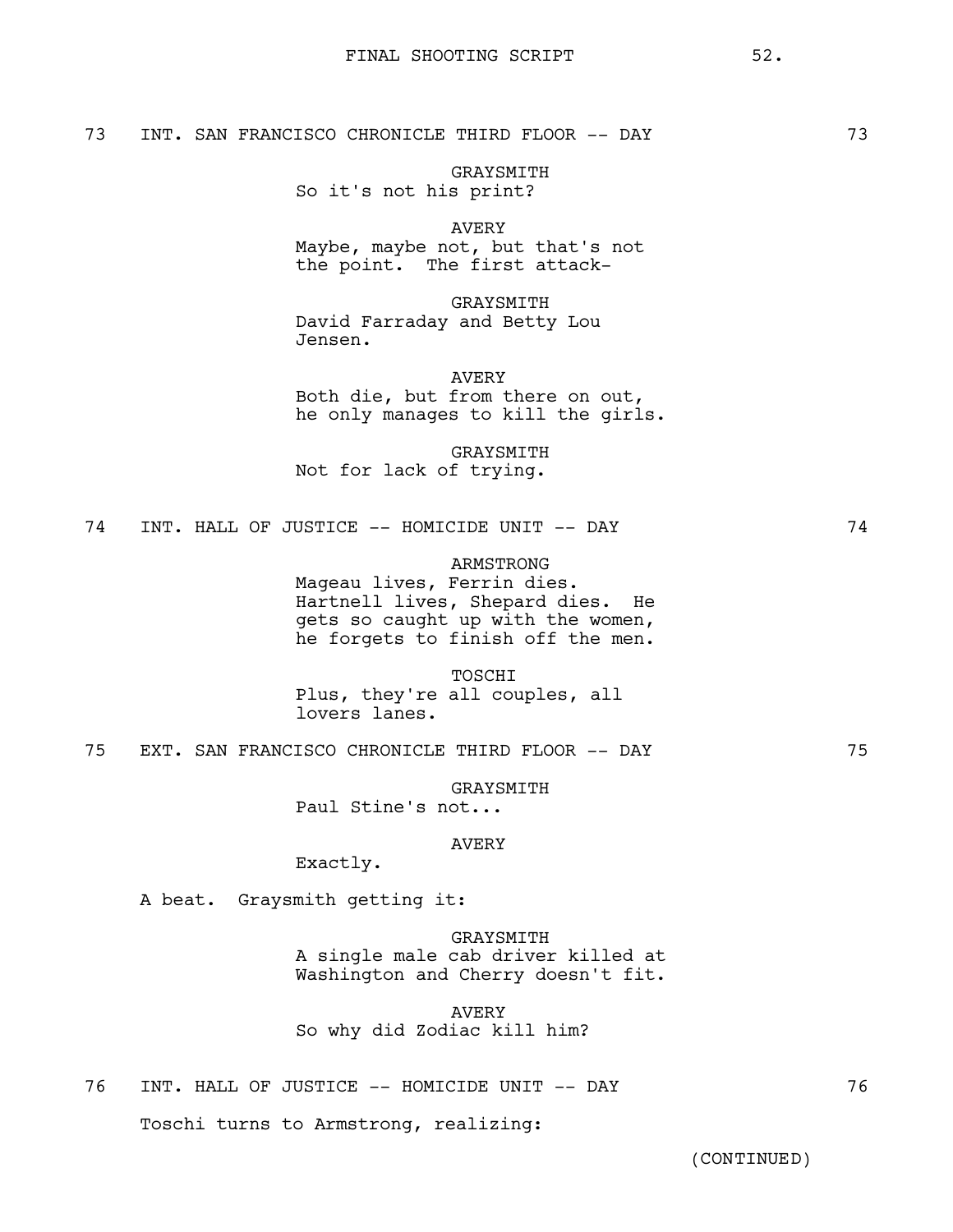73 INT. SAN FRANCISCO CHRONICLE THIRD FLOOR -- DAY 73

GRAYSMITH
So it's not his print?

AVERY
Maybe, maybe not, but that's not the point. The first attack-

GRAYSMITH
David Farraday and Betty Lou Jensen.

AVERY
Both die, but from there on out, he only manages to kill the girls.

GRAYSMITH
Not for lack of trying.

74 INT. HALL OF JUSTICE -- HOMICIDE UNIT -- DAY 74

ARMSTRONG
Mageau lives, Ferrin dies. Hartnell lives, Shepard dies. He gets so caught up with the women, he forgets to finish off the men.

TOSCHI
Plus, they're all couples, all lovers lanes.

75 EXT. SAN FRANCISCO CHRONICLE THIRD FLOOR -- DAY 75

GRAYSMITH
Paul Stine's not...

AVERY
Exactly.

A beat. Graysmith getting it:

GRAYSMITH
A single male cab driver killed at Washington and Cherry doesn't fit.

AVERY
So why did Zodiac kill him?

76 INT. HALL OF JUSTICE -- HOMICIDE UNIT -- DAY 76

Toschi turns to Armstrong, realizing:

(CONTINUED)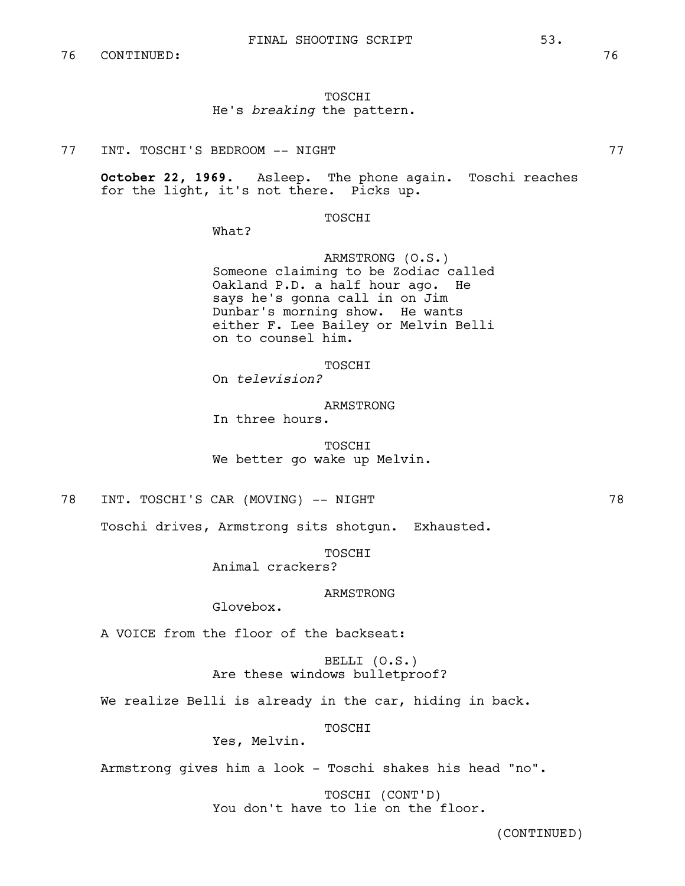76 CONTINUED: 76

TOSCHI
He's *breaking* the pattern.

77 INT. TOSCHI'S BEDROOM -- NIGHT 77

**October 22, 1969.** Asleep. The phone again. Toschi reaches for the light, it's not there. Picks up.

TOSCHI
What?

ARMSTRONG (O.S.)
Someone claiming to be Zodiac called Oakland P.D. a half hour ago. He says he's gonna call in on Jim Dunbar's morning show. He wants either F. Lee Bailey or Melvin Belli on to counsel him.

TOSCHI
On *television?*

ARMSTRONG
In three hours.

TOSCHI
We better go wake up Melvin.

78 INT. TOSCHI'S CAR (MOVING) -- NIGHT 78

Toschi drives, Armstrong sits shotgun. Exhausted.

TOSCHI
Animal crackers?

ARMSTRONG
Glovebox.

A VOICE from the floor of the backseat:

BELLI (O.S.)
Are these windows bulletproof?

We realize Belli is already in the car, hiding in back.

TOSCHI
Yes, Melvin.

Armstrong gives him a look - Toschi shakes his head "no".

TOSCHI (CONT'D)
You don't have to lie on the floor.

(CONTINUED)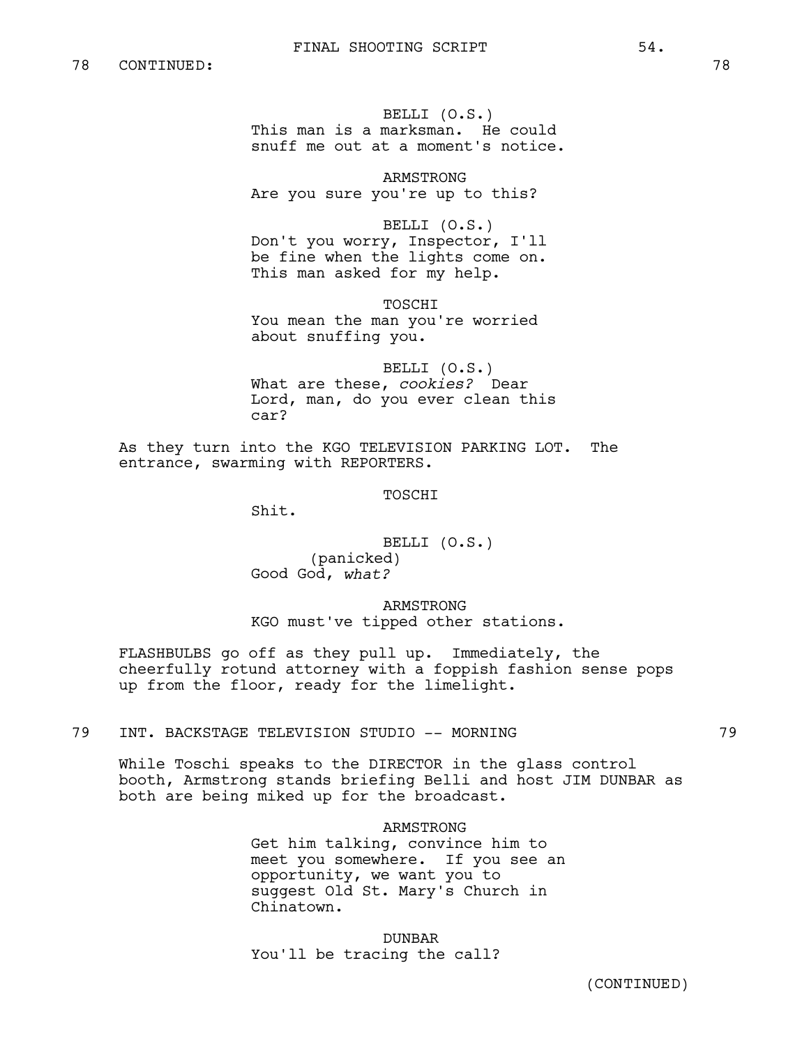78 CONTINUED: 78

BELLI (O.S.)
This man is a marksman. He could snuff me out at a moment's notice.

ARMSTRONG
Are you sure you're up to this?

BELLI (O.S.)
Don't you worry, Inspector, I'll be fine when the lights come on. This man asked for my help.

TOSCHI
You mean the man you're worried about snuffing you.

BELLI (O.S.)
What are these, *cookies?* Dear Lord, man, do you ever clean this car?

As they turn into the KGO TELEVISION PARKING LOT. The entrance, swarming with REPORTERS.

TOSCHI
Shit.

BELLI (O.S.)
(panicked)
Good God, *what?*

ARMSTRONG
KGO must've tipped other stations.

FLASHBULBS go off as they pull up. Immediately, the cheerfully rotund attorney with a foppish fashion sense pops up from the floor, ready for the limelight.

79 INT. BACKSTAGE TELEVISION STUDIO -- MORNING 79

While Toschi speaks to the DIRECTOR in the glass control booth, Armstrong stands briefing Belli and host JIM DUNBAR as both are being miked up for the broadcast.

ARMSTRONG
Get him talking, convince him to meet you somewhere. If you see an opportunity, we want you to suggest Old St. Mary's Church in Chinatown.

DUNBAR
You'll be tracing the call?

(CONTINUED)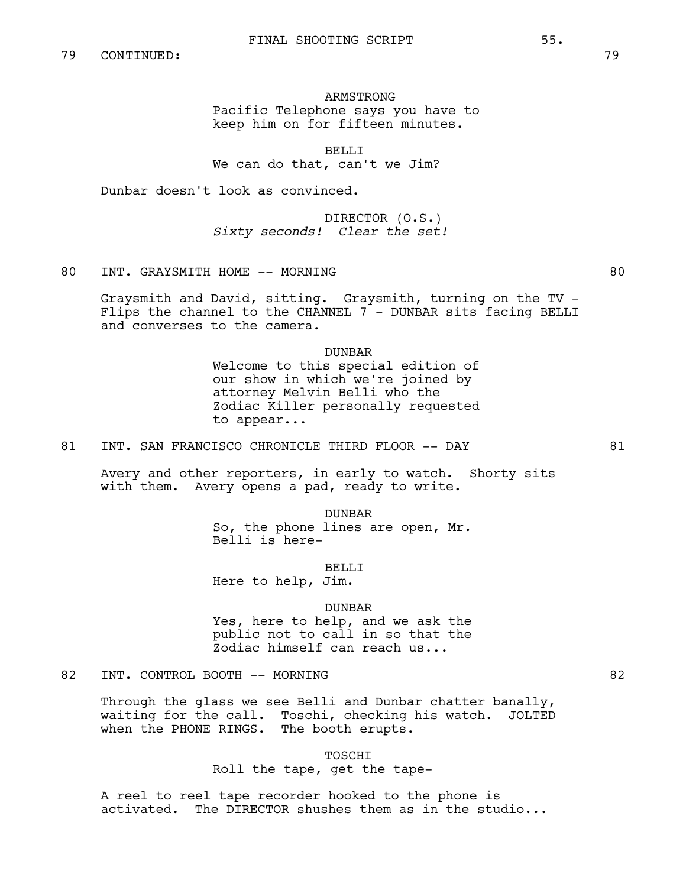79 CONTINUED: 79

ARMSTRONG
Pacific Telephone says you have to keep him on for fifteen minutes.

BELLI
We can do that, can't we Jim?

Dunbar doesn't look as convinced.

DIRECTOR (O.S.)
*Sixty seconds! Clear the set!*

80 INT. GRAYSMITH HOME -- MORNING 80

Graysmith and David, sitting. Graysmith, turning on the TV - Flips the channel to the CHANNEL 7 - DUNBAR sits facing BELLI and converses to the camera.

DUNBAR
Welcome to this special edition of our show in which we're joined by attorney Melvin Belli who the Zodiac Killer personally requested to appear...

81 INT. SAN FRANCISCO CHRONICLE THIRD FLOOR -- DAY 81

Avery and other reporters, in early to watch. Shorty sits with them. Avery opens a pad, ready to write.

DUNBAR
So, the phone lines are open, Mr. Belli is here-

BELLI
Here to help, Jim.

DUNBAR
Yes, here to help, and we ask the public not to call in so that the Zodiac himself can reach us...

82 INT. CONTROL BOOTH -- MORNING 82

Through the glass we see Belli and Dunbar chatter banally, waiting for the call. Toschi, checking his watch. JOLTED when the PHONE RINGS. The booth erupts.

TOSCHI
Roll the tape, get the tape-

A reel to reel tape recorder hooked to the phone is activated. The DIRECTOR shushes them as in the studio...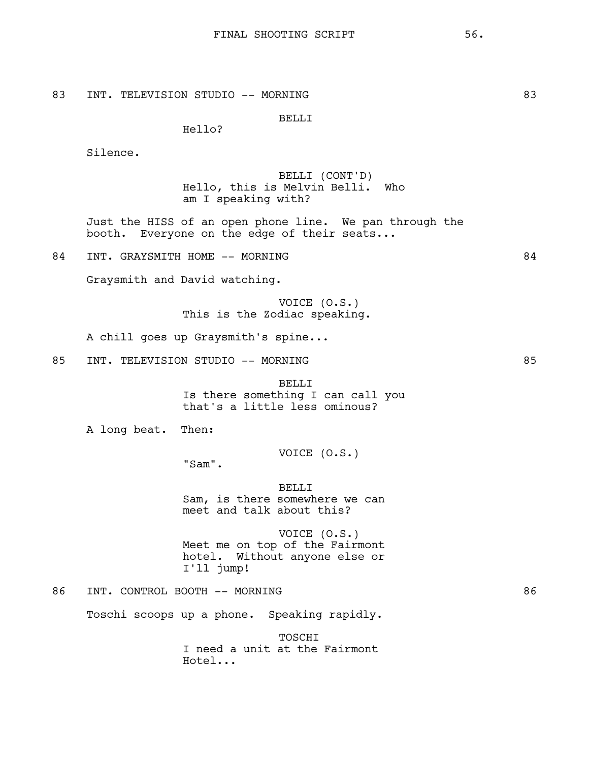83 INT. TELEVISION STUDIO -- MORNING 83

BELLI
Hello?

Silence.

BELLI (CONT'D)
Hello, this is Melvin Belli. Who am I speaking with?

Just the HISS of an open phone line. We pan through the booth. Everyone on the edge of their seats...

84 INT. GRAYSMITH HOME -- MORNING 84

Graysmith and David watching.

VOICE (O.S.)
This is the Zodiac speaking.

A chill goes up Graysmith's spine...

85 INT. TELEVISION STUDIO -- MORNING 85

BELLI
Is there something I can call you that's a little less ominous?

A long beat. Then:

VOICE (O.S.)
"Sam".

BELLI
Sam, is there somewhere we can meet and talk about this?

VOICE (O.S.)
Meet me on top of the Fairmont hotel. Without anyone else or I'll jump!

86 INT. CONTROL BOOTH -- MORNING 86

Toschi scoops up a phone. Speaking rapidly.

TOSCHI
I need a unit at the Fairmont Hotel...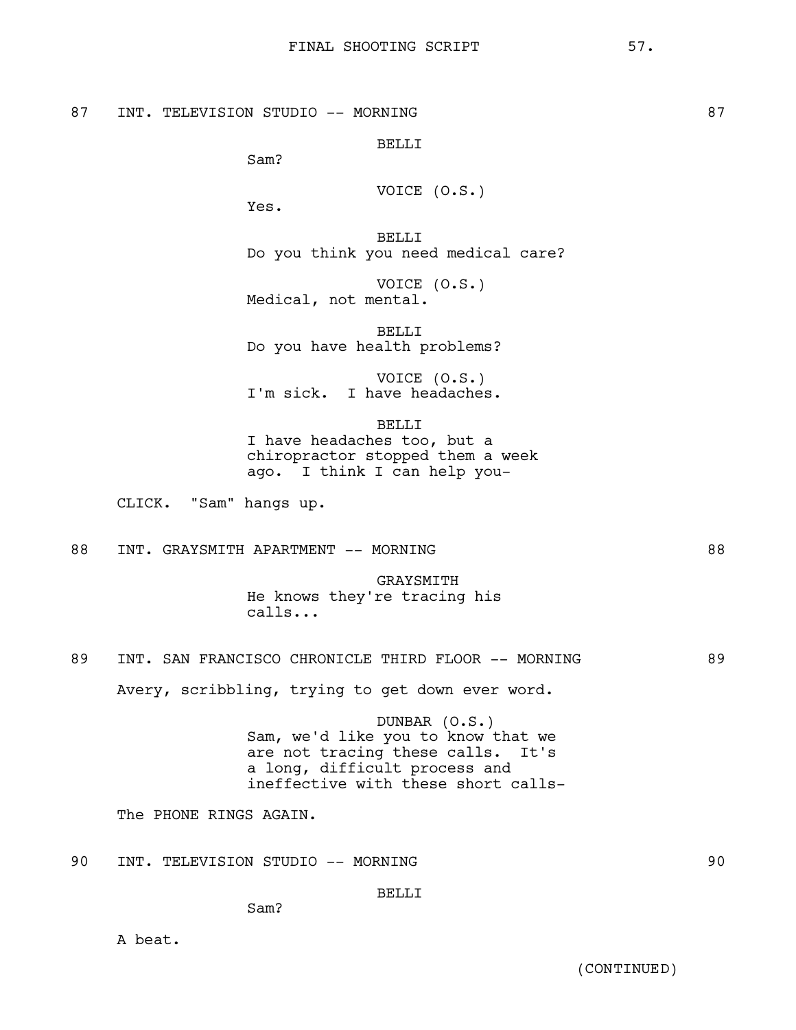87 INT. TELEVISION STUDIO -- MORNING 87

BELLI
Sam?

VOICE (O.S.)
Yes.

BELLI
Do you think you need medical care?

VOICE (O.S.)
Medical, not mental.

BELLI
Do you have health problems?

VOICE (O.S.)
I'm sick. I have headaches.

BELLI
I have headaches too, but a chiropractor stopped them a week ago. I think I can help you-

CLICK. "Sam" hangs up.

88 INT. GRAYSMITH APARTMENT -- MORNING 88

GRAYSMITH
He knows they're tracing his calls...

89 INT. SAN FRANCISCO CHRONICLE THIRD FLOOR -- MORNING 89

Avery, scribbling, trying to get down ever word.

DUNBAR (O.S.)
Sam, we'd like you to know that we are not tracing these calls. It's a long, difficult process and ineffective with these short calls-

The PHONE RINGS AGAIN.

90 INT. TELEVISION STUDIO -- MORNING 90

BELLI
Sam?

A beat.

(CONTINUED)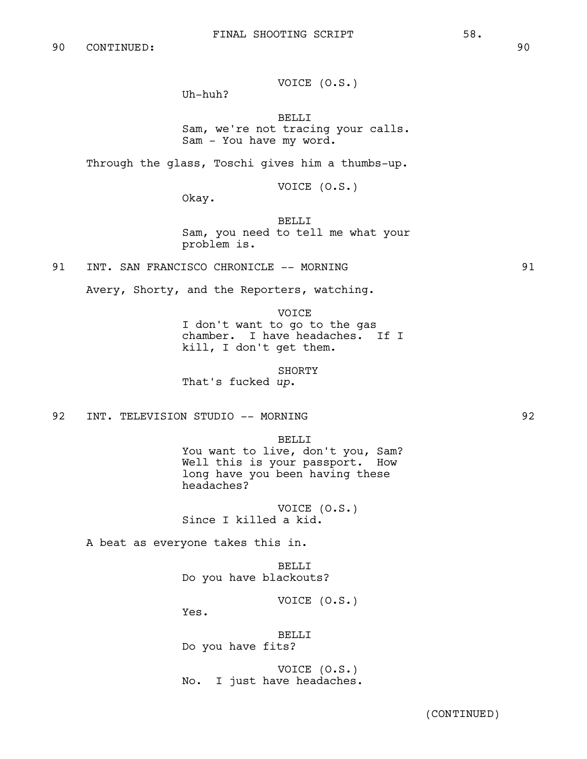90 CONTINUED: 90

VOICE (O.S.)
Uh-huh?

BELLI
Sam, we're not tracing your calls. Sam - You have my word.

Through the glass, Toschi gives him a thumbs-up.

VOICE (O.S.)
Okay.

BELLI
Sam, you need to tell me what your problem is.

91 INT. SAN FRANCISCO CHRONICLE -- MORNING 91

Avery, Shorty, and the Reporters, watching.

VOICE
I don't want to go to the gas chamber. I have headaches. If I kill, I don't get them.

SHORTY
That's fucked *up.*

92 INT. TELEVISION STUDIO -- MORNING 92

BELLI
You want to live, don't you, Sam? Well this is your passport. How long have you been having these headaches?

VOICE (O.S.)
Since I killed a kid.

A beat as everyone takes this in.

BELLI
Do you have blackouts?

VOICE (O.S.)
Yes.

BELLI
Do you have fits?

VOICE (O.S.)
No. I just have headaches.

(CONTINUED)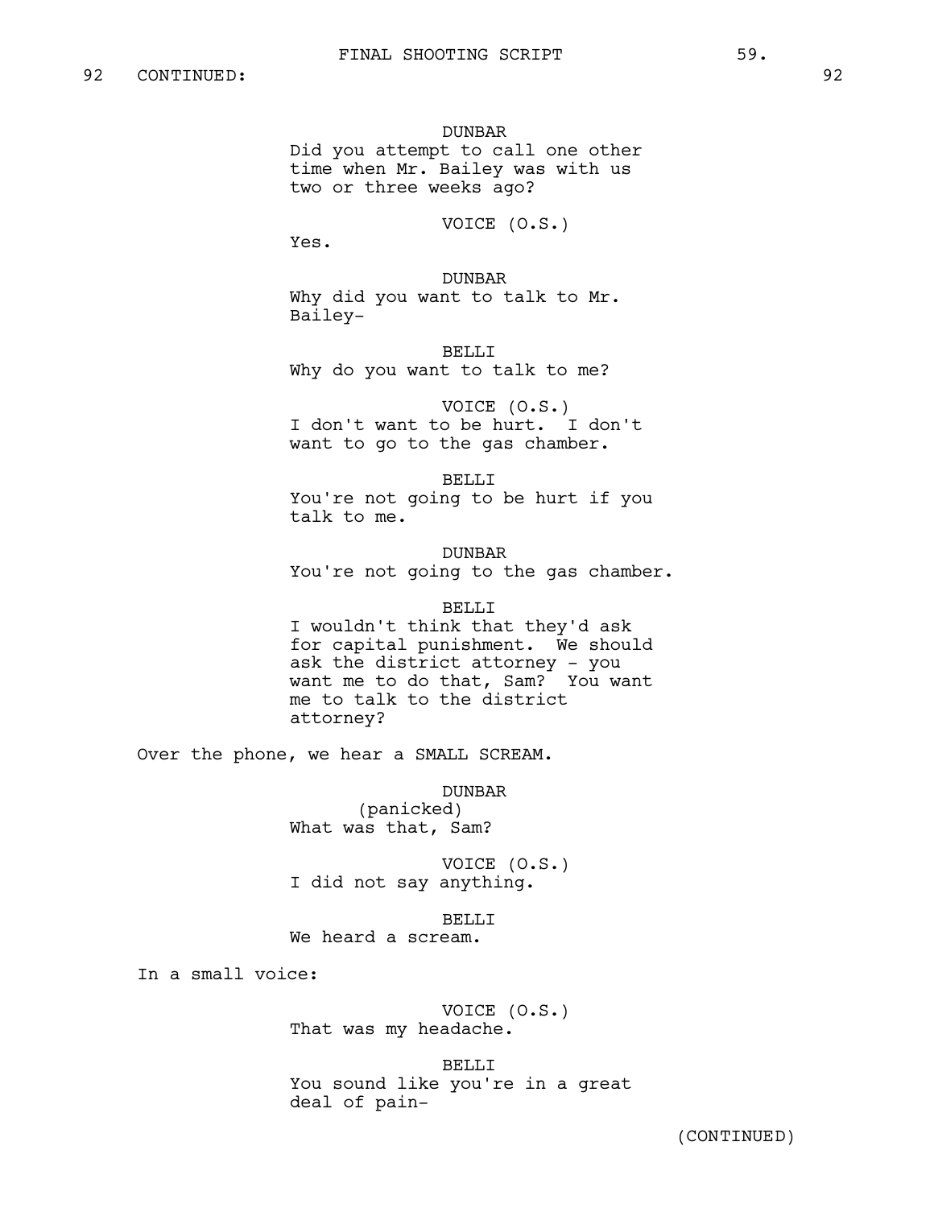92 CONTINUED: 92

DUNBAR
Did you attempt to call one other time when Mr. Bailey was with us two or three weeks ago?

VOICE (O.S.)
Yes.

DUNBAR
Why did you want to talk to Mr. Bailey-

BELLI
Why do you want to talk to me?

VOICE (O.S.)
I don't want to be hurt. I don't want to go to the gas chamber.

BELLI
You're not going to be hurt if you talk to me.

DUNBAR
You're not going to the gas chamber.

BELLI
I wouldn't think that they'd ask for capital punishment. We should ask the district attorney - you want me to do that, Sam? You want me to talk to the district attorney?

Over the phone, we hear a SMALL SCREAM.

DUNBAR
(panicked)
What was that, Sam?

VOICE (O.S.)
I did not say anything.

BELLI
We heard a scream.

In a small voice:

VOICE (O.S.)
That was my headache.

BELLI
You sound like you're in a great deal of pain-

(CONTINUED)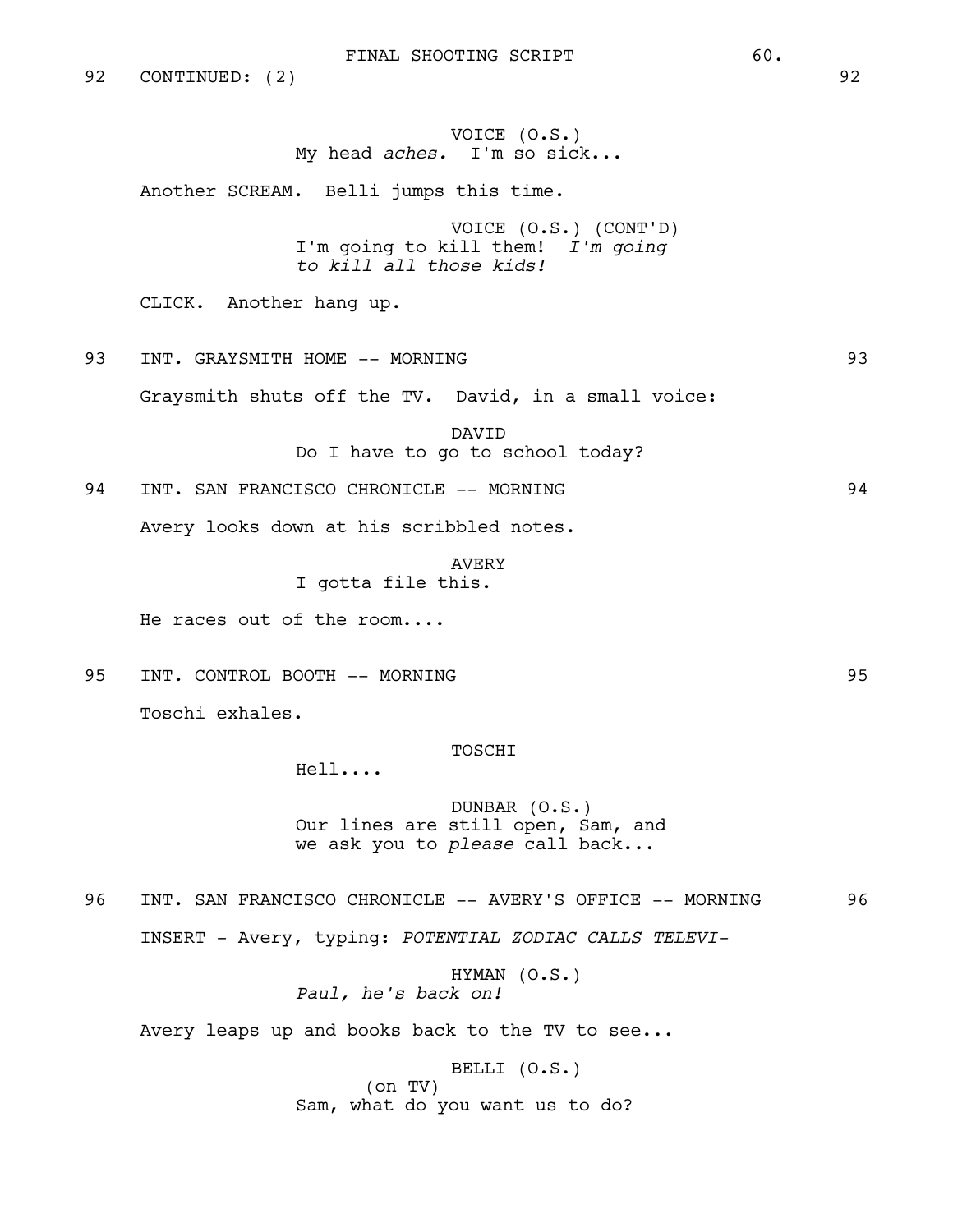92 CONTINUED: (2) 92

VOICE (O.S.)
My head *aches.* I'm so sick...

Another SCREAM. Belli jumps this time.

VOICE (O.S.) (CONT'D)
I'm going to kill them! *I'm going to kill all those kids!*

CLICK. Another hang up.

93 INT. GRAYSMITH HOME -- MORNING 93

Graysmith shuts off the TV. David, in a small voice:

DAVID
Do I have to go to school today?

94 INT. SAN FRANCISCO CHRONICLE -- MORNING 94

Avery looks down at his scribbled notes.

AVERY
I gotta file this.

He races out of the room....

95 INT. CONTROL BOOTH -- MORNING 95

Toschi exhales.

TOSCHI
Hell....

DUNBAR (O.S.)
Our lines are still open, Sam, and we ask you to *please* call back...

96 INT. SAN FRANCISCO CHRONICLE -- AVERY'S OFFICE -- MORNING 96

INSERT - Avery, typing: *POTENTIAL ZODIAC CALLS TELEVI-*

HYMAN (O.S.)
*Paul, he's back on!*

Avery leaps up and books back to the TV to see...

BELLI (O.S.)
(on TV)
Sam, what do you want us to do?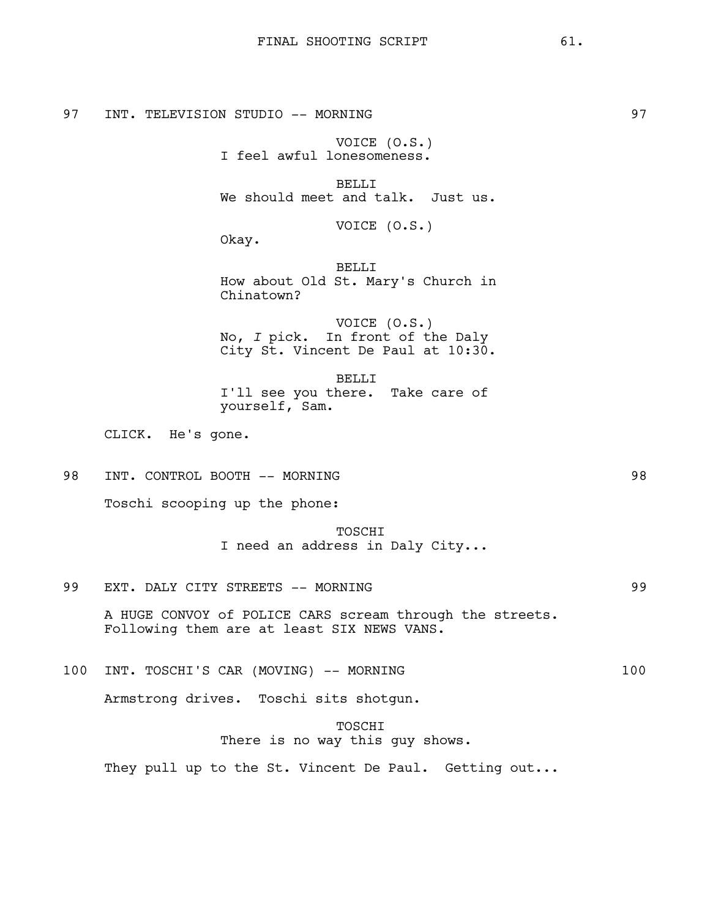97 INT. TELEVISION STUDIO -- MORNING 97

VOICE (O.S.)
I feel awful lonesomeness.

BELLI
We should meet and talk. Just us.

VOICE (O.S.)
Okay.

BELLI
How about Old St. Mary's Church in Chinatown?

VOICE (O.S.)
No, *I* pick. In front of the Daly City St. Vincent De Paul at 10:30.

BELLI
I'll see you there. Take care of yourself, Sam.

CLICK. He's gone.

98 INT. CONTROL BOOTH -- MORNING 98

Toschi scooping up the phone:

TOSCHI
I need an address in Daly City...

99 EXT. DALY CITY STREETS -- MORNING 99

A HUGE CONVOY of POLICE CARS scream through the streets. Following them are at least SIX NEWS VANS.

100 INT. TOSCHI'S CAR (MOVING) -- MORNING 100

Armstrong drives. Toschi sits shotgun.

TOSCHI
There is no way this guy shows.

They pull up to the St. Vincent De Paul. Getting out...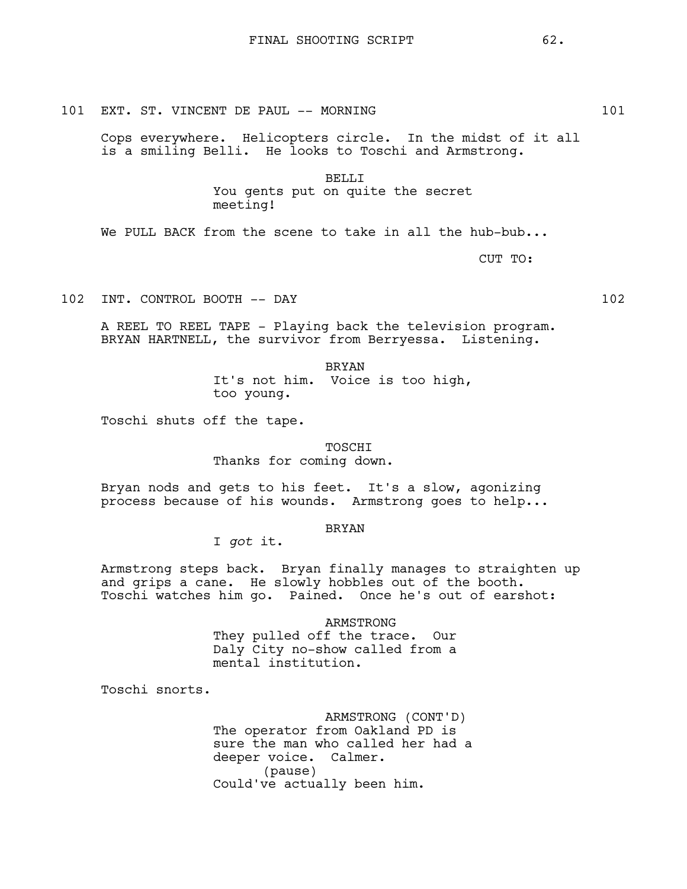101 EXT. ST. VINCENT DE PAUL -- MORNING 101

Cops everywhere. Helicopters circle. In the midst of it all is a smiling Belli. He looks to Toschi and Armstrong.

BELLI
You gents put on quite the secret meeting!

We PULL BACK from the scene to take in all the hub-bub...

CUT TO:

102 INT. CONTROL BOOTH -- DAY 102

A REEL TO REEL TAPE - Playing back the television program. BRYAN HARTNELL, the survivor from Berryessa. Listening.

BRYAN
It's not him. Voice is too high, too young.

Toschi shuts off the tape.

TOSCHI
Thanks for coming down.

Bryan nods and gets to his feet. It's a slow, agonizing process because of his wounds. Armstrong goes to help...

BRYAN
I *got* it.

Armstrong steps back. Bryan finally manages to straighten up and grips a cane. He slowly hobbles out of the booth. Toschi watches him go. Pained. Once he's out of earshot:

ARMSTRONG
They pulled off the trace. Our Daly City no-show called from a mental institution.

Toschi snorts.

ARMSTRONG (CONT'D)
The operator from Oakland PD is sure the man who called her had a deeper voice. Calmer.
(pause)
Could've actually been him.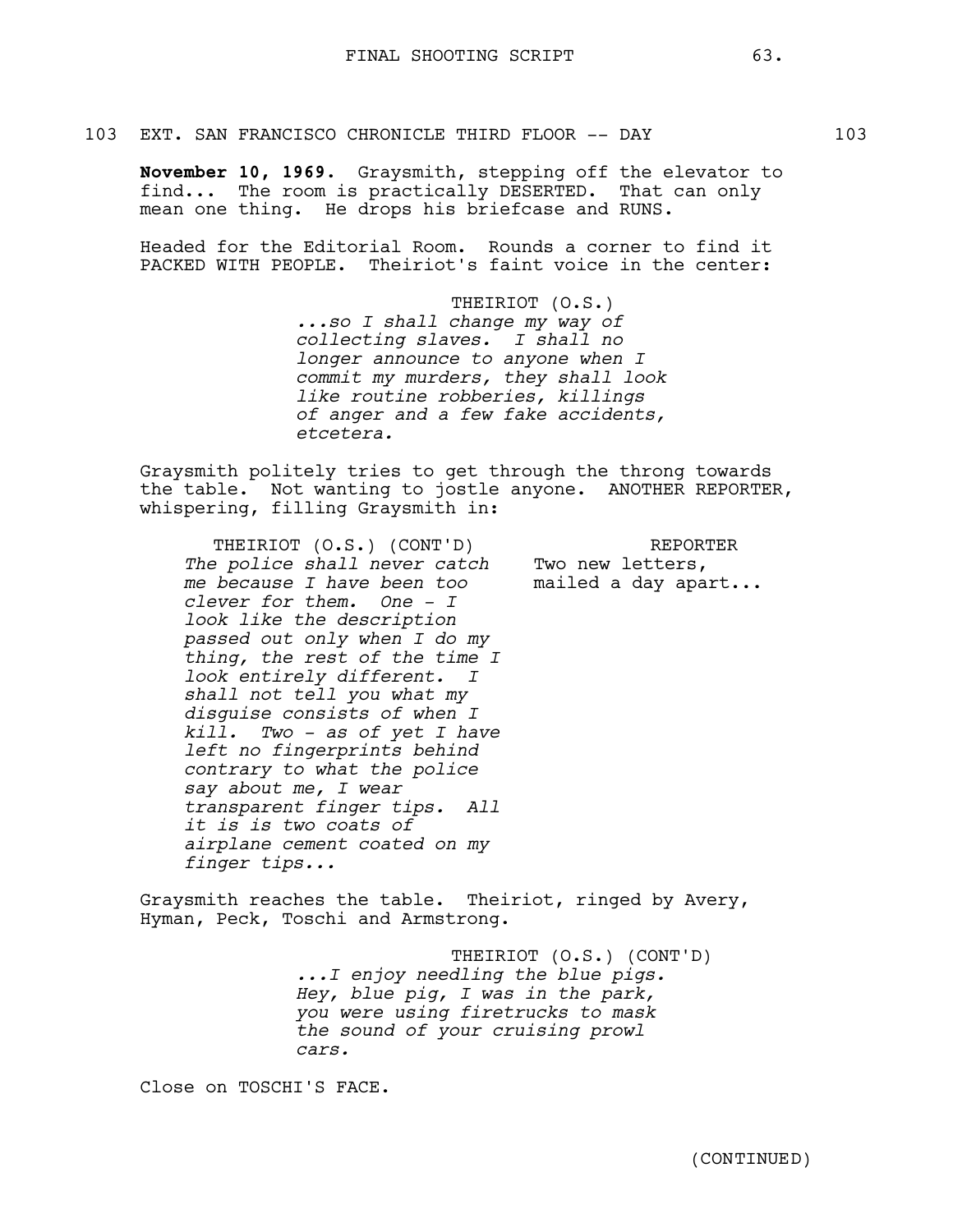103 EXT. SAN FRANCISCO CHRONICLE THIRD FLOOR -- DAY 103

**November 10, 1969.** Graysmith, stepping off the elevator to find... The room is practically DESERTED. That can only mean one thing. He drops his briefcase and RUNS.

Headed for the Editorial Room. Rounds a corner to find it PACKED WITH PEOPLE. Theiriot's faint voice in the center:

THEIRIOT (O.S.)
*...so I shall change my way of collecting slaves. I shall no longer announce to anyone when I commit my murders, they shall look like routine robberies, killings of anger and a few fake accidents, etcetera.*

Graysmith politely tries to get through the throng towards the table. Not wanting to jostle anyone. ANOTHER REPORTER, whispering, filling Graysmith in:

THEIRIOT (O.S.) (CONT'D)
*The police shall never catch me because I have been too clever for them. One - I look like the description passed out only when I do my thing, the rest of the time I look entirely different. I shall not tell you what my disguise consists of when I kill. Two - as of yet I have left no fingerprints behind contrary to what the police say about me, I wear transparent finger tips. All it is is two coats of airplane cement coated on my finger tips...*

REPORTER
Two new letters, mailed a day apart...

Graysmith reaches the table. Theiriot, ringed by Avery, Hyman, Peck, Toschi and Armstrong.

THEIRIOT (O.S.) (CONT'D)
*...I enjoy needling the blue pigs. Hey, blue pig, I was in the park, you were using firetrucks to mask the sound of your cruising prowl cars.*

Close on TOSCHI'S FACE.

(CONTINUED)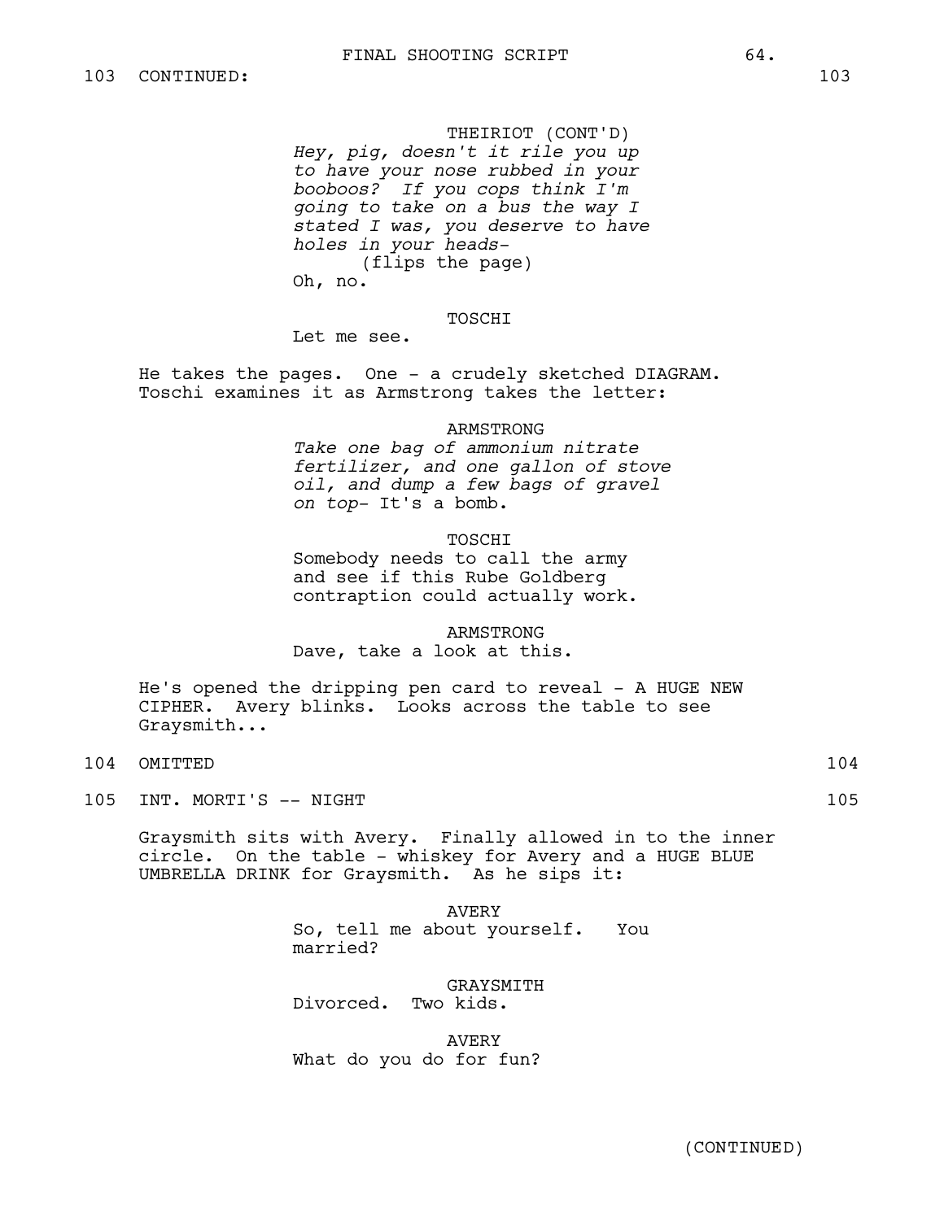103 CONTINUED: 103

THEIRIOT (CONT'D)
*Hey, pig, doesn't it rile you up to have your nose rubbed in your booboos? If you cops think I'm going to take on a bus the way I stated I was, you deserve to have holes in your heads-*
(flips the page)
Oh, no.

TOSCHI
Let me see.

He takes the pages. One - a crudely sketched DIAGRAM. Toschi examines it as Armstrong takes the letter:

ARMSTRONG
*Take one bag of ammonium nitrate fertilizer, and one gallon of stove oil, and dump a few bags of gravel on top-* It's a bomb.

TOSCHI
Somebody needs to call the army and see if this Rube Goldberg contraption could actually work.

ARMSTRONG
Dave, take a look at this.

He's opened the dripping pen card to reveal - A HUGE NEW CIPHER. Avery blinks. Looks across the table to see Graysmith...

104 OMITTED 104

105 INT. MORTI'S -- NIGHT 105

Graysmith sits with Avery. Finally allowed in to the inner circle. On the table - whiskey for Avery and a HUGE BLUE UMBRELLA DRINK for Graysmith. As he sips it:

AVERY
So, tell me about yourself. You married?

GRAYSMITH
Divorced. Two kids.

AVERY
What do you do for fun?

(CONTINUED)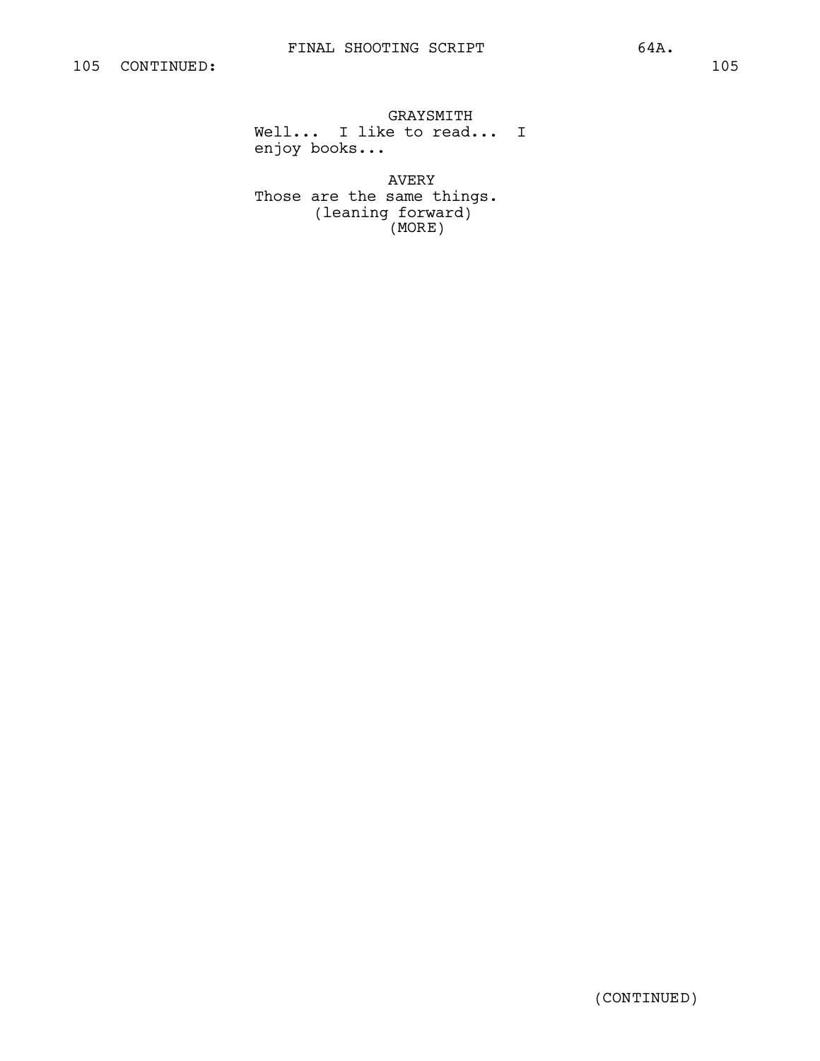105 CONTINUED: 105

GRAYSMITH
Well... I like to read... I enjoy books...

AVERY
Those are the same things.
(leaning forward)
(MORE)

(CONTINUED)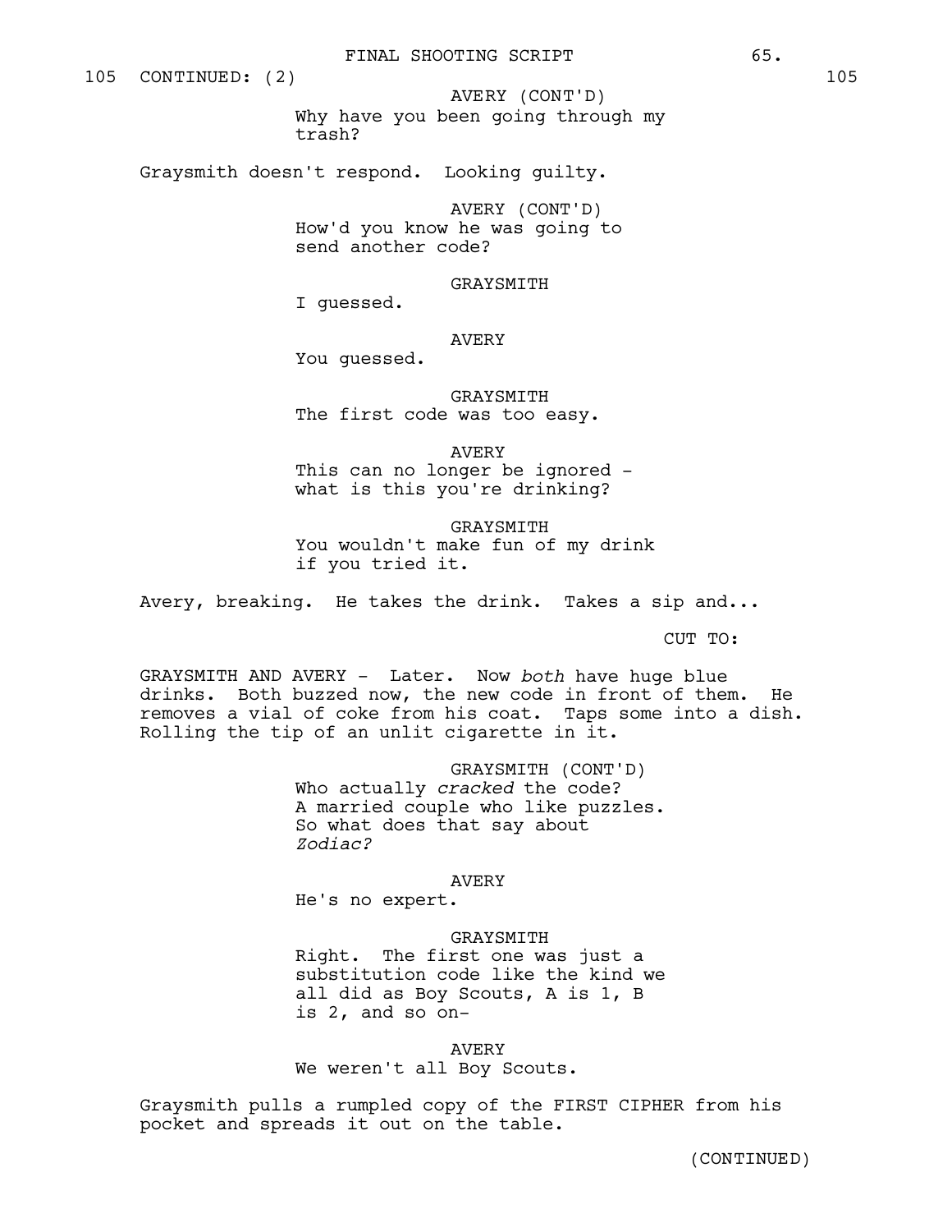105 CONTINUED: (2) 105

AVERY (CONT'D)
Why have you been going through my trash?

Graysmith doesn't respond. Looking guilty.

AVERY (CONT'D)
How'd you know he was going to send another code?

GRAYSMITH
I guessed.

AVERY
You guessed.

GRAYSMITH
The first code was too easy.

AVERY
This can no longer be ignored - what is this you're drinking?

GRAYSMITH
You wouldn't make fun of my drink if you tried it.

Avery, breaking. He takes the drink. Takes a sip and...

CUT TO:

GRAYSMITH AND AVERY - Later. Now *both* have huge blue drinks. Both buzzed now, the new code in front of them. He removes a vial of coke from his coat. Taps some into a dish. Rolling the tip of an unlit cigarette in it.

GRAYSMITH (CONT'D)
Who actually *cracked* the code? A married couple who like puzzles. So what does that say about *Zodiac?*

AVERY
He's no expert.

GRAYSMITH
Right. The first one was just a substitution code like the kind we all did as Boy Scouts, A is 1, B is 2, and so on-

AVERY
We weren't all Boy Scouts.

Graysmith pulls a rumpled copy of the FIRST CIPHER from his pocket and spreads it out on the table.

(CONTINUED)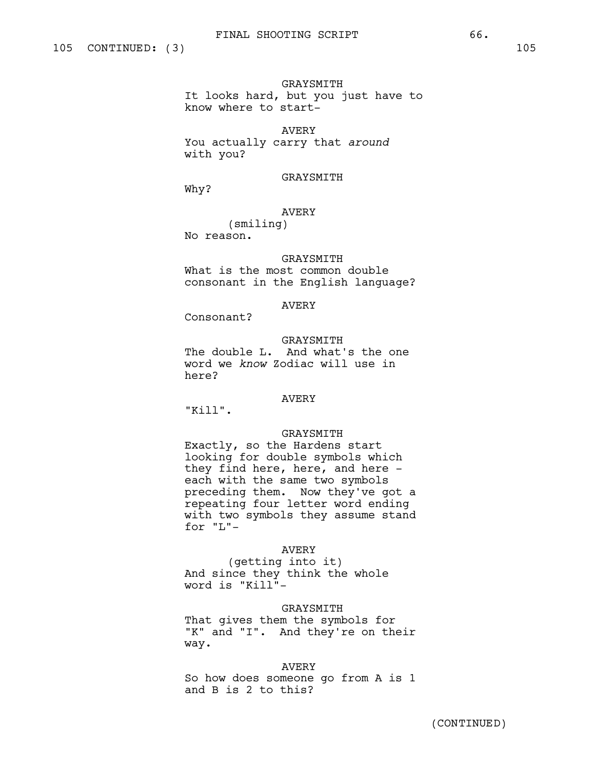105 CONTINUED: (3) 105

GRAYSMITH
It looks hard, but you just have to know where to start-

AVERY
You actually carry that *around* with you?

GRAYSMITH
Why?

AVERY
(smiling)
No reason.

GRAYSMITH
What is the most common double consonant in the English language?

AVERY
Consonant?

GRAYSMITH
The double L. And what's the one word we *know* Zodiac will use in here?

AVERY
"Kill".

GRAYSMITH
Exactly, so the Hardens start looking for double symbols which they find here, here, and here - each with the same two symbols preceding them. Now they've got a repeating four letter word ending with two symbols they assume stand for "L"-

AVERY
(getting into it)
And since they think the whole word is "Kill"-

GRAYSMITH
That gives them the symbols for "K" and "I". And they're on their way.

AVERY
So how does someone go from A is 1 and B is 2 to this?

(CONTINUED)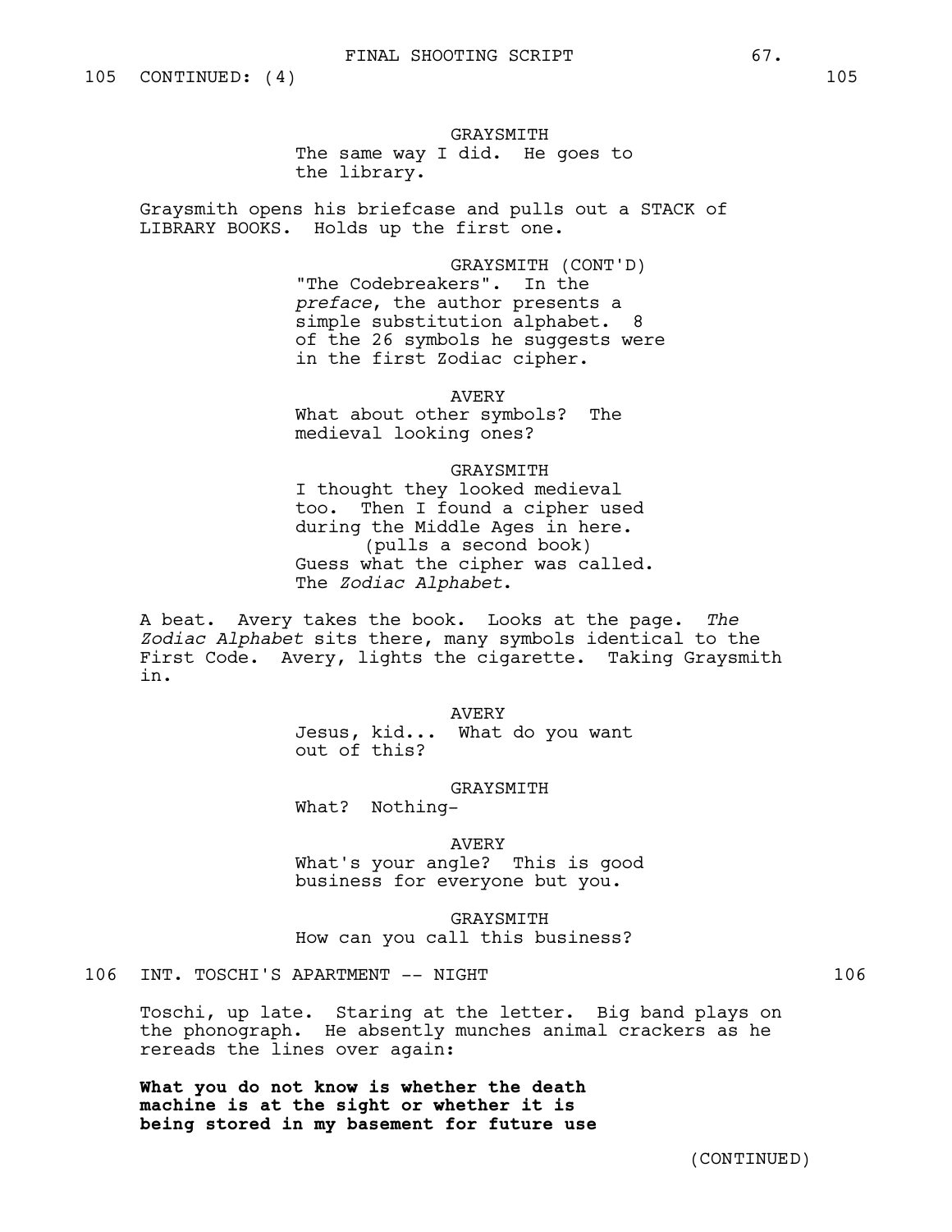105 CONTINUED: (4) 105

GRAYSMITH
The same way I did. He goes to the library.

Graysmith opens his briefcase and pulls out a STACK of LIBRARY BOOKS. Holds up the first one.

GRAYSMITH (CONT'D)
"The Codebreakers". In the *preface*, the author presents a simple substitution alphabet. 8 of the 26 symbols he suggests were in the first Zodiac cipher.

AVERY
What about other symbols? The medieval looking ones?

GRAYSMITH
I thought they looked medieval too. Then I found a cipher used during the Middle Ages in here.
(pulls a second book)
Guess what the cipher was called. The *Zodiac Alphabet*.

A beat. Avery takes the book. Looks at the page. *The Zodiac Alphabet* sits there, many symbols identical to the First Code. Avery, lights the cigarette. Taking Graysmith in.

AVERY
Jesus, kid... What do you want out of this?

GRAYSMITH
What? Nothing-

AVERY
What's your angle? This is good business for everyone but you.

GRAYSMITH
How can you call this business?

106 INT. TOSCHI'S APARTMENT -- NIGHT 106

Toschi, up late. Staring at the letter. Big band plays on the phonograph. He absently munches animal crackers as he rereads the lines over again:

**What you do not know is whether the death machine is at the sight or whether it is being stored in my basement for future use**

(CONTINUED)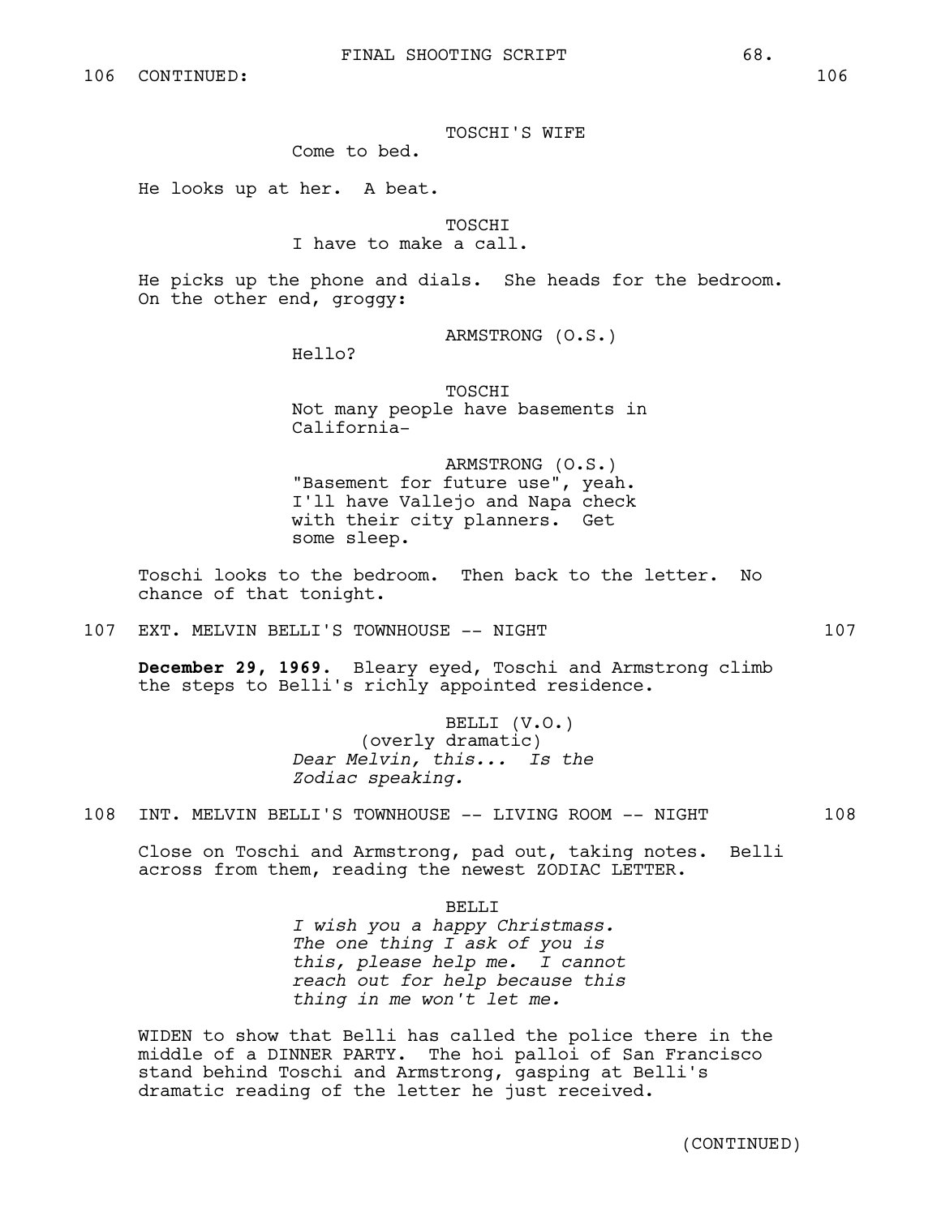106 CONTINUED: 106

TOSCHI'S WIFE
Come to bed.

He looks up at her. A beat.

TOSCHI
I have to make a call.

He picks up the phone and dials. She heads for the bedroom. On the other end, groggy:

ARMSTRONG (O.S.)
Hello?

TOSCHI
Not many people have basements in California-

ARMSTRONG (O.S.)
"Basement for future use", yeah. I'll have Vallejo and Napa check with their city planners. Get some sleep.

Toschi looks to the bedroom. Then back to the letter. No chance of that tonight.

107 EXT. MELVIN BELLI'S TOWNHOUSE -- NIGHT 107

**December 29, 1969.** Bleary eyed, Toschi and Armstrong climb the steps to Belli's richly appointed residence.

BELLI (V.O.)
(overly dramatic)
*Dear Melvin, this... Is the Zodiac speaking.*

108 INT. MELVIN BELLI'S TOWNHOUSE -- LIVING ROOM -- NIGHT 108

Close on Toschi and Armstrong, pad out, taking notes. Belli across from them, reading the newest ZODIAC LETTER.

BELLI
*I wish you a happy Christmass. The one thing I ask of you is this, please help me. I cannot reach out for help because this thing in me won't let me.*

WIDEN to show that Belli has called the police there in the middle of a DINNER PARTY. The hoi palloi of San Francisco stand behind Toschi and Armstrong, gasping at Belli's dramatic reading of the letter he just received.

(CONTINUED)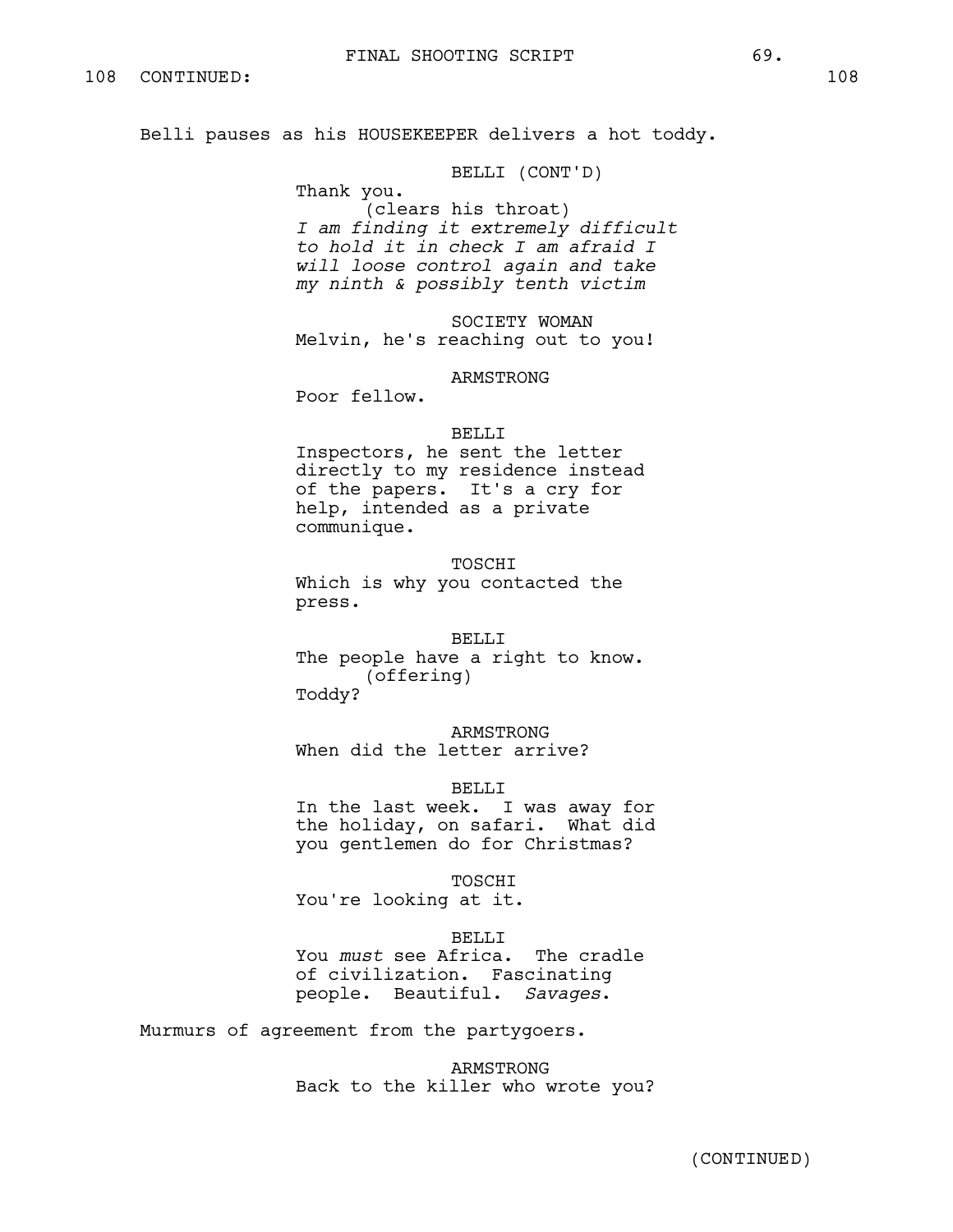108 CONTINUED: 108

Belli pauses as his HOUSEKEEPER delivers a hot toddy.

BELLI (CONT'D)
Thank you.
(clears his throat)
*I am finding it extremely difficult to hold it in check I am afraid I will loose control again and take my ninth & possibly tenth victim*

SOCIETY WOMAN
Melvin, he's reaching out to you!

ARMSTRONG
Poor fellow.

BELLI
Inspectors, he sent the letter directly to my residence instead of the papers. It's a cry for help, intended as a private communique.

TOSCHI
Which is why you contacted the press.

BELLI
The people have a right to know.
(offering)
Toddy?

ARMSTRONG
When did the letter arrive?

BELLI
In the last week. I was away for the holiday, on safari. What did you gentlemen do for Christmas?

TOSCHI
You're looking at it.

BELLI
You *must* see Africa. The cradle of civilization. Fascinating people. Beautiful. *Savages*.

Murmurs of agreement from the partygoers.

ARMSTRONG
Back to the killer who wrote you?

(CONTINUED)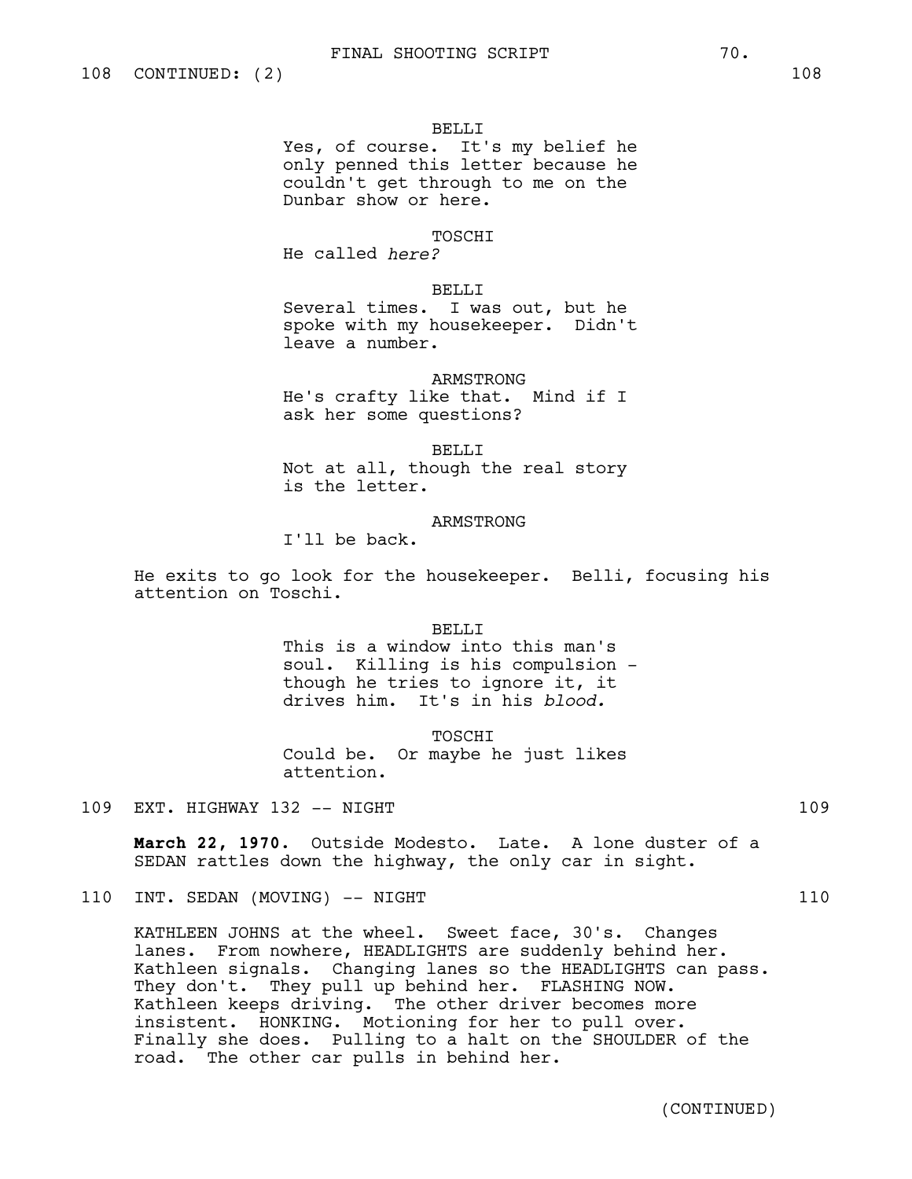108 CONTINUED: (2) 108

BELLI
Yes, of course. It's my belief he only penned this letter because he couldn't get through to me on the Dunbar show or here.

TOSCHI
He called *here?*

BELLI
Several times. I was out, but he spoke with my housekeeper. Didn't leave a number.

ARMSTRONG
He's crafty like that. Mind if I ask her some questions?

BELLI
Not at all, though the real story is the letter.

ARMSTRONG
I'll be back.

He exits to go look for the housekeeper. Belli, focusing his attention on Toschi.

BELLI
This is a window into this man's soul. Killing is his compulsion - though he tries to ignore it, it drives him. It's in his *blood.*

TOSCHI
Could be. Or maybe he just likes attention.

109 EXT. HIGHWAY 132 -- NIGHT 109

**March 22, 1970.** Outside Modesto. Late. A lone duster of a SEDAN rattles down the highway, the only car in sight.

110 INT. SEDAN (MOVING) -- NIGHT 110

KATHLEEN JOHNS at the wheel. Sweet face, 30's. Changes lanes. From nowhere, HEADLIGHTS are suddenly behind her. Kathleen signals. Changing lanes so the HEADLIGHTS can pass. They don't. They pull up behind her. FLASHING NOW. Kathleen keeps driving. The other driver becomes more insistent. HONKING. Motioning for her to pull over. Finally she does. Pulling to a halt on the SHOULDER of the road. The other car pulls in behind her.

(CONTINUED)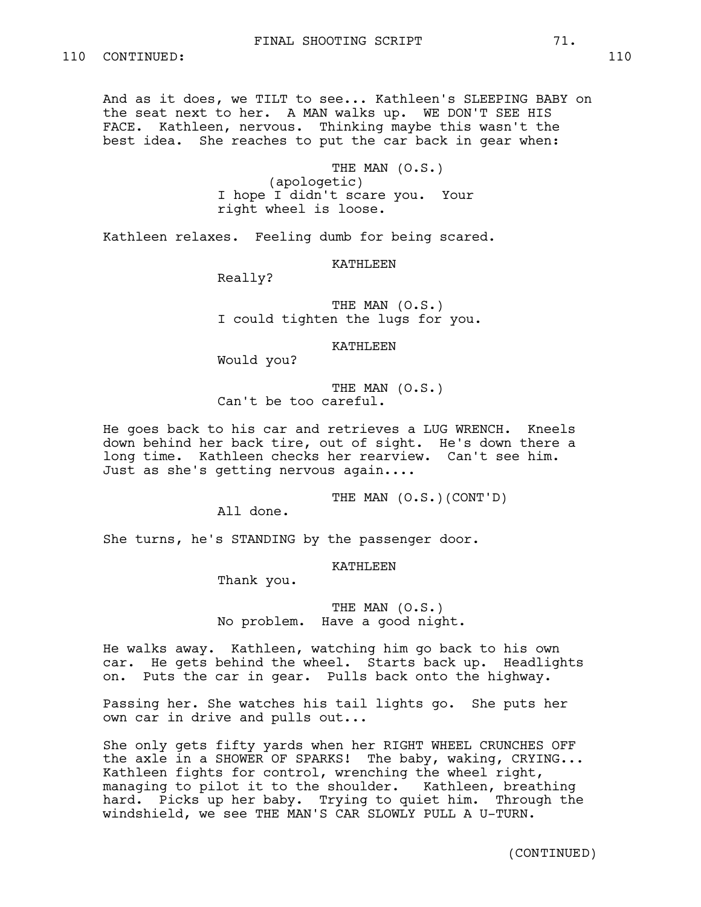110 CONTINUED: 110

And as it does, we TILT to see... Kathleen's SLEEPING BABY on the seat next to her. A MAN walks up. WE DON'T SEE HIS FACE. Kathleen, nervous. Thinking maybe this wasn't the best idea. She reaches to put the car back in gear when:

THE MAN (O.S.)
(apologetic)
I hope I didn't scare you. Your right wheel is loose.

Kathleen relaxes. Feeling dumb for being scared.

KATHLEEN
Really?

THE MAN (O.S.)
I could tighten the lugs for you.

KATHLEEN
Would you?

THE MAN (O.S.)
Can't be too careful.

He goes back to his car and retrieves a LUG WRENCH. Kneels down behind her back tire, out of sight. He's down there a long time. Kathleen checks her rearview. Can't see him. Just as she's getting nervous again....

THE MAN (O.S.)(CONT'D)
All done.

She turns, he's STANDING by the passenger door.

KATHLEEN
Thank you.

THE MAN (O.S.)
No problem. Have a good night.

He walks away. Kathleen, watching him go back to his own car. He gets behind the wheel. Starts back up. Headlights on. Puts the car in gear. Pulls back onto the highway.

Passing her. She watches his tail lights go. She puts her own car in drive and pulls out...

She only gets fifty yards when her RIGHT WHEEL CRUNCHES OFF the axle in a SHOWER OF SPARKS! The baby, waking, CRYING... Kathleen fights for control, wrenching the wheel right, managing to pilot it to the shoulder. Kathleen, breathing hard. Picks up her baby. Trying to quiet him. Through the windshield, we see THE MAN'S CAR SLOWLY PULL A U-TURN.

(CONTINUED)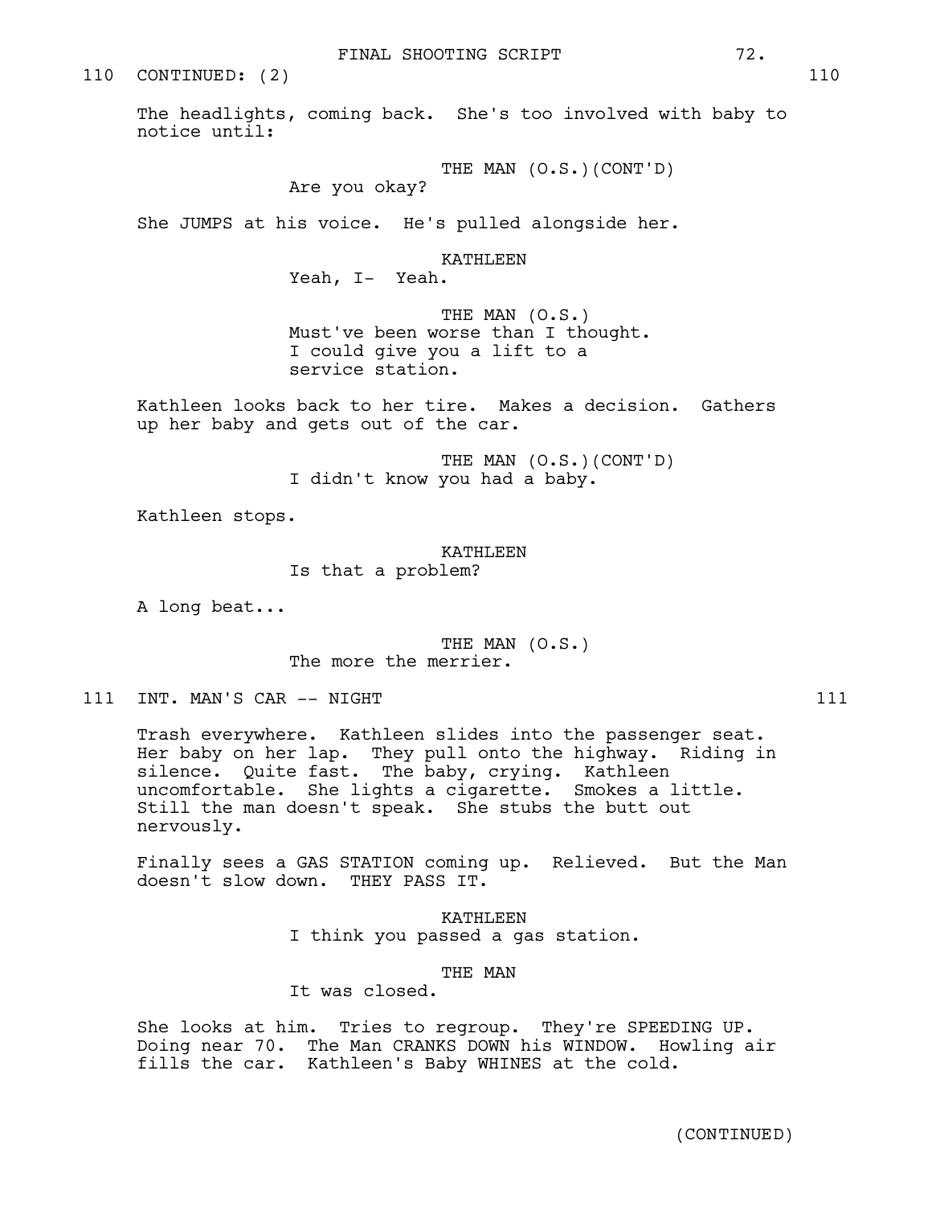110 CONTINUED: (2) 110

The headlights, coming back. She's too involved with baby to notice until:

THE MAN (O.S.)(CONT'D)
Are you okay?

She JUMPS at his voice. He's pulled alongside her.

KATHLEEN
Yeah, I- Yeah.

THE MAN (O.S.)
Must've been worse than I thought. I could give you a lift to a service station.

Kathleen looks back to her tire. Makes a decision. Gathers up her baby and gets out of the car.

THE MAN (O.S.)(CONT'D)
I didn't know you had a baby.

Kathleen stops.

KATHLEEN
Is that a problem?

A long beat...

THE MAN (O.S.)
The more the merrier.

111 INT. MAN'S CAR -- NIGHT 111

Trash everywhere. Kathleen slides into the passenger seat. Her baby on her lap. They pull onto the highway. Riding in silence. Quite fast. The baby, crying. Kathleen uncomfortable. She lights a cigarette. Smokes a little. Still the man doesn't speak. She stubs the butt out nervously.

Finally sees a GAS STATION coming up. Relieved. But the Man doesn't slow down. THEY PASS IT.

KATHLEEN
I think you passed a gas station.

THE MAN
It was closed.

She looks at him. Tries to regroup. They're SPEEDING UP. Doing near 70. The Man CRANKS DOWN his WINDOW. Howling air fills the car. Kathleen's Baby WHINES at the cold.

(CONTINUED)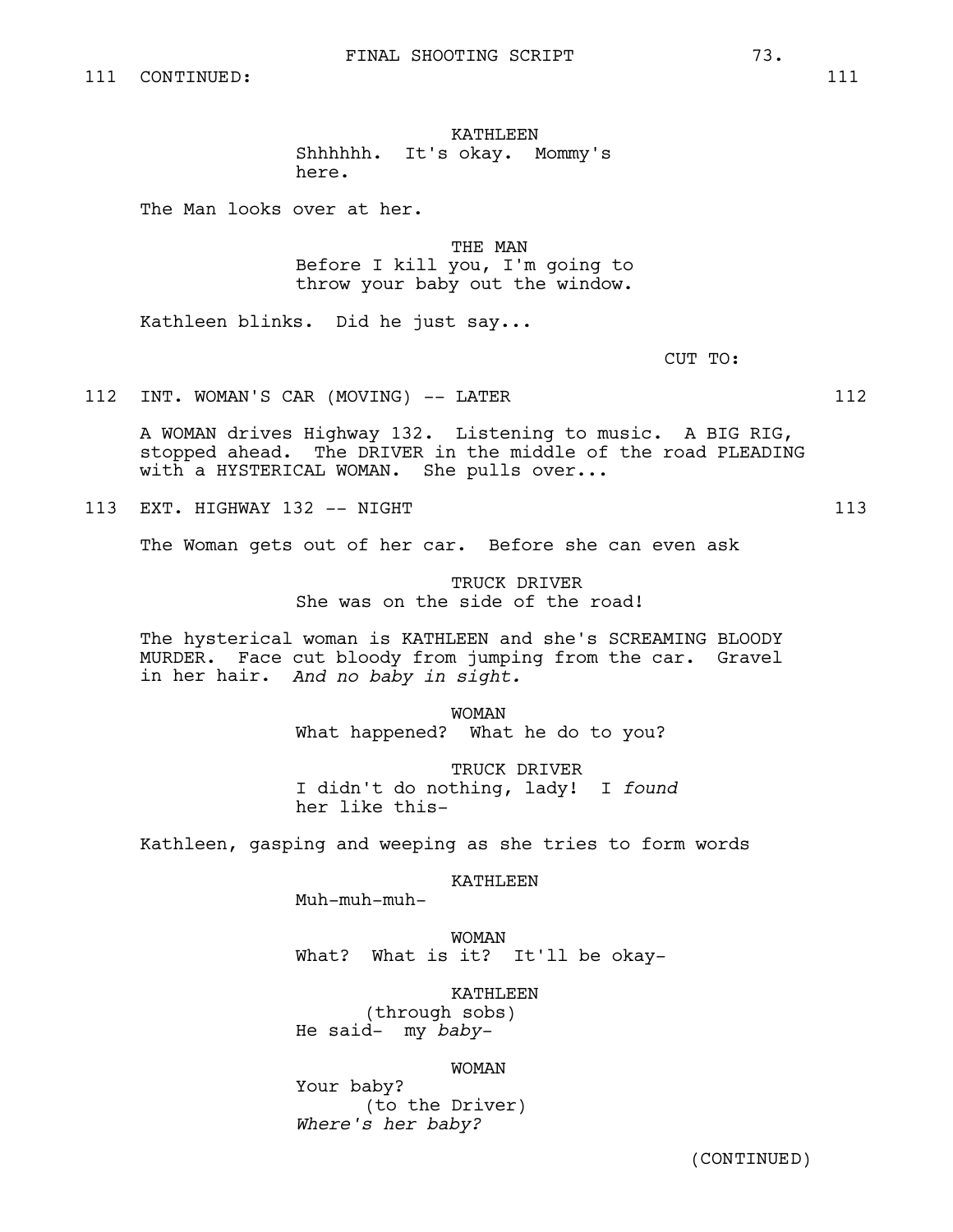111 CONTINUED: 111

KATHLEEN
Shhhhhh. It's okay. Mommy's here.

The Man looks over at her.

THE MAN
Before I kill you, I'm going to throw your baby out the window.

Kathleen blinks. Did he just say...

CUT TO:

112 INT. WOMAN'S CAR (MOVING) -- LATER 112

A WOMAN drives Highway 132. Listening to music. A BIG RIG, stopped ahead. The DRIVER in the middle of the road PLEADING with a HYSTERICAL WOMAN. She pulls over...

113 EXT. HIGHWAY 132 -- NIGHT 113

The Woman gets out of her car. Before she can even ask

TRUCK DRIVER
She was on the side of the road!

The hysterical woman is KATHLEEN and she's SCREAMING BLOODY MURDER. Face cut bloody from jumping from the car. Gravel in her hair. *And no baby in sight.*

WOMAN
What happened? What he do to you?

TRUCK DRIVER
I didn't do nothing, lady! I *found* her like this-

Kathleen, gasping and weeping as she tries to form words

KATHLEEN
Muh-muh-muh-

WOMAN
What? What is it? It'll be okay-

KATHLEEN
(through sobs)
He said- my *baby*-

WOMAN
Your baby?
(to the Driver)
*Where's her baby?*

(CONTINUED)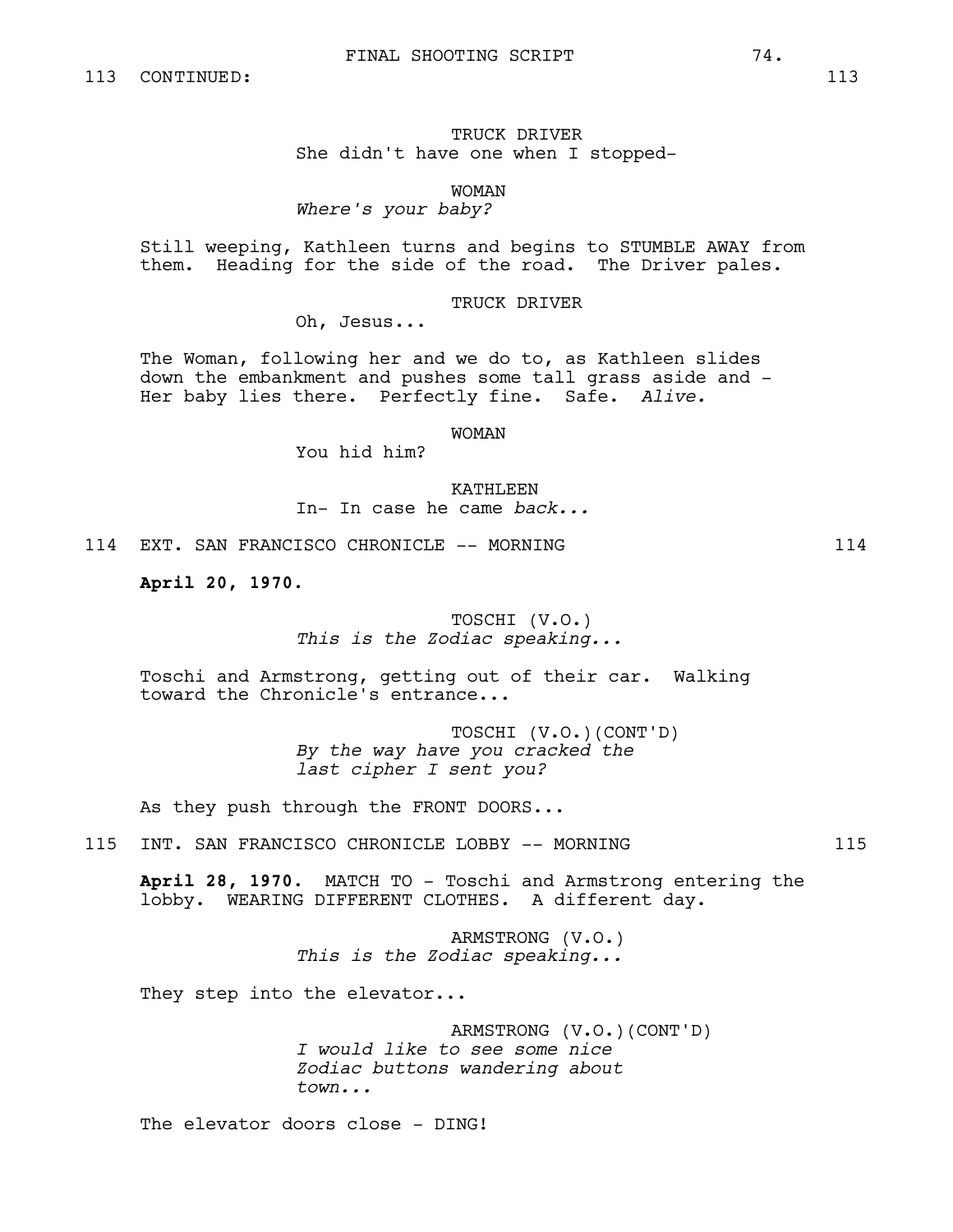113 CONTINUED: 113

TRUCK DRIVER
She didn't have one when I stopped-

WOMAN
*Where's your baby?*

Still weeping, Kathleen turns and begins to STUMBLE AWAY from them. Heading for the side of the road. The Driver pales.

TRUCK DRIVER
Oh, Jesus...

The Woman, following her and we do to, as Kathleen slides down the embankment and pushes some tall grass aside and - Her baby lies there. Perfectly fine. Safe. *Alive.*

WOMAN
You hid him?

KATHLEEN
In- In case he came *back...*

114 EXT. SAN FRANCISCO CHRONICLE -- MORNING 114

**April 20, 1970.**

TOSCHI (V.O.)
*This is the Zodiac speaking...*

Toschi and Armstrong, getting out of their car. Walking toward the Chronicle's entrance...

TOSCHI (V.O.)(CONT'D)
*By the way have you cracked the last cipher I sent you?*

As they push through the FRONT DOORS...

115 INT. SAN FRANCISCO CHRONICLE LOBBY -- MORNING 115

**April 28, 1970.** MATCH TO - Toschi and Armstrong entering the lobby. WEARING DIFFERENT CLOTHES. A different day.

ARMSTRONG (V.O.)
*This is the Zodiac speaking...*

They step into the elevator...

ARMSTRONG (V.O.)(CONT'D)
*I would like to see some nice Zodiac buttons wandering about town...*

The elevator doors close - DING!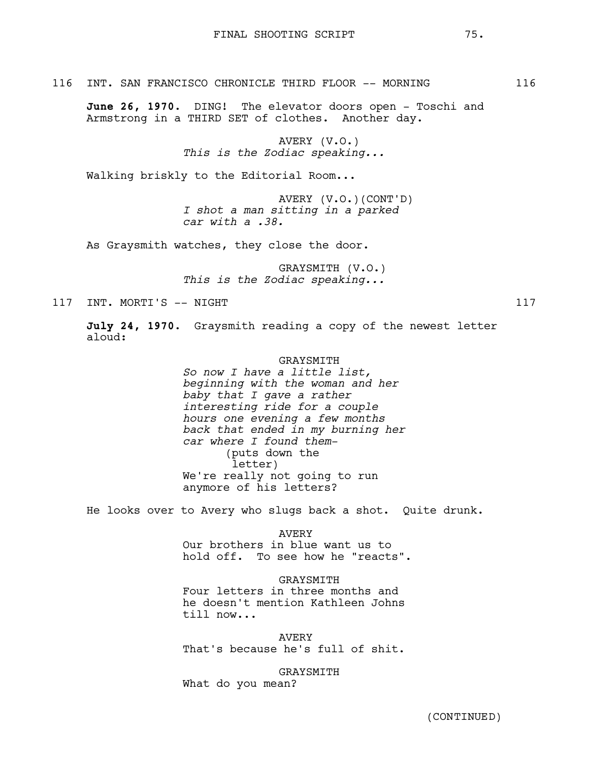116 INT. SAN FRANCISCO CHRONICLE THIRD FLOOR -- MORNING 116

**June 26, 1970.** DING! The elevator doors open - Toschi and Armstrong in a THIRD SET of clothes. Another day.

AVERY (V.O.)
*This is the Zodiac speaking...*

Walking briskly to the Editorial Room...

AVERY (V.O.)(CONT'D)
*I shot a man sitting in a parked car with a .38.*

As Graysmith watches, they close the door.

GRAYSMITH (V.O.)
*This is the Zodiac speaking...*

117 INT. MORTI'S -- NIGHT 117

**July 24, 1970.** Graysmith reading a copy of the newest letter aloud:

GRAYSMITH
*So now I have a little list, beginning with the woman and her baby that I gave a rather interesting ride for a couple hours one evening a few months back that ended in my burning her car where I found them-*
(puts down the letter)
We're really not going to run anymore of his letters?

He looks over to Avery who slugs back a shot. Quite drunk.

AVERY
Our brothers in blue want us to hold off. To see how he "reacts".

GRAYSMITH
Four letters in three months and he doesn't mention Kathleen Johns till now...

AVERY
That's because he's full of shit.

GRAYSMITH
What do you mean?

(CONTINUED)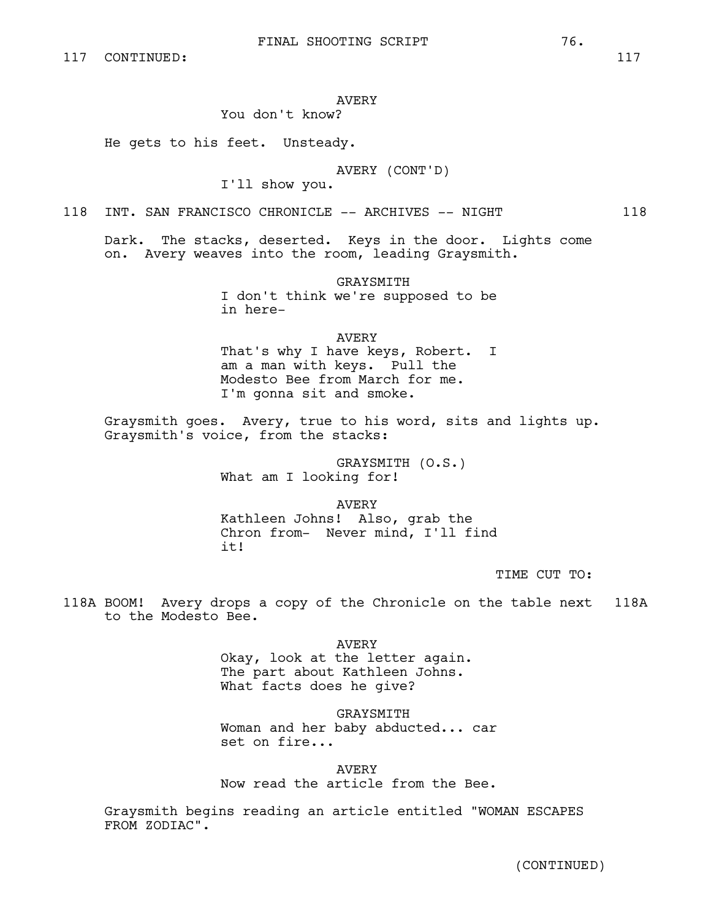117 CONTINUED: 117

AVERY
You don't know?

He gets to his feet. Unsteady.

AVERY (CONT'D)
I'll show you.

118 INT. SAN FRANCISCO CHRONICLE -- ARCHIVES -- NIGHT 118

Dark. The stacks, deserted. Keys in the door. Lights come on. Avery weaves into the room, leading Graysmith.

GRAYSMITH
I don't think we're supposed to be in here-

AVERY
That's why I have keys, Robert. I am a man with keys. Pull the Modesto Bee from March for me. I'm gonna sit and smoke.

Graysmith goes. Avery, true to his word, sits and lights up. Graysmith's voice, from the stacks:

GRAYSMITH (O.S.)
What am I looking for!

AVERY
Kathleen Johns! Also, grab the Chron from- Never mind, I'll find it!

TIME CUT TO:

118A BOOM! Avery drops a copy of the Chronicle on the table next to the Modesto Bee. 118A

AVERY
Okay, look at the letter again. The part about Kathleen Johns. What facts does he give?

GRAYSMITH
Woman and her baby abducted... car set on fire...

AVERY
Now read the article from the Bee.

Graysmith begins reading an article entitled "WOMAN ESCAPES FROM ZODIAC".

(CONTINUED)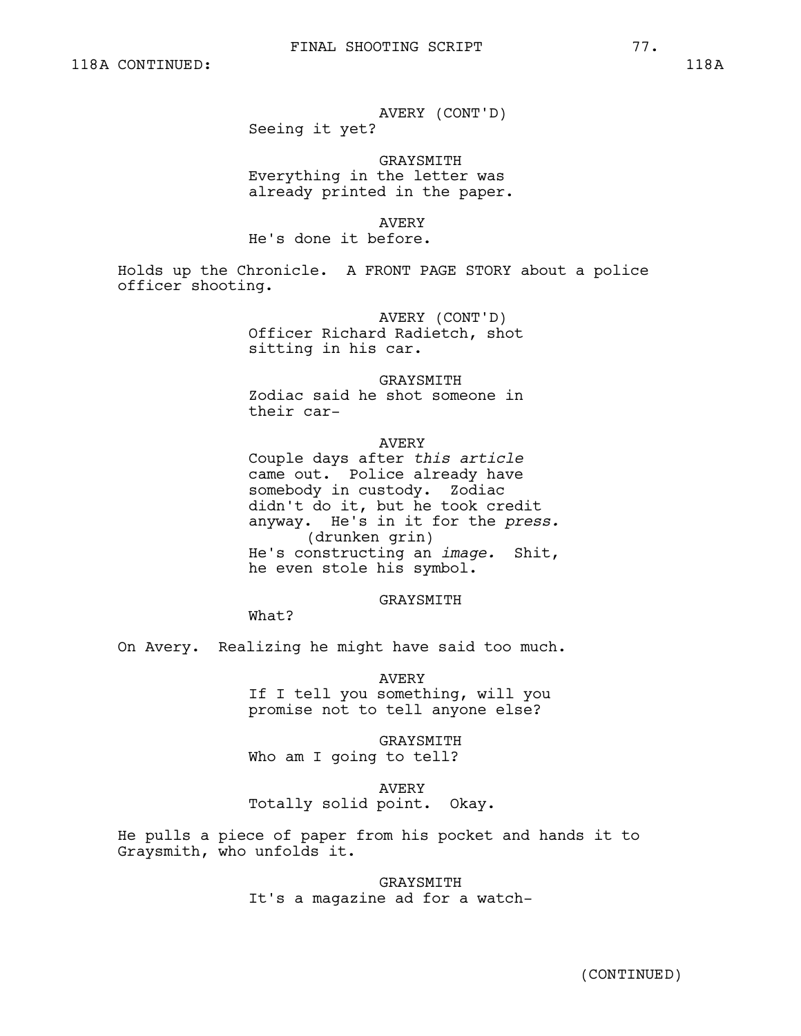118A CONTINUED: 118A

AVERY (CONT'D)
Seeing it yet?

GRAYSMITH
Everything in the letter was already printed in the paper.

AVERY
He's done it before.

Holds up the Chronicle. A FRONT PAGE STORY about a police officer shooting.

AVERY (CONT'D)
Officer Richard Radietch, shot sitting in his car.

GRAYSMITH
Zodiac said he shot someone in their car-

AVERY
Couple days after *this article* came out. Police already have somebody in custody. Zodiac didn't do it, but he took credit anyway. He's in it for the *press.*
(drunken grin)
He's constructing an *image.* Shit, he even stole his symbol.

GRAYSMITH
What?

On Avery. Realizing he might have said too much.

AVERY
If I tell you something, will you promise not to tell anyone else?

GRAYSMITH
Who am I going to tell?

AVERY
Totally solid point. Okay.

He pulls a piece of paper from his pocket and hands it to Graysmith, who unfolds it.

GRAYSMITH
It's a magazine ad for a watch-

(CONTINUED)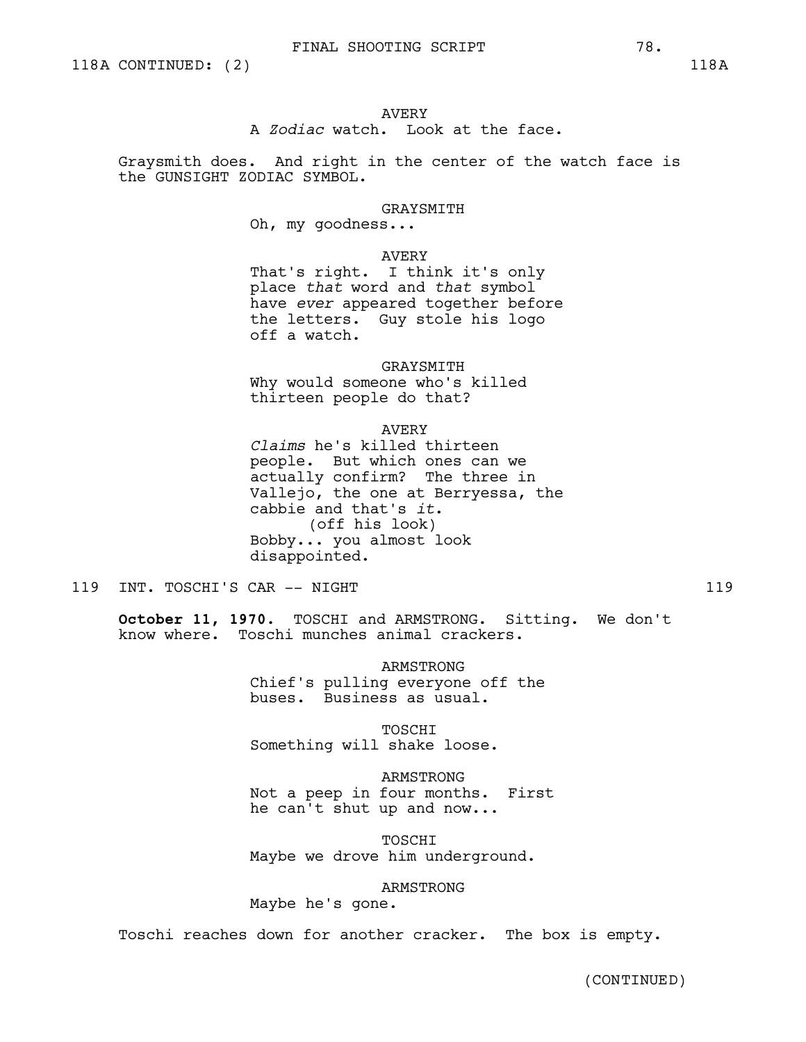118A CONTINUED: (2) 118A

AVERY
A *Zodiac* watch. Look at the face.

Graysmith does. And right in the center of the watch face is the GUNSIGHT ZODIAC SYMBOL.

GRAYSMITH
Oh, my goodness...

AVERY
That's right. I think it's only place *that* word and *that* symbol have *ever* appeared together before the letters. Guy stole his logo off a watch.

GRAYSMITH
Why would someone who's killed thirteen people do that?

AVERY
*Claims* he's killed thirteen people. But which ones can we actually confirm? The three in Vallejo, the one at Berryessa, the cabbie and that's *it*.
(off his look)
Bobby... you almost look disappointed.

119 INT. TOSCHI'S CAR -- NIGHT 119

**October 11, 1970.** TOSCHI and ARMSTRONG. Sitting. We don't know where. Toschi munches animal crackers.

ARMSTRONG
Chief's pulling everyone off the buses. Business as usual.

TOSCHI
Something will shake loose.

ARMSTRONG
Not a peep in four months. First he can't shut up and now...

TOSCHI
Maybe we drove him underground.

ARMSTRONG
Maybe he's gone.

Toschi reaches down for another cracker. The box is empty.

(CONTINUED)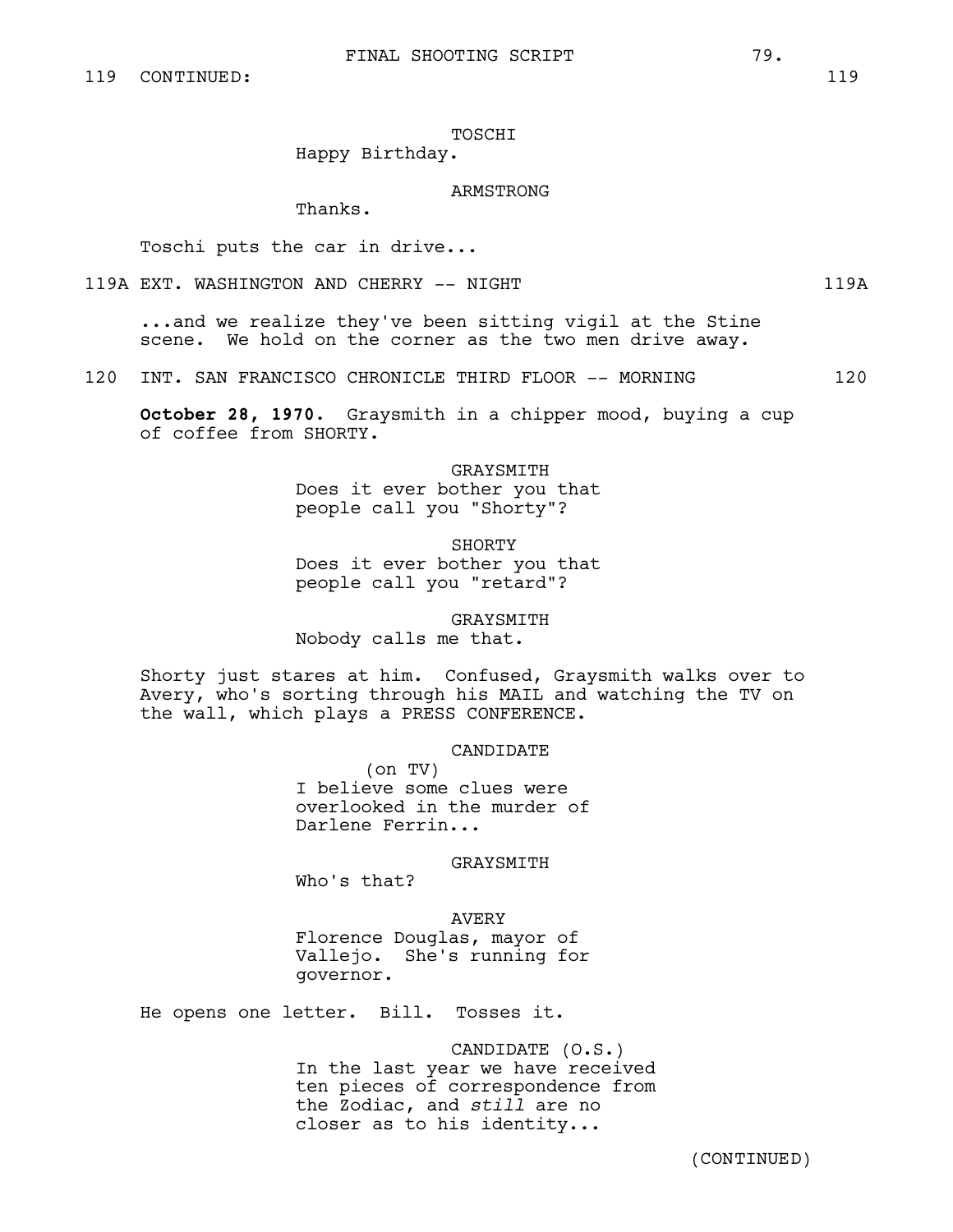119 CONTINUED: 119

TOSCHI
Happy Birthday.

ARMSTRONG
Thanks.

Toschi puts the car in drive...

119A EXT. WASHINGTON AND CHERRY -- NIGHT 119A

...and we realize they've been sitting vigil at the Stine scene. We hold on the corner as the two men drive away.

120 INT. SAN FRANCISCO CHRONICLE THIRD FLOOR -- MORNING 120

**October 28, 1970.** Graysmith in a chipper mood, buying a cup of coffee from SHORTY.

GRAYSMITH
Does it ever bother you that people call you "Shorty"?

SHORTY
Does it ever bother you that people call you "retard"?

GRAYSMITH
Nobody calls me that.

Shorty just stares at him. Confused, Graysmith walks over to Avery, who's sorting through his MAIL and watching the TV on the wall, which plays a PRESS CONFERENCE.

CANDIDATE
(on TV)
I believe some clues were overlooked in the murder of Darlene Ferrin...

GRAYSMITH
Who's that?

AVERY
Florence Douglas, mayor of Vallejo. She's running for governor.

He opens one letter. Bill. Tosses it.

CANDIDATE (O.S.)
In the last year we have received ten pieces of correspondence from the Zodiac, and *still* are no closer as to his identity...

(CONTINUED)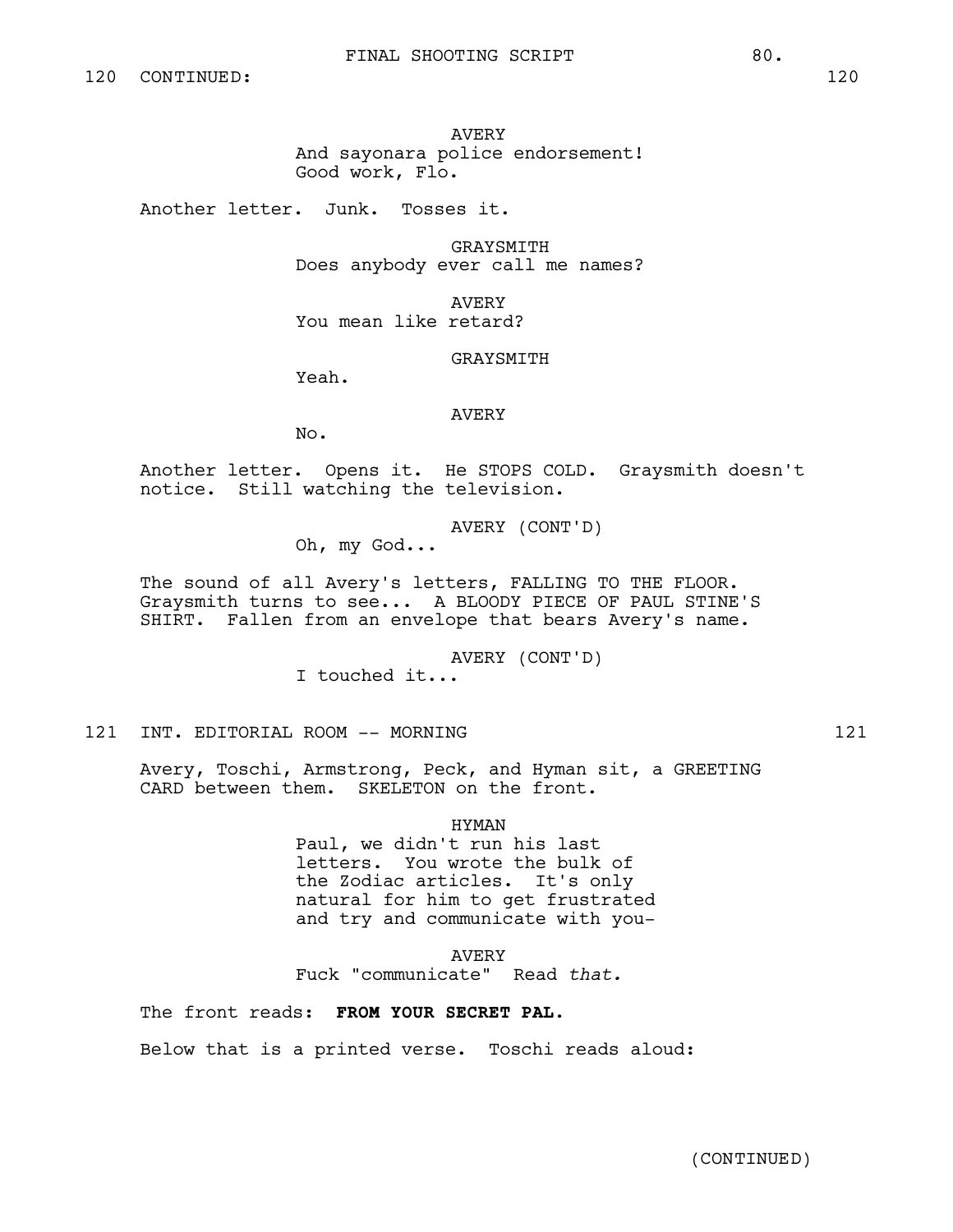120 CONTINUED: 120

AVERY
And sayonara police endorsement!
Good work, Flo.

Another letter. Junk. Tosses it.

GRAYSMITH
Does anybody ever call me names?

AVERY
You mean like retard?

GRAYSMITH
Yeah.

AVERY
No.

Another letter. Opens it. He STOPS COLD. Graysmith doesn't notice. Still watching the television.

AVERY (CONT'D)
Oh, my God...

The sound of all Avery's letters, FALLING TO THE FLOOR. Graysmith turns to see... A BLOODY PIECE OF PAUL STINE'S SHIRT. Fallen from an envelope that bears Avery's name.

AVERY (CONT'D)
I touched it...

121 INT. EDITORIAL ROOM -- MORNING 121

Avery, Toschi, Armstrong, Peck, and Hyman sit, a GREETING CARD between them. SKELETON on the front.

HYMAN
Paul, we didn't run his last letters. You wrote the bulk of the Zodiac articles. It's only natural for him to get frustrated and try and communicate with you-

AVERY
Fuck "communicate" Read *that.*

The front reads: **FROM YOUR SECRET PAL.**

Below that is a printed verse. Toschi reads aloud:

(CONTINUED)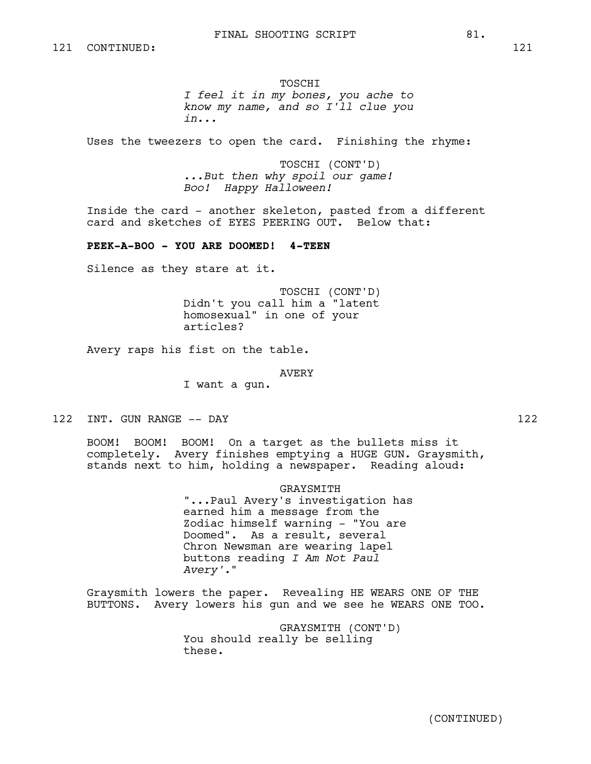121 CONTINUED: 121

TOSCHI
*I feel it in my bones, you ache to know my name, and so I'll clue you in...*

Uses the tweezers to open the card. Finishing the rhyme:

TOSCHI (CONT'D)
*...But then why spoil our game! Boo! Happy Halloween!*

Inside the card - another skeleton, pasted from a different card and sketches of EYES PEERING OUT. Below that:

**PEEK-A-BOO - YOU ARE DOOMED! 4-TEEN**

Silence as they stare at it.

TOSCHI (CONT'D)
Didn't you call him a "latent homosexual" in one of your articles?

Avery raps his fist on the table.

AVERY
I want a gun.

122 INT. GUN RANGE -- DAY 122

BOOM! BOOM! BOOM! On a target as the bullets miss it completely. Avery finishes emptying a HUGE GUN. Graysmith, stands next to him, holding a newspaper. Reading aloud:

GRAYSMITH
"...Paul Avery's investigation has earned him a message from the Zodiac himself warning - "You are Doomed". As a result, several Chron Newsman are wearing lapel buttons reading *I Am Not Paul Avery'.*"

Graysmith lowers the paper. Revealing HE WEARS ONE OF THE BUTTONS. Avery lowers his gun and we see he WEARS ONE TOO.

GRAYSMITH (CONT'D)
You should really be selling these.

(CONTINUED)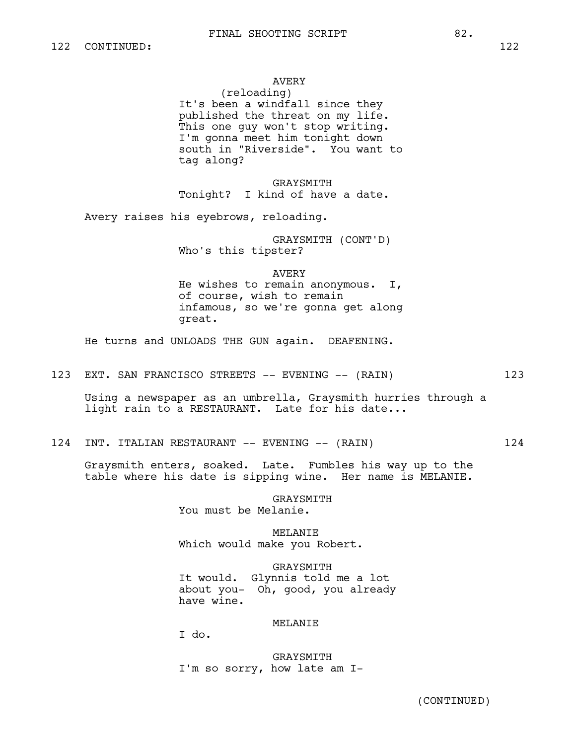122 CONTINUED: 122

AVERY
(reloading)
It's been a windfall since they published the threat on my life. This one guy won't stop writing. I'm gonna meet him tonight down south in "Riverside". You want to tag along?

GRAYSMITH
Tonight? I kind of have a date.

Avery raises his eyebrows, reloading.

GRAYSMITH (CONT'D)
Who's this tipster?

AVERY
He wishes to remain anonymous. I, of course, wish to remain infamous, so we're gonna get along great.

He turns and UNLOADS THE GUN again. DEAFENING.

123 EXT. SAN FRANCISCO STREETS -- EVENING -- (RAIN) 123

Using a newspaper as an umbrella, Graysmith hurries through a light rain to a RESTAURANT. Late for his date...

124 INT. ITALIAN RESTAURANT -- EVENING -- (RAIN) 124

Graysmith enters, soaked. Late. Fumbles his way up to the table where his date is sipping wine. Her name is MELANIE.

GRAYSMITH
You must be Melanie.

MELANIE
Which would make you Robert.

GRAYSMITH
It would. Glynnis told me a lot about you- Oh, good, you already have wine.

MELANIE
I do.

GRAYSMITH
I'm so sorry, how late am I-

(CONTINUED)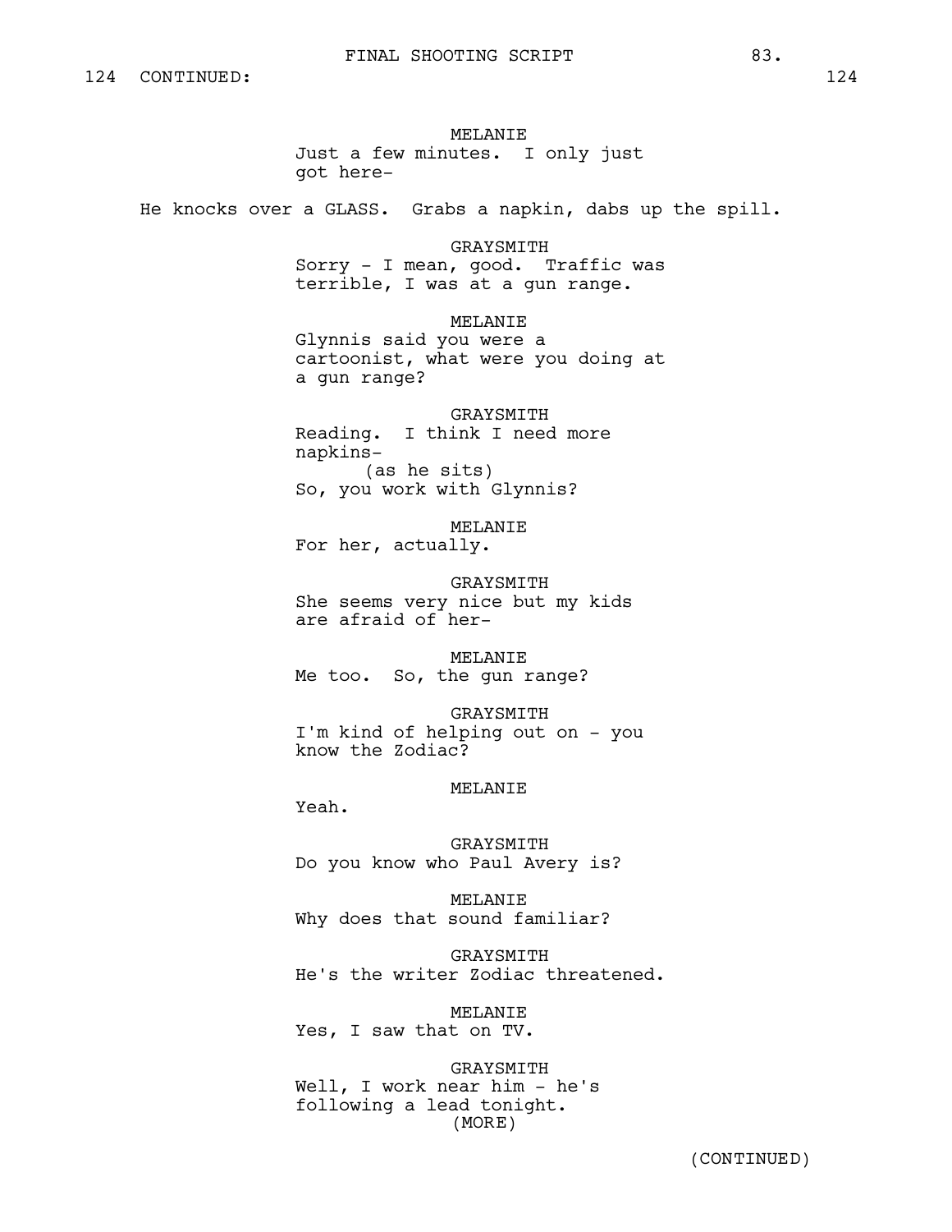124 CONTINUED: 124

MELANIE
Just a few minutes. I only just got here-

He knocks over a GLASS. Grabs a napkin, dabs up the spill.

GRAYSMITH
Sorry - I mean, good. Traffic was terrible, I was at a gun range.

MELANIE
Glynnis said you were a cartoonist, what were you doing at a gun range?

GRAYSMITH
Reading. I think I need more napkins-
(as he sits)
So, you work with Glynnis?

MELANIE
For her, actually.

GRAYSMITH
She seems very nice but my kids are afraid of her-

MELANIE
Me too. So, the gun range?

GRAYSMITH
I'm kind of helping out on - you know the Zodiac?

MELANIE
Yeah.

GRAYSMITH
Do you know who Paul Avery is?

MELANIE
Why does that sound familiar?

GRAYSMITH
He's the writer Zodiac threatened.

MELANIE
Yes, I saw that on TV.

GRAYSMITH
Well, I work near him - he's following a lead tonight.
(MORE)

(CONTINUED)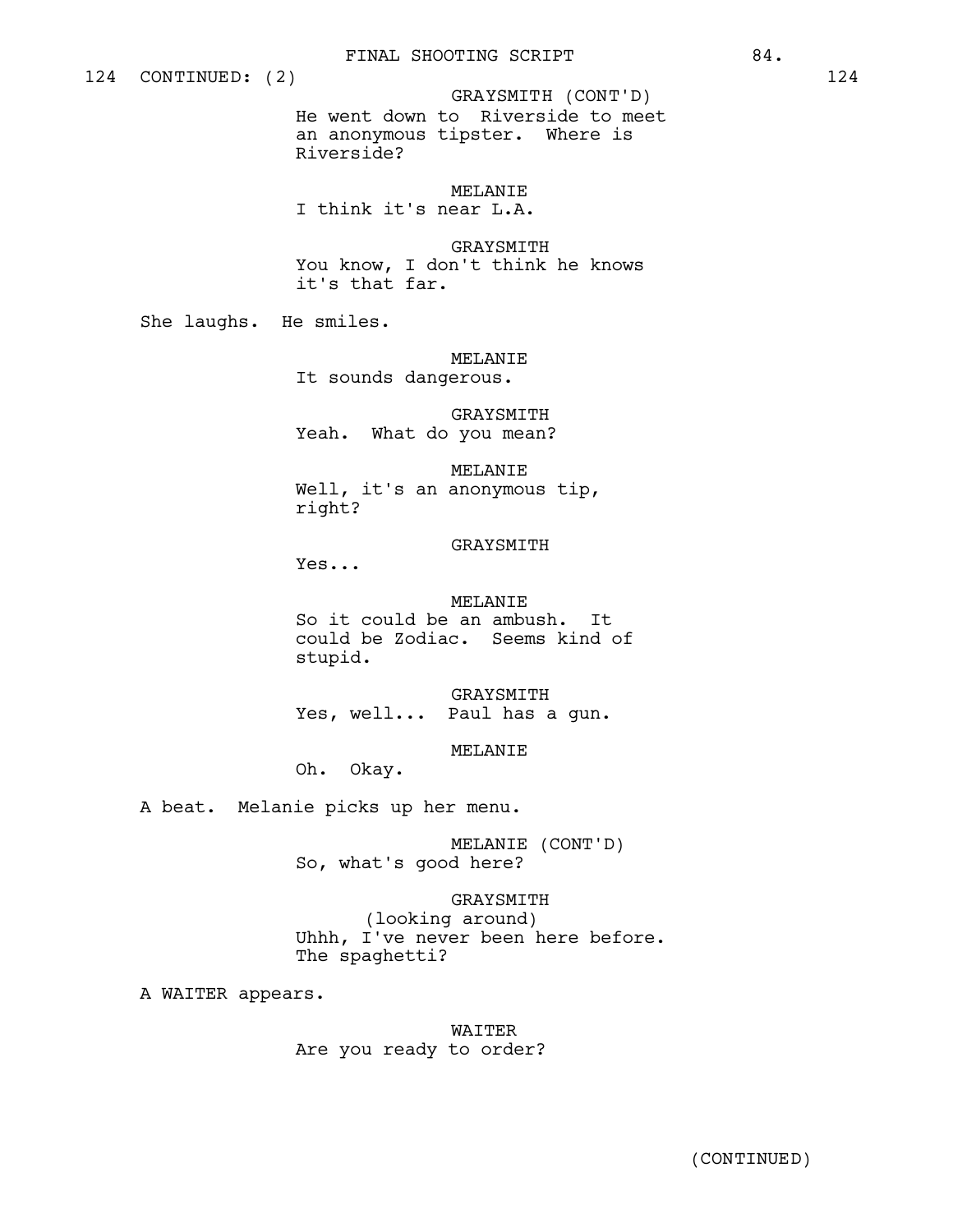124 CONTINUED: (2) 124

GRAYSMITH (CONT'D)
He went down to Riverside to meet an anonymous tipster. Where is Riverside?

MELANIE
I think it's near L.A.

GRAYSMITH
You know, I don't think he knows it's that far.

She laughs. He smiles.

MELANIE
It sounds dangerous.

GRAYSMITH
Yeah. What do you mean?

MELANIE
Well, it's an anonymous tip, right?

GRAYSMITH
Yes...

MELANIE
So it could be an ambush. It could be Zodiac. Seems kind of stupid.

GRAYSMITH
Yes, well... Paul has a gun.

MELANIE
Oh. Okay.

A beat. Melanie picks up her menu.

MELANIE (CONT'D)
So, what's good here?

GRAYSMITH
(looking around)
Uhhh, I've never been here before. The spaghetti?

A WAITER appears.

WAITER
Are you ready to order?

(CONTINUED)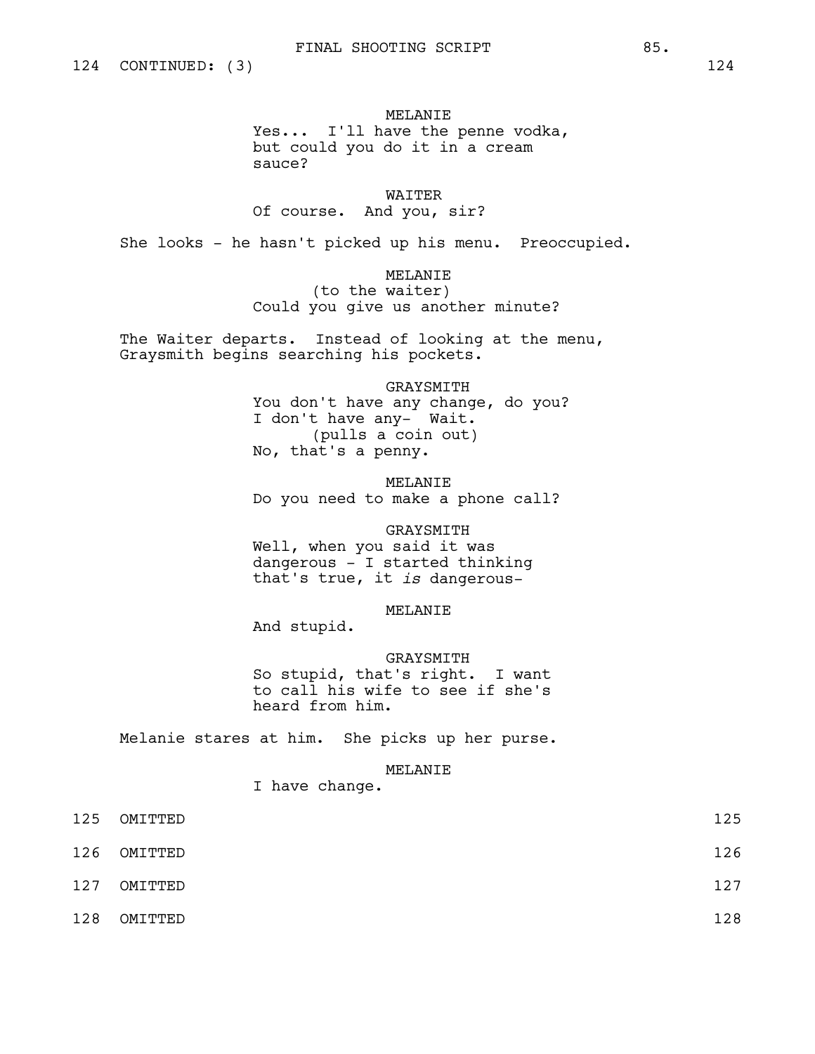124 CONTINUED: (3) 124

MELANIE
Yes... I'll have the penne vodka, but could you do it in a cream sauce?

WAITER
Of course. And you, sir?

She looks - he hasn't picked up his menu. Preoccupied.

MELANIE
(to the waiter)
Could you give us another minute?

The Waiter departs. Instead of looking at the menu, Graysmith begins searching his pockets.

GRAYSMITH
You don't have any change, do you? I don't have any- Wait.
(pulls a coin out)
No, that's a penny.

MELANIE
Do you need to make a phone call?

GRAYSMITH
Well, when you said it was dangerous - I started thinking that's true, it *is* dangerous-

MELANIE
And stupid.

GRAYSMITH
So stupid, that's right. I want to call his wife to see if she's heard from him.

Melanie stares at him. She picks up her purse.

MELANIE
I have change.

125 OMITTED 125

126 OMITTED 126

127 OMITTED 127

128 OMITTED 128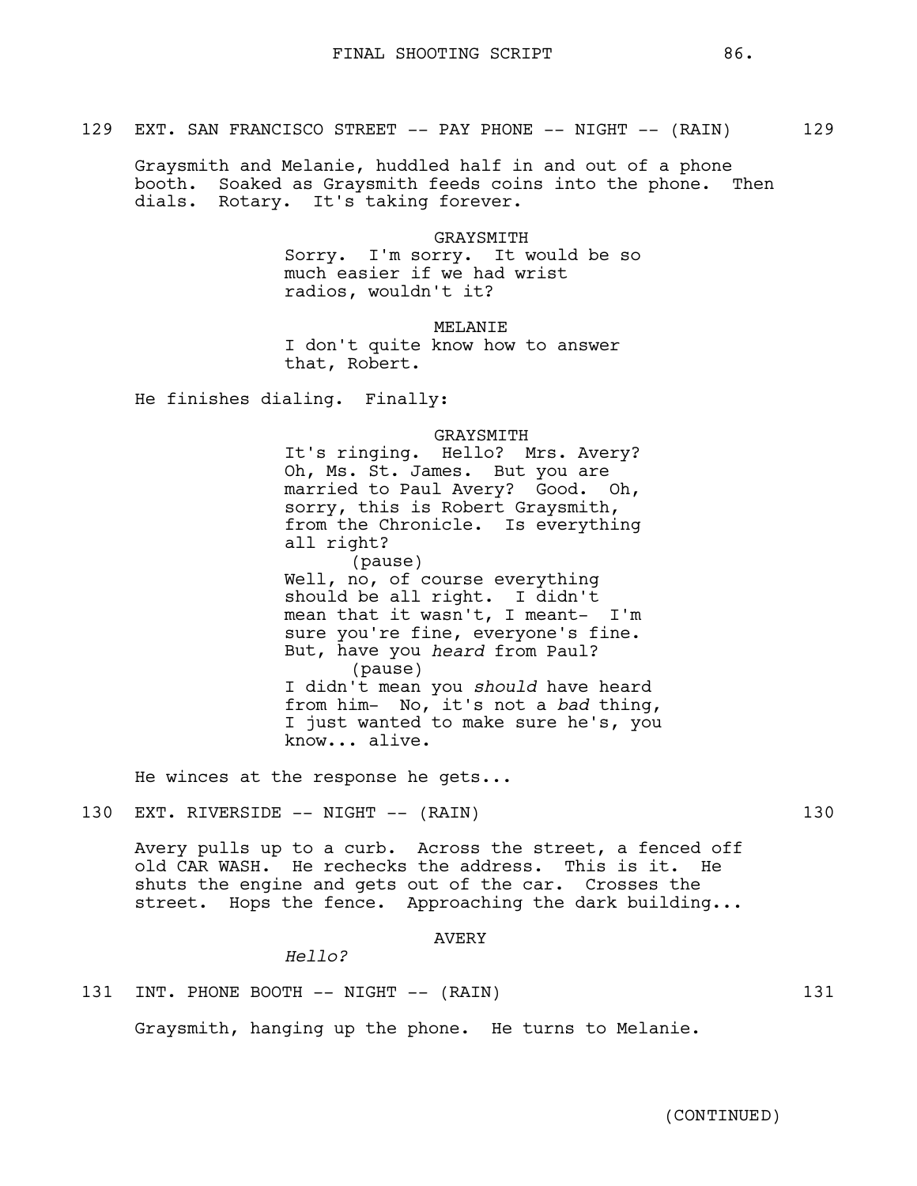129 EXT. SAN FRANCISCO STREET -- PAY PHONE -- NIGHT -- (RAIN) 129

Graysmith and Melanie, huddled half in and out of a phone booth. Soaked as Graysmith feeds coins into the phone. Then dials. Rotary. It's taking forever.

GRAYSMITH
Sorry. I'm sorry. It would be so much easier if we had wrist radios, wouldn't it?

MELANIE
I don't quite know how to answer that, Robert.

He finishes dialing. Finally:

GRAYSMITH
It's ringing. Hello? Mrs. Avery? Oh, Ms. St. James. But you are married to Paul Avery? Good. Oh, sorry, this is Robert Graysmith, from the Chronicle. Is everything all right?
(pause)
Well, no, of course everything should be all right. I didn't mean that it wasn't, I meant- I'm sure you're fine, everyone's fine. But, have you *heard* from Paul?
(pause)
I didn't mean you *should* have heard from him- No, it's not a *bad* thing, I just wanted to make sure he's, you know... alive.

He winces at the response he gets...

130 EXT. RIVERSIDE -- NIGHT -- (RAIN) 130

Avery pulls up to a curb. Across the street, a fenced off old CAR WASH. He rechecks the address. This is it. He shuts the engine and gets out of the car. Crosses the street. Hops the fence. Approaching the dark building...

AVERY
*Hello?*

131 INT. PHONE BOOTH -- NIGHT -- (RAIN) 131

Graysmith, hanging up the phone. He turns to Melanie.

(CONTINUED)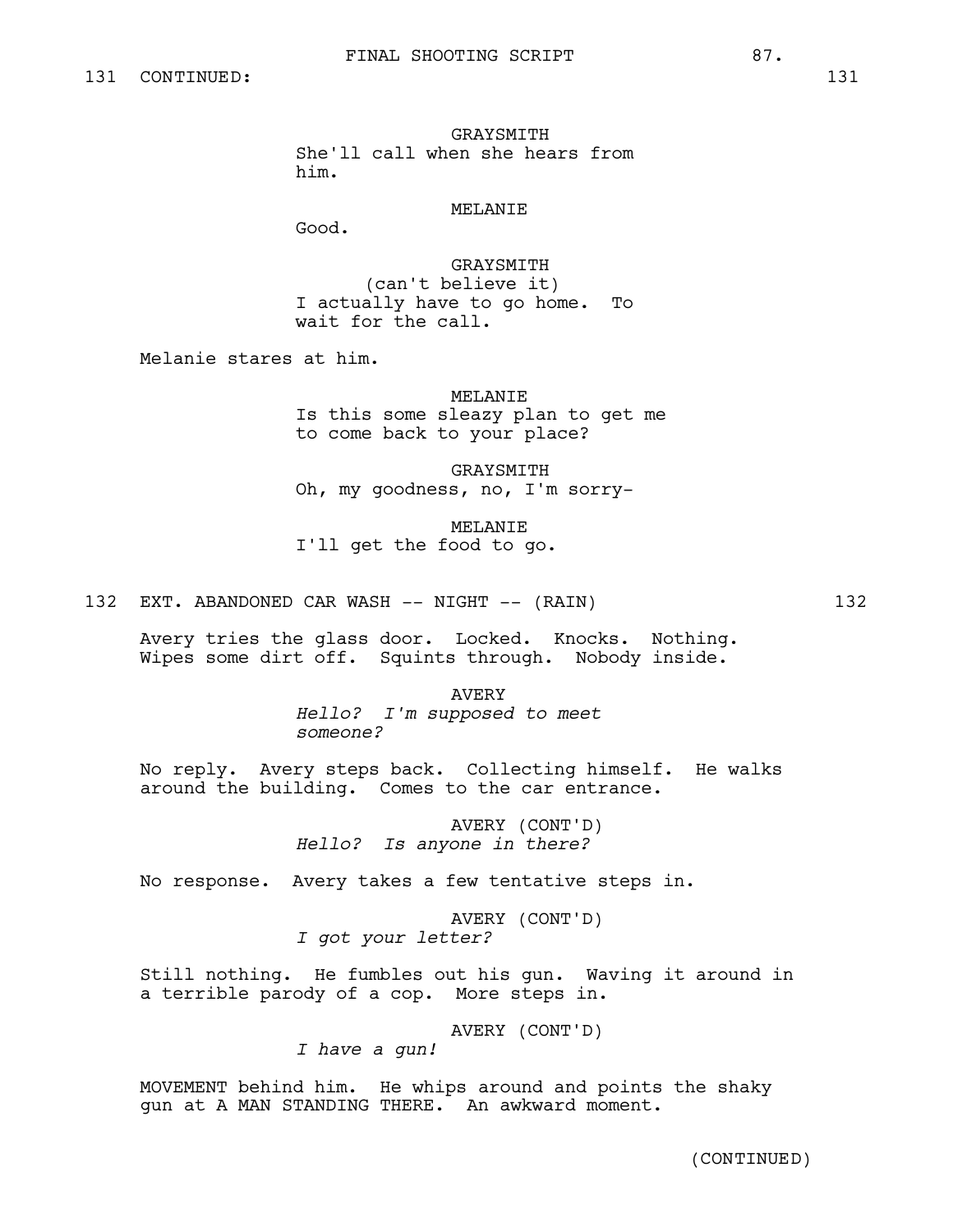131 CONTINUED: 131

GRAYSMITH
She'll call when she hears from him.

MELANIE
Good.

GRAYSMITH
(can't believe it)
I actually have to go home. To wait for the call.

Melanie stares at him.

MELANIE
Is this some sleazy plan to get me to come back to your place?

GRAYSMITH
Oh, my goodness, no, I'm sorry-

MELANIE
I'll get the food to go.

132 EXT. ABANDONED CAR WASH -- NIGHT -- (RAIN) 132

Avery tries the glass door. Locked. Knocks. Nothing. Wipes some dirt off. Squints through. Nobody inside.

AVERY
*Hello? I'm supposed to meet someone?*

No reply. Avery steps back. Collecting himself. He walks around the building. Comes to the car entrance.

AVERY (CONT'D)
*Hello? Is anyone in there?*

No response. Avery takes a few tentative steps in.

AVERY (CONT'D)
*I got your letter?*

Still nothing. He fumbles out his gun. Waving it around in a terrible parody of a cop. More steps in.

AVERY (CONT'D)
*I have a gun!*

MOVEMENT behind him. He whips around and points the shaky gun at A MAN STANDING THERE. An awkward moment.

(CONTINUED)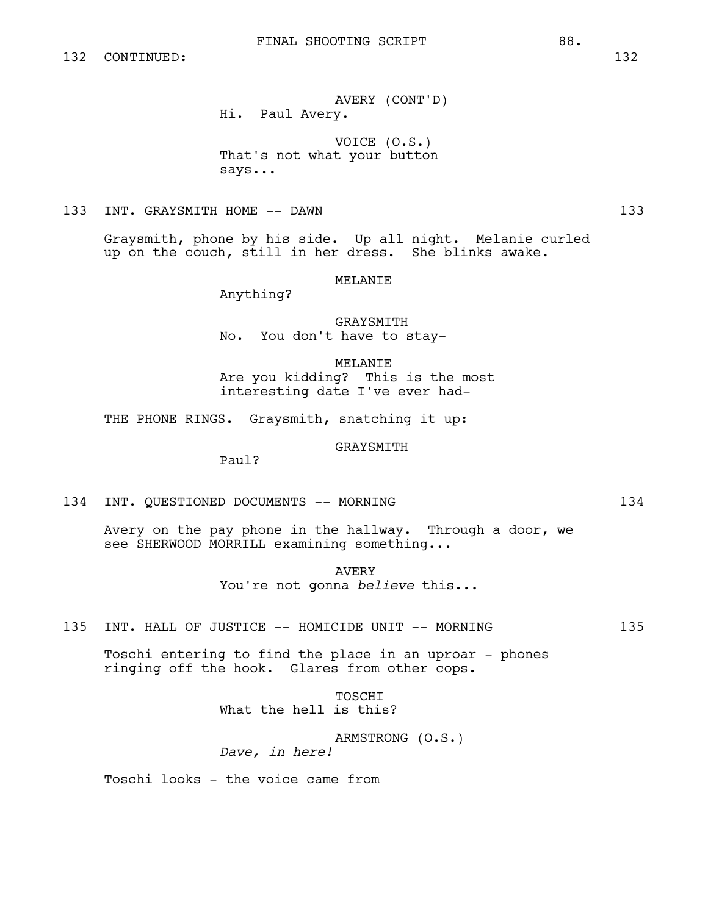132 CONTINUED: 132

AVERY (CONT'D)
Hi. Paul Avery.

VOICE (O.S.)
That's not what your button says...

133 INT. GRAYSMITH HOME -- DAWN 133

Graysmith, phone by his side. Up all night. Melanie curled up on the couch, still in her dress. She blinks awake.

MELANIE
Anything?

GRAYSMITH
No. You don't have to stay-

MELANIE
Are you kidding? This is the most interesting date I've ever had-

THE PHONE RINGS. Graysmith, snatching it up:

GRAYSMITH
Paul?

134 INT. QUESTIONED DOCUMENTS -- MORNING 134

Avery on the pay phone in the hallway. Through a door, we see SHERWOOD MORRILL examining something...

AVERY
You're not gonna *believe* this...

135 INT. HALL OF JUSTICE -- HOMICIDE UNIT -- MORNING 135

Toschi entering to find the place in an uproar - phones ringing off the hook. Glares from other cops.

TOSCHI
What the hell is this?

ARMSTRONG (O.S.)
*Dave, in here!*

Toschi looks - the voice came from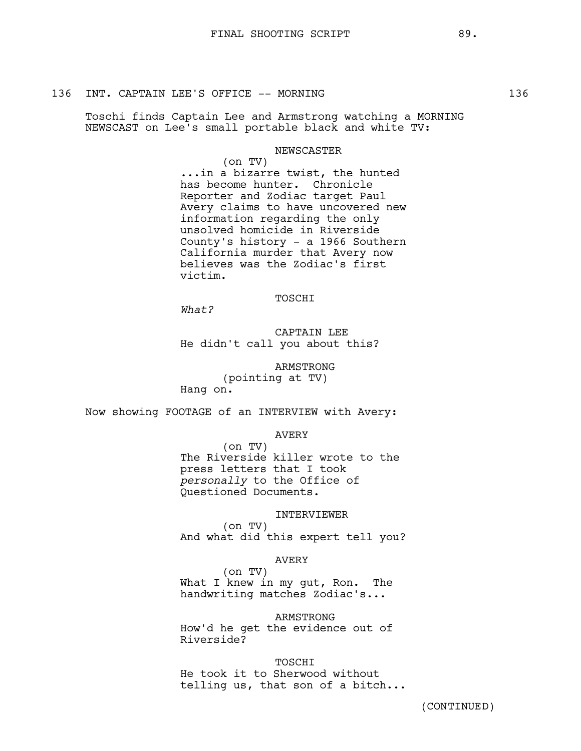136 INT. CAPTAIN LEE'S OFFICE -- MORNING 136

Toschi finds Captain Lee and Armstrong watching a MORNING NEWSCAST on Lee's small portable black and white TV:

NEWSCASTER
(on TV)
...in a bizarre twist, the hunted has become hunter. Chronicle Reporter and Zodiac target Paul Avery claims to have uncovered new information regarding the only unsolved homicide in Riverside County's history - a 1966 Southern California murder that Avery now believes was the Zodiac's first victim.

TOSCHI
*What?*

CAPTAIN LEE
He didn't call you about this?

ARMSTRONG
(pointing at TV)
Hang on.

Now showing FOOTAGE of an INTERVIEW with Avery:

AVERY
(on TV)
The Riverside killer wrote to the press letters that I took *personally* to the Office of Questioned Documents.

INTERVIEWER
(on TV)
And what did this expert tell you?

AVERY
(on TV)
What I knew in my gut, Ron. The handwriting matches Zodiac's...

ARMSTRONG
How'd he get the evidence out of Riverside?

TOSCHI
He took it to Sherwood without telling us, that son of a bitch...

(CONTINUED)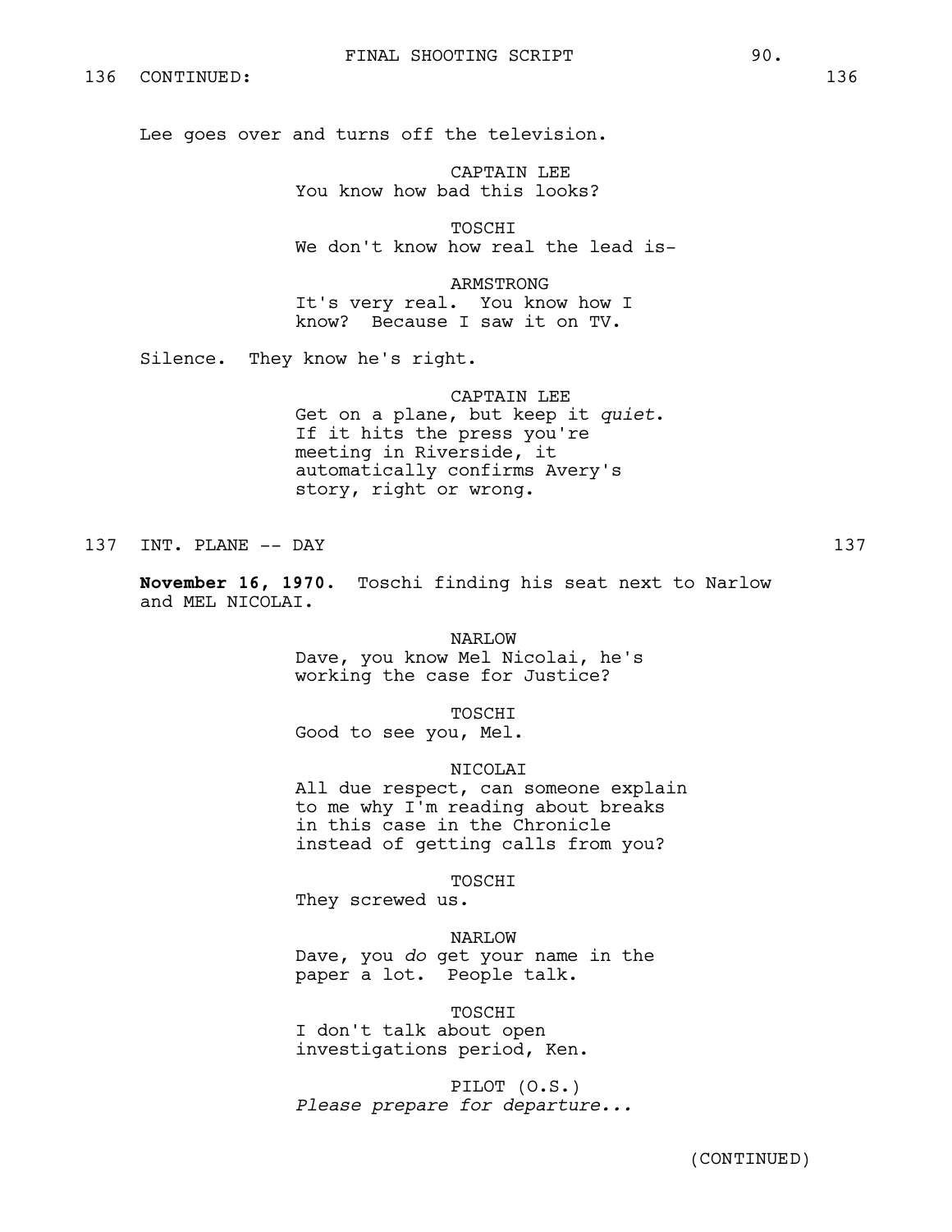136 CONTINUED: 136

Lee goes over and turns off the television.

CAPTAIN LEE
You know how bad this looks?

TOSCHI
We don't know how real the lead is-

ARMSTRONG
It's very real. You know how I know? Because I saw it on TV.

Silence. They know he's right.

CAPTAIN LEE
Get on a plane, but keep it *quiet*. If it hits the press you're meeting in Riverside, it automatically confirms Avery's story, right or wrong.

137 INT. PLANE -- DAY 137

**November 16, 1970.** Toschi finding his seat next to Narlow and MEL NICOLAI.

NARLOW
Dave, you know Mel Nicolai, he's working the case for Justice?

TOSCHI
Good to see you, Mel.

NICOLAI
All due respect, can someone explain to me why I'm reading about breaks in this case in the Chronicle instead of getting calls from you?

TOSCHI
They screwed us.

NARLOW
Dave, you *do* get your name in the paper a lot. People talk.

TOSCHI
I don't talk about open investigations period, Ken.

PILOT (O.S.)
*Please prepare for departure...*

(CONTINUED)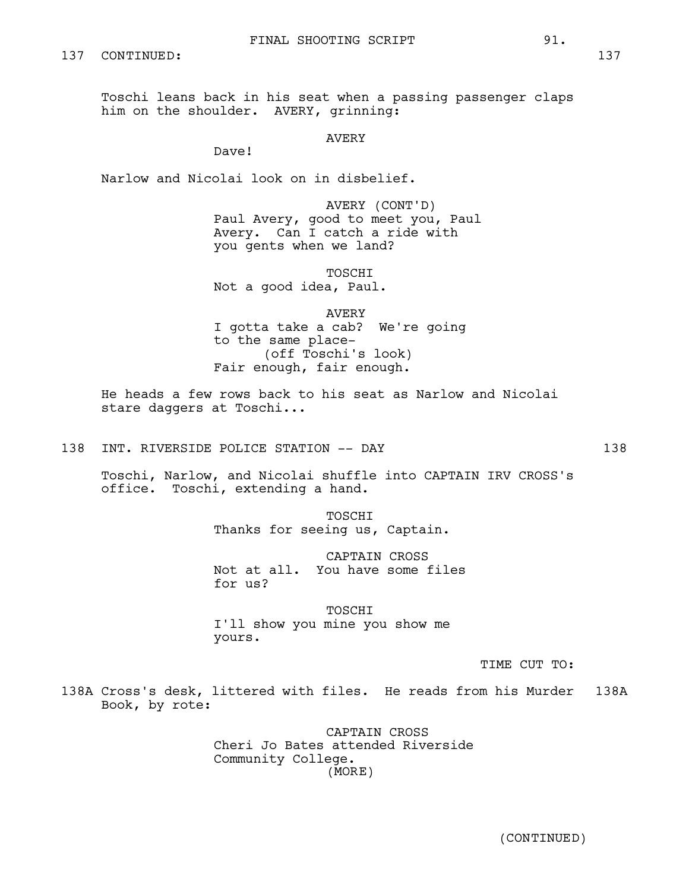137 CONTINUED: 137

Toschi leans back in his seat when a passing passenger claps him on the shoulder. AVERY, grinning:

AVERY

Dave!

Narlow and Nicolai look on in disbelief.

AVERY (CONT'D)

Paul Avery, good to meet you, Paul Avery. Can I catch a ride with you gents when we land?

TOSCHI

Not a good idea, Paul.

AVERY

I gotta take a cab? We're going to the same place-

(off Toschi's look)

Fair enough, fair enough.

He heads a few rows back to his seat as Narlow and Nicolai stare daggers at Toschi...

138 INT. RIVERSIDE POLICE STATION -- DAY 138

Toschi, Narlow, and Nicolai shuffle into CAPTAIN IRV CROSS's office. Toschi, extending a hand.

TOSCHI

Thanks for seeing us, Captain.

CAPTAIN CROSS

Not at all. You have some files for us?

TOSCHI

I'll show you mine you show me yours.

TIME CUT TO:

138A Cross's desk, littered with files. He reads from his Murder Book, by rote: 138A

CAPTAIN CROSS

Cheri Jo Bates attended Riverside Community College.

(MORE)

(CONTINUED)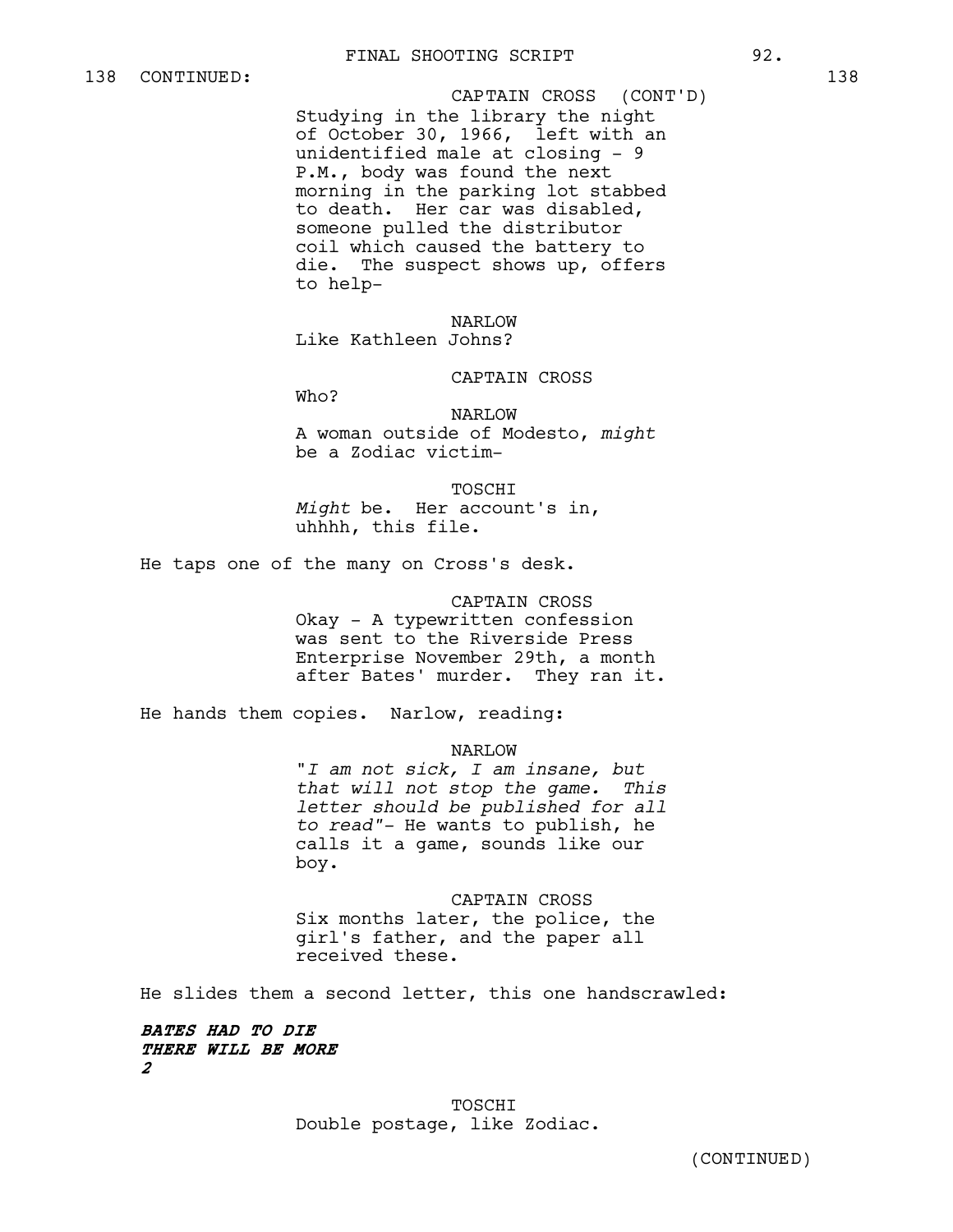138 CONTINUED: 138

CAPTAIN CROSS (CONT'D)
Studying in the library the night of October 30, 1966, left with an unidentified male at closing - 9 P.M., body was found the next morning in the parking lot stabbed to death. Her car was disabled, someone pulled the distributor coil which caused the battery to die. The suspect shows up, offers to help-

NARLOW
Like Kathleen Johns?

CAPTAIN CROSS
Who?

NARLOW
A woman outside of Modesto, *might* be a Zodiac victim-

TOSCHI
*Might* be. Her account's in, uhhhh, this file.

He taps one of the many on Cross's desk.

CAPTAIN CROSS
Okay - A typewritten confession was sent to the Riverside Press Enterprise November 29th, a month after Bates' murder. They ran it.

He hands them copies. Narlow, reading:

NARLOW
"*I am not sick, I am insane, but that will not stop the game. This letter should be published for all to read*"- He wants to publish, he calls it a game, sounds like our boy.

CAPTAIN CROSS
Six months later, the police, the girl's father, and the paper all received these.

He slides them a second letter, this one handscrawled:

***BATES HAD TO DIE***
***THERE WILL BE MORE***
***2***

TOSCHI
Double postage, like Zodiac.

(CONTINUED)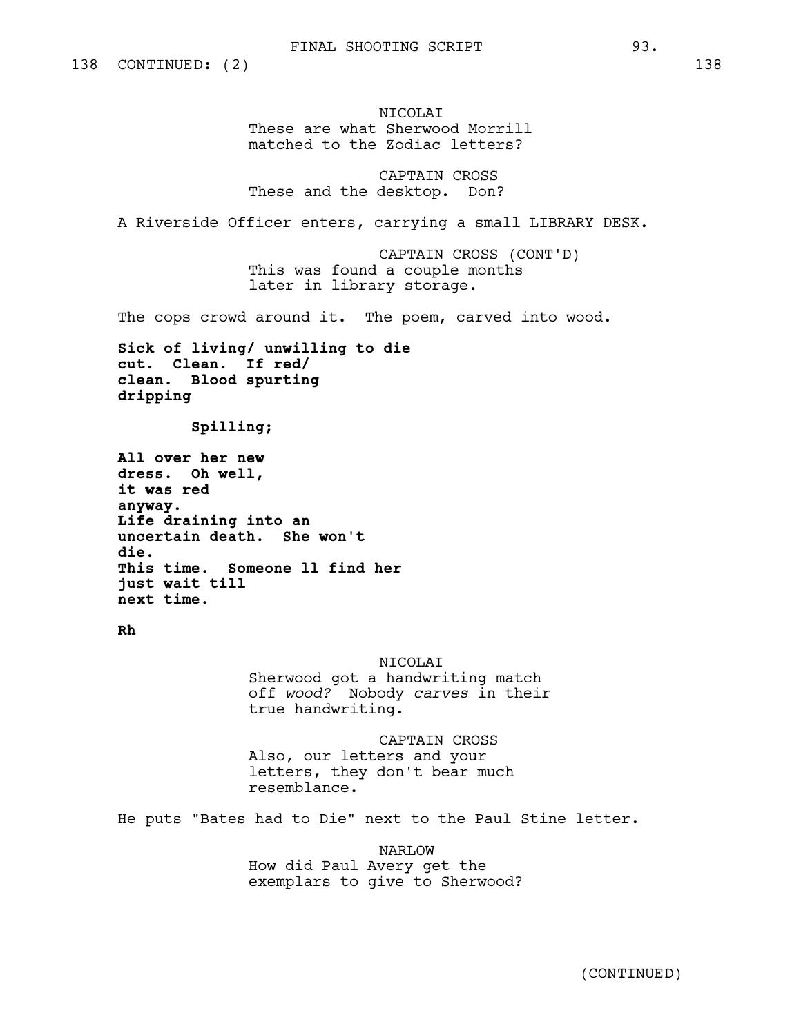138 CONTINUED: (2) 138

NICOLAI
These are what Sherwood Morrill matched to the Zodiac letters?

CAPTAIN CROSS
These and the desktop. Don?

A Riverside Officer enters, carrying a small LIBRARY DESK.

CAPTAIN CROSS (CONT'D)
This was found a couple months later in library storage.

The cops crowd around it. The poem, carved into wood.

**Sick of living/ unwilling to die**
**cut. Clean. If red/**
**clean. Blood spurting**
**dripping**

**Spilling;**

**All over her new**
**dress. Oh well,**
**it was red**
**anyway.**
**Life draining into an**
**uncertain death. She won't**
**die.**
**This time. Someone ll find her**
**just wait till**
**next time.**

**Rh**

NICOLAI
Sherwood got a handwriting match off *wood?* Nobody *carves* in their true handwriting.

CAPTAIN CROSS
Also, our letters and your letters, they don't bear much resemblance.

He puts "Bates had to Die" next to the Paul Stine letter.

NARLOW
How did Paul Avery get the exemplars to give to Sherwood?

(CONTINUED)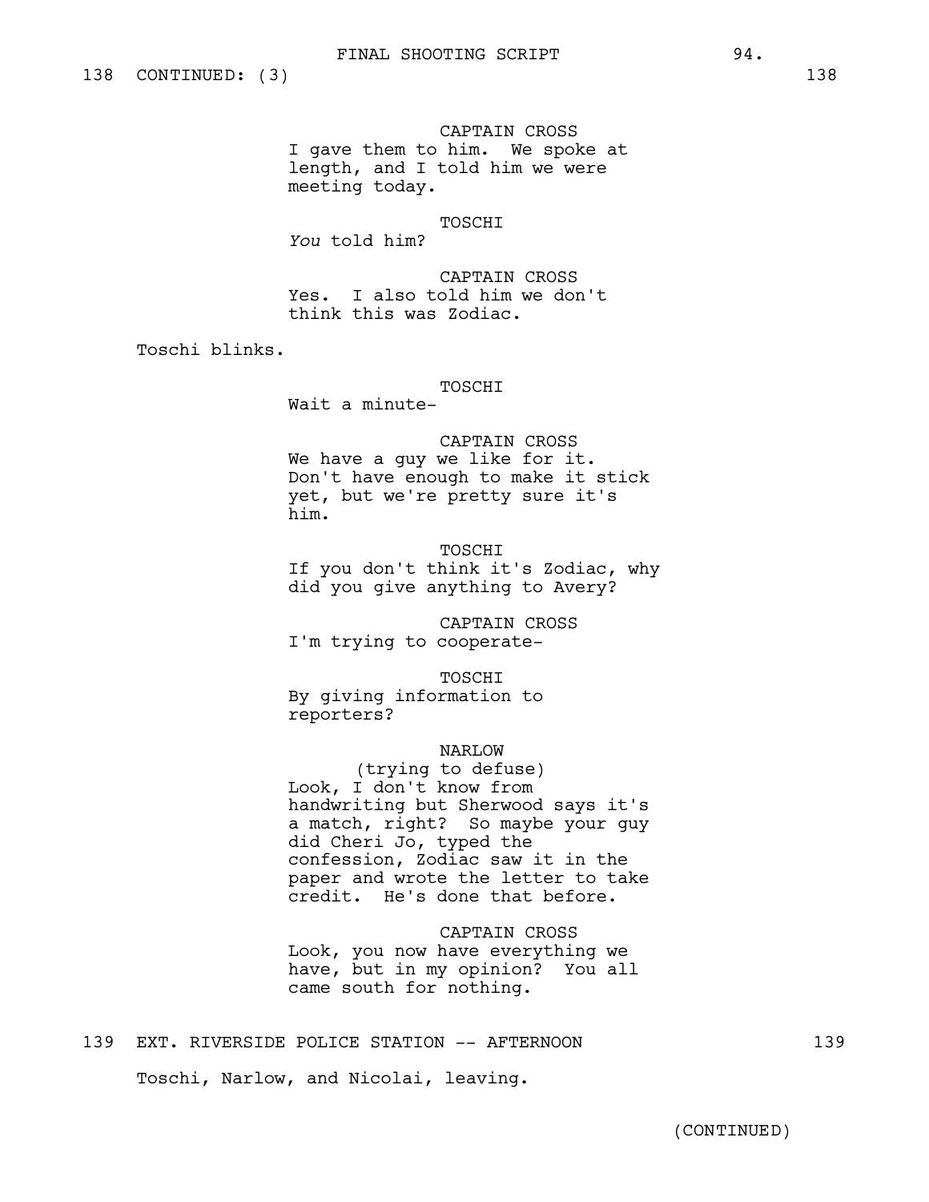138 CONTINUED: (3) 138

CAPTAIN CROSS
I gave them to him. We spoke at length, and I told him we were meeting today.

TOSCHI
*You* told him?

CAPTAIN CROSS
Yes. I also told him we don't think this was Zodiac.

Toschi blinks.

TOSCHI
Wait a minute-

CAPTAIN CROSS
We have a guy we like for it. Don't have enough to make it stick yet, but we're pretty sure it's him.

TOSCHI
If you don't think it's Zodiac, why did you give anything to Avery?

CAPTAIN CROSS
I'm trying to cooperate-

TOSCHI
By giving information to reporters?

NARLOW
(trying to defuse)
Look, I don't know from handwriting but Sherwood says it's a match, right? So maybe your guy did Cheri Jo, typed the confession, Zodiac saw it in the paper and wrote the letter to take credit. He's done that before.

CAPTAIN CROSS
Look, you now have everything we have, but in my opinion? You all came south for nothing.

139 EXT. RIVERSIDE POLICE STATION -- AFTERNOON 139

Toschi, Narlow, and Nicolai, leaving.

(CONTINUED)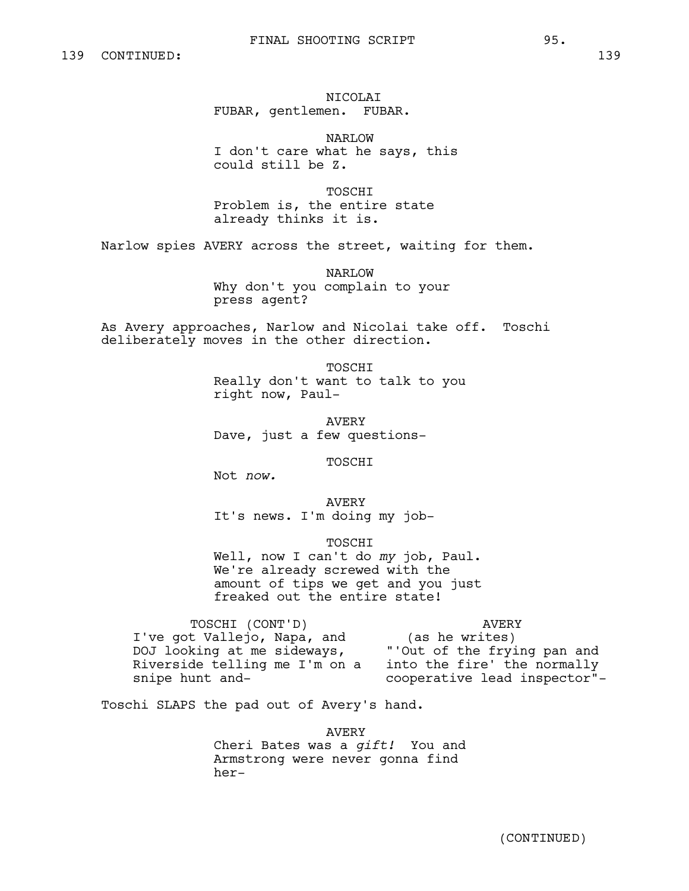139 CONTINUED: 139

NICOLAI
FUBAR, gentlemen. FUBAR.

NARLOW
I don't care what he says, this could still be Z.

TOSCHI
Problem is, the entire state already thinks it is.

Narlow spies AVERY across the street, waiting for them.

NARLOW
Why don't you complain to your press agent?

As Avery approaches, Narlow and Nicolai take off. Toschi deliberately moves in the other direction.

TOSCHI
Really don't want to talk to you right now, Paul-

AVERY
Dave, just a few questions-

TOSCHI
Not *now.*

AVERY
It's news. I'm doing my job-

TOSCHI
Well, now I can't do *my* job, Paul. We're already screwed with the amount of tips we get and you just freaked out the entire state!

TOSCHI (CONT'D)
I've got Vallejo, Napa, and DOJ looking at me sideways, Riverside telling me I'm on a snipe hunt and-

AVERY
(as he writes)
"'Out of the frying pan and into the fire' the normally cooperative lead inspector"-

Toschi SLAPS the pad out of Avery's hand.

AVERY
Cheri Bates was a *gift!* You and Armstrong were never gonna find her-

(CONTINUED)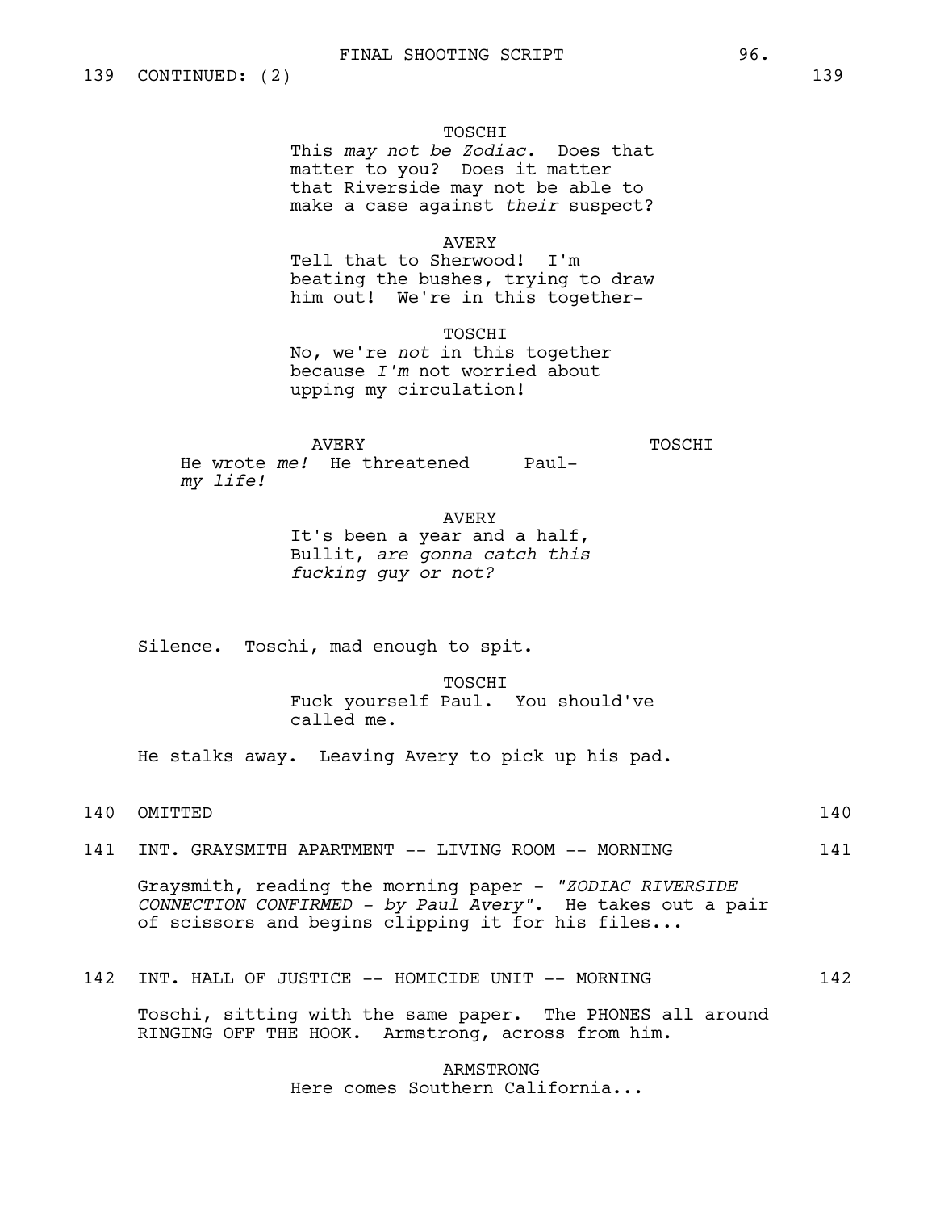139 CONTINUED: (2) 139

TOSCHI
This *may not be Zodiac.* Does that matter to you? Does it matter that Riverside may not be able to make a case against *their* suspect?

AVERY
Tell that to Sherwood! I'm beating the bushes, trying to draw him out! We're in this together-

TOSCHI
No, we're *not* in this together because *I'm* not worried about upping my circulation!

AVERY
He wrote *me!* He threatened *my life!*

TOSCHI
Paul-

AVERY
It's been a year and a half, Bullit, *are gonna catch this fucking guy or not?*

Silence. Toschi, mad enough to spit.

TOSCHI
Fuck yourself Paul. You should've called me.

He stalks away. Leaving Avery to pick up his pad.

140 OMITTED 140

141 INT. GRAYSMITH APARTMENT -- LIVING ROOM -- MORNING 141

Graysmith, reading the morning paper - *"ZODIAC RIVERSIDE CONNECTION CONFIRMED - by Paul Avery"*. He takes out a pair of scissors and begins clipping it for his files...

142 INT. HALL OF JUSTICE -- HOMICIDE UNIT -- MORNING 142

Toschi, sitting with the same paper. The PHONES all around RINGING OFF THE HOOK. Armstrong, across from him.

ARMSTRONG
Here comes Southern California...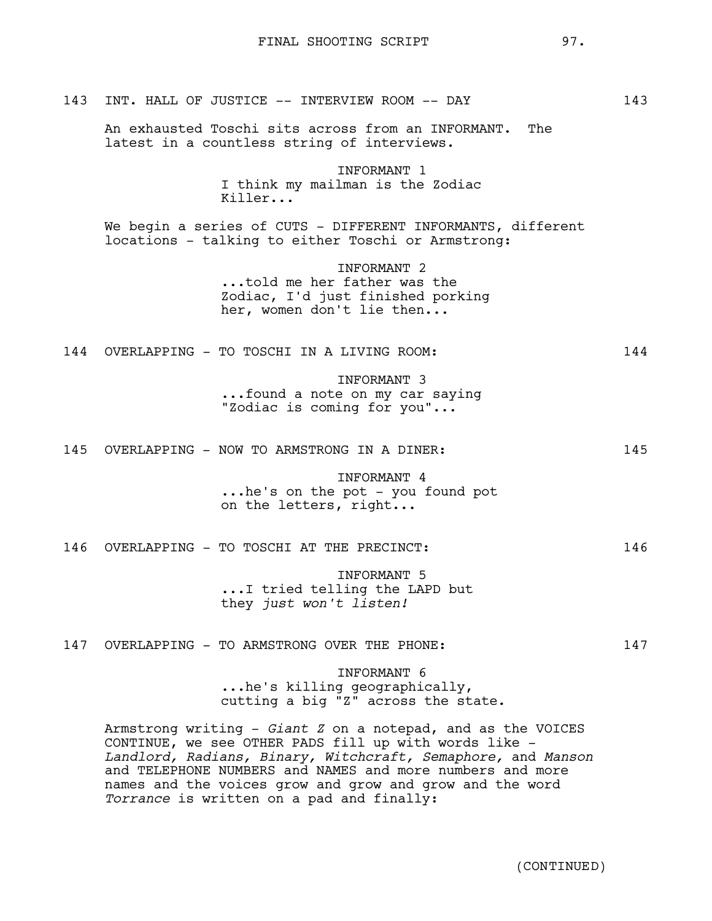143 INT. HALL OF JUSTICE -- INTERVIEW ROOM -- DAY 143

An exhausted Toschi sits across from an INFORMANT. The latest in a countless string of interviews.

INFORMANT 1
I think my mailman is the Zodiac Killer...

We begin a series of CUTS - DIFFERENT INFORMANTS, different locations - talking to either Toschi or Armstrong:

INFORMANT 2
...told me her father was the Zodiac, I'd just finished porking her, women don't lie then...

144 OVERLAPPING - TO TOSCHI IN A LIVING ROOM: 144

INFORMANT 3
...found a note on my car saying "Zodiac is coming for you"...

145 OVERLAPPING - NOW TO ARMSTRONG IN A DINER: 145

INFORMANT 4
...he's on the pot - you found pot on the letters, right...

146 OVERLAPPING - TO TOSCHI AT THE PRECINCT: 146

INFORMANT 5
...I tried telling the LAPD but they *just won't listen!*

147 OVERLAPPING - TO ARMSTRONG OVER THE PHONE: 147

INFORMANT 6
...he's killing geographically, cutting a big "Z" across the state.

Armstrong writing - *Giant Z* on a notepad, and as the VOICES CONTINUE, we see OTHER PADS fill up with words like - *Landlord, Radians, Binary, Witchcraft, Semaphore,* and *Manson* and TELEPHONE NUMBERS and NAMES and more numbers and more names and the voices grow and grow and grow and the word *Torrance* is written on a pad and finally:

(CONTINUED)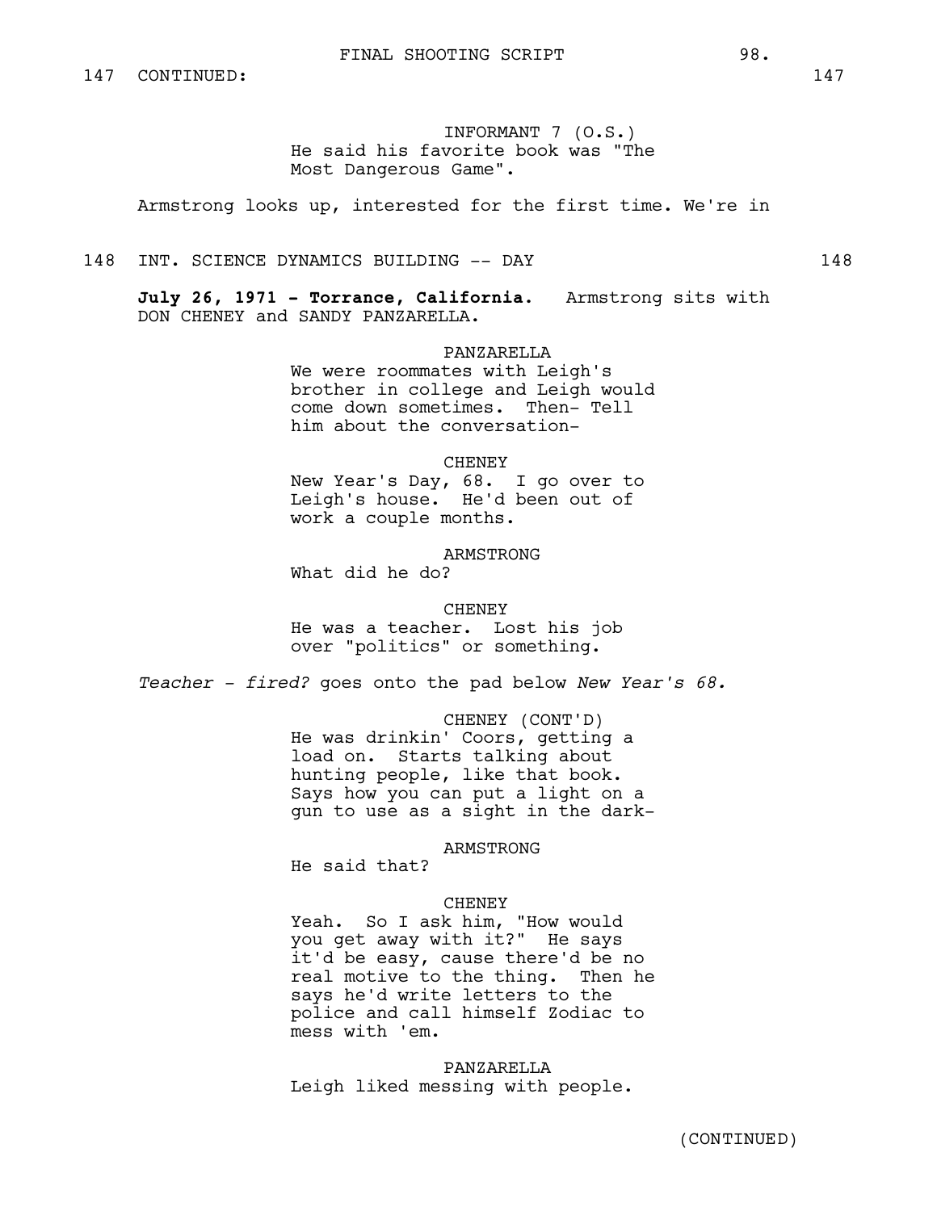147 CONTINUED: 147

INFORMANT 7 (O.S.)
He said his favorite book was "The Most Dangerous Game".

Armstrong looks up, interested for the first time. We're in

148 INT. SCIENCE DYNAMICS BUILDING -- DAY 148

**July 26, 1971 - Torrance, California.** Armstrong sits with DON CHENEY and SANDY PANZARELLA.

PANZARELLA
We were roommates with Leigh's brother in college and Leigh would come down sometimes. Then- Tell him about the conversation-

CHENEY
New Year's Day, 68. I go over to Leigh's house. He'd been out of work a couple months.

ARMSTRONG
What did he do?

CHENEY
He was a teacher. Lost his job over "politics" or something.

*Teacher - fired?* goes onto the pad below *New Year's 68.*

CHENEY (CONT'D)
He was drinkin' Coors, getting a load on. Starts talking about hunting people, like that book. Says how you can put a light on a gun to use as a sight in the dark-

ARMSTRONG
He said that?

CHENEY
Yeah. So I ask him, "How would you get away with it?" He says it'd be easy, cause there'd be no real motive to the thing. Then he says he'd write letters to the police and call himself Zodiac to mess with 'em.

PANZARELLA
Leigh liked messing with people.

(CONTINUED)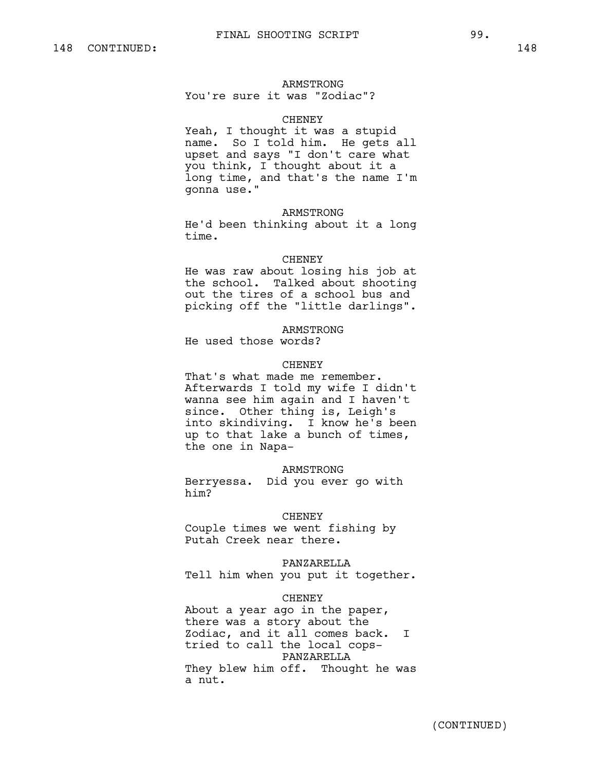148 CONTINUED: 148

ARMSTRONG
You're sure it was "Zodiac"?

CHENEY
Yeah, I thought it was a stupid name. So I told him. He gets all upset and says "I don't care what you think, I thought about it a long time, and that's the name I'm gonna use."

ARMSTRONG
He'd been thinking about it a long time.

CHENEY
He was raw about losing his job at the school. Talked about shooting out the tires of a school bus and picking off the "little darlings".

ARMSTRONG
He used those words?

CHENEY
That's what made me remember. Afterwards I told my wife I didn't wanna see him again and I haven't since. Other thing is, Leigh's into skindiving. I know he's been up to that lake a bunch of times, the one in Napa-

ARMSTRONG
Berryessa. Did you ever go with him?

CHENEY
Couple times we went fishing by Putah Creek near there.

PANZARELLA
Tell him when you put it together.

CHENEY
About a year ago in the paper, there was a story about the Zodiac, and it all comes back. I tried to call the local cops-

PANZARELLA
They blew him off. Thought he was a nut.

(CONTINUED)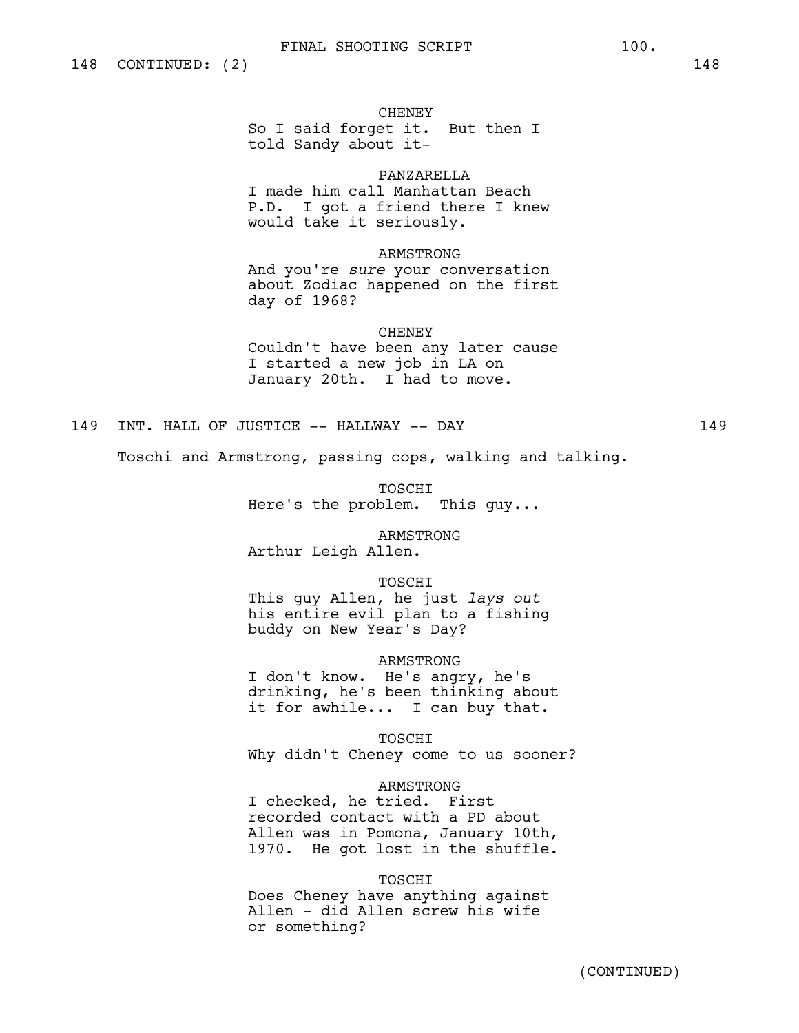148 CONTINUED: (2) 148

**CHENEY**
So I said forget it. But then I told Sandy about it-

**PANZARELLA**
I made him call Manhattan Beach P.D. I got a friend there I knew would take it seriously.

**ARMSTRONG**
And you're *sure* your conversation about Zodiac happened on the first day of 1968?

**CHENEY**
Couldn't have been any later cause I started a new job in LA on January 20th. I had to move.

## 149 INT. HALL OF JUSTICE -- HALLWAY -- DAY 149

Toschi and Armstrong, passing cops, walking and talking.

**TOSCHI**
Here's the problem. This guy...

**ARMSTRONG**
Arthur Leigh Allen.

**TOSCHI**
This guy Allen, he just *lays out* his entire evil plan to a fishing buddy on New Year's Day?

**ARMSTRONG**
I don't know. He's angry, he's drinking, he's been thinking about it for awhile... I can buy that.

**TOSCHI**
Why didn't Cheney come to us sooner?

**ARMSTRONG**
I checked, he tried. First recorded contact with a PD about Allen was in Pomona, January 10th, 1970. He got lost in the shuffle.

**TOSCHI**
Does Cheney have anything against Allen - did Allen screw his wife or something?

(CONTINUED)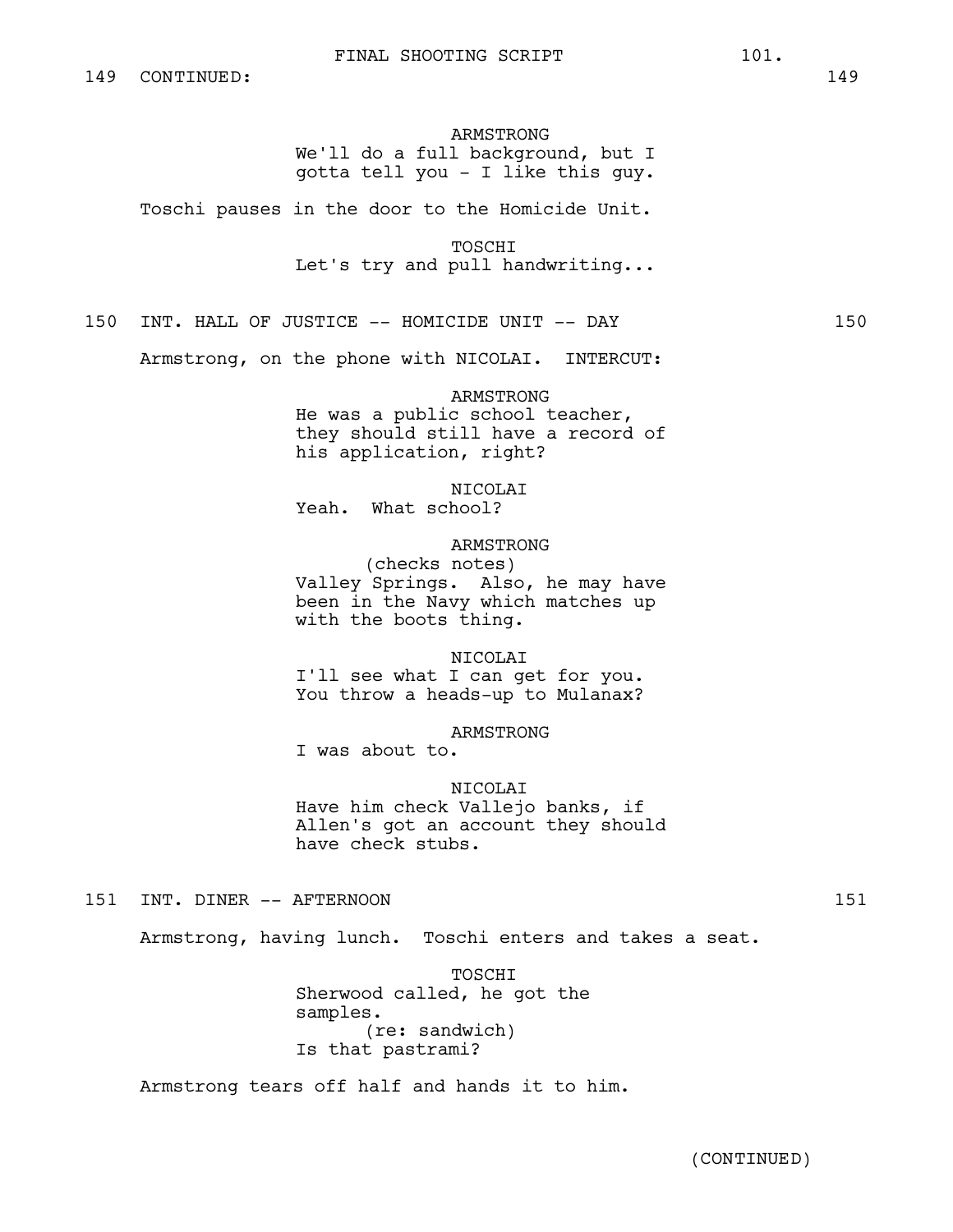149 CONTINUED: 149

ARMSTRONG
We'll do a full background, but I gotta tell you - I like this guy.

Toschi pauses in the door to the Homicide Unit.

TOSCHI
Let's try and pull handwriting...

150 INT. HALL OF JUSTICE -- HOMICIDE UNIT -- DAY 150

Armstrong, on the phone with NICOLAI. INTERCUT:

ARMSTRONG
He was a public school teacher, they should still have a record of his application, right?

NICOLAI
Yeah. What school?

ARMSTRONG
(checks notes)
Valley Springs. Also, he may have been in the Navy which matches up with the boots thing.

NICOLAI
I'll see what I can get for you. You throw a heads-up to Mulanax?

ARMSTRONG
I was about to.

NICOLAI
Have him check Vallejo banks, if Allen's got an account they should have check stubs.

151 INT. DINER -- AFTERNOON 151

Armstrong, having lunch. Toschi enters and takes a seat.

TOSCHI
Sherwood called, he got the samples.
(re: sandwich)
Is that pastrami?

Armstrong tears off half and hands it to him.

(CONTINUED)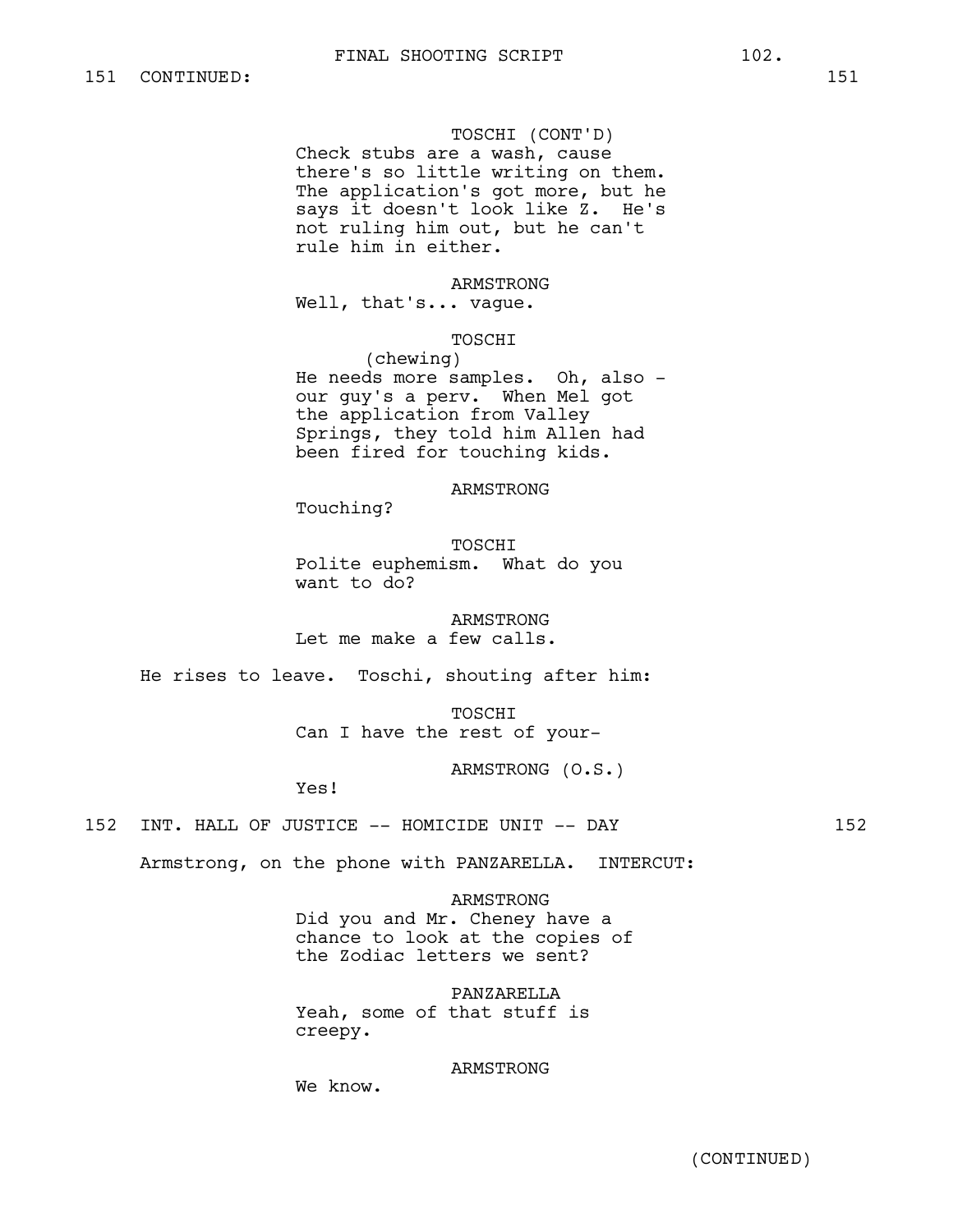151 CONTINUED: 151

TOSCHI (CONT'D)
Check stubs are a wash, cause there's so little writing on them. The application's got more, but he says it doesn't look like Z. He's not ruling him out, but he can't rule him in either.

ARMSTRONG
Well, that's... vague.

TOSCHI
(chewing)
He needs more samples. Oh, also - our guy's a perv. When Mel got the application from Valley Springs, they told him Allen had been fired for touching kids.

ARMSTRONG
Touching?

TOSCHI
Polite euphemism. What do you want to do?

ARMSTRONG
Let me make a few calls.

He rises to leave. Toschi, shouting after him:

TOSCHI
Can I have the rest of your-

ARMSTRONG (O.S.)
Yes!

152 INT. HALL OF JUSTICE -- HOMICIDE UNIT -- DAY 152

Armstrong, on the phone with PANZARELLA. INTERCUT:

ARMSTRONG
Did you and Mr. Cheney have a chance to look at the copies of the Zodiac letters we sent?

PANZARELLA
Yeah, some of that stuff is creepy.

ARMSTRONG
We know.

(CONTINUED)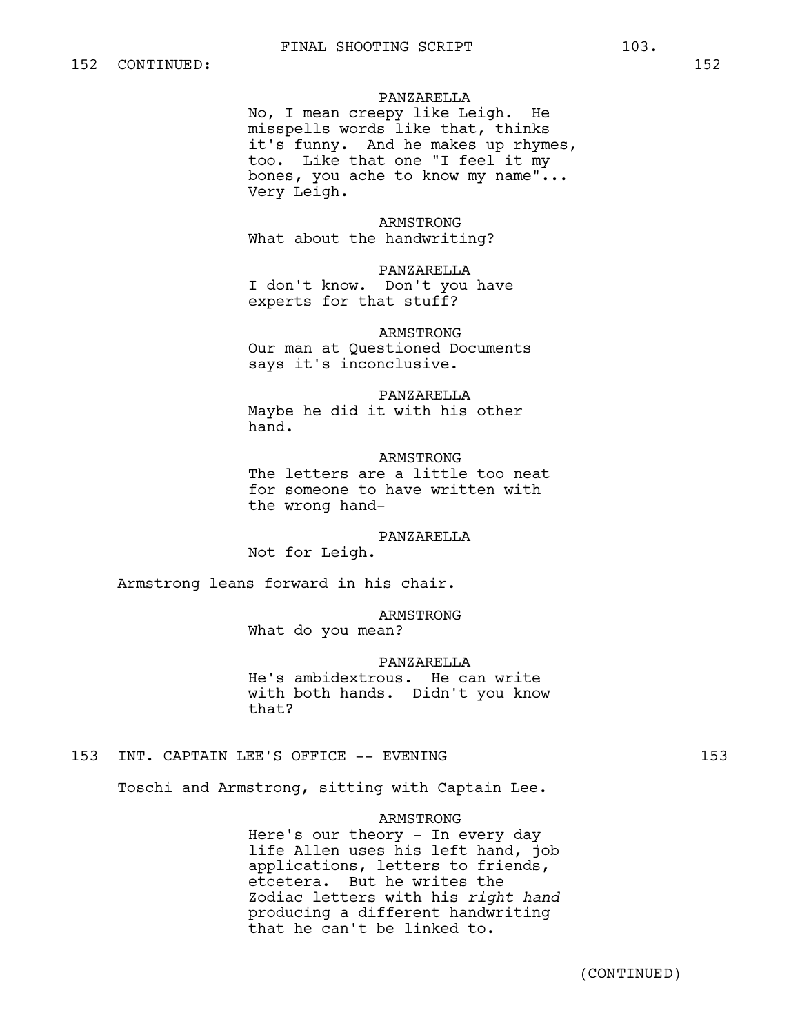152 CONTINUED: 152

PANZARELLA
No, I mean creepy like Leigh. He misspells words like that, thinks it's funny. And he makes up rhymes, too. Like that one "I feel it my bones, you ache to know my name"... Very Leigh.

ARMSTRONG
What about the handwriting?

PANZARELLA
I don't know. Don't you have experts for that stuff?

ARMSTRONG
Our man at Questioned Documents says it's inconclusive.

PANZARELLA
Maybe he did it with his other hand.

ARMSTRONG
The letters are a little too neat for someone to have written with the wrong hand-

PANZARELLA
Not for Leigh.

Armstrong leans forward in his chair.

ARMSTRONG
What do you mean?

PANZARELLA
He's ambidextrous. He can write with both hands. Didn't you know that?

153 INT. CAPTAIN LEE'S OFFICE -- EVENING 153

Toschi and Armstrong, sitting with Captain Lee.

ARMSTRONG
Here's our theory - In every day life Allen uses his left hand, job applications, letters to friends, etcetera. But he writes the Zodiac letters with his *right hand* producing a different handwriting that he can't be linked to.

(CONTINUED)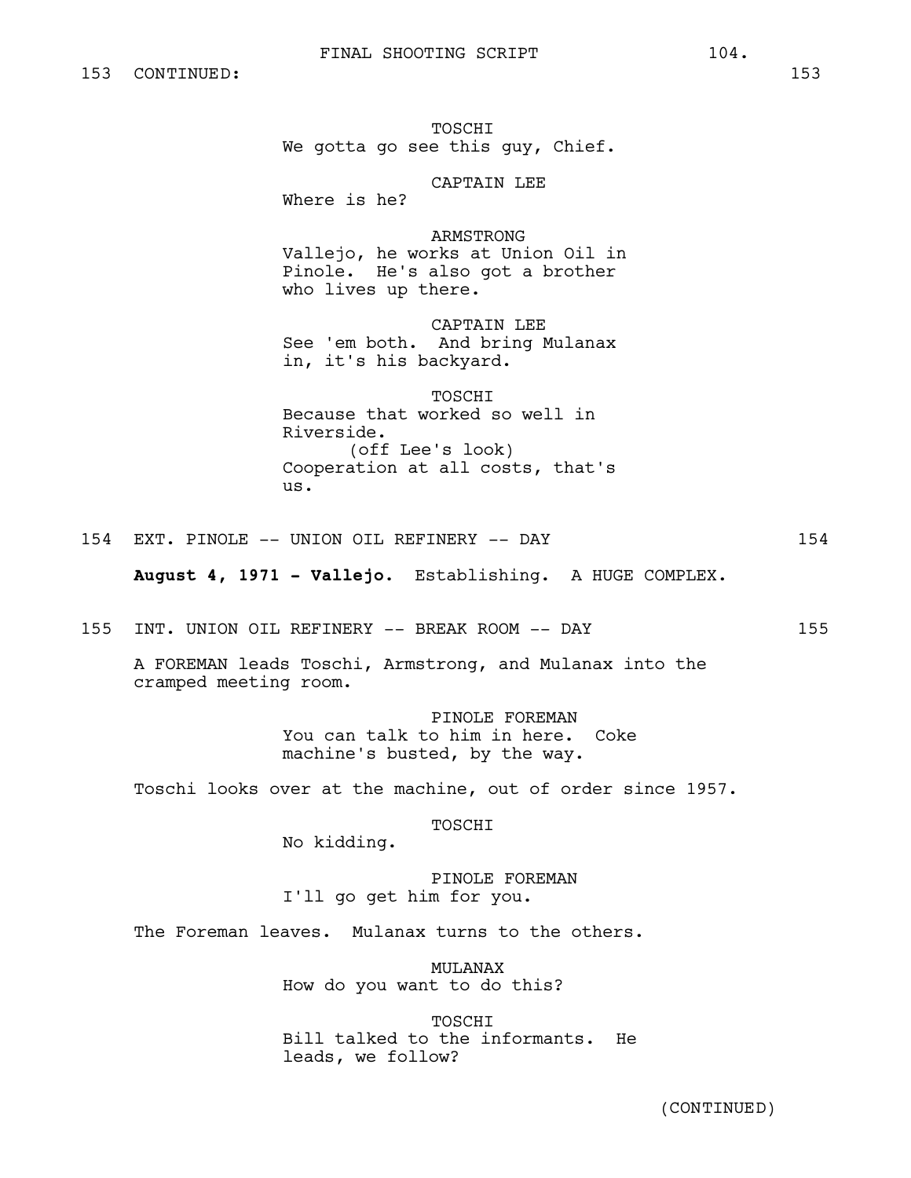153 CONTINUED: 153

TOSCHI
We gotta go see this guy, Chief.

CAPTAIN LEE
Where is he?

ARMSTRONG
Vallejo, he works at Union Oil in Pinole. He's also got a brother who lives up there.

CAPTAIN LEE
See 'em both. And bring Mulanax in, it's his backyard.

TOSCHI
Because that worked so well in Riverside.
(off Lee's look)
Cooperation at all costs, that's us.

154 EXT. PINOLE -- UNION OIL REFINERY -- DAY 154

**August 4, 1971 - Vallejo.** Establishing. A HUGE COMPLEX.

155 INT. UNION OIL REFINERY -- BREAK ROOM -- DAY 155

A FOREMAN leads Toschi, Armstrong, and Mulanax into the cramped meeting room.

PINOLE FOREMAN
You can talk to him in here. Coke machine's busted, by the way.

Toschi looks over at the machine, out of order since 1957.

TOSCHI
No kidding.

PINOLE FOREMAN
I'll go get him for you.

The Foreman leaves. Mulanax turns to the others.

MULANAX
How do you want to do this?

TOSCHI
Bill talked to the informants. He leads, we follow?

(CONTINUED)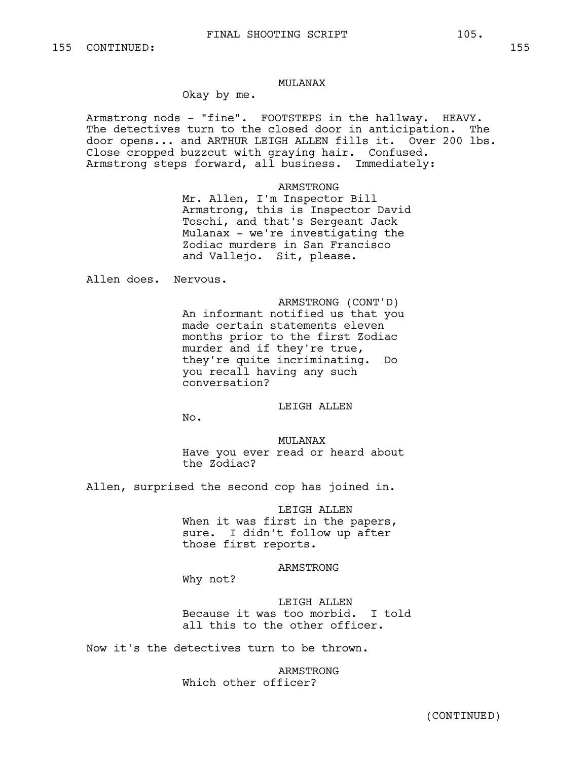155 CONTINUED: 155

MULANAX

Okay by me.

Armstrong nods - "fine". FOOTSTEPS in the hallway. HEAVY. The detectives turn to the closed door in anticipation. The door opens... and ARTHUR LEIGH ALLEN fills it. Over 200 lbs. Close cropped buzzcut with graying hair. Confused. Armstrong steps forward, all business. Immediately:

ARMSTRONG

Mr. Allen, I'm Inspector Bill Armstrong, this is Inspector David Toschi, and that's Sergeant Jack Mulanax - we're investigating the Zodiac murders in San Francisco and Vallejo. Sit, please.

Allen does. Nervous.

ARMSTRONG (CONT'D)

An informant notified us that you made certain statements eleven months prior to the first Zodiac murder and if they're true, they're quite incriminating. Do you recall having any such conversation?

LEIGH ALLEN

No.

MULANAX

Have you ever read or heard about the Zodiac?

Allen, surprised the second cop has joined in.

LEIGH ALLEN

When it was first in the papers, sure. I didn't follow up after those first reports.

ARMSTRONG

Why not?

LEIGH ALLEN

Because it was too morbid. I told all this to the other officer.

Now it's the detectives turn to be thrown.

ARMSTRONG

Which other officer?

(CONTINUED)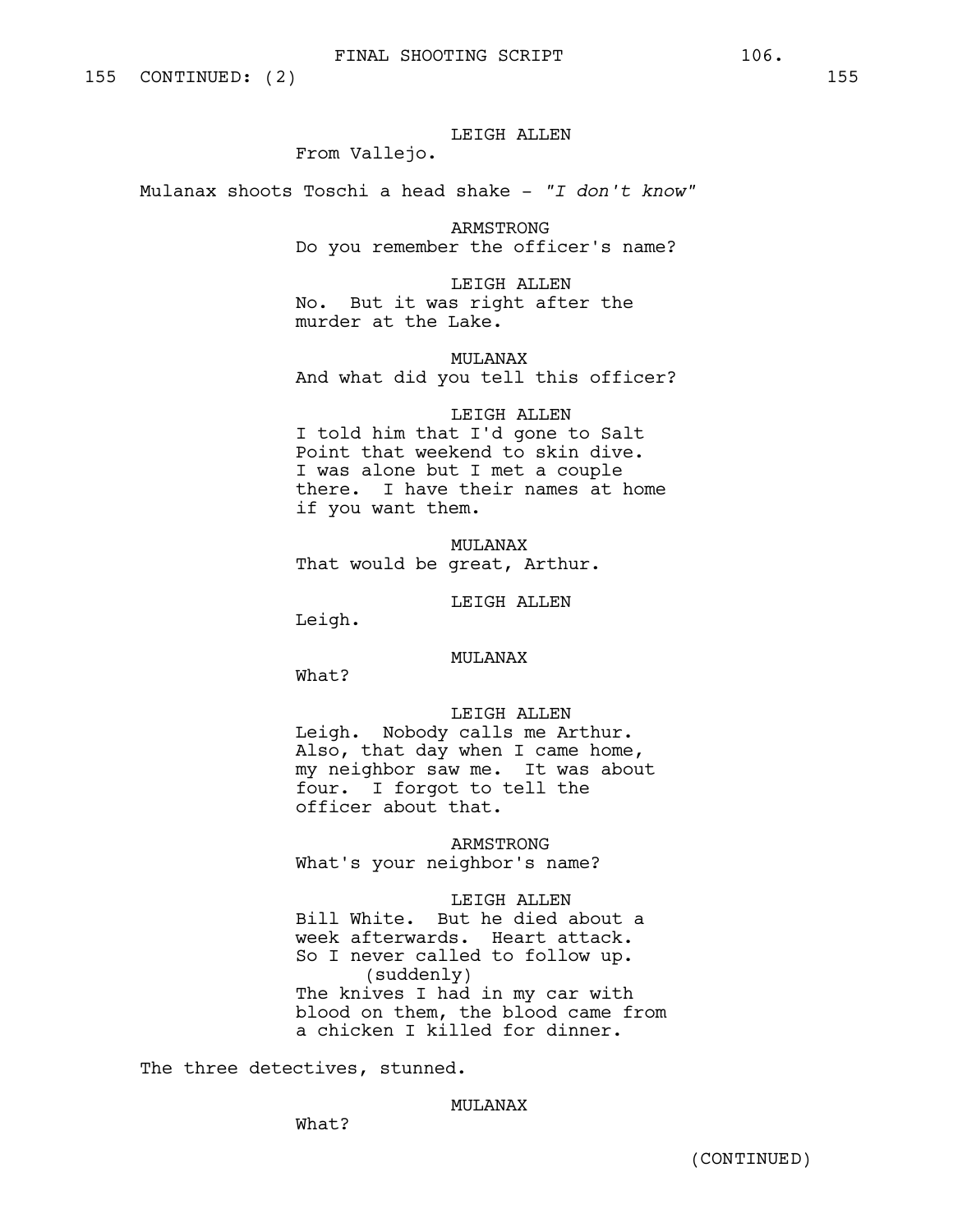155 CONTINUED: (2) 155

LEIGH ALLEN
From Vallejo.

Mulanax shoots Toschi a head shake - *"I don't know"*

ARMSTRONG
Do you remember the officer's name?

LEIGH ALLEN
No. But it was right after the murder at the Lake.

MULANAX
And what did you tell this officer?

LEIGH ALLEN
I told him that I'd gone to Salt Point that weekend to skin dive. I was alone but I met a couple there. I have their names at home if you want them.

MULANAX
That would be great, Arthur.

LEIGH ALLEN
Leigh.

MULANAX
What?

LEIGH ALLEN
Leigh. Nobody calls me Arthur. Also, that day when I came home, my neighbor saw me. It was about four. I forgot to tell the officer about that.

ARMSTRONG
What's your neighbor's name?

LEIGH ALLEN
Bill White. But he died about a week afterwards. Heart attack. So I never called to follow up.
(suddenly)
The knives I had in my car with blood on them, the blood came from a chicken I killed for dinner.

The three detectives, stunned.

MULANAX
What?

(CONTINUED)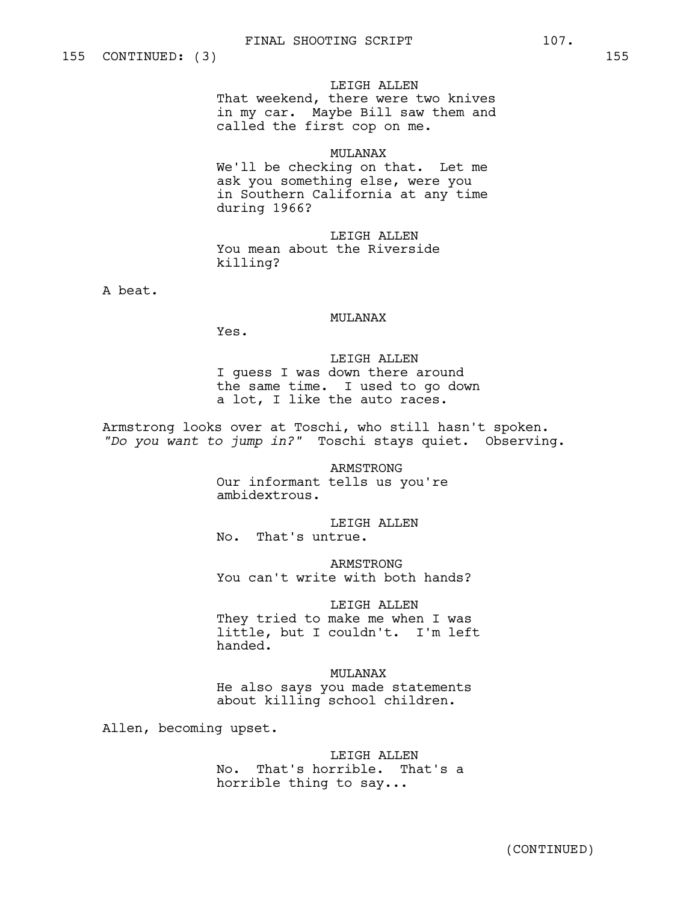155 CONTINUED: (3) 155

LEIGH ALLEN
That weekend, there were two knives in my car. Maybe Bill saw them and called the first cop on me.

MULANAX
We'll be checking on that. Let me ask you something else, were you in Southern California at any time during 1966?

LEIGH ALLEN
You mean about the Riverside killing?

A beat.

MULANAX
Yes.

LEIGH ALLEN
I guess I was down there around the same time. I used to go down a lot, I like the auto races.

Armstrong looks over at Toschi, who still hasn't spoken. *"Do you want to jump in?"* Toschi stays quiet. Observing.

ARMSTRONG
Our informant tells us you're ambidextrous.

LEIGH ALLEN
No. That's untrue.

ARMSTRONG
You can't write with both hands?

LEIGH ALLEN
They tried to make me when I was little, but I couldn't. I'm left handed.

MULANAX
He also says you made statements about killing school children.

Allen, becoming upset.

LEIGH ALLEN
No. That's horrible. That's a horrible thing to say...

(CONTINUED)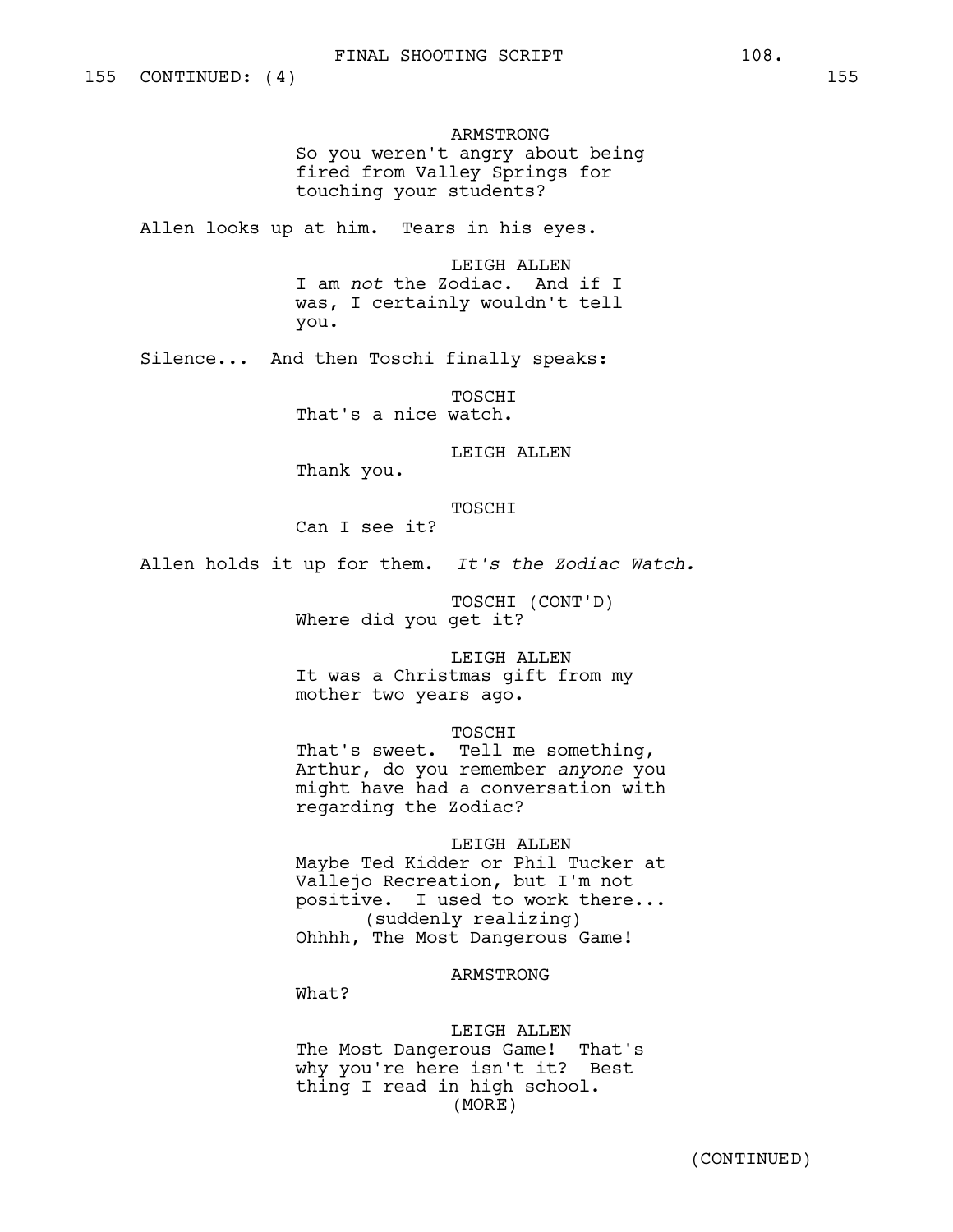155 CONTINUED: (4) 155

ARMSTRONG
So you weren't angry about being fired from Valley Springs for touching your students?

Allen looks up at him. Tears in his eyes.

LEIGH ALLEN
I am *not* the Zodiac. And if I was, I certainly wouldn't tell you.

Silence... And then Toschi finally speaks:

TOSCHI
That's a nice watch.

LEIGH ALLEN
Thank you.

TOSCHI
Can I see it?

Allen holds it up for them. *It's the Zodiac Watch.*

TOSCHI (CONT'D)
Where did you get it?

LEIGH ALLEN
It was a Christmas gift from my mother two years ago.

TOSCHI
That's sweet. Tell me something, Arthur, do you remember *anyone* you might have had a conversation with regarding the Zodiac?

LEIGH ALLEN
Maybe Ted Kidder or Phil Tucker at Vallejo Recreation, but I'm not positive. I used to work there...
(suddenly realizing)
Ohhhh, The Most Dangerous Game!

ARMSTRONG
What?

LEIGH ALLEN
The Most Dangerous Game! That's why you're here isn't it? Best thing I read in high school.
(MORE)

(CONTINUED)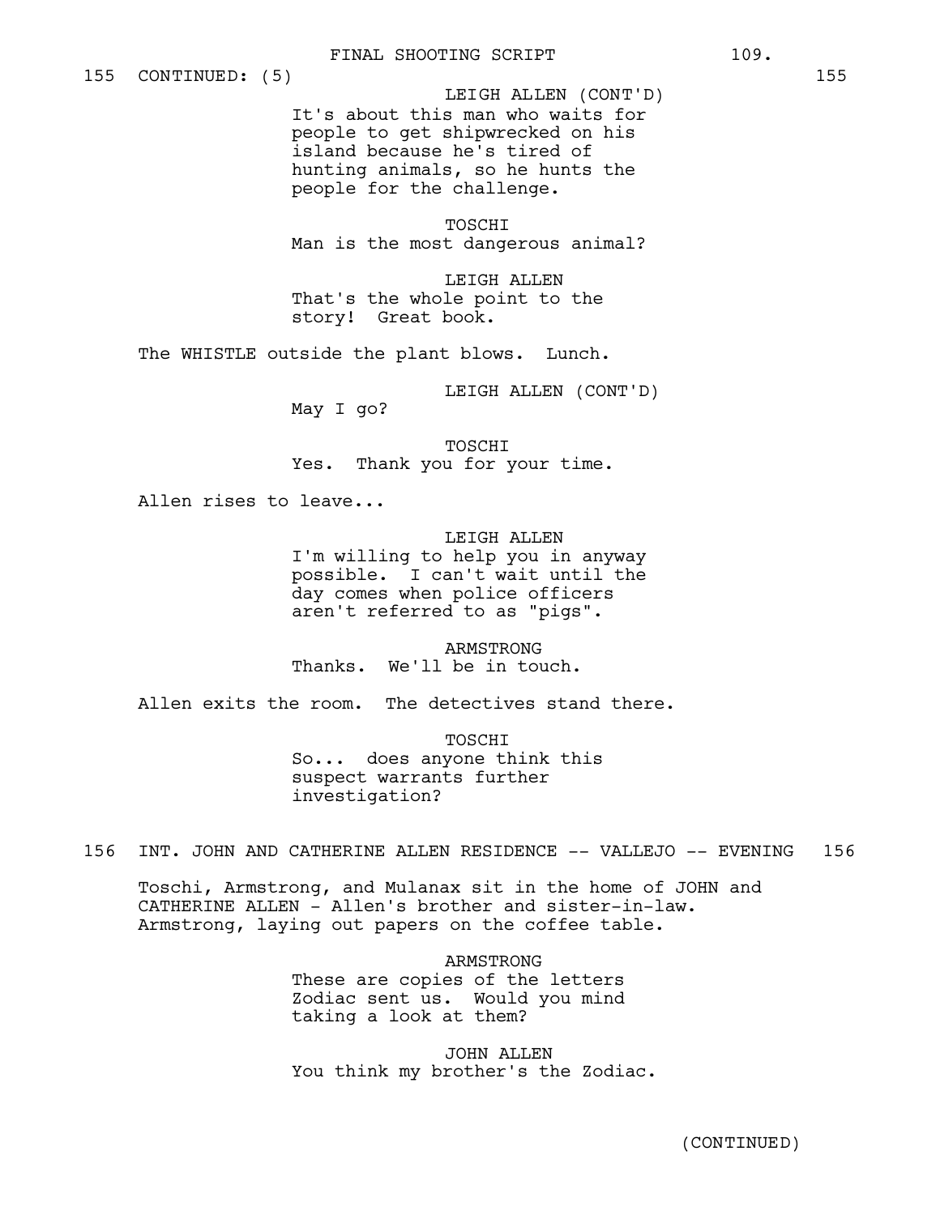155 CONTINUED: (5) 155

LEIGH ALLEN (CONT'D)
It's about this man who waits for people to get shipwrecked on his island because he's tired of hunting animals, so he hunts the people for the challenge.

TOSCHI
Man is the most dangerous animal?

LEIGH ALLEN
That's the whole point to the story! Great book.

The WHISTLE outside the plant blows. Lunch.

LEIGH ALLEN (CONT'D)
May I go?

TOSCHI
Yes. Thank you for your time.

Allen rises to leave...

LEIGH ALLEN
I'm willing to help you in anyway possible. I can't wait until the day comes when police officers aren't referred to as "pigs".

ARMSTRONG
Thanks. We'll be in touch.

Allen exits the room. The detectives stand there.

TOSCHI
So... does anyone think this suspect warrants further investigation?

156 INT. JOHN AND CATHERINE ALLEN RESIDENCE -- VALLEJO -- EVENING 156

Toschi, Armstrong, and Mulanax sit in the home of JOHN and CATHERINE ALLEN - Allen's brother and sister-in-law. Armstrong, laying out papers on the coffee table.

ARMSTRONG
These are copies of the letters Zodiac sent us. Would you mind taking a look at them?

JOHN ALLEN
You think my brother's the Zodiac.

(CONTINUED)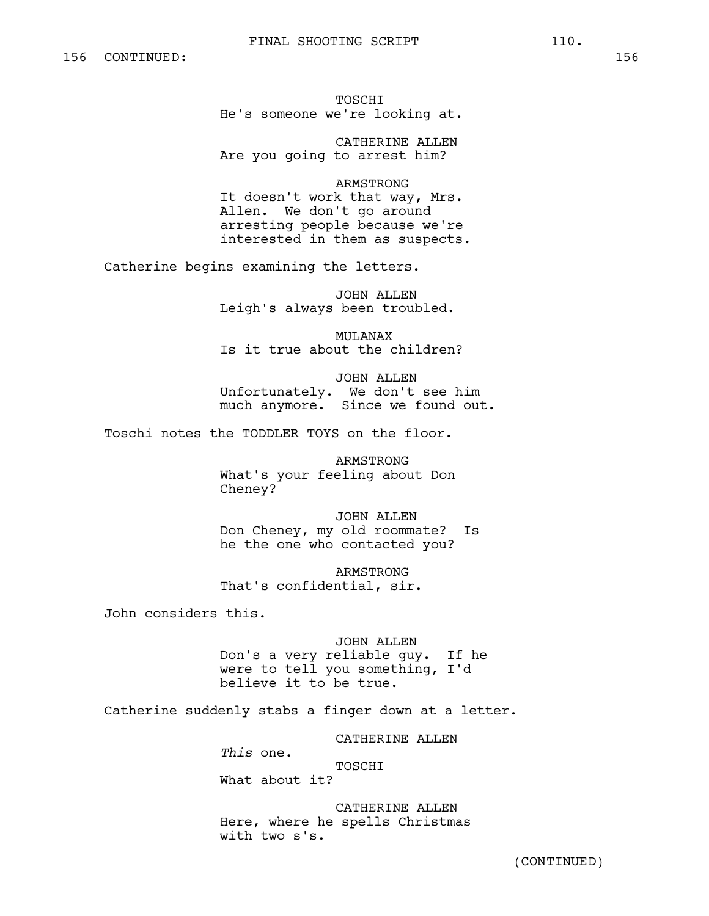156 CONTINUED: 156

TOSCHI
He's someone we're looking at.

CATHERINE ALLEN
Are you going to arrest him?

ARMSTRONG
It doesn't work that way, Mrs. Allen. We don't go around arresting people because we're interested in them as suspects.

Catherine begins examining the letters.

JOHN ALLEN
Leigh's always been troubled.

MULANAX
Is it true about the children?

JOHN ALLEN
Unfortunately. We don't see him much anymore. Since we found out.

Toschi notes the TODDLER TOYS on the floor.

ARMSTRONG
What's your feeling about Don Cheney?

JOHN ALLEN
Don Cheney, my old roommate? Is he the one who contacted you?

ARMSTRONG
That's confidential, sir.

John considers this.

JOHN ALLEN
Don's a very reliable guy. If he were to tell you something, I'd believe it to be true.

Catherine suddenly stabs a finger down at a letter.

CATHERINE ALLEN
*This* one.

TOSCHI
What about it?

CATHERINE ALLEN
Here, where he spells Christmas with two s's.

(CONTINUED)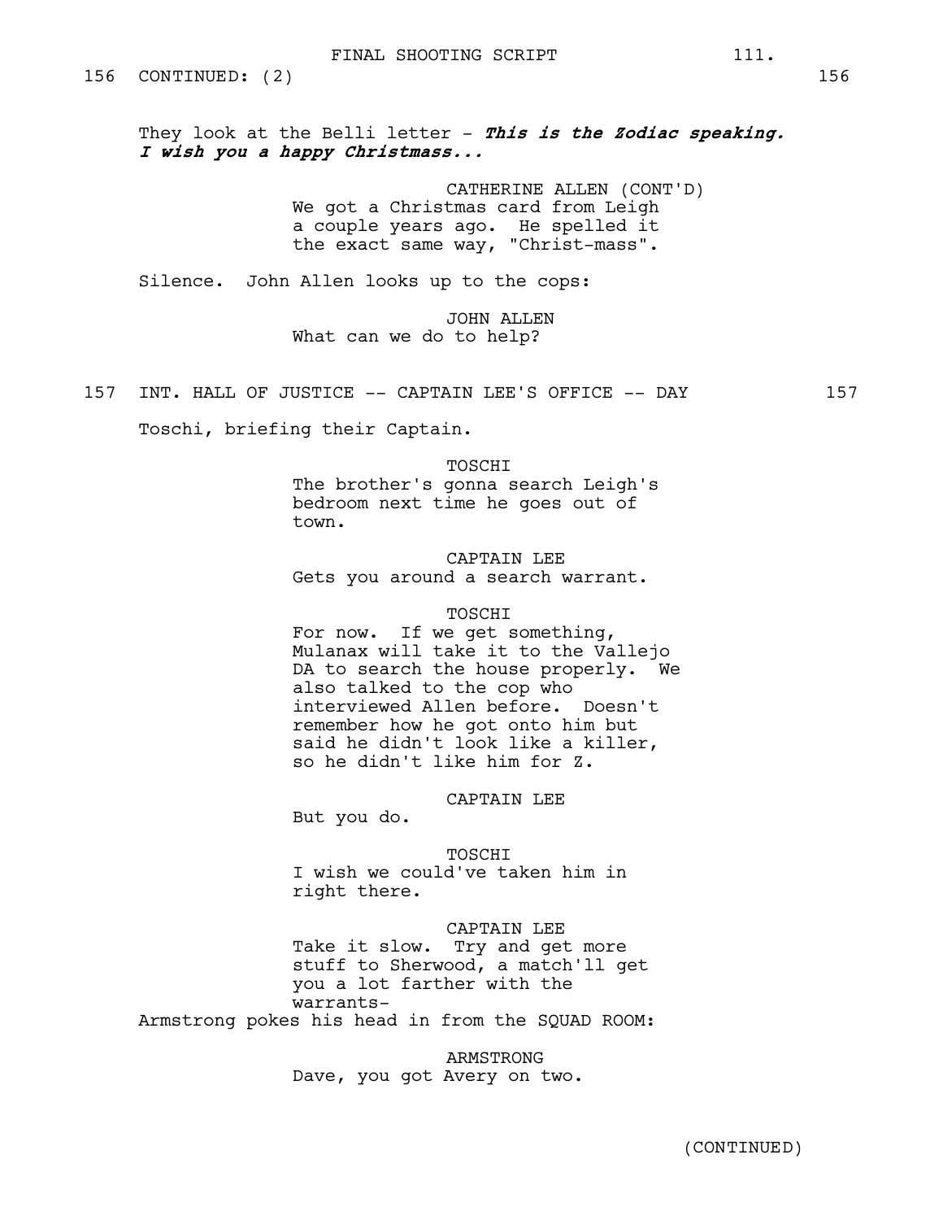156 CONTINUED: (2) 156

They look at the Belli letter - ***This is the Zodiac speaking. I wish you a happy Christmass...***

CATHERINE ALLEN (CONT'D)
We got a Christmas card from Leigh a couple years ago. He spelled it the exact same way, "Christ-mass".

Silence. John Allen looks up to the cops:

JOHN ALLEN
What can we do to help?

157 INT. HALL OF JUSTICE -- CAPTAIN LEE'S OFFICE -- DAY 157

Toschi, briefing their Captain.

TOSCHI
The brother's gonna search Leigh's bedroom next time he goes out of town.

CAPTAIN LEE
Gets you around a search warrant.

TOSCHI
For now. If we get something, Mulanax will take it to the Vallejo DA to search the house properly. We also talked to the cop who interviewed Allen before. Doesn't remember how he got onto him but said he didn't look like a killer, so he didn't like him for Z.

CAPTAIN LEE
But you do.

TOSCHI
I wish we could've taken him in right there.

CAPTAIN LEE
Take it slow. Try and get more stuff to Sherwood, a match'll get you a lot farther with the warrants-

Armstrong pokes his head in from the SQUAD ROOM:

ARMSTRONG
Dave, you got Avery on two.

(CONTINUED)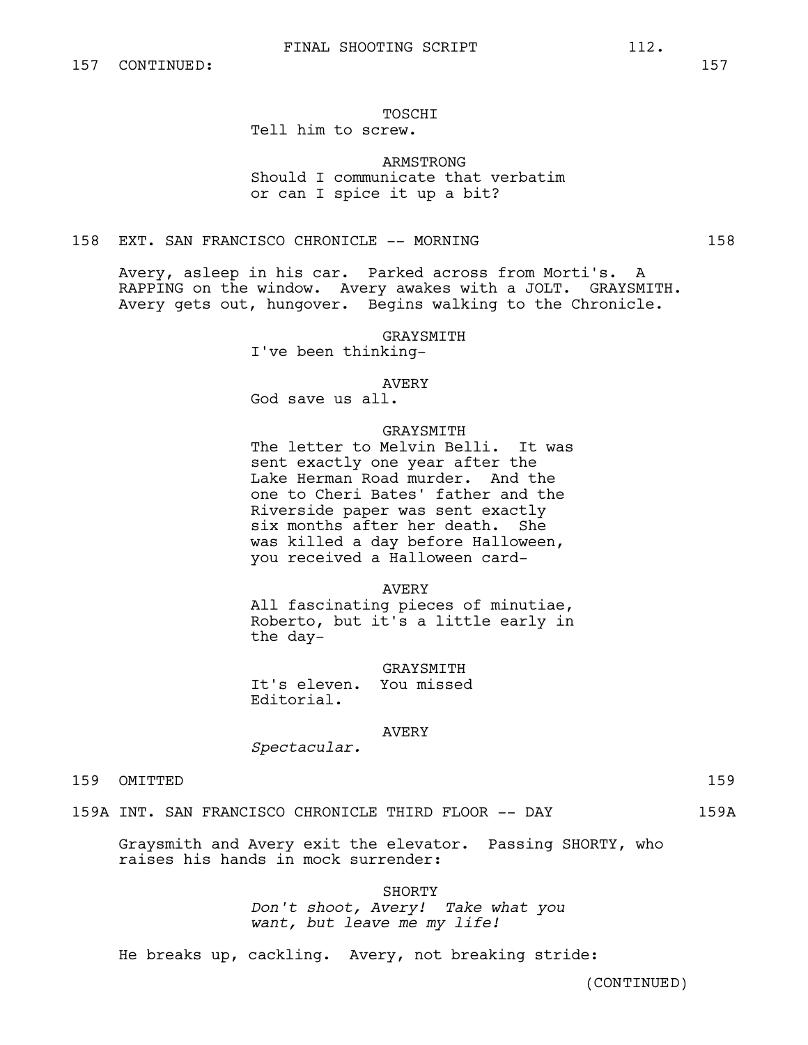157 CONTINUED: 157

TOSCHI
Tell him to screw.

ARMSTRONG
Should I communicate that verbatim or can I spice it up a bit?

158 EXT. SAN FRANCISCO CHRONICLE -- MORNING 158

Avery, asleep in his car. Parked across from Morti's. A RAPPING on the window. Avery awakes with a JOLT. GRAYSMITH. Avery gets out, hungover. Begins walking to the Chronicle.

GRAYSMITH
I've been thinking-

AVERY
God save us all.

GRAYSMITH
The letter to Melvin Belli. It was sent exactly one year after the Lake Herman Road murder. And the one to Cheri Bates' father and the Riverside paper was sent exactly six months after her death. She was killed a day before Halloween, you received a Halloween card-

AVERY
All fascinating pieces of minutiae, Roberto, but it's a little early in the day-

GRAYSMITH
It's eleven. You missed Editorial.

AVERY
*Spectacular.*

159 OMITTED 159

159A INT. SAN FRANCISCO CHRONICLE THIRD FLOOR -- DAY 159A

Graysmith and Avery exit the elevator. Passing SHORTY, who raises his hands in mock surrender:

SHORTY
*Don't shoot, Avery! Take what you want, but leave me my life!*

He breaks up, cackling. Avery, not breaking stride:

(CONTINUED)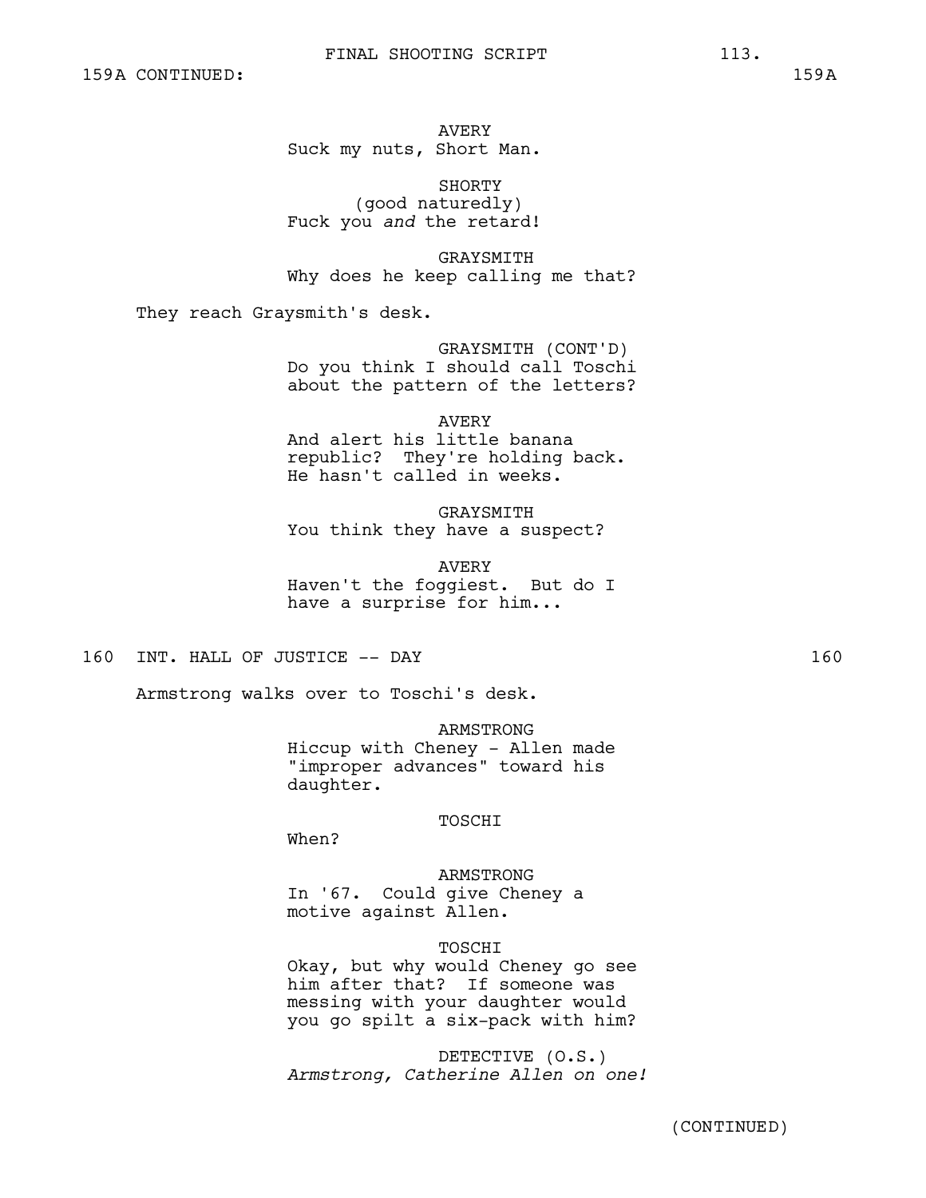159A CONTINUED: 159A

AVERY
Suck my nuts, Short Man.

SHORTY
(good naturedly)
Fuck you *and* the retard!

GRAYSMITH
Why does he keep calling me that?

They reach Graysmith's desk.

GRAYSMITH (CONT'D)
Do you think I should call Toschi about the pattern of the letters?

AVERY
And alert his little banana republic? They're holding back. He hasn't called in weeks.

GRAYSMITH
You think they have a suspect?

AVERY
Haven't the foggiest. But do I have a surprise for him...

160 INT. HALL OF JUSTICE -- DAY 160

Armstrong walks over to Toschi's desk.

ARMSTRONG
Hiccup with Cheney - Allen made "improper advances" toward his daughter.

TOSCHI
When?

ARMSTRONG
In '67. Could give Cheney a motive against Allen.

TOSCHI
Okay, but why would Cheney go see him after that? If someone was messing with your daughter would you go spilt a six-pack with him?

DETECTIVE (O.S.)
*Armstrong, Catherine Allen on one!*

(CONTINUED)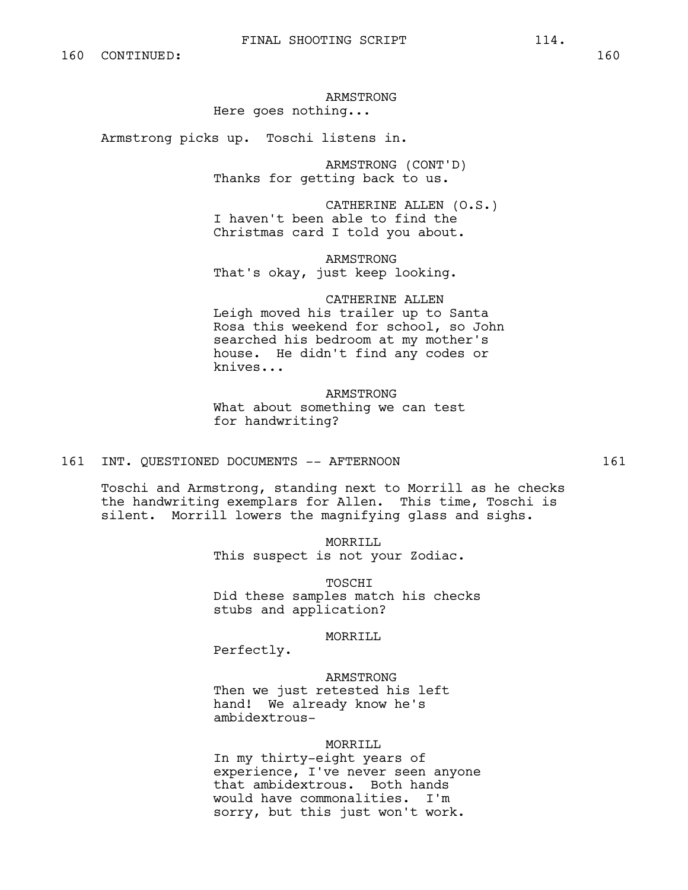160 CONTINUED: 160

ARMSTRONG
Here goes nothing...

Armstrong picks up. Toschi listens in.

ARMSTRONG (CONT'D)
Thanks for getting back to us.

CATHERINE ALLEN (O.S.)
I haven't been able to find the Christmas card I told you about.

ARMSTRONG
That's okay, just keep looking.

CATHERINE ALLEN
Leigh moved his trailer up to Santa Rosa this weekend for school, so John searched his bedroom at my mother's house. He didn't find any codes or knives...

ARMSTRONG
What about something we can test for handwriting?

161 INT. QUESTIONED DOCUMENTS -- AFTERNOON 161

Toschi and Armstrong, standing next to Morrill as he checks the handwriting exemplars for Allen. This time, Toschi is silent. Morrill lowers the magnifying glass and sighs.

MORRILL
This suspect is not your Zodiac.

TOSCHI
Did these samples match his checks stubs and application?

MORRILL
Perfectly.

ARMSTRONG
Then we just retested his left hand! We already know he's ambidextrous-

MORRILL
In my thirty-eight years of experience, I've never seen anyone that ambidextrous. Both hands would have commonalities. I'm sorry, but this just won't work.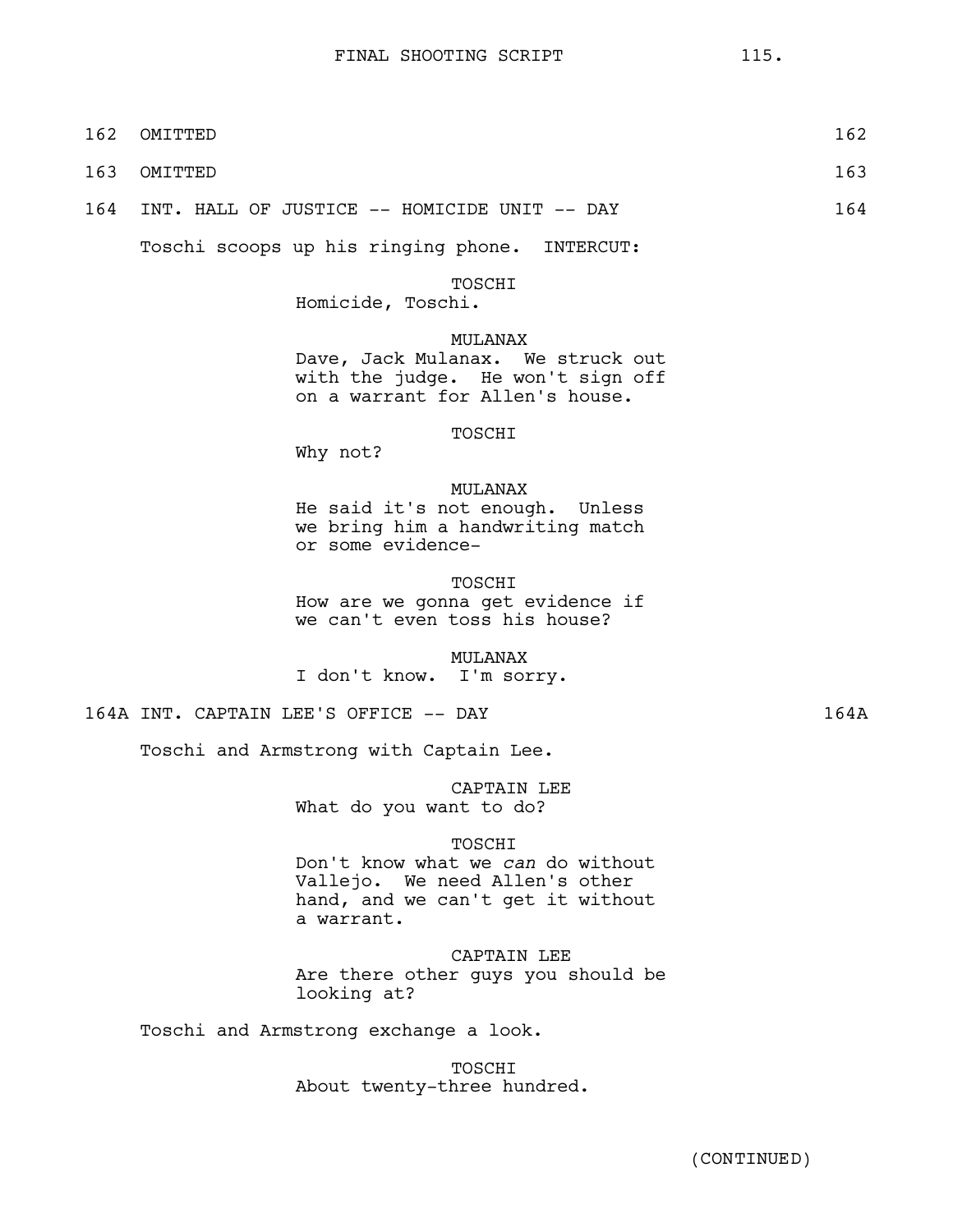162 OMITTED 162

163 OMITTED 163

164 INT. HALL OF JUSTICE -- HOMICIDE UNIT -- DAY 164

Toschi scoops up his ringing phone. INTERCUT:

TOSCHI
Homicide, Toschi.

MULANAX
Dave, Jack Mulanax. We struck out with the judge. He won't sign off on a warrant for Allen's house.

TOSCHI
Why not?

MULANAX
He said it's not enough. Unless we bring him a handwriting match or some evidence-

TOSCHI
How are we gonna get evidence if we can't even toss his house?

MULANAX
I don't know. I'm sorry.

164A INT. CAPTAIN LEE'S OFFICE -- DAY 164A

Toschi and Armstrong with Captain Lee.

CAPTAIN LEE
What do you want to do?

TOSCHI
Don't know what we *can* do without Vallejo. We need Allen's other hand, and we can't get it without a warrant.

CAPTAIN LEE
Are there other guys you should be looking at?

Toschi and Armstrong exchange a look.

TOSCHI
About twenty-three hundred.

(CONTINUED)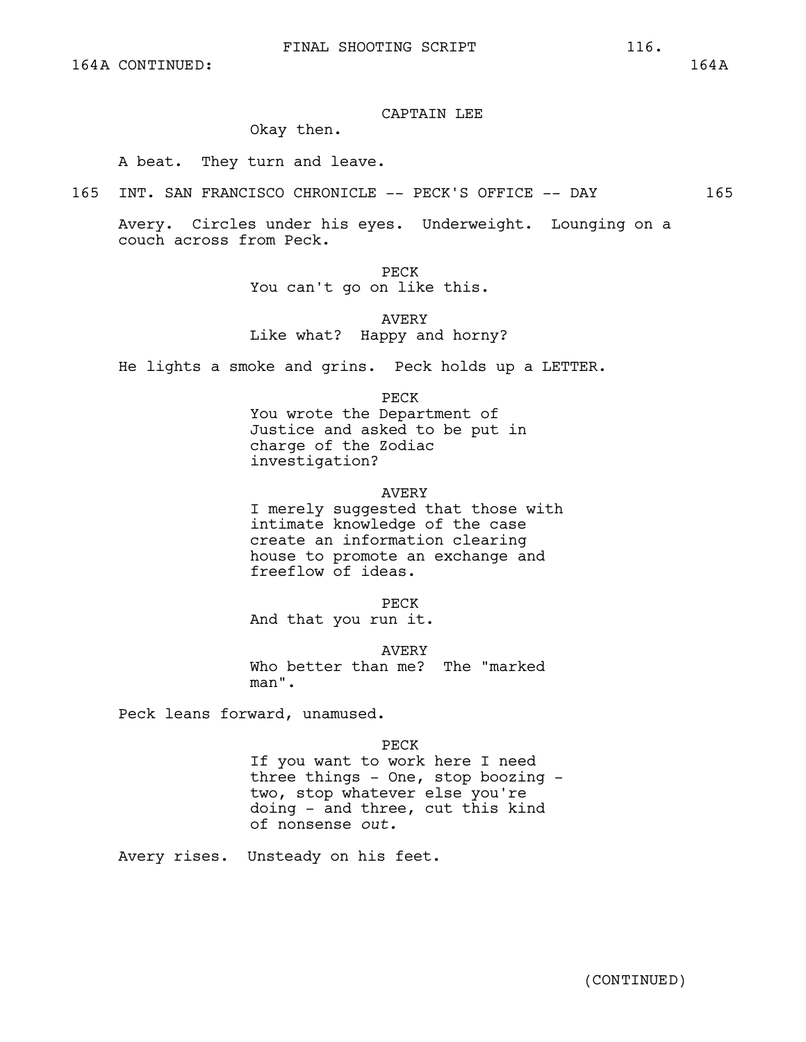164A CONTINUED: 164A

CAPTAIN LEE
Okay then.

A beat. They turn and leave.

165 INT. SAN FRANCISCO CHRONICLE -- PECK'S OFFICE -- DAY 165

Avery. Circles under his eyes. Underweight. Lounging on a couch across from Peck.

PECK
You can't go on like this.

AVERY
Like what? Happy and horny?

He lights a smoke and grins. Peck holds up a LETTER.

PECK
You wrote the Department of Justice and asked to be put in charge of the Zodiac investigation?

AVERY
I merely suggested that those with intimate knowledge of the case create an information clearing house to promote an exchange and freeflow of ideas.

PECK
And that you run it.

AVERY
Who better than me? The "marked man".

Peck leans forward, unamused.

PECK
If you want to work here I need three things - One, stop boozing - two, stop whatever else you're doing - and three, cut this kind of nonsense *out.*

Avery rises. Unsteady on his feet.

(CONTINUED)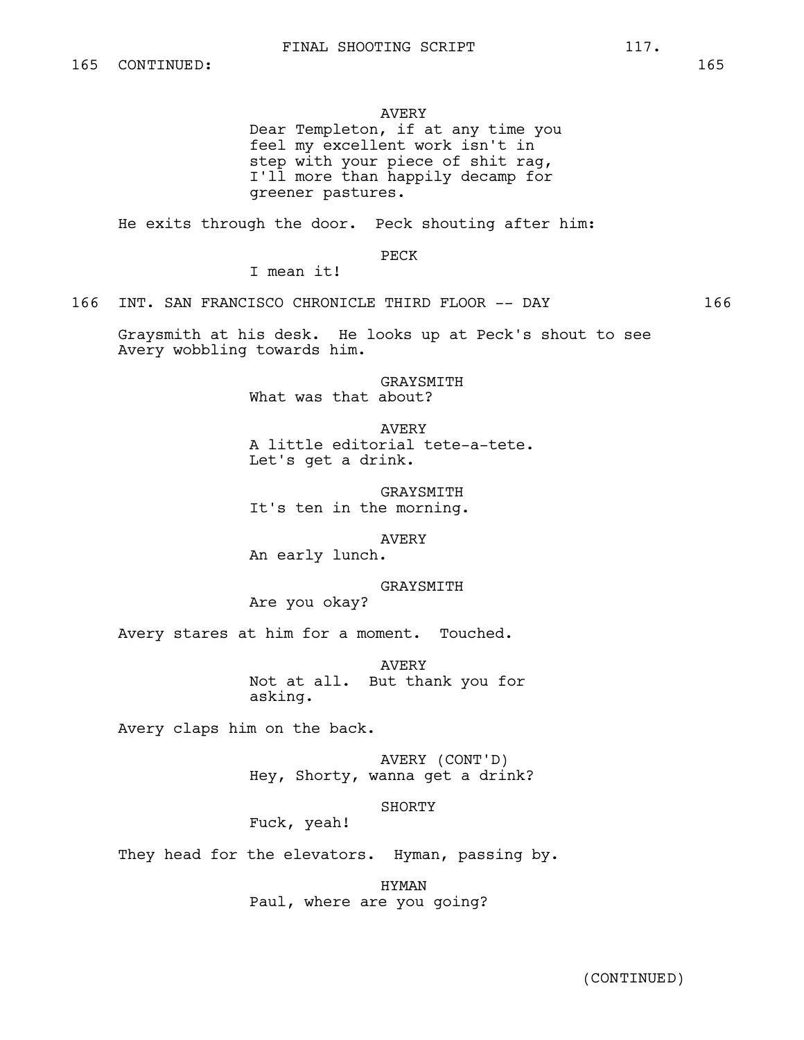165 CONTINUED: 165

AVERY
Dear Templeton, if at any time you feel my excellent work isn't in step with your piece of shit rag, I'll more than happily decamp for greener pastures.

He exits through the door. Peck shouting after him:

PECK
I mean it!

166 INT. SAN FRANCISCO CHRONICLE THIRD FLOOR -- DAY 166

Graysmith at his desk. He looks up at Peck's shout to see Avery wobbling towards him.

GRAYSMITH
What was that about?

AVERY
A little editorial tete-a-tete. Let's get a drink.

GRAYSMITH
It's ten in the morning.

AVERY
An early lunch.

GRAYSMITH
Are you okay?

Avery stares at him for a moment. Touched.

AVERY
Not at all. But thank you for asking.

Avery claps him on the back.

AVERY (CONT'D)
Hey, Shorty, wanna get a drink?

SHORTY
Fuck, yeah!

They head for the elevators. Hyman, passing by.

HYMAN
Paul, where are you going?

(CONTINUED)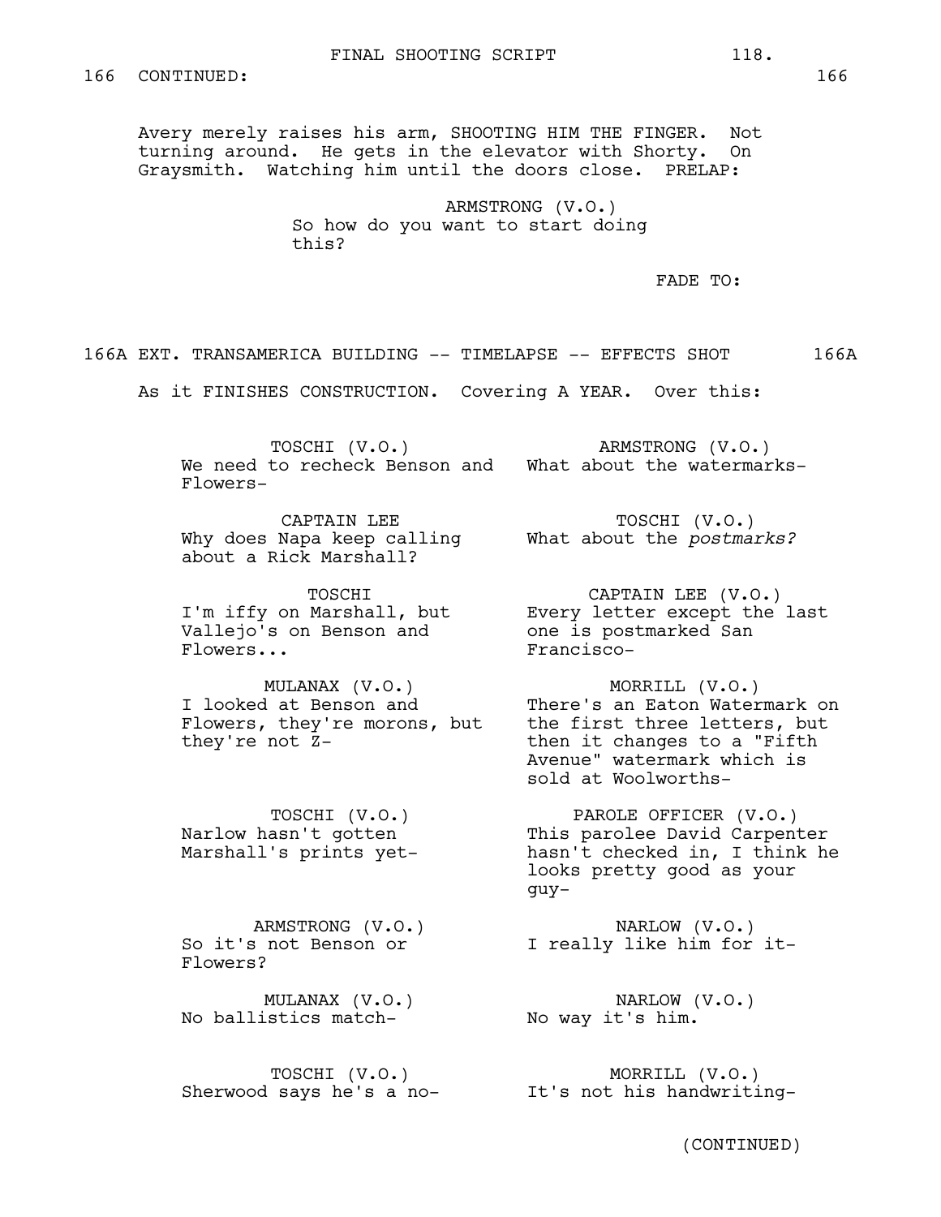166 CONTINUED: 166

Avery merely raises his arm, SHOOTING HIM THE FINGER. Not turning around. He gets in the elevator with Shorty. On Graysmith. Watching him until the doors close. PRELAP:

ARMSTRONG (V.O.)
So how do you want to start doing this?

FADE TO:

166A EXT. TRANSAMERICA BUILDING -- TIMELAPSE -- EFFECTS SHOT 166A

As it FINISHES CONSTRUCTION. Covering A YEAR. Over this:

TOSCHI (V.O.)
We need to recheck Benson and Flowers-

ARMSTRONG (V.O.)
What about the watermarks-

CAPTAIN LEE
Why does Napa keep calling about a Rick Marshall?

TOSCHI (V.O.)
What about the *postmarks?*

TOSCHI
I'm iffy on Marshall, but Vallejo's on Benson and Flowers...

CAPTAIN LEE (V.O.)
Every letter except the last one is postmarked San Francisco-

MULANAX (V.O.)
I looked at Benson and Flowers, they're morons, but they're not Z-

MORRILL (V.O.)
There's an Eaton Watermark on the first three letters, but then it changes to a "Fifth Avenue" watermark which is sold at Woolworths-

TOSCHI (V.O.)
Narlow hasn't gotten Marshall's prints yet-

PAROLE OFFICER (V.O.)
This parolee David Carpenter hasn't checked in, I think he looks pretty good as your guy-

ARMSTRONG (V.O.)
So it's not Benson or Flowers?

NARLOW (V.O.)
I really like him for it-

MULANAX (V.O.)
No ballistics match-

NARLOW (V.O.)
No way it's him.

TOSCHI (V.O.)
Sherwood says he's a no-

MORRILL (V.O.)
It's not his handwriting-

(CONTINUED)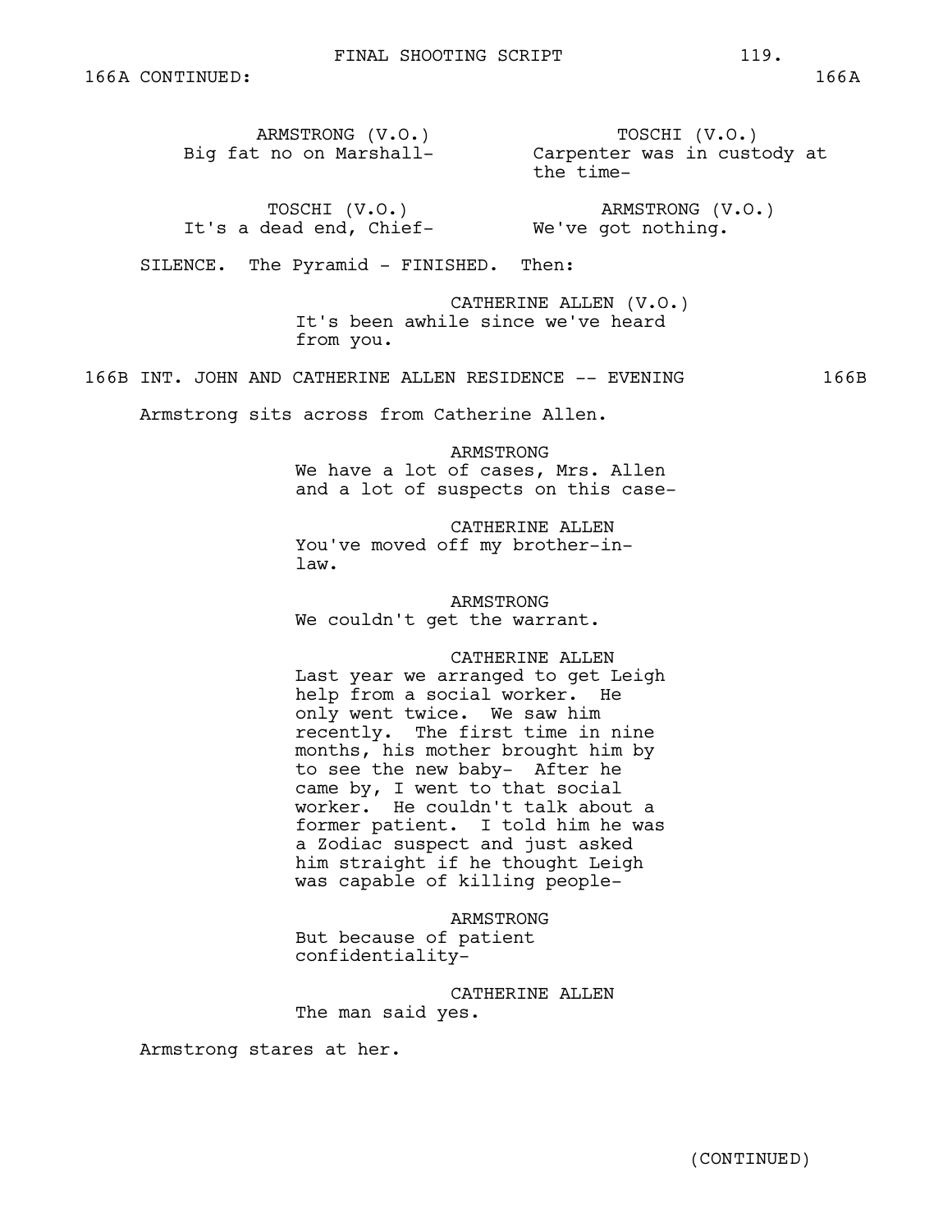166A CONTINUED: 166A

ARMSTRONG (V.O.)
Big fat no on Marshall-

TOSCHI (V.O.)
Carpenter was in custody at the time-

TOSCHI (V.O.)
It's a dead end, Chief-

ARMSTRONG (V.O.)
We've got nothing.

SILENCE. The Pyramid - FINISHED. Then:

CATHERINE ALLEN (V.O.)
It's been awhile since we've heard from you.

166B INT. JOHN AND CATHERINE ALLEN RESIDENCE -- EVENING 166B

Armstrong sits across from Catherine Allen.

ARMSTRONG
We have a lot of cases, Mrs. Allen and a lot of suspects on this case-

CATHERINE ALLEN
You've moved off my brother-in-law.

ARMSTRONG
We couldn't get the warrant.

CATHERINE ALLEN
Last year we arranged to get Leigh help from a social worker. He only went twice. We saw him recently. The first time in nine months, his mother brought him by to see the new baby- After he came by, I went to that social worker. He couldn't talk about a former patient. I told him he was a Zodiac suspect and just asked him straight if he thought Leigh was capable of killing people-

ARMSTRONG
But because of patient confidentiality-

CATHERINE ALLEN
The man said yes.

Armstrong stares at her.

(CONTINUED)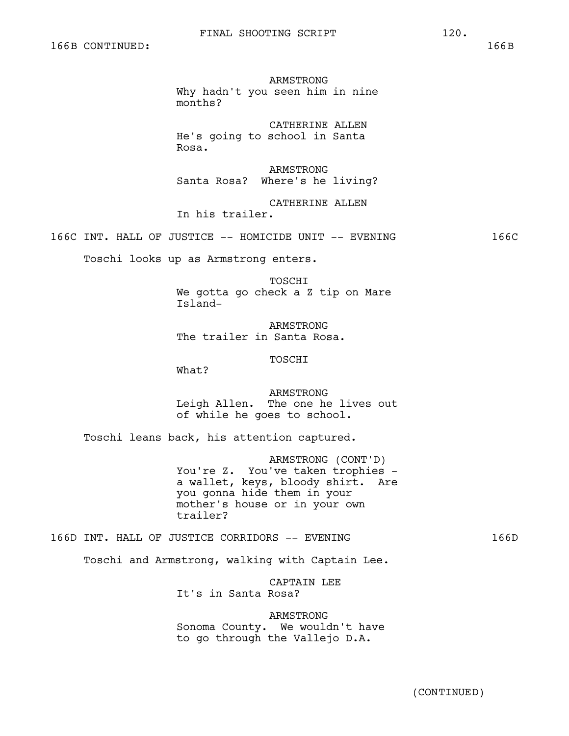166B CONTINUED: 166B

ARMSTRONG
Why hadn't you seen him in nine months?

CATHERINE ALLEN
He's going to school in Santa Rosa.

ARMSTRONG
Santa Rosa? Where's he living?

CATHERINE ALLEN
In his trailer.

166C INT. HALL OF JUSTICE -- HOMICIDE UNIT -- EVENING 166C

Toschi looks up as Armstrong enters.

TOSCHI
We gotta go check a Z tip on Mare Island-

ARMSTRONG
The trailer in Santa Rosa.

TOSCHI
What?

ARMSTRONG
Leigh Allen. The one he lives out of while he goes to school.

Toschi leans back, his attention captured.

ARMSTRONG (CONT'D)
You're Z. You've taken trophies - a wallet, keys, bloody shirt. Are you gonna hide them in your mother's house or in your own trailer?

166D INT. HALL OF JUSTICE CORRIDORS -- EVENING 166D

Toschi and Armstrong, walking with Captain Lee.

CAPTAIN LEE
It's in Santa Rosa?

ARMSTRONG
Sonoma County. We wouldn't have to go through the Vallejo D.A.

(CONTINUED)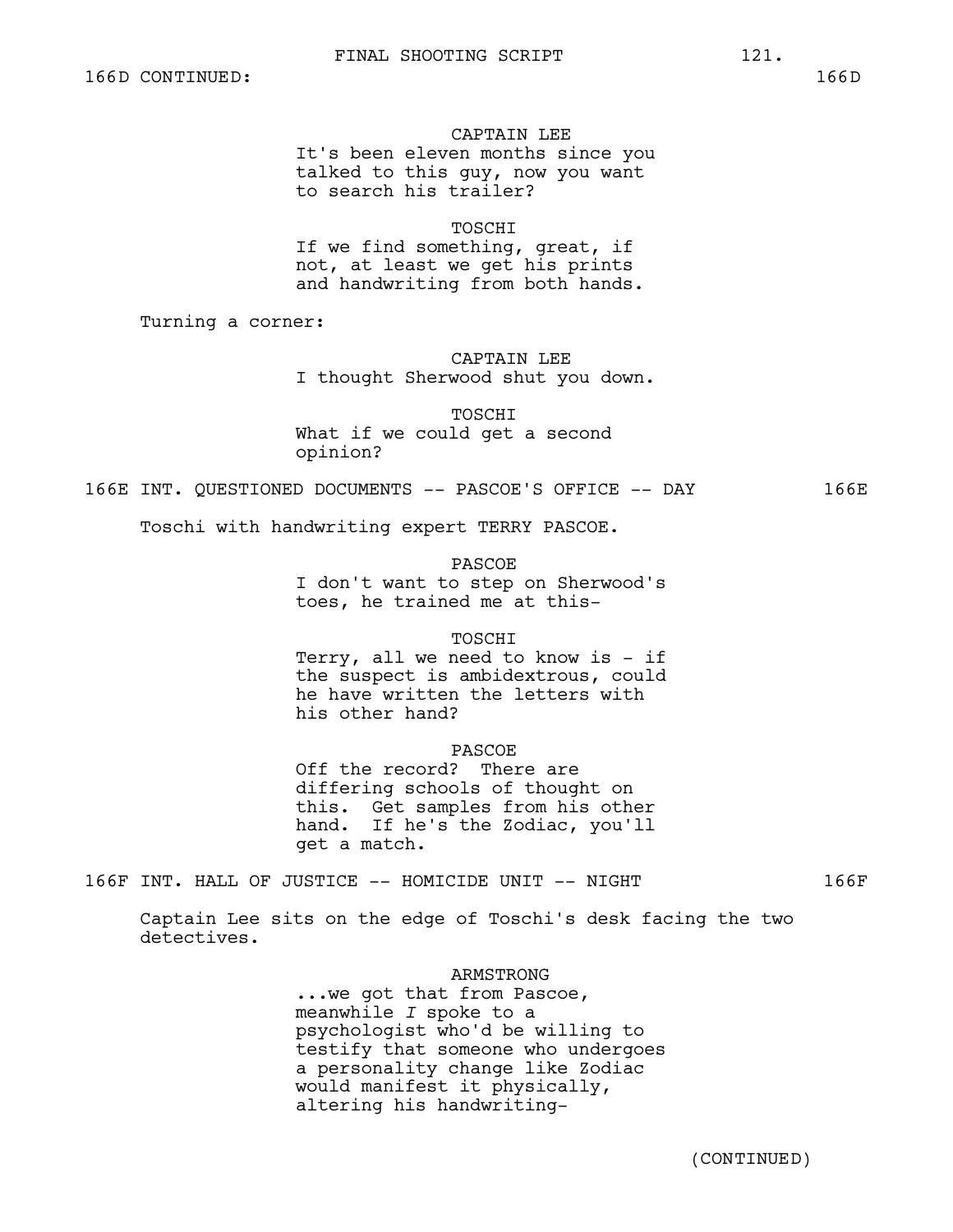166D CONTINUED: 166D

CAPTAIN LEE
It's been eleven months since you talked to this guy, now you want to search his trailer?

TOSCHI
If we find something, great, if not, at least we get his prints and handwriting from both hands.

Turning a corner:

CAPTAIN LEE
I thought Sherwood shut you down.

TOSCHI
What if we could get a second opinion?

166E INT. QUESTIONED DOCUMENTS -- PASCOE'S OFFICE -- DAY 166E

Toschi with handwriting expert TERRY PASCOE.

PASCOE
I don't want to step on Sherwood's toes, he trained me at this-

TOSCHI
Terry, all we need to know is - if the suspect is ambidextrous, could he have written the letters with his other hand?

PASCOE
Off the record? There are differing schools of thought on this. Get samples from his other hand. If he's the Zodiac, you'll get a match.

166F INT. HALL OF JUSTICE -- HOMICIDE UNIT -- NIGHT 166F

Captain Lee sits on the edge of Toschi's desk facing the two detectives.

ARMSTRONG
...we got that from Pascoe, meanwhile *I* spoke to a psychologist who'd be willing to testify that someone who undergoes a personality change like Zodiac would manifest it physically, altering his handwriting-

(CONTINUED)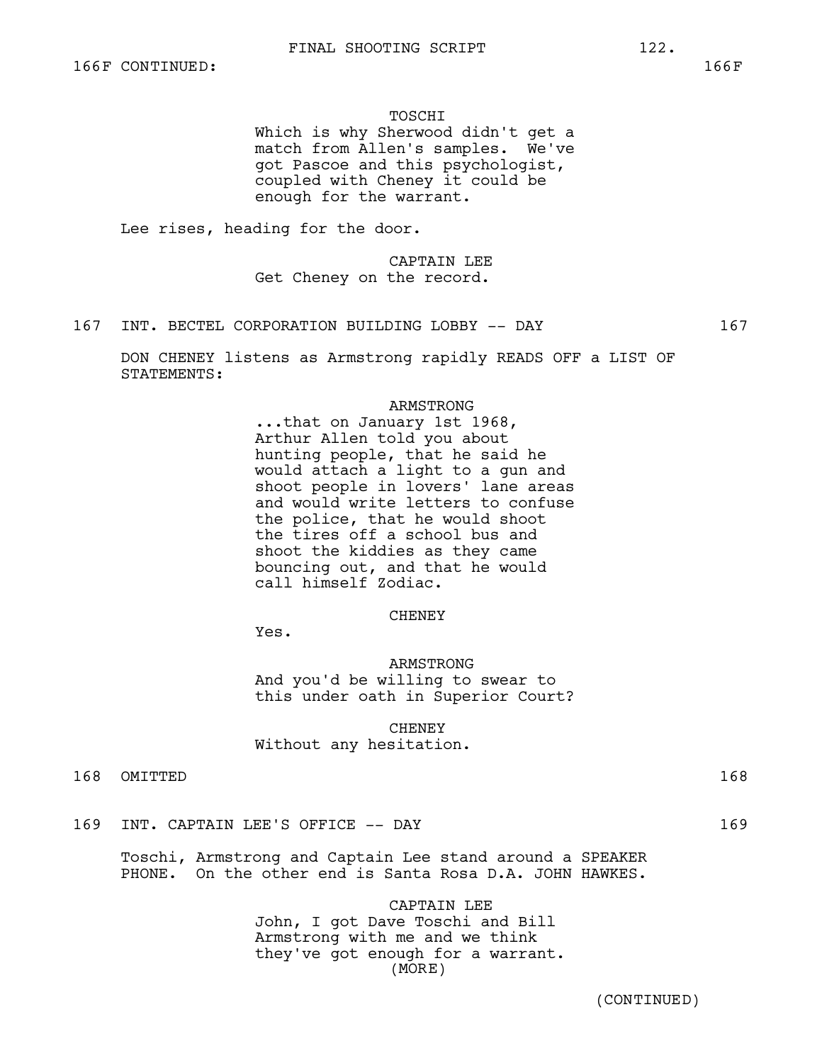166F CONTINUED: 166F

TOSCHI
Which is why Sherwood didn't get a match from Allen's samples. We've got Pascoe and this psychologist, coupled with Cheney it could be enough for the warrant.

Lee rises, heading for the door.

CAPTAIN LEE
Get Cheney on the record.

167 INT. BECTEL CORPORATION BUILDING LOBBY -- DAY 167

DON CHENEY listens as Armstrong rapidly READS OFF a LIST OF STATEMENTS:

ARMSTRONG
...that on January 1st 1968, Arthur Allen told you about hunting people, that he said he would attach a light to a gun and shoot people in lovers' lane areas and would write letters to confuse the police, that he would shoot the tires off a school bus and shoot the kiddies as they came bouncing out, and that he would call himself Zodiac.

CHENEY
Yes.

ARMSTRONG
And you'd be willing to swear to this under oath in Superior Court?

CHENEY
Without any hesitation.

168 OMITTED 168

169 INT. CAPTAIN LEE'S OFFICE -- DAY 169

Toschi, Armstrong and Captain Lee stand around a SPEAKER PHONE. On the other end is Santa Rosa D.A. JOHN HAWKES.

CAPTAIN LEE
John, I got Dave Toschi and Bill Armstrong with me and we think they've got enough for a warrant.
(MORE)

(CONTINUED)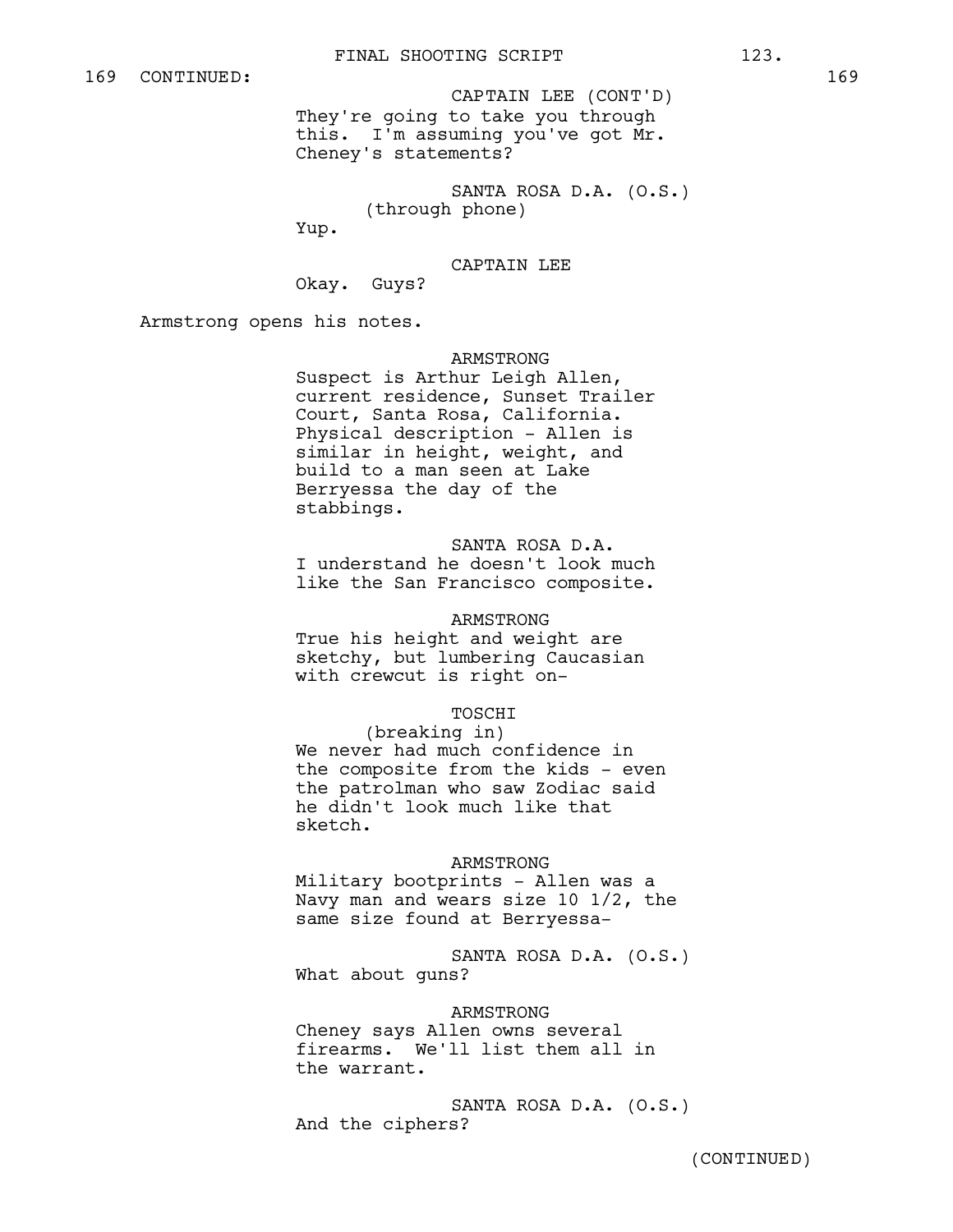169 CONTINUED: 169

CAPTAIN LEE (CONT'D)
They're going to take you through this. I'm assuming you've got Mr. Cheney's statements?

SANTA ROSA D.A. (O.S.)
(through phone)
Yup.

CAPTAIN LEE
Okay. Guys?

Armstrong opens his notes.

ARMSTRONG
Suspect is Arthur Leigh Allen, current residence, Sunset Trailer Court, Santa Rosa, California. Physical description - Allen is similar in height, weight, and build to a man seen at Lake Berryessa the day of the stabbings.

SANTA ROSA D.A.
I understand he doesn't look much like the San Francisco composite.

ARMSTRONG
True his height and weight are sketchy, but lumbering Caucasian with crewcut is right on-

TOSCHI
(breaking in)
We never had much confidence in the composite from the kids - even the patrolman who saw Zodiac said he didn't look much like that sketch.

ARMSTRONG
Military bootprints - Allen was a Navy man and wears size 10 1/2, the same size found at Berryessa-

SANTA ROSA D.A. (O.S.)
What about guns?

ARMSTRONG
Cheney says Allen owns several firearms. We'll list them all in the warrant.

SANTA ROSA D.A. (O.S.)
And the ciphers?

(CONTINUED)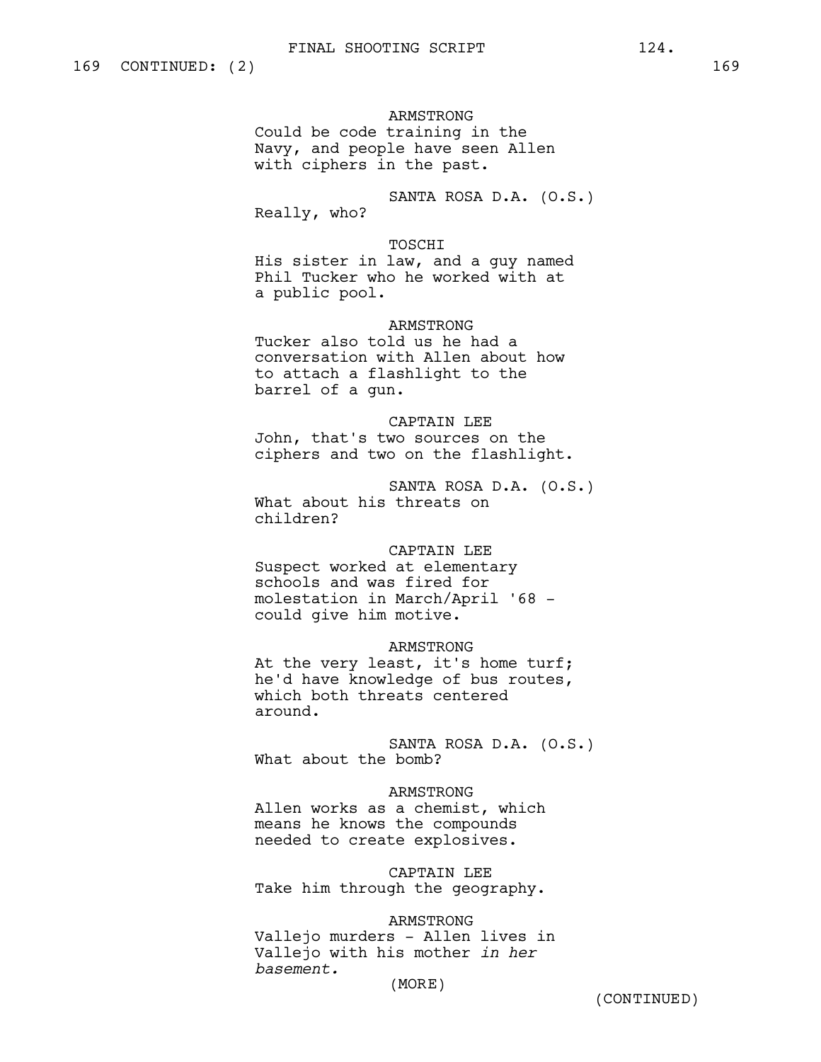169 CONTINUED: (2) 169

ARMSTRONG
Could be code training in the Navy, and people have seen Allen with ciphers in the past.

SANTA ROSA D.A. (O.S.)
Really, who?

TOSCHI
His sister in law, and a guy named Phil Tucker who he worked with at a public pool.

ARMSTRONG
Tucker also told us he had a conversation with Allen about how to attach a flashlight to the barrel of a gun.

CAPTAIN LEE
John, that's two sources on the ciphers and two on the flashlight.

SANTA ROSA D.A. (O.S.)
What about his threats on children?

CAPTAIN LEE
Suspect worked at elementary schools and was fired for molestation in March/April '68 - could give him motive.

ARMSTRONG
At the very least, it's home turf; he'd have knowledge of bus routes, which both threats centered around.

SANTA ROSA D.A. (O.S.)
What about the bomb?

ARMSTRONG
Allen works as a chemist, which means he knows the compounds needed to create explosives.

CAPTAIN LEE
Take him through the geography.

ARMSTRONG
Vallejo murders - Allen lives in Vallejo with his mother *in her basement.*
(MORE)

(CONTINUED)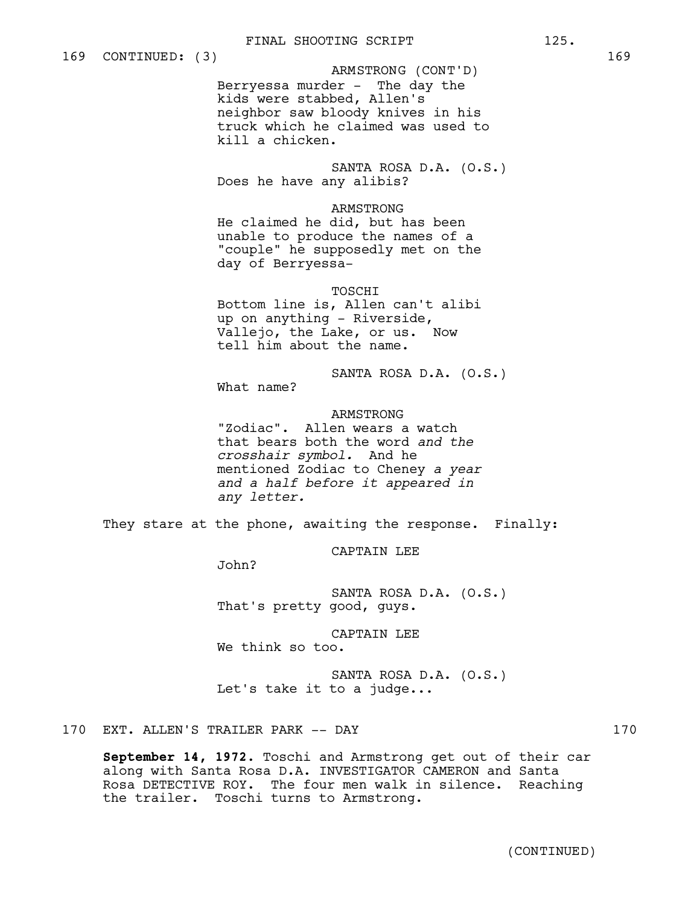169 CONTINUED: (3) 169

ARMSTRONG (CONT'D)
Berryessa murder - The day the kids were stabbed, Allen's neighbor saw bloody knives in his truck which he claimed was used to kill a chicken.

SANTA ROSA D.A. (O.S.)
Does he have any alibis?

ARMSTRONG
He claimed he did, but has been unable to produce the names of a "couple" he supposedly met on the day of Berryessa-

TOSCHI
Bottom line is, Allen can't alibi up on anything - Riverside, Vallejo, the Lake, or us. Now tell him about the name.

SANTA ROSA D.A. (O.S.)
What name?

ARMSTRONG
"Zodiac". Allen wears a watch that bears both the word *and the crosshair symbol.* And he mentioned Zodiac to Cheney *a year and a half before it appeared in any letter.*

They stare at the phone, awaiting the response. Finally:

CAPTAIN LEE
John?

SANTA ROSA D.A. (O.S.)
That's pretty good, guys.

CAPTAIN LEE
We think so too.

SANTA ROSA D.A. (O.S.)
Let's take it to a judge...

170 EXT. ALLEN'S TRAILER PARK -- DAY 170

**September 14, 1972.** Toschi and Armstrong get out of their car along with Santa Rosa D.A. INVESTIGATOR CAMERON and Santa Rosa DETECTIVE ROY. The four men walk in silence. Reaching the trailer. Toschi turns to Armstrong.

(CONTINUED)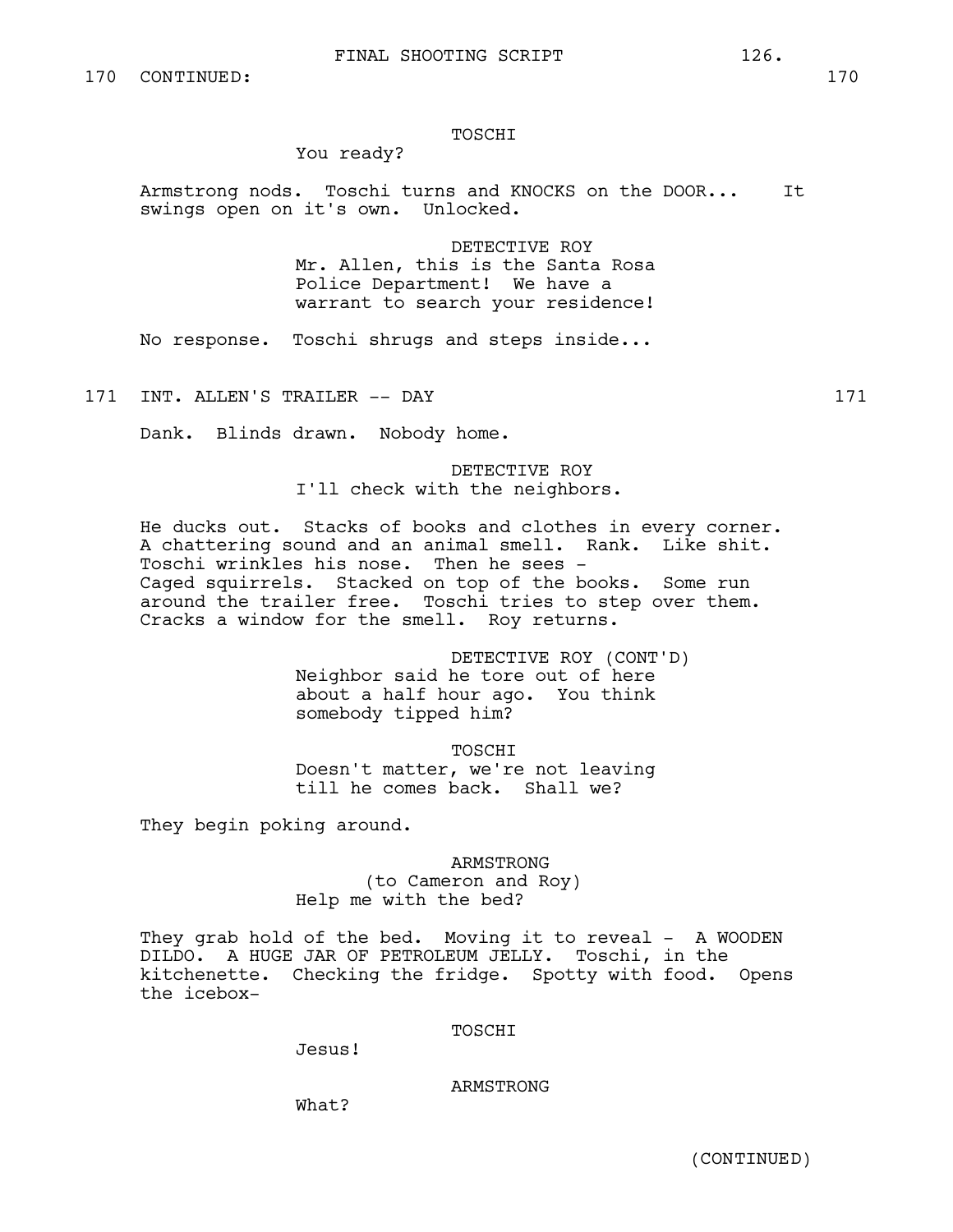170 CONTINUED: 170

TOSCHI
You ready?

Armstrong nods. Toschi turns and KNOCKS on the DOOR... It swings open on it's own. Unlocked.

DETECTIVE ROY
Mr. Allen, this is the Santa Rosa Police Department! We have a warrant to search your residence!

No response. Toschi shrugs and steps inside...

171 INT. ALLEN'S TRAILER -- DAY 171

Dank. Blinds drawn. Nobody home.

DETECTIVE ROY
I'll check with the neighbors.

He ducks out. Stacks of books and clothes in every corner. A chattering sound and an animal smell. Rank. Like shit. Toschi wrinkles his nose. Then he sees -
Caged squirrels. Stacked on top of the books. Some run around the trailer free. Toschi tries to step over them. Cracks a window for the smell. Roy returns.

DETECTIVE ROY (CONT'D)
Neighbor said he tore out of here about a half hour ago. You think somebody tipped him?

TOSCHI
Doesn't matter, we're not leaving till he comes back. Shall we?

They begin poking around.

ARMSTRONG
(to Cameron and Roy)
Help me with the bed?

They grab hold of the bed. Moving it to reveal - A WOODEN DILDO. A HUGE JAR OF PETROLEUM JELLY. Toschi, in the kitchenette. Checking the fridge. Spotty with food. Opens the icebox-

TOSCHI
Jesus!

ARMSTRONG
What?

(CONTINUED)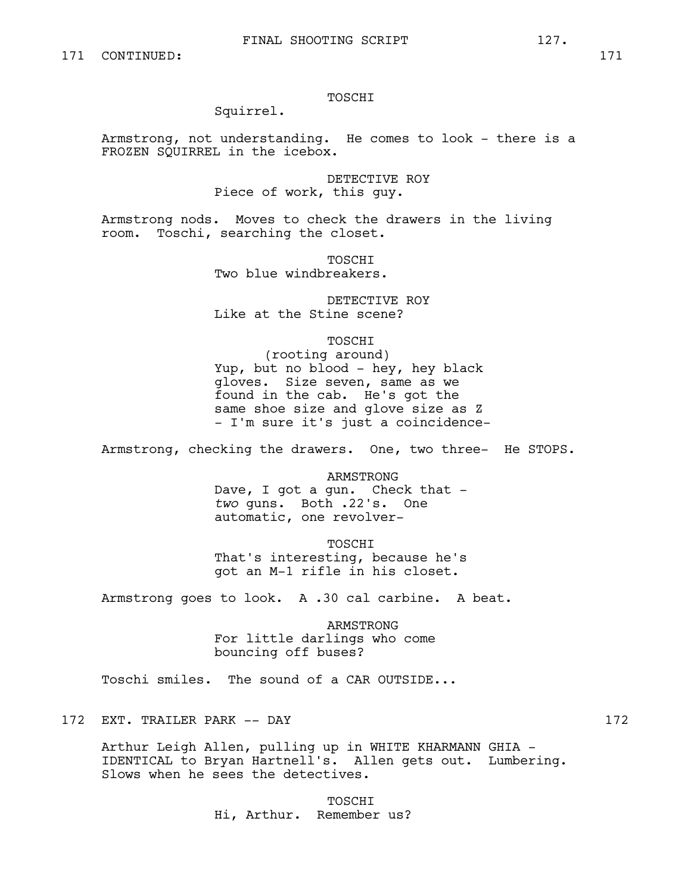171 CONTINUED: 171

TOSCHI
Squirrel.

Armstrong, not understanding. He comes to look - there is a FROZEN SQUIRREL in the icebox.

DETECTIVE ROY
Piece of work, this guy.

Armstrong nods. Moves to check the drawers in the living room. Toschi, searching the closet.

TOSCHI
Two blue windbreakers.

DETECTIVE ROY
Like at the Stine scene?

TOSCHI
(rooting around)
Yup, but no blood - hey, hey black gloves. Size seven, same as we found in the cab. He's got the same shoe size and glove size as Z - I'm sure it's just a coincidence-

Armstrong, checking the drawers. One, two three- He STOPS.

ARMSTRONG
Dave, I got a gun. Check that - *two* guns. Both .22's. One automatic, one revolver-

TOSCHI
That's interesting, because he's got an M-1 rifle in his closet.

Armstrong goes to look. A .30 cal carbine. A beat.

ARMSTRONG
For little darlings who come bouncing off buses?

Toschi smiles. The sound of a CAR OUTSIDE...

172 EXT. TRAILER PARK -- DAY 172

Arthur Leigh Allen, pulling up in WHITE KHARMANN GHIA - IDENTICAL to Bryan Hartnell's. Allen gets out. Lumbering. Slows when he sees the detectives.

TOSCHI
Hi, Arthur. Remember us?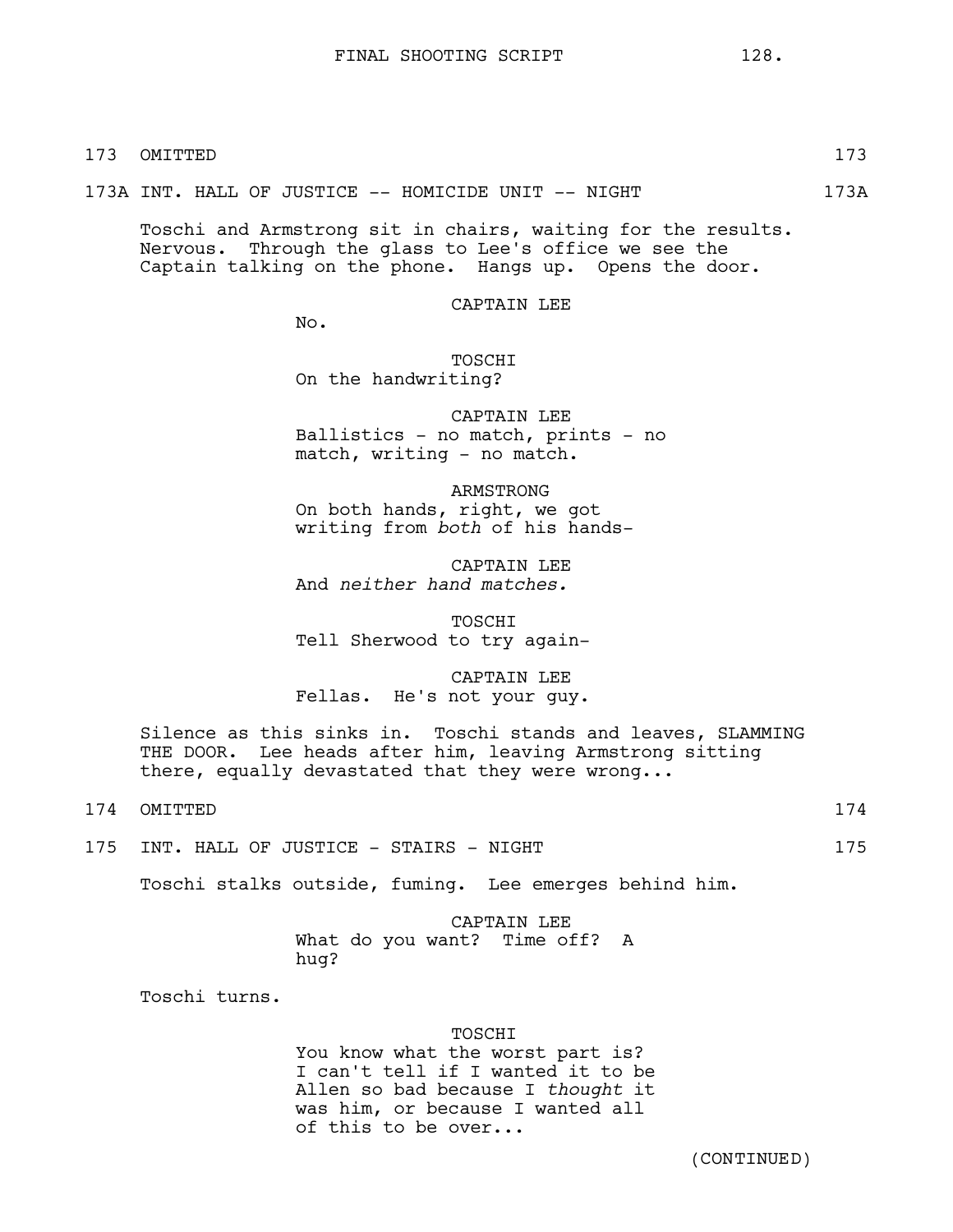173 OMITTED 173

173A INT. HALL OF JUSTICE -- HOMICIDE UNIT -- NIGHT 173A

Toschi and Armstrong sit in chairs, waiting for the results. Nervous. Through the glass to Lee's office we see the Captain talking on the phone. Hangs up. Opens the door.

CAPTAIN LEE
No.

TOSCHI
On the handwriting?

CAPTAIN LEE
Ballistics - no match, prints - no match, writing - no match.

ARMSTRONG
On both hands, right, we got writing from *both* of his hands-

CAPTAIN LEE
And *neither hand matches.*

TOSCHI
Tell Sherwood to try again-

CAPTAIN LEE
Fellas. He's not your guy.

Silence as this sinks in. Toschi stands and leaves, SLAMMING THE DOOR. Lee heads after him, leaving Armstrong sitting there, equally devastated that they were wrong...

174 OMITTED 174

175 INT. HALL OF JUSTICE - STAIRS - NIGHT 175

Toschi stalks outside, fuming. Lee emerges behind him.

CAPTAIN LEE
What do you want? Time off? A hug?

Toschi turns.

TOSCHI
You know what the worst part is? I can't tell if I wanted it to be Allen so bad because I *thought* it was him, or because I wanted all of this to be over...

(CONTINUED)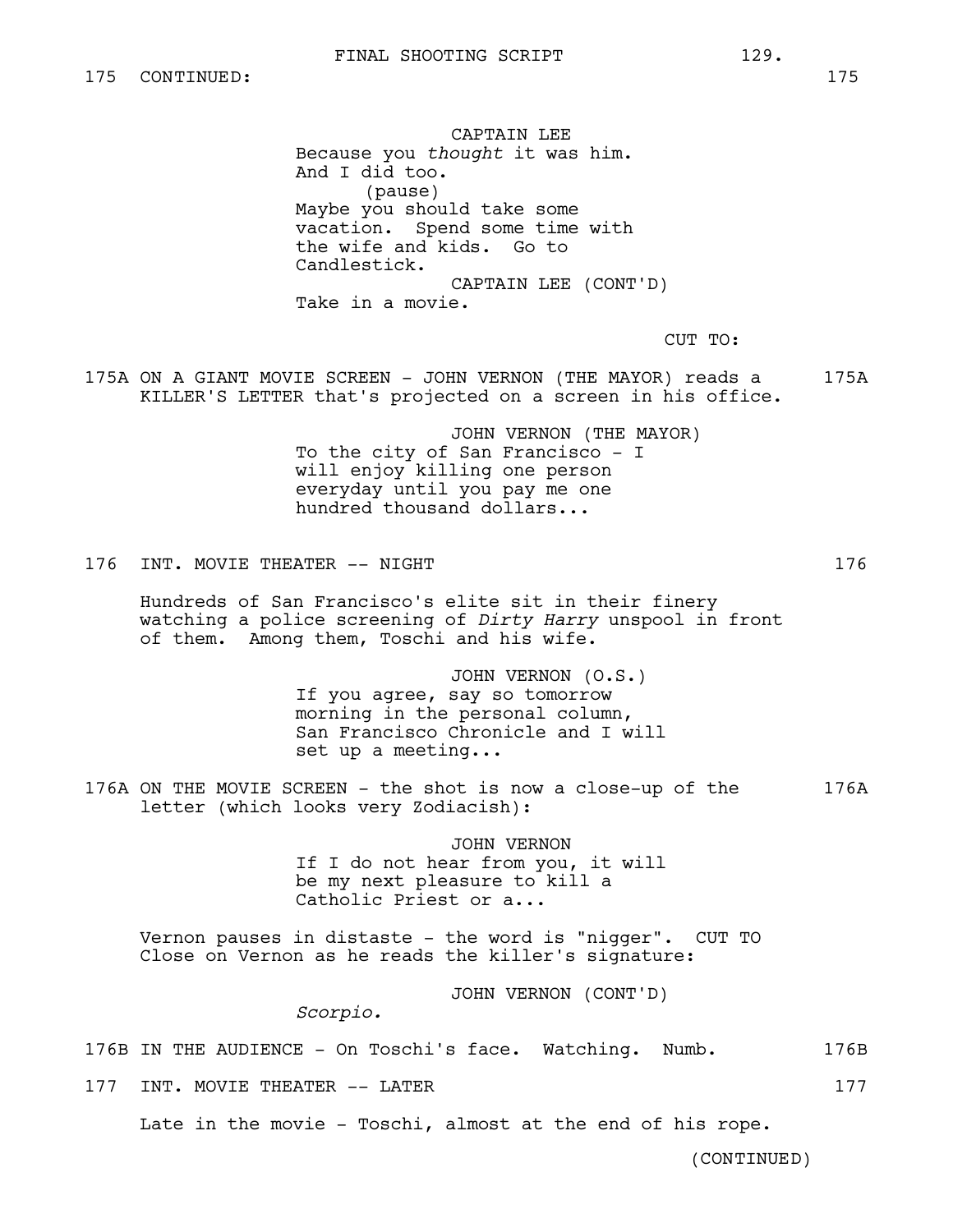175 CONTINUED: 175

CAPTAIN LEE
Because you *thought* it was him.
And I did too.
(pause)
Maybe you should take some
vacation. Spend some time with
the wife and kids. Go to
Candlestick.

CAPTAIN LEE (CONT'D)
Take in a movie.

CUT TO:

175A ON A GIANT MOVIE SCREEN - JOHN VERNON (THE MAYOR) reads a KILLER'S LETTER that's projected on a screen in his office. 175A

JOHN VERNON (THE MAYOR)
To the city of San Francisco - I
will enjoy killing one person
everyday until you pay me one
hundred thousand dollars...

176 INT. MOVIE THEATER -- NIGHT 176

Hundreds of San Francisco's elite sit in their finery watching a police screening of *Dirty Harry* unspool in front of them. Among them, Toschi and his wife.

JOHN VERNON (O.S.)
If you agree, say so tomorrow
morning in the personal column,
San Francisco Chronicle and I will
set up a meeting...

176A ON THE MOVIE SCREEN - the shot is now a close-up of the letter (which looks very Zodiacish): 176A

JOHN VERNON
If I do not hear from you, it will
be my next pleasure to kill a
Catholic Priest or a...

Vernon pauses in distaste - the word is "nigger". CUT TO Close on Vernon as he reads the killer's signature:

JOHN VERNON (CONT'D)
*Scorpio.*

176B IN THE AUDIENCE - On Toschi's face. Watching. Numb. 176B

177 INT. MOVIE THEATER -- LATER 177

Late in the movie - Toschi, almost at the end of his rope.

(CONTINUED)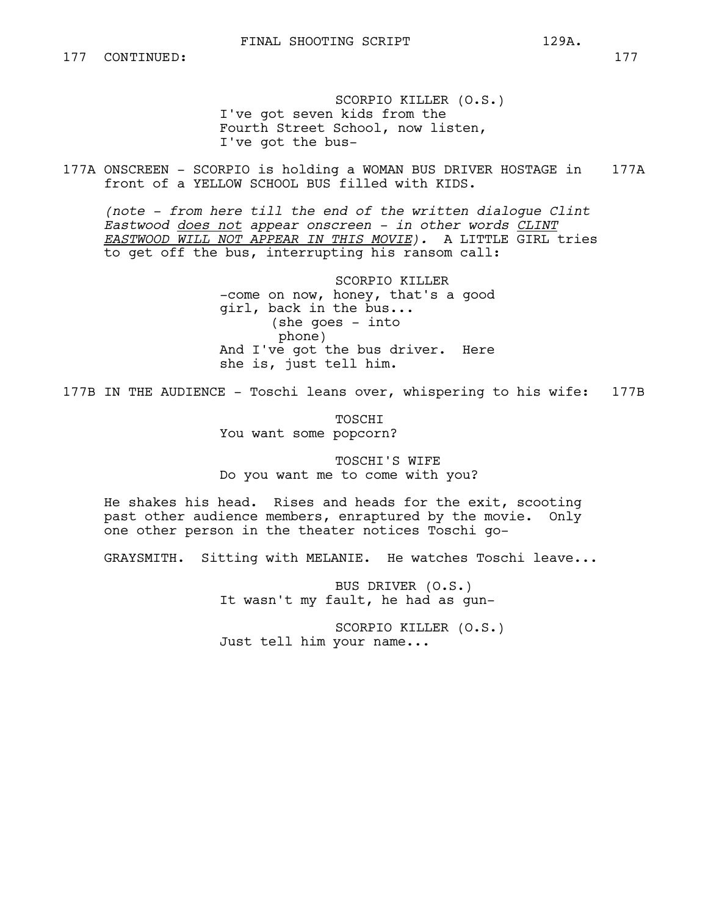177 CONTINUED: 177

SCORPIO KILLER (O.S.)
I've got seven kids from the
Fourth Street School, now listen,
I've got the bus-

177A ONSCREEN - SCORPIO is holding a WOMAN BUS DRIVER HOSTAGE in front of a YELLOW SCHOOL BUS filled with KIDS. 177A

*(note - from here till the end of the written dialogue Clint Eastwood does not appear onscreen - in other words CLINT EASTWOOD WILL NOT APPEAR IN THIS MOVIE).* A LITTLE GIRL tries to get off the bus, interrupting his ransom call:

SCORPIO KILLER
-come on now, honey, that's a good
girl, back in the bus...
(she goes - into
phone)
And I've got the bus driver. Here
she is, just tell him.

177B IN THE AUDIENCE - Toschi leans over, whispering to his wife: 177B

TOSCHI
You want some popcorn?

TOSCHI'S WIFE
Do you want me to come with you?

He shakes his head. Rises and heads for the exit, scooting past other audience members, enraptured by the movie. Only one other person in the theater notices Toschi go-

GRAYSMITH. Sitting with MELANIE. He watches Toschi leave...

BUS DRIVER (O.S.)
It wasn't my fault, he had as gun-

SCORPIO KILLER (O.S.)
Just tell him your name...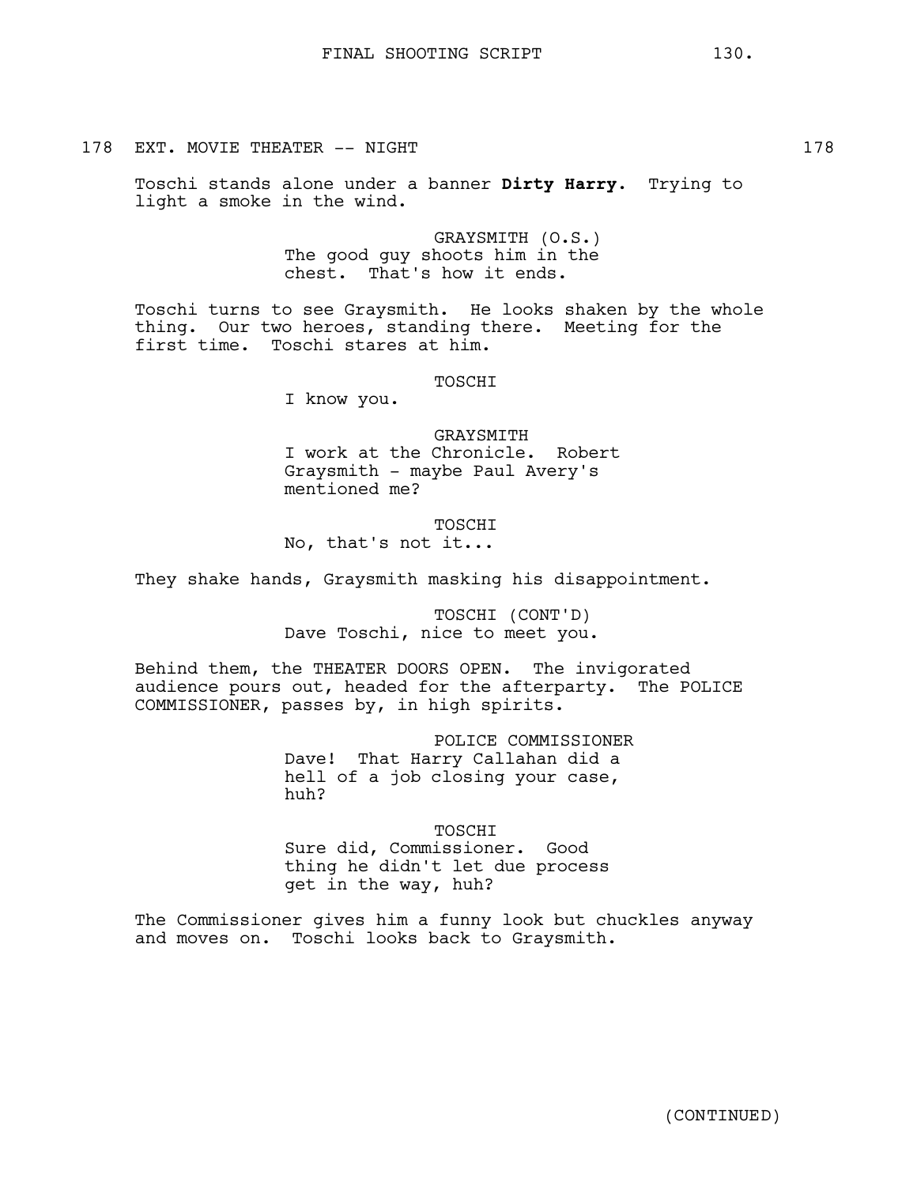178 EXT. MOVIE THEATER -- NIGHT 178

Toschi stands alone under a banner **Dirty Harry**. Trying to light a smoke in the wind.

GRAYSMITH (O.S.)
The good guy shoots him in the chest. That's how it ends.

Toschi turns to see Graysmith. He looks shaken by the whole thing. Our two heroes, standing there. Meeting for the first time. Toschi stares at him.

TOSCHI
I know you.

GRAYSMITH
I work at the Chronicle. Robert Graysmith - maybe Paul Avery's mentioned me?

TOSCHI
No, that's not it...

They shake hands, Graysmith masking his disappointment.

TOSCHI (CONT'D)
Dave Toschi, nice to meet you.

Behind them, the THEATER DOORS OPEN. The invigorated audience pours out, headed for the afterparty. The POLICE COMMISSIONER, passes by, in high spirits.

POLICE COMMISSIONER
Dave! That Harry Callahan did a hell of a job closing your case, huh?

TOSCHI
Sure did, Commissioner. Good thing he didn't let due process get in the way, huh?

The Commissioner gives him a funny look but chuckles anyway and moves on. Toschi looks back to Graysmith.

(CONTINUED)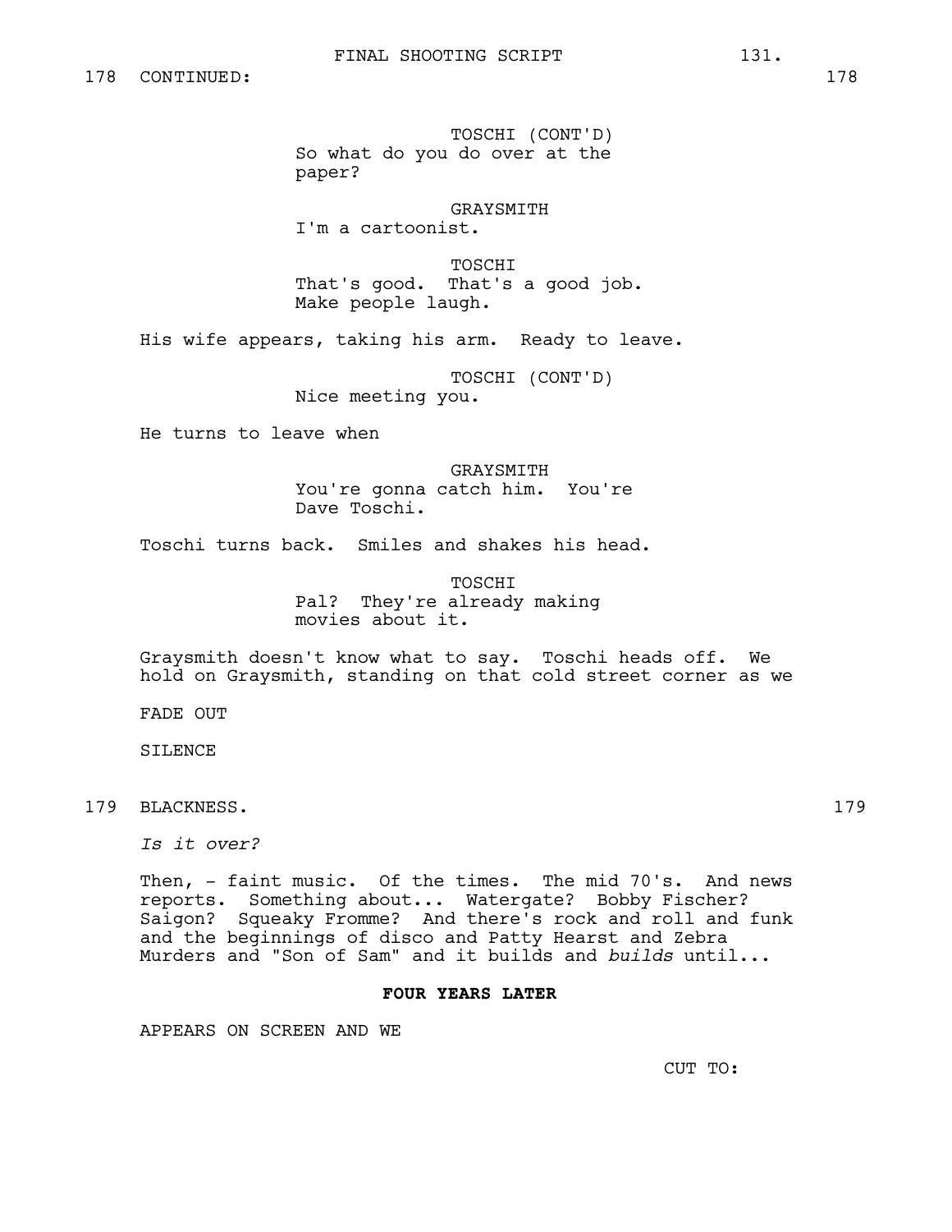178 CONTINUED: 178

TOSCHI (CONT'D)
So what do you do over at the paper?

GRAYSMITH
I'm a cartoonist.

TOSCHI
That's good. That's a good job. Make people laugh.

His wife appears, taking his arm. Ready to leave.

TOSCHI (CONT'D)
Nice meeting you.

He turns to leave when

GRAYSMITH
You're gonna catch him. You're Dave Toschi.

Toschi turns back. Smiles and shakes his head.

TOSCHI
Pal? They're already making movies about it.

Graysmith doesn't know what to say. Toschi heads off. We hold on Graysmith, standing on that cold street corner as we

FADE OUT

SILENCE

179 BLACKNESS. 179

*Is it over?*

Then, - faint music. Of the times. The mid 70's. And news reports. Something about... Watergate? Bobby Fischer? Saigon? Squeaky Fromme? And there's rock and roll and funk and the beginnings of disco and Patty Hearst and Zebra Murders and "Son of Sam" and it builds and *builds* until...

**FOUR YEARS LATER**

APPEARS ON SCREEN AND WE

CUT TO: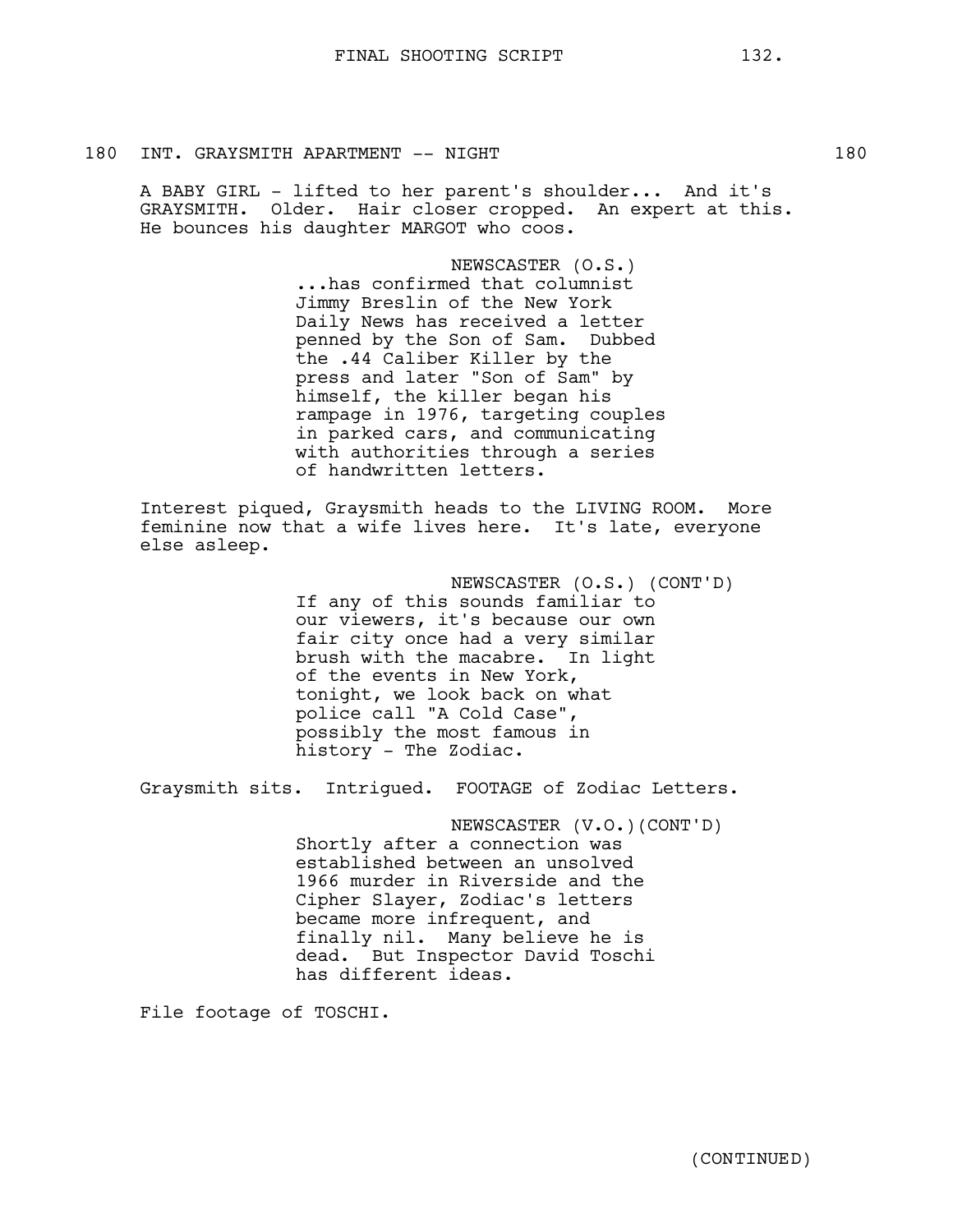180 INT. GRAYSMITH APARTMENT -- NIGHT 180

A BABY GIRL - lifted to her parent's shoulder... And it's GRAYSMITH. Older. Hair closer cropped. An expert at this. He bounces his daughter MARGOT who coos.

NEWSCASTER (O.S.)
...has confirmed that columnist Jimmy Breslin of the New York Daily News has received a letter penned by the Son of Sam. Dubbed the .44 Caliber Killer by the press and later "Son of Sam" by himself, the killer began his rampage in 1976, targeting couples in parked cars, and communicating with authorities through a series of handwritten letters.

Interest piqued, Graysmith heads to the LIVING ROOM. More feminine now that a wife lives here. It's late, everyone else asleep.

NEWSCASTER (O.S.) (CONT'D)
If any of this sounds familiar to our viewers, it's because our own fair city once had a very similar brush with the macabre. In light of the events in New York, tonight, we look back on what police call "A Cold Case", possibly the most famous in history - The Zodiac.

Graysmith sits. Intrigued. FOOTAGE of Zodiac Letters.

NEWSCASTER (V.O.)(CONT'D)
Shortly after a connection was established between an unsolved 1966 murder in Riverside and the Cipher Slayer, Zodiac's letters became more infrequent, and finally nil. Many believe he is dead. But Inspector David Toschi has different ideas.

File footage of TOSCHI.

(CONTINUED)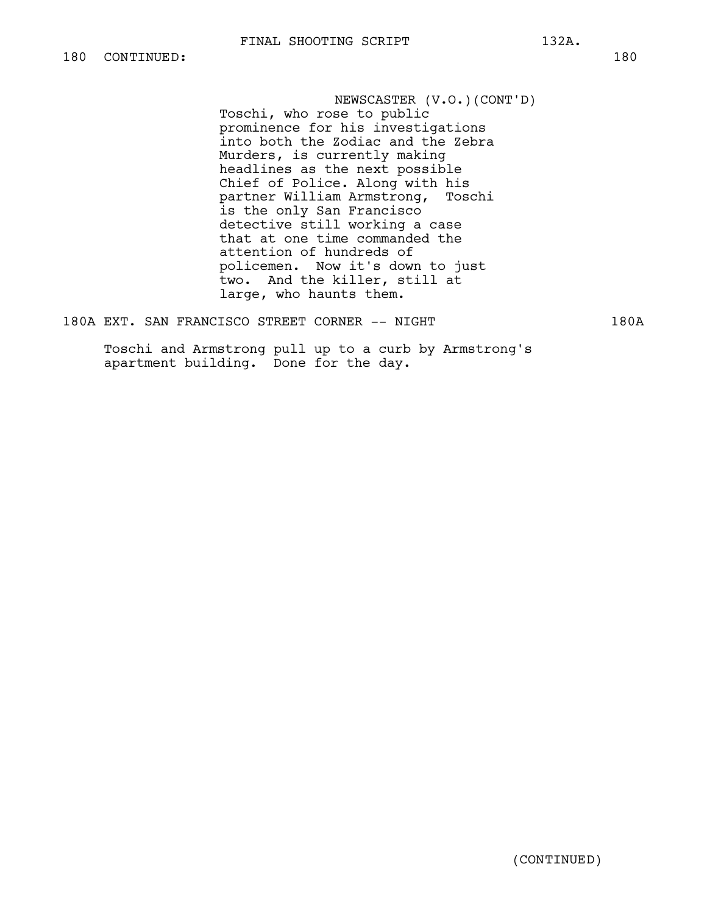180 CONTINUED: 180

NEWSCASTER (V.O.)(CONT'D)
Toschi, who rose to public prominence for his investigations into both the Zodiac and the Zebra Murders, is currently making headlines as the next possible Chief of Police. Along with his partner William Armstrong, Toschi is the only San Francisco detective still working a case that at one time commanded the attention of hundreds of policemen. Now it's down to just two. And the killer, still at large, who haunts them.

180A EXT. SAN FRANCISCO STREET CORNER -- NIGHT 180A

Toschi and Armstrong pull up to a curb by Armstrong's apartment building. Done for the day.

(CONTINUED)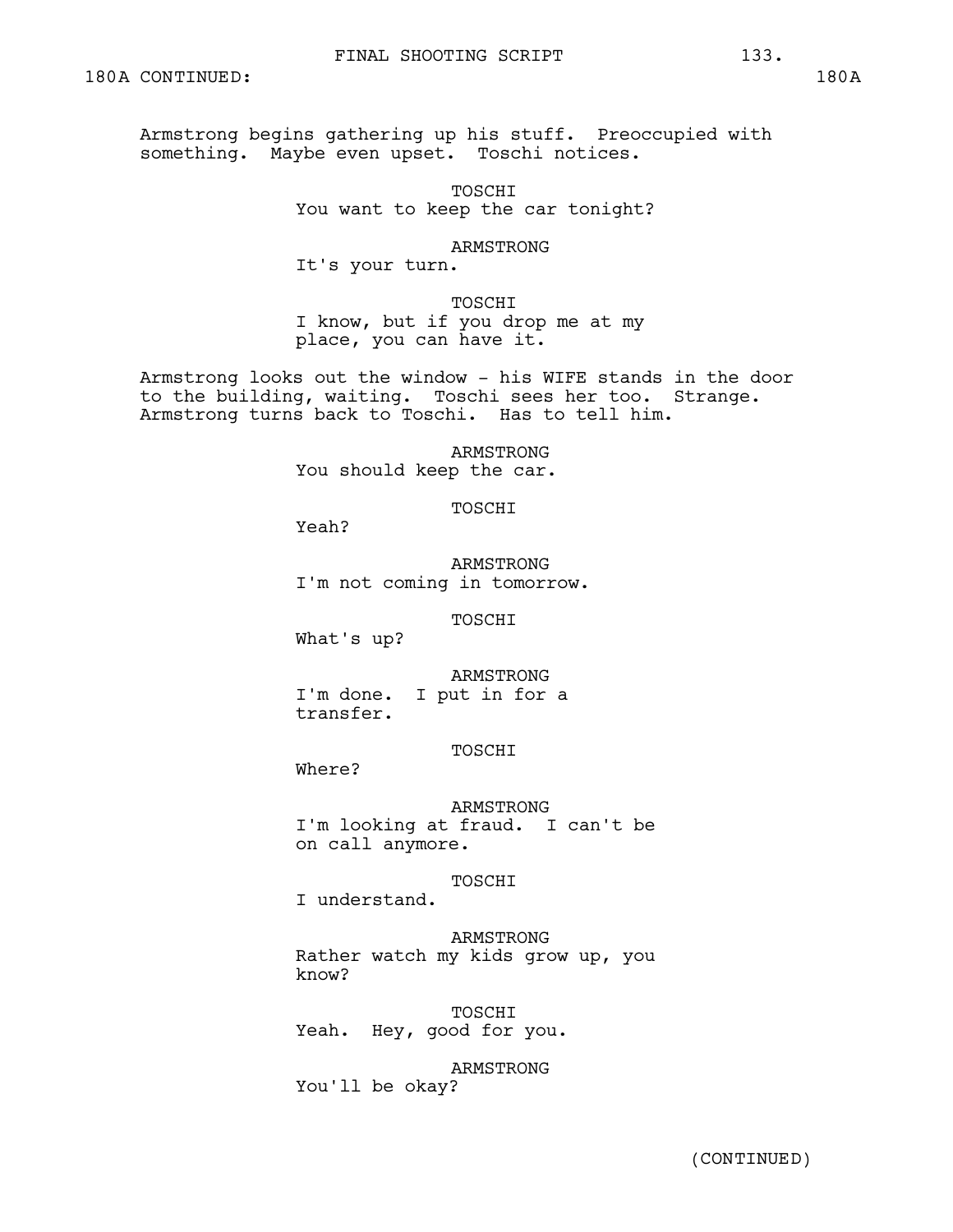180A CONTINUED: 180A

Armstrong begins gathering up his stuff. Preoccupied with something. Maybe even upset. Toschi notices.

TOSCHI
You want to keep the car tonight?

ARMSTRONG
It's your turn.

TOSCHI
I know, but if you drop me at my place, you can have it.

Armstrong looks out the window - his WIFE stands in the door to the building, waiting. Toschi sees her too. Strange. Armstrong turns back to Toschi. Has to tell him.

ARMSTRONG
You should keep the car.

TOSCHI
Yeah?

ARMSTRONG
I'm not coming in tomorrow.

TOSCHI
What's up?

ARMSTRONG
I'm done. I put in for a transfer.

TOSCHI
Where?

ARMSTRONG
I'm looking at fraud. I can't be on call anymore.

TOSCHI
I understand.

ARMSTRONG
Rather watch my kids grow up, you know?

TOSCHI
Yeah. Hey, good for you.

ARMSTRONG
You'll be okay?

(CONTINUED)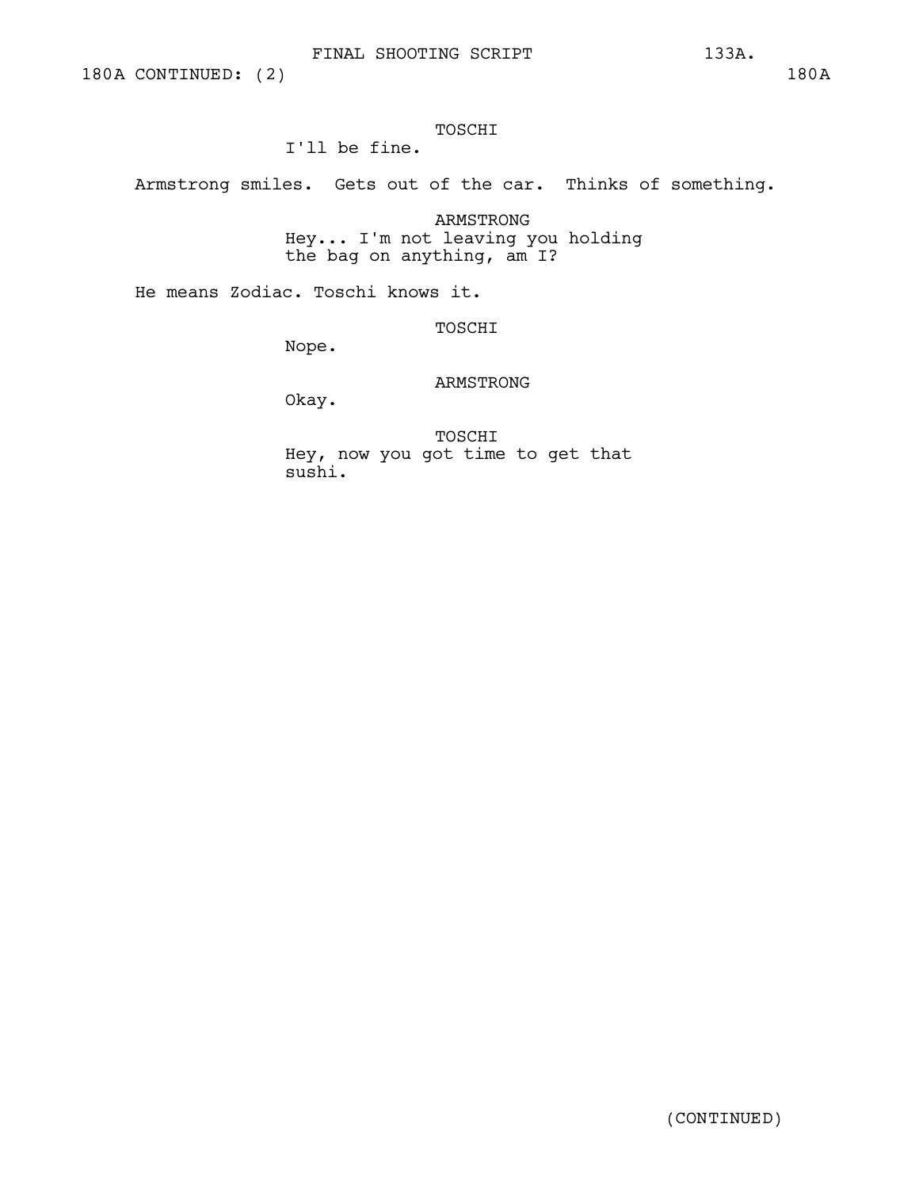180A CONTINUED: (2) 180A

TOSCHI
I'll be fine.

Armstrong smiles. Gets out of the car. Thinks of something.

ARMSTRONG
Hey... I'm not leaving you holding the bag on anything, am I?

He means Zodiac. Toschi knows it.

TOSCHI
Nope.

ARMSTRONG
Okay.

TOSCHI
Hey, now you got time to get that sushi.

(CONTINUED)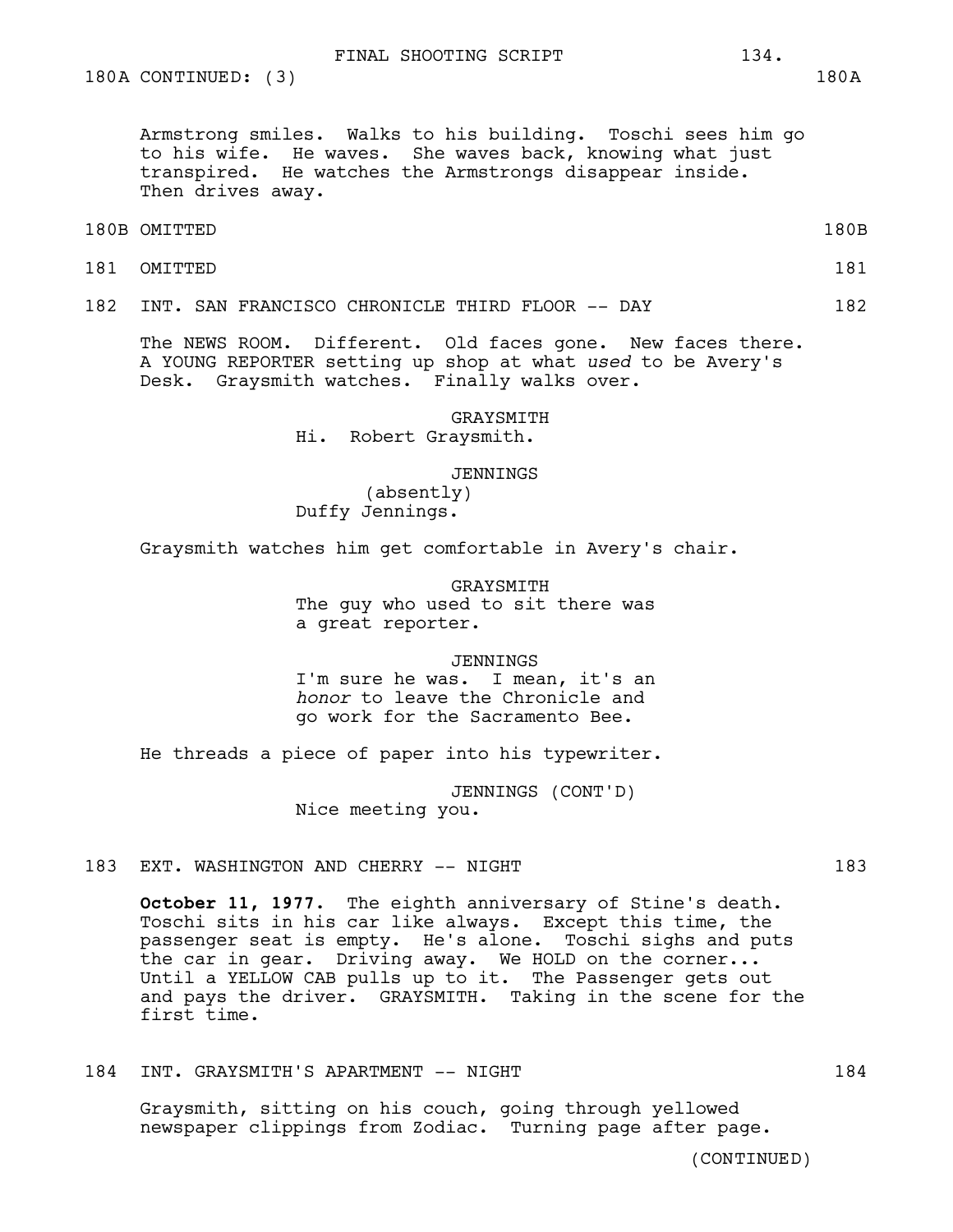180A CONTINUED: (3) 180A

Armstrong smiles. Walks to his building. Toschi sees him go to his wife. He waves. She waves back, knowing what just transpired. He watches the Armstrongs disappear inside. Then drives away.

180B OMITTED 180B

181 OMITTED 181

182 INT. SAN FRANCISCO CHRONICLE THIRD FLOOR -- DAY 182

The NEWS ROOM. Different. Old faces gone. New faces there. A YOUNG REPORTER setting up shop at what *used* to be Avery's Desk. Graysmith watches. Finally walks over.

GRAYSMITH
Hi. Robert Graysmith.

JENNINGS
(absently)
Duffy Jennings.

Graysmith watches him get comfortable in Avery's chair.

GRAYSMITH
The guy who used to sit there was a great reporter.

JENNINGS
I'm sure he was. I mean, it's an *honor* to leave the Chronicle and go work for the Sacramento Bee.

He threads a piece of paper into his typewriter.

JENNINGS (CONT'D)
Nice meeting you.

183 EXT. WASHINGTON AND CHERRY -- NIGHT 183

**October 11, 1977.** The eighth anniversary of Stine's death. Toschi sits in his car like always. Except this time, the passenger seat is empty. He's alone. Toschi sighs and puts the car in gear. Driving away. We HOLD on the corner... Until a YELLOW CAB pulls up to it. The Passenger gets out and pays the driver. GRAYSMITH. Taking in the scene for the first time.

184 INT. GRAYSMITH'S APARTMENT -- NIGHT 184

Graysmith, sitting on his couch, going through yellowed newspaper clippings from Zodiac. Turning page after page.

(CONTINUED)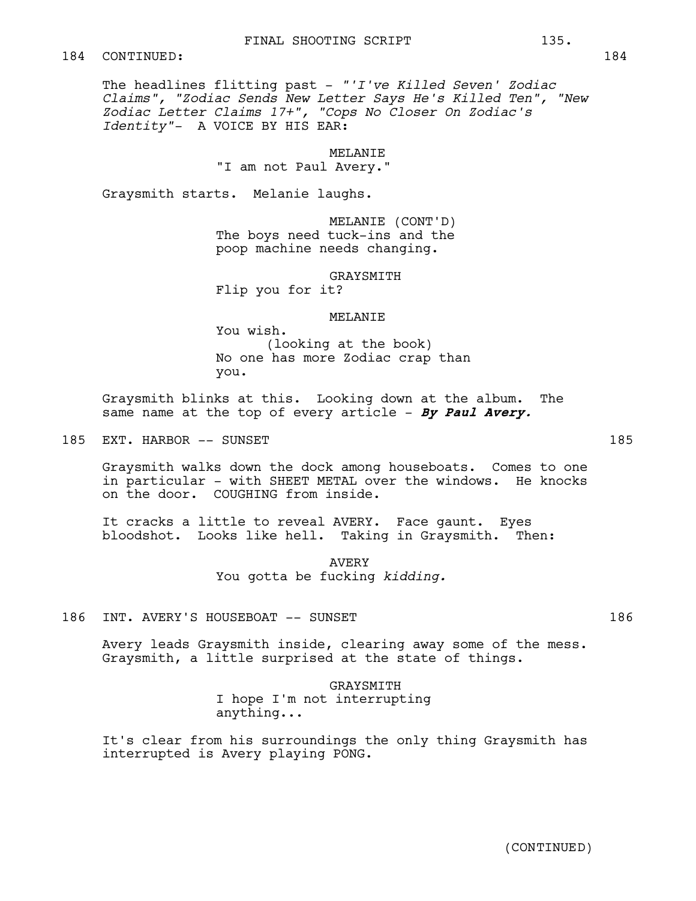184 CONTINUED: 184

The headlines flitting past - *"'I've Killed Seven' Zodiac Claims", "Zodiac Sends New Letter Says He's Killed Ten", "New Zodiac Letter Claims 17+", "Cops No Closer On Zodiac's Identity"*- A VOICE BY HIS EAR:

MELANIE
"I am not Paul Avery."

Graysmith starts. Melanie laughs.

MELANIE (CONT'D)
The boys need tuck-ins and the poop machine needs changing.

GRAYSMITH
Flip you for it?

MELANIE
You wish.
(looking at the book)
No one has more Zodiac crap than you.

Graysmith blinks at this. Looking down at the album. The same name at the top of every article - ***By Paul Avery.***

185 EXT. HARBOR -- SUNSET 185

Graysmith walks down the dock among houseboats. Comes to one in particular - with SHEET METAL over the windows. He knocks on the door. COUGHING from inside.

It cracks a little to reveal AVERY. Face gaunt. Eyes bloodshot. Looks like hell. Taking in Graysmith. Then:

AVERY
You gotta be fucking *kidding.*

186 INT. AVERY'S HOUSEBOAT -- SUNSET 186

Avery leads Graysmith inside, clearing away some of the mess. Graysmith, a little surprised at the state of things.

GRAYSMITH
I hope I'm not interrupting anything...

It's clear from his surroundings the only thing Graysmith has interrupted is Avery playing PONG.

(CONTINUED)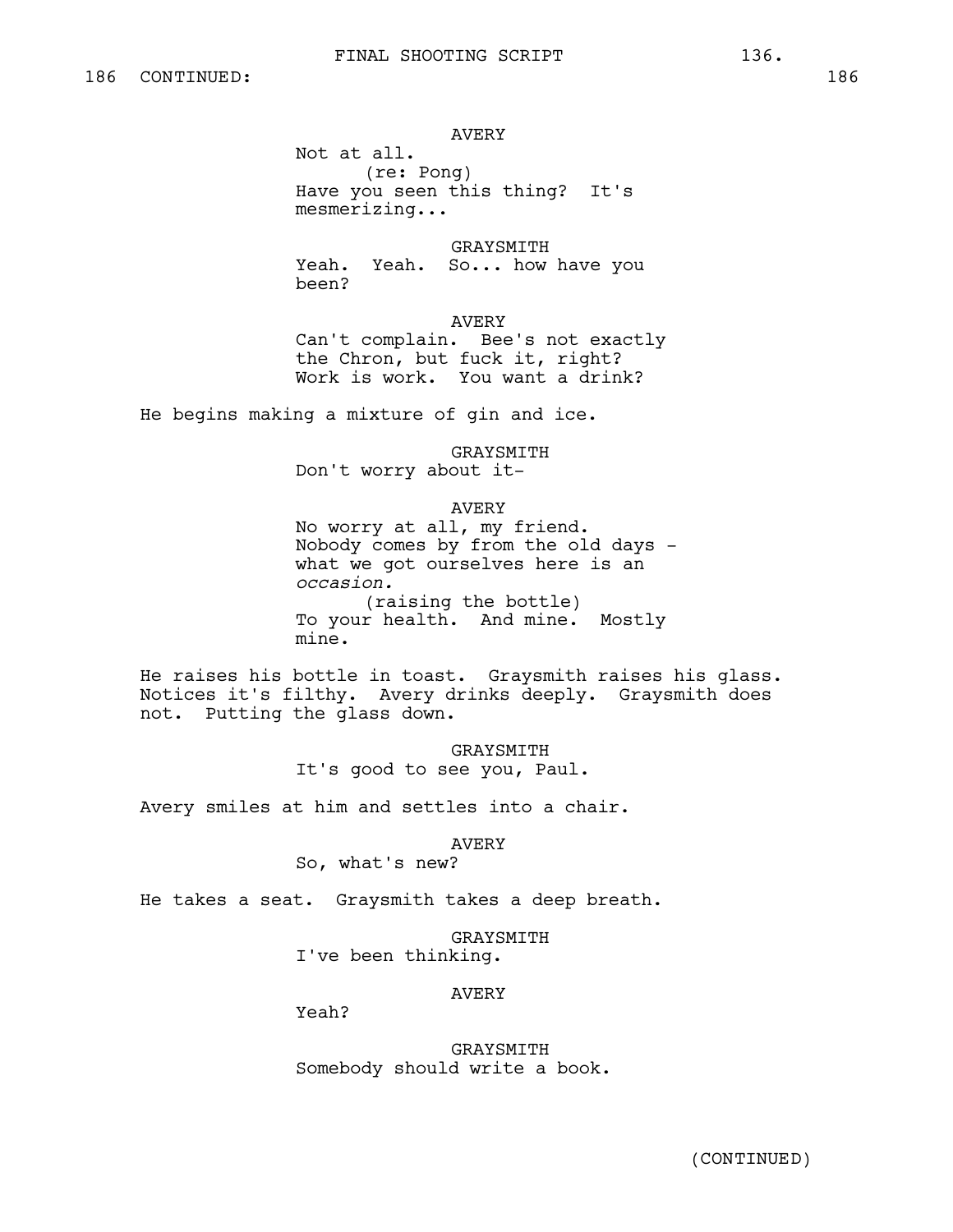186 CONTINUED: 186

AVERY
Not at all.
(re: Pong)
Have you seen this thing? It's mesmerizing...

GRAYSMITH
Yeah. Yeah. So... how have you been?

AVERY
Can't complain. Bee's not exactly the Chron, but fuck it, right? Work is work. You want a drink?

He begins making a mixture of gin and ice.

GRAYSMITH
Don't worry about it-

AVERY
No worry at all, my friend. Nobody comes by from the old days - what we got ourselves here is an *occasion.*
(raising the bottle)
To your health. And mine. Mostly mine.

He raises his bottle in toast. Graysmith raises his glass. Notices it's filthy. Avery drinks deeply. Graysmith does not. Putting the glass down.

GRAYSMITH
It's good to see you, Paul.

Avery smiles at him and settles into a chair.

AVERY
So, what's new?

He takes a seat. Graysmith takes a deep breath.

GRAYSMITH
I've been thinking.

AVERY
Yeah?

GRAYSMITH
Somebody should write a book.

(CONTINUED)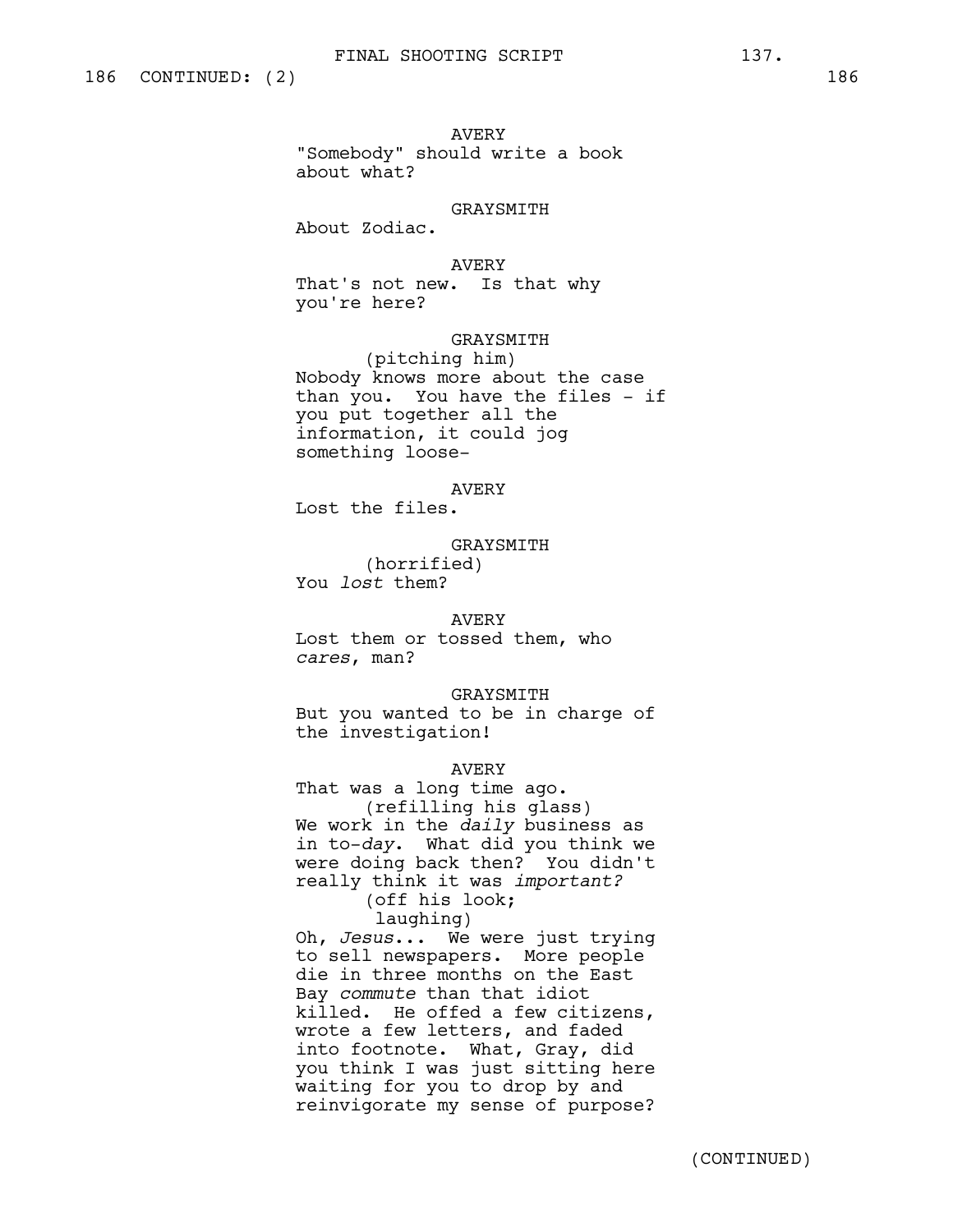186 CONTINUED: (2) 186

AVERY
"Somebody" should write a book about what?

GRAYSMITH
About Zodiac.

AVERY
That's not new. Is that why you're here?

GRAYSMITH
(pitching him)
Nobody knows more about the case than you. You have the files - if you put together all the information, it could jog something loose-

AVERY
Lost the files.

GRAYSMITH
(horrified)
You *lost* them?

AVERY
Lost them or tossed them, who *cares*, man?

GRAYSMITH
But you wanted to be in charge of the investigation!

AVERY
That was a long time ago.
(refilling his glass)
We work in the *daily* business as in to-*day*. What did you think we were doing back then? You didn't really think it was *important?*
(off his look;
laughing)
Oh, *Jesus*... We were just trying to sell newspapers. More people die in three months on the East Bay *commute* than that idiot killed. He offed a few citizens, wrote a few letters, and faded into footnote. What, Gray, did you think I was just sitting here waiting for you to drop by and reinvigorate my sense of purpose?

(CONTINUED)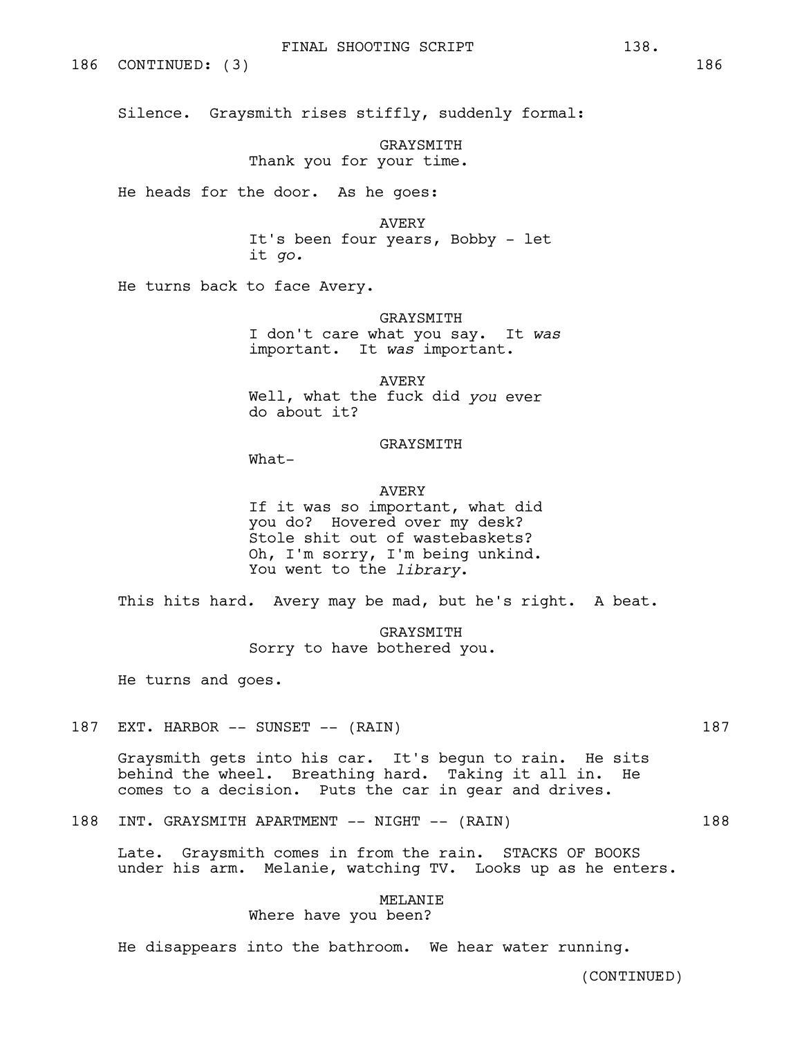186 CONTINUED: (3) 186

Silence. Graysmith rises stiffly, suddenly formal:

GRAYSMITH
Thank you for your time.

He heads for the door. As he goes:

AVERY
It's been four years, Bobby - let it *go.*

He turns back to face Avery.

GRAYSMITH
I don't care what you say. It *was* important. It *was* important.

AVERY
Well, what the fuck did *you* ever do about it?

GRAYSMITH
What-

AVERY
If it was so important, what did you do? Hovered over my desk? Stole shit out of wastebaskets? Oh, I'm sorry, I'm being unkind. You went to the *library*.

This hits hard. Avery may be mad, but he's right. A beat.

GRAYSMITH
Sorry to have bothered you.

He turns and goes.

187 EXT. HARBOR -- SUNSET -- (RAIN) 187

Graysmith gets into his car. It's begun to rain. He sits behind the wheel. Breathing hard. Taking it all in. He comes to a decision. Puts the car in gear and drives.

188 INT. GRAYSMITH APARTMENT -- NIGHT -- (RAIN) 188

Late. Graysmith comes in from the rain. STACKS OF BOOKS under his arm. Melanie, watching TV. Looks up as he enters.

MELANIE
Where have you been?

He disappears into the bathroom. We hear water running.

(CONTINUED)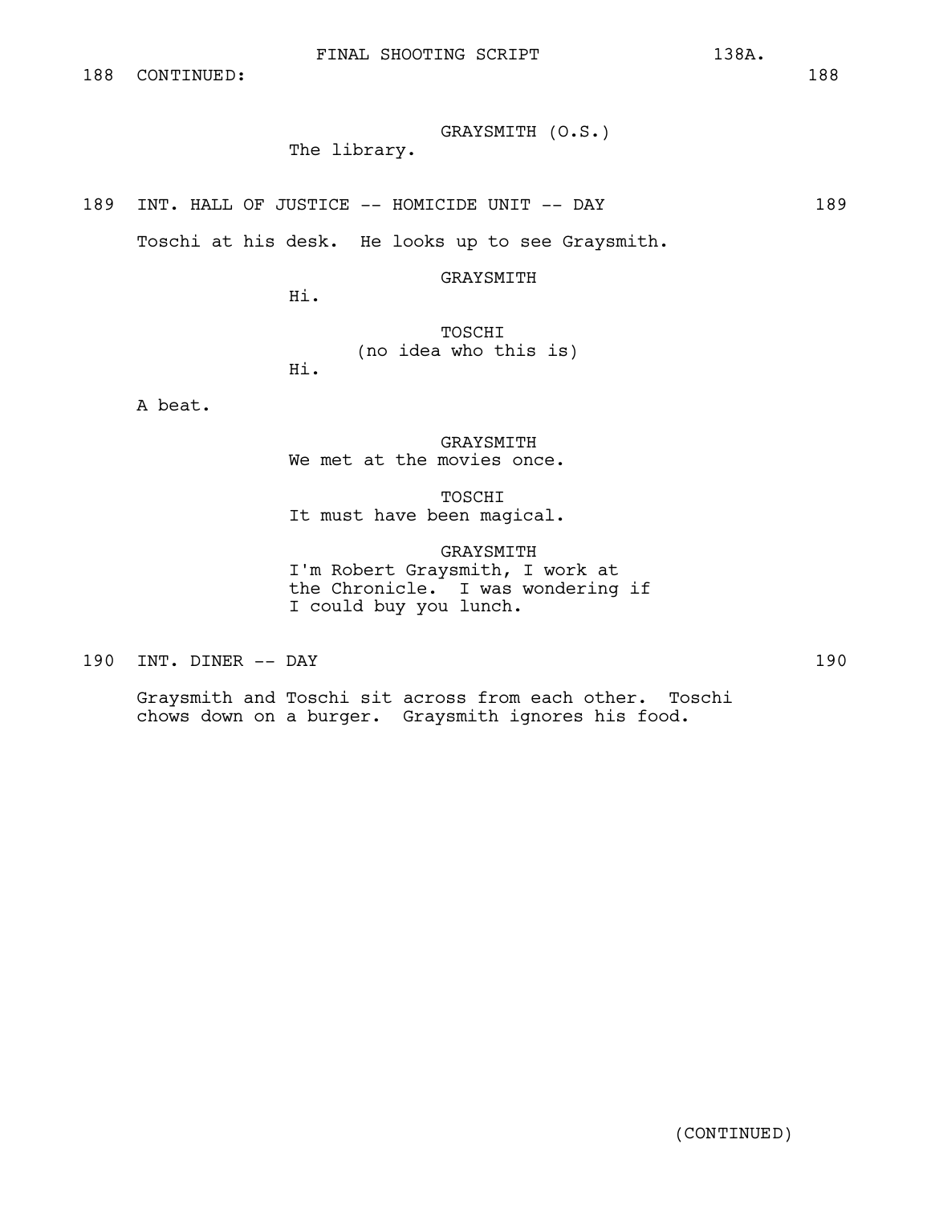188 CONTINUED: 188

GRAYSMITH (O.S.)
The library.

189 INT. HALL OF JUSTICE -- HOMICIDE UNIT -- DAY 189

Toschi at his desk. He looks up to see Graysmith.

GRAYSMITH
Hi.

TOSCHI
(no idea who this is)
Hi.

A beat.

GRAYSMITH
We met at the movies once.

TOSCHI
It must have been magical.

GRAYSMITH
I'm Robert Graysmith, I work at the Chronicle. I was wondering if I could buy you lunch.

190 INT. DINER -- DAY 190

Graysmith and Toschi sit across from each other. Toschi chows down on a burger. Graysmith ignores his food.

(CONTINUED)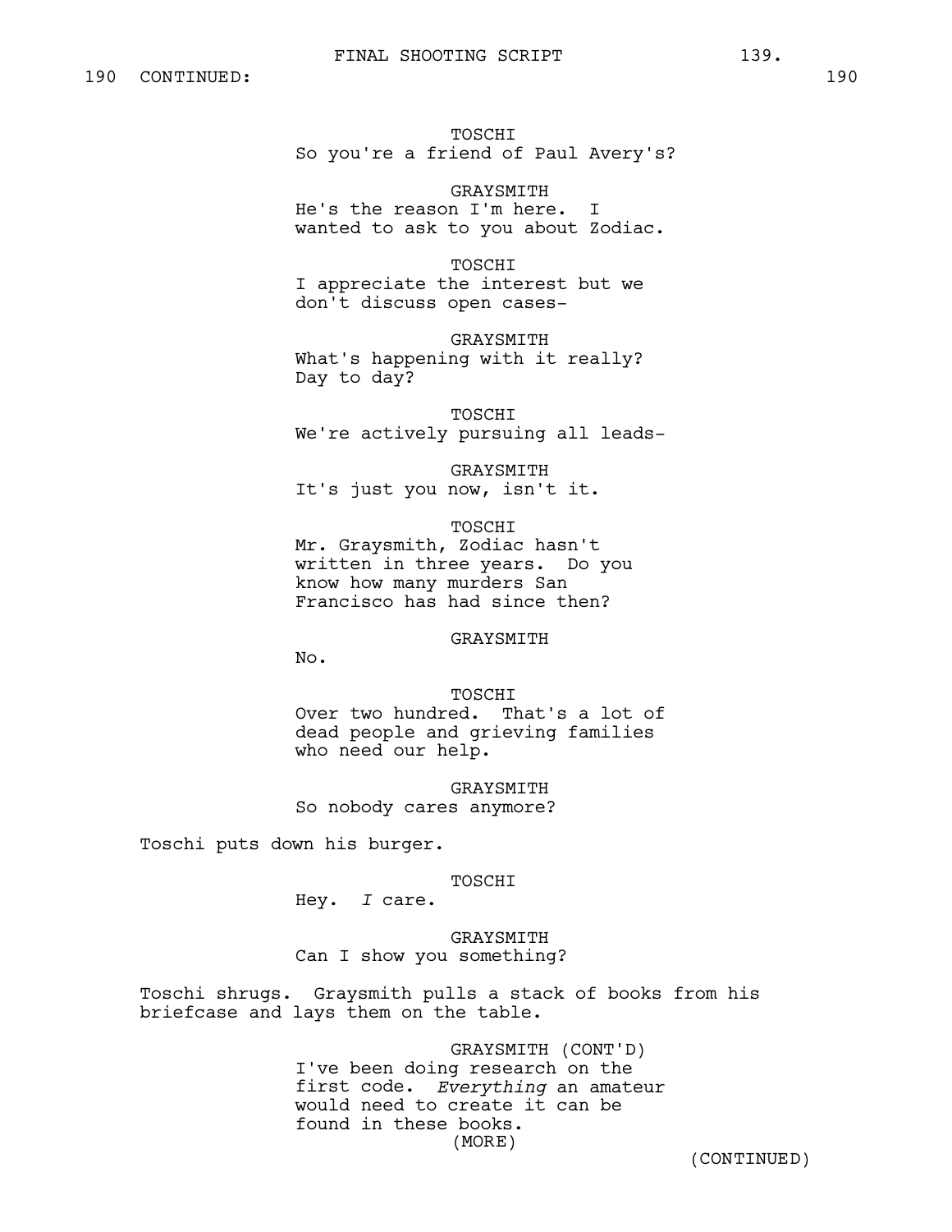190 CONTINUED: 190

TOSCHI
So you're a friend of Paul Avery's?

GRAYSMITH
He's the reason I'm here. I wanted to ask to you about Zodiac.

TOSCHI
I appreciate the interest but we don't discuss open cases-

GRAYSMITH
What's happening with it really? Day to day?

TOSCHI
We're actively pursuing all leads-

GRAYSMITH
It's just you now, isn't it.

TOSCHI
Mr. Graysmith, Zodiac hasn't written in three years. Do you know how many murders San Francisco has had since then?

GRAYSMITH
No.

TOSCHI
Over two hundred. That's a lot of dead people and grieving families who need our help.

GRAYSMITH
So nobody cares anymore?

Toschi puts down his burger.

TOSCHI
Hey. *I* care.

GRAYSMITH
Can I show you something?

Toschi shrugs. Graysmith pulls a stack of books from his briefcase and lays them on the table.

GRAYSMITH (CONT'D)
I've been doing research on the first code. *Everything* an amateur would need to create it can be found in these books.
(MORE)

(CONTINUED)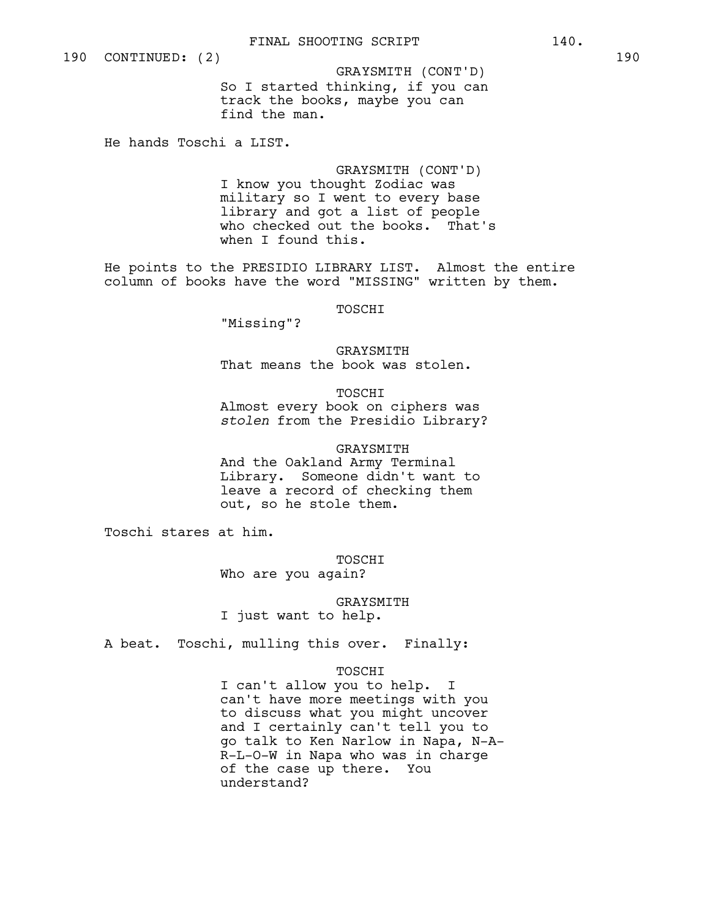190 CONTINUED: (2) 190

GRAYSMITH (CONT'D)
So I started thinking, if you can track the books, maybe you can find the man.

He hands Toschi a LIST.

GRAYSMITH (CONT'D)
I know you thought Zodiac was military so I went to every base library and got a list of people who checked out the books. That's when I found this.

He points to the PRESIDIO LIBRARY LIST. Almost the entire column of books have the word "MISSING" written by them.

TOSCHI
"Missing"?

GRAYSMITH
That means the book was stolen.

TOSCHI
Almost every book on ciphers was *stolen* from the Presidio Library?

GRAYSMITH
And the Oakland Army Terminal Library. Someone didn't want to leave a record of checking them out, so he stole them.

Toschi stares at him.

TOSCHI
Who are you again?

GRAYSMITH
I just want to help.

A beat. Toschi, mulling this over. Finally:

TOSCHI
I can't allow you to help. I can't have more meetings with you to discuss what you might uncover and I certainly can't tell you to go talk to Ken Narlow in Napa, N-A-R-L-O-W in Napa who was in charge of the case up there. You understand?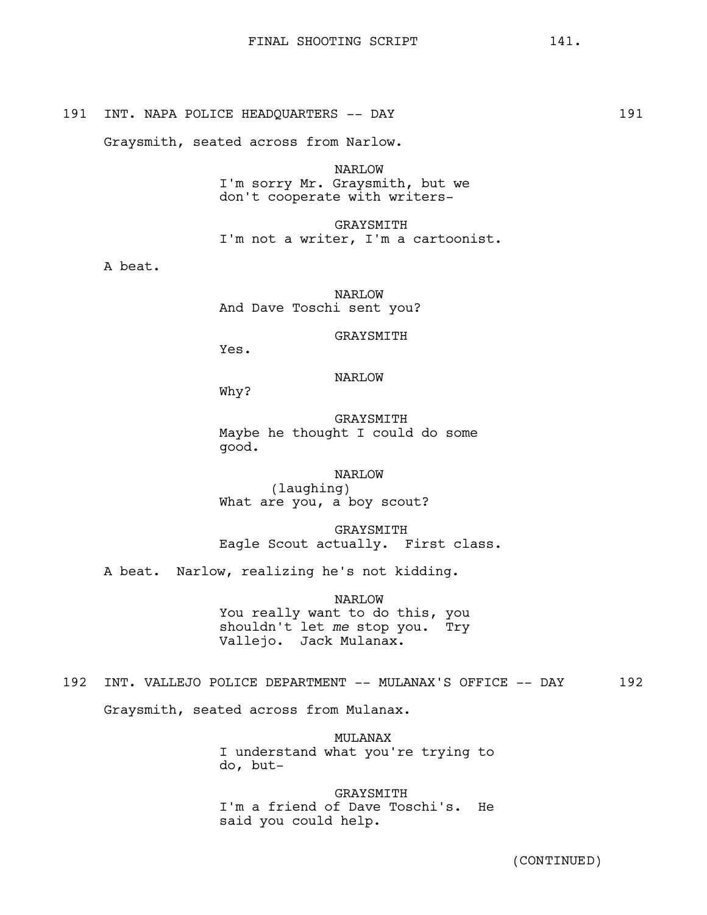191 INT. NAPA POLICE HEADQUARTERS -- DAY 191

Graysmith, seated across from Narlow.

NARLOW
I'm sorry Mr. Graysmith, but we don't cooperate with writers-

GRAYSMITH
I'm not a writer, I'm a cartoonist.

A beat.

NARLOW
And Dave Toschi sent you?

GRAYSMITH
Yes.

NARLOW
Why?

GRAYSMITH
Maybe he thought I could do some good.

NARLOW
(laughing)
What are you, a boy scout?

GRAYSMITH
Eagle Scout actually. First class.

A beat. Narlow, realizing he's not kidding.

NARLOW
You really want to do this, you shouldn't let *me* stop you. Try Vallejo. Jack Mulanax.

192 INT. VALLEJO POLICE DEPARTMENT -- MULANAX'S OFFICE -- DAY 192

Graysmith, seated across from Mulanax.

MULANAX
I understand what you're trying to do, but-

GRAYSMITH
I'm a friend of Dave Toschi's. He said you could help.

(CONTINUED)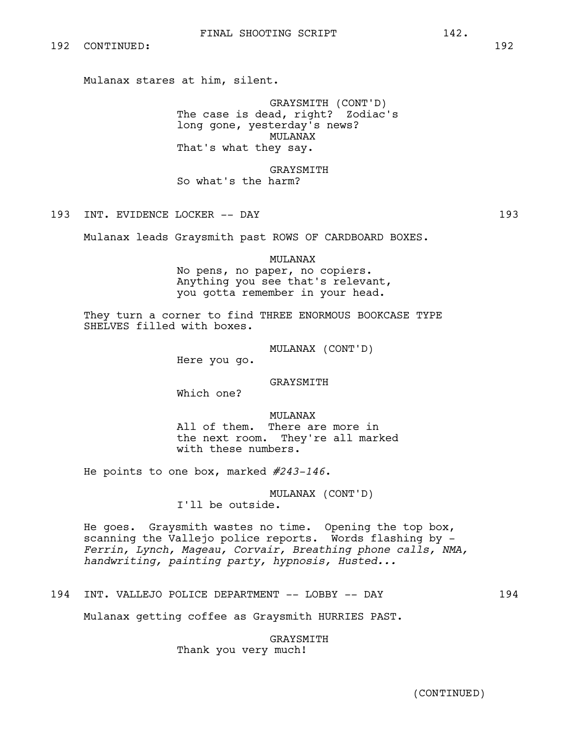192 CONTINUED: 192

Mulanax stares at him, silent.

GRAYSMITH (CONT'D)
The case is dead, right? Zodiac's long gone, yesterday's news?

MULANAX
That's what they say.

GRAYSMITH
So what's the harm?

193 INT. EVIDENCE LOCKER -- DAY 193

Mulanax leads Graysmith past ROWS OF CARDBOARD BOXES.

MULANAX
No pens, no paper, no copiers. Anything you see that's relevant, you gotta remember in your head.

They turn a corner to find THREE ENORMOUS BOOKCASE TYPE SHELVES filled with boxes.

MULANAX (CONT'D)
Here you go.

GRAYSMITH
Which one?

MULANAX
All of them. There are more in the next room. They're all marked with these numbers.

He points to one box, marked *#243-146*.

MULANAX (CONT'D)
I'll be outside.

He goes. Graysmith wastes no time. Opening the top box, scanning the Vallejo police reports. Words flashing by - *Ferrin, Lynch, Mageau, Corvair, Breathing phone calls, NMA, handwriting, painting party, hypnosis, Husted...*

194 INT. VALLEJO POLICE DEPARTMENT -- LOBBY -- DAY 194

Mulanax getting coffee as Graysmith HURRIES PAST.

GRAYSMITH
Thank you very much!

(CONTINUED)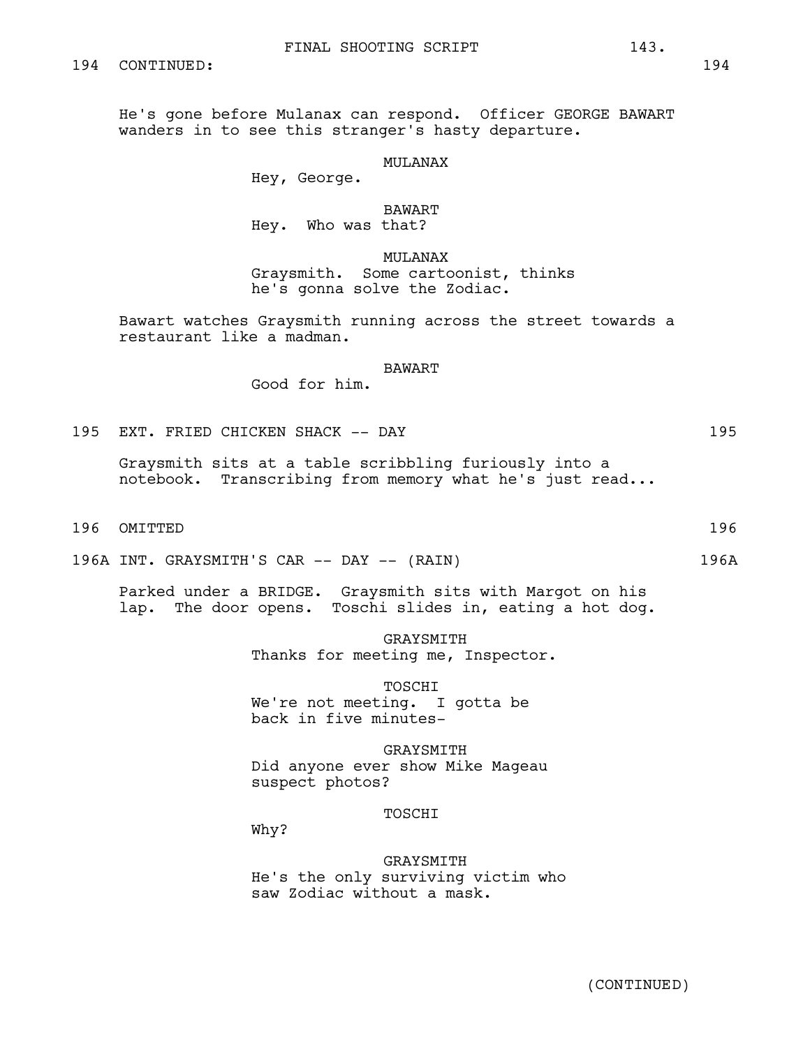194 CONTINUED: 194

He's gone before Mulanax can respond. Officer GEORGE BAWART wanders in to see this stranger's hasty departure.

MULANAX
Hey, George.

BAWART
Hey. Who was that?

MULANAX
Graysmith. Some cartoonist, thinks he's gonna solve the Zodiac.

Bawart watches Graysmith running across the street towards a restaurant like a madman.

BAWART
Good for him.

195 EXT. FRIED CHICKEN SHACK -- DAY 195

Graysmith sits at a table scribbling furiously into a notebook. Transcribing from memory what he's just read...

196 OMITTED 196

196A INT. GRAYSMITH'S CAR -- DAY -- (RAIN) 196A

Parked under a BRIDGE. Graysmith sits with Margot on his lap. The door opens. Toschi slides in, eating a hot dog.

GRAYSMITH
Thanks for meeting me, Inspector.

TOSCHI
We're not meeting. I gotta be back in five minutes-

GRAYSMITH
Did anyone ever show Mike Mageau suspect photos?

TOSCHI
Why?

GRAYSMITH
He's the only surviving victim who saw Zodiac without a mask.

(CONTINUED)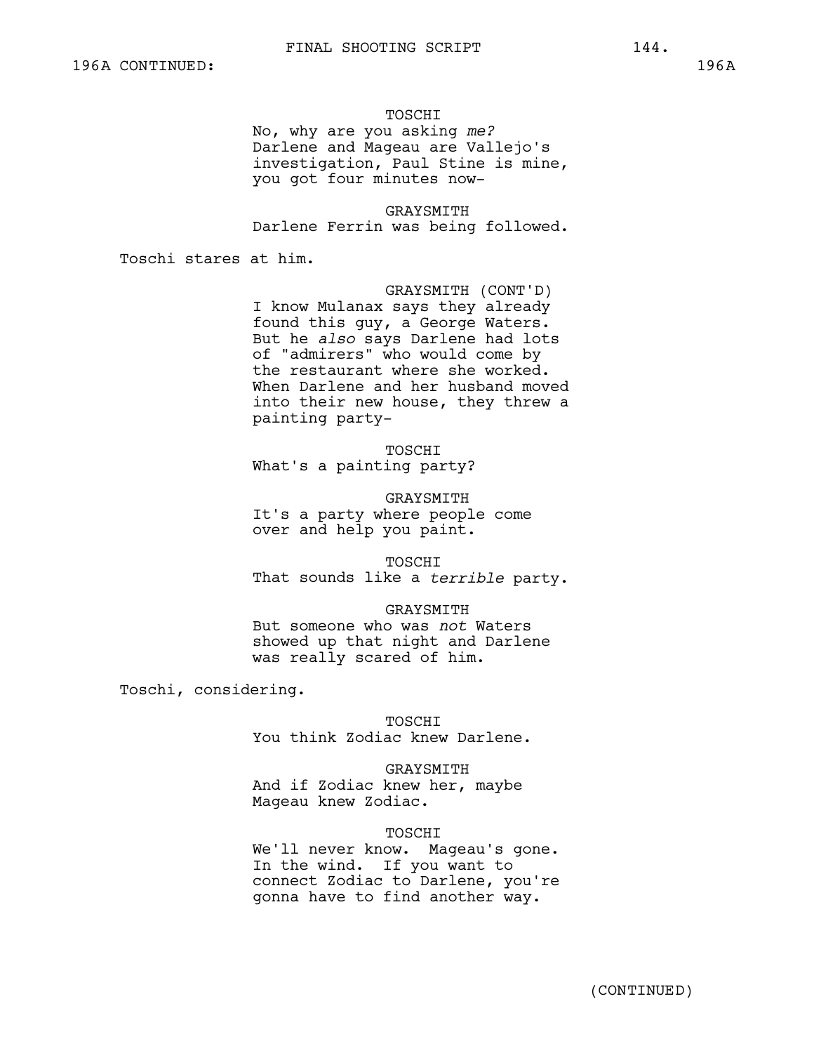196A CONTINUED: 196A

TOSCHI
No, why are you asking *me?* Darlene and Mageau are Vallejo's investigation, Paul Stine is mine, you got four minutes now-

GRAYSMITH
Darlene Ferrin was being followed.

Toschi stares at him.

GRAYSMITH (CONT'D)
I know Mulanax says they already found this guy, a George Waters. But he *also* says Darlene had lots of "admirers" who would come by the restaurant where she worked. When Darlene and her husband moved into their new house, they threw a painting party-

TOSCHI
What's a painting party?

GRAYSMITH
It's a party where people come over and help you paint.

TOSCHI
That sounds like a *terrible* party.

GRAYSMITH
But someone who was *not* Waters showed up that night and Darlene was really scared of him.

Toschi, considering.

TOSCHI
You think Zodiac knew Darlene.

GRAYSMITH
And if Zodiac knew her, maybe Mageau knew Zodiac.

TOSCHI
We'll never know. Mageau's gone. In the wind. If you want to connect Zodiac to Darlene, you're gonna have to find another way.

(CONTINUED)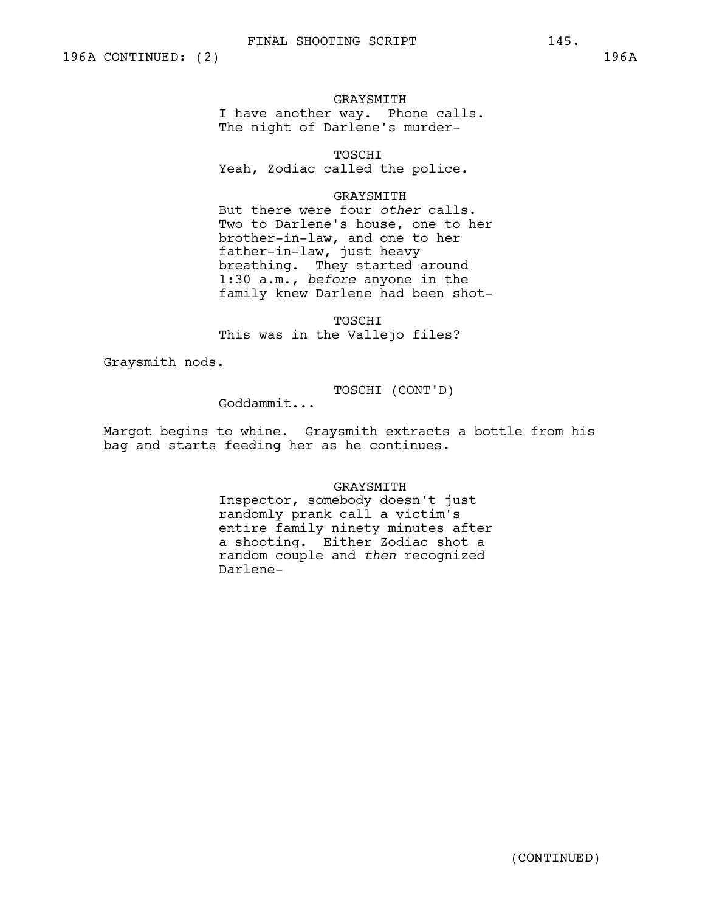196A CONTINUED: (2) 196A

GRAYSMITH
I have another way. Phone calls.
The night of Darlene's murder-

TOSCHI
Yeah, Zodiac called the police.

GRAYSMITH
But there were four *other* calls.
Two to Darlene's house, one to her
brother-in-law, and one to her
father-in-law, just heavy
breathing. They started around
1:30 a.m., *before* anyone in the
family knew Darlene had been shot-

TOSCHI
This was in the Vallejo files?

Graysmith nods.

TOSCHI (CONT'D)
Goddammit...

Margot begins to whine. Graysmith extracts a bottle from his bag and starts feeding her as he continues.

GRAYSMITH
Inspector, somebody doesn't just
randomly prank call a victim's
entire family ninety minutes after
a shooting. Either Zodiac shot a
random couple and *then* recognized
Darlene-

(CONTINUED)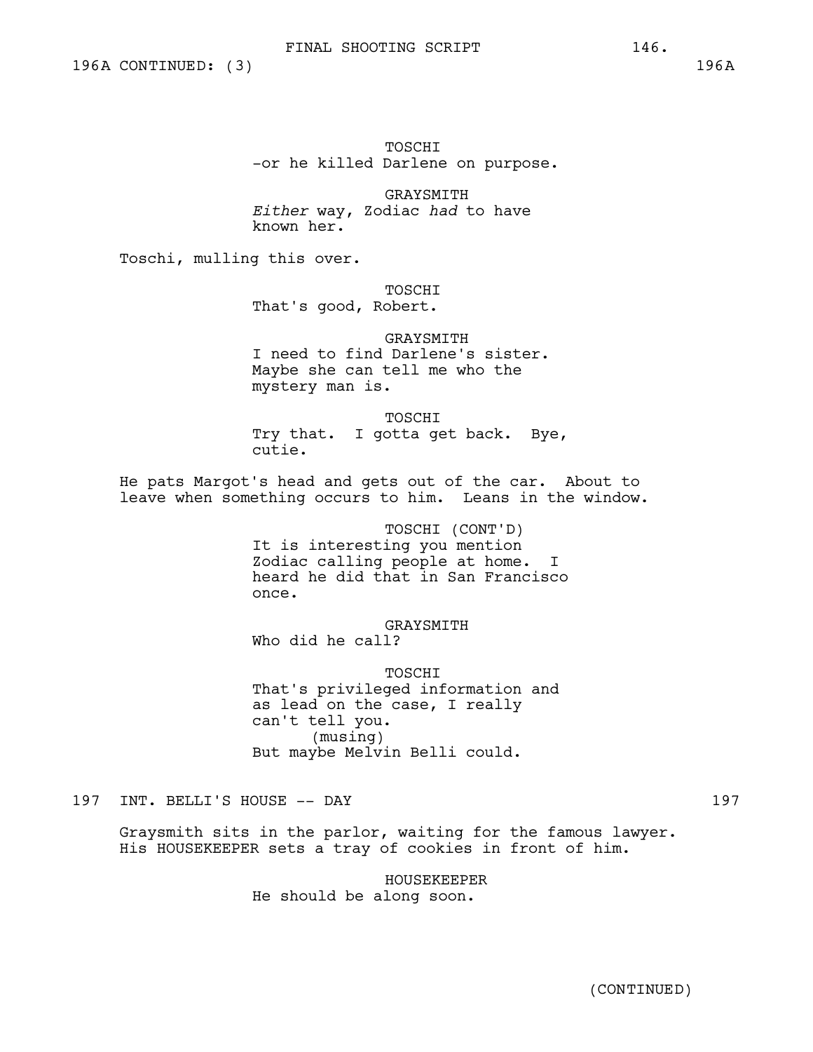196A CONTINUED: (3) 196A

TOSCHI
-or he killed Darlene on purpose.

GRAYSMITH
*Either* way, Zodiac *had* to have known her.

Toschi, mulling this over.

TOSCHI
That's good, Robert.

GRAYSMITH
I need to find Darlene's sister. Maybe she can tell me who the mystery man is.

TOSCHI
Try that. I gotta get back. Bye, cutie.

He pats Margot's head and gets out of the car. About to leave when something occurs to him. Leans in the window.

TOSCHI (CONT'D)
It is interesting you mention Zodiac calling people at home. I heard he did that in San Francisco once.

GRAYSMITH
Who did he call?

TOSCHI
That's privileged information and as lead on the case, I really can't tell you.
(musing)
But maybe Melvin Belli could.

197 INT. BELLI'S HOUSE -- DAY 197

Graysmith sits in the parlor, waiting for the famous lawyer. His HOUSEKEEPER sets a tray of cookies in front of him.

HOUSEKEEPER
He should be along soon.

(CONTINUED)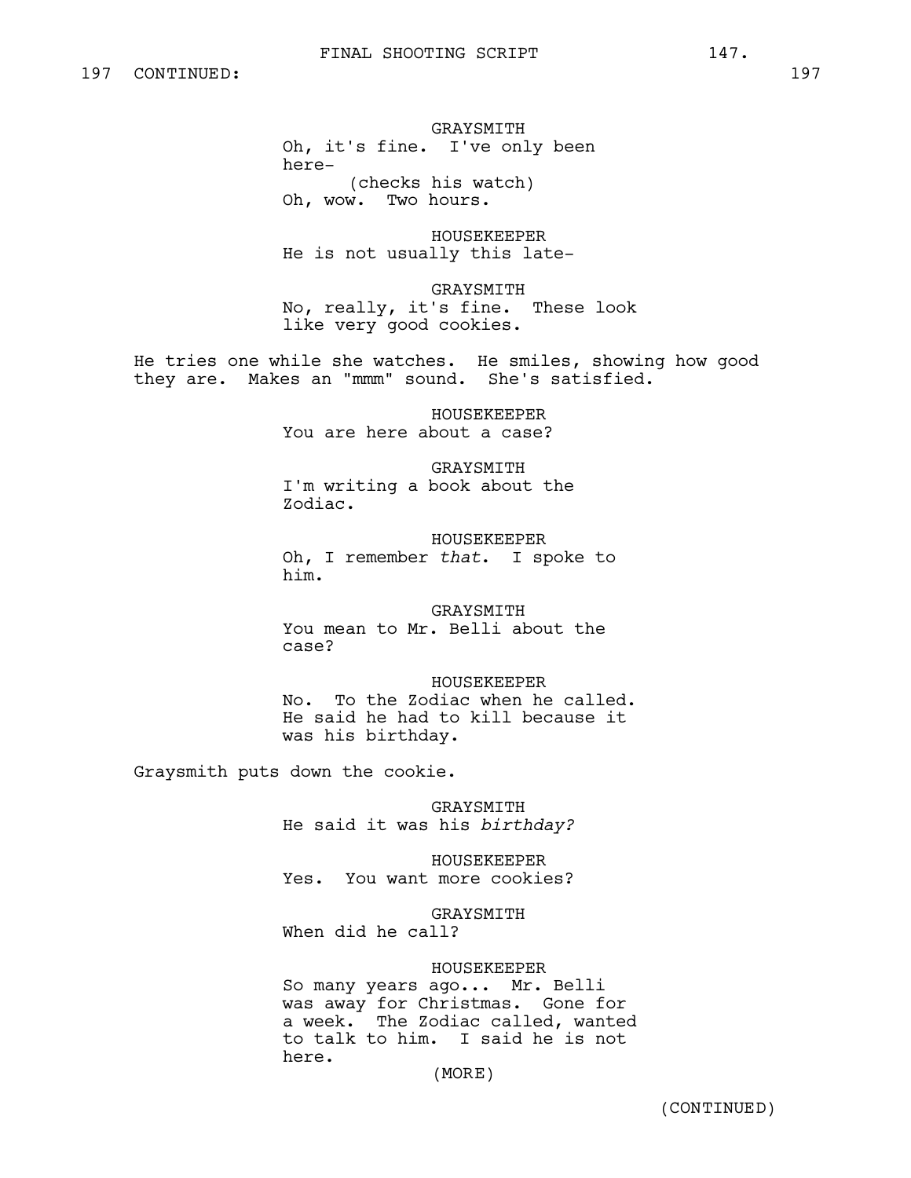197 CONTINUED: 197

GRAYSMITH
Oh, it's fine. I've only been here-
(checks his watch)
Oh, wow. Two hours.

HOUSEKEEPER
He is not usually this late-

GRAYSMITH
No, really, it's fine. These look like very good cookies.

He tries one while she watches. He smiles, showing how good they are. Makes an "mmm" sound. She's satisfied.

HOUSEKEEPER
You are here about a case?

GRAYSMITH
I'm writing a book about the Zodiac.

HOUSEKEEPER
Oh, I remember *that*. I spoke to him.

GRAYSMITH
You mean to Mr. Belli about the case?

HOUSEKEEPER
No. To the Zodiac when he called. He said he had to kill because it was his birthday.

Graysmith puts down the cookie.

GRAYSMITH
He said it was his *birthday?*

HOUSEKEEPER
Yes. You want more cookies?

GRAYSMITH
When did he call?

HOUSEKEEPER
So many years ago... Mr. Belli was away for Christmas. Gone for a week. The Zodiac called, wanted to talk to him. I said he is not here.
(MORE)

(CONTINUED)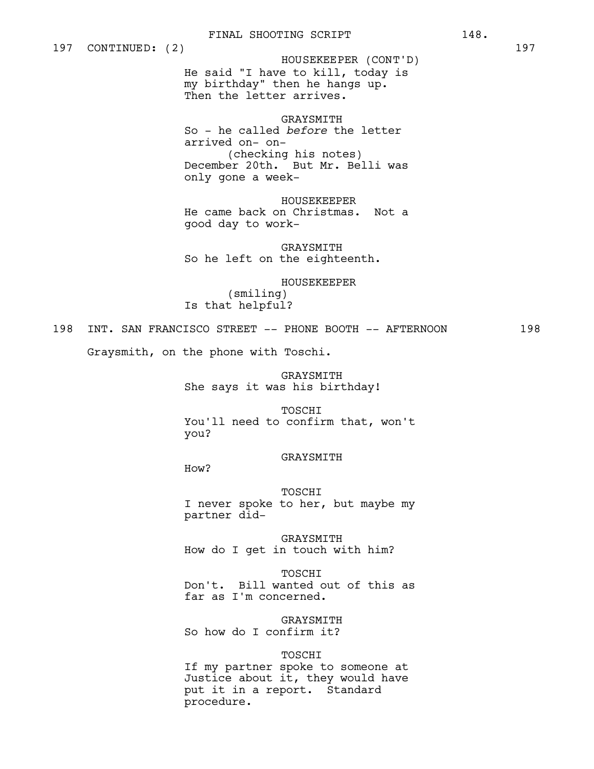197 CONTINUED: (2) 197

HOUSEKEEPER (CONT'D)
He said "I have to kill, today is my birthday" then he hangs up. Then the letter arrives.

GRAYSMITH
So - he called *before* the letter arrived on- on-
(checking his notes)
December 20th. But Mr. Belli was only gone a week-

HOUSEKEEPER
He came back on Christmas. Not a good day to work-

GRAYSMITH
So he left on the eighteenth.

HOUSEKEEPER
(smiling)
Is that helpful?

198 INT. SAN FRANCISCO STREET -- PHONE BOOTH -- AFTERNOON 198

Graysmith, on the phone with Toschi.

GRAYSMITH
She says it was his birthday!

TOSCHI
You'll need to confirm that, won't you?

GRAYSMITH
How?

TOSCHI
I never spoke to her, but maybe my partner did-

GRAYSMITH
How do I get in touch with him?

TOSCHI
Don't. Bill wanted out of this as far as I'm concerned.

GRAYSMITH
So how do I confirm it?

TOSCHI
If my partner spoke to someone at Justice about it, they would have put it in a report. Standard procedure.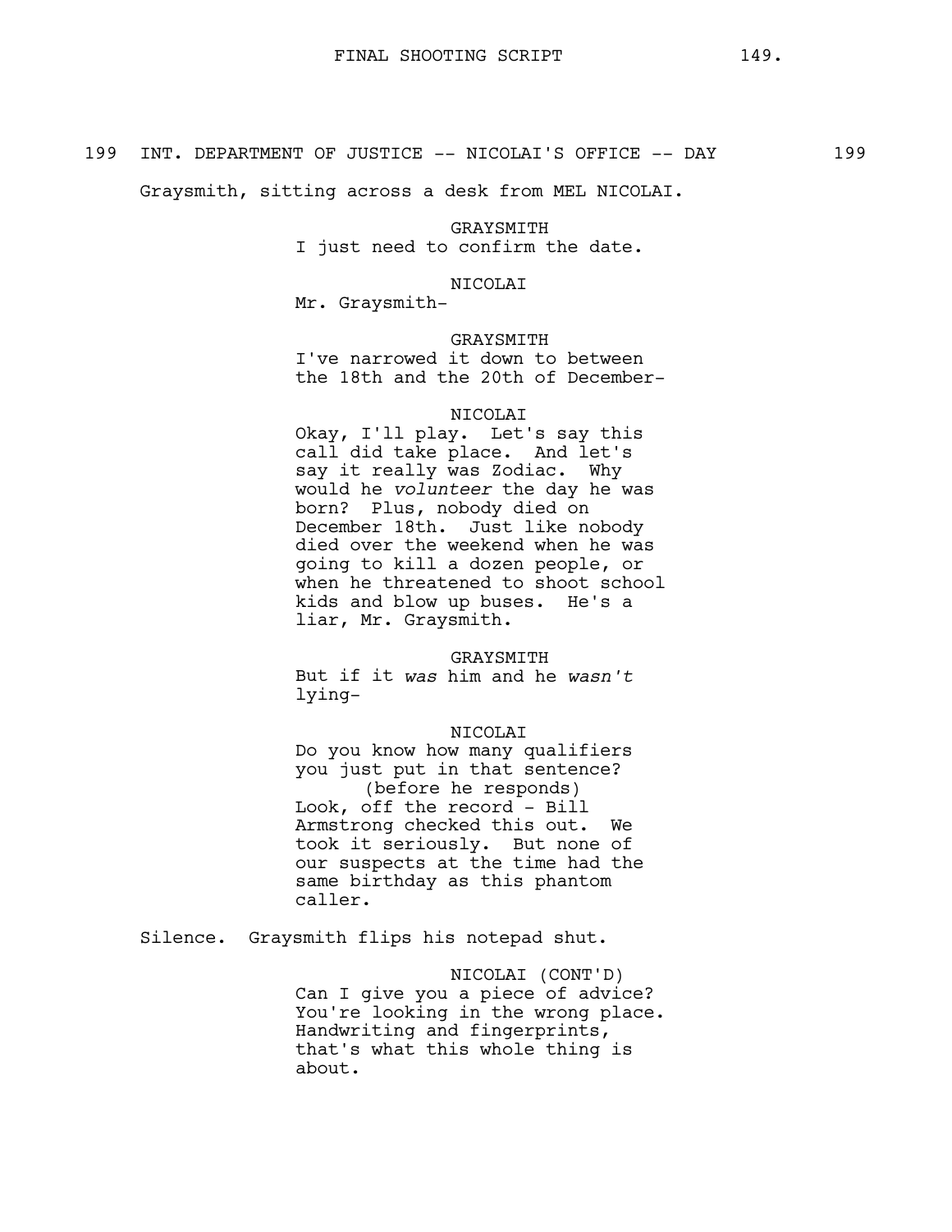199 INT. DEPARTMENT OF JUSTICE -- NICOLAI'S OFFICE -- DAY 199

Graysmith, sitting across a desk from MEL NICOLAI.

GRAYSMITH
I just need to confirm the date.

NICOLAI
Mr. Graysmith-

GRAYSMITH
I've narrowed it down to between the 18th and the 20th of December-

NICOLAI
Okay, I'll play. Let's say this call did take place. And let's say it really was Zodiac. Why would he *volunteer* the day he was born? Plus, nobody died on December 18th. Just like nobody died over the weekend when he was going to kill a dozen people, or when he threatened to shoot school kids and blow up buses. He's a liar, Mr. Graysmith.

GRAYSMITH
But if it *was* him and he *wasn't* lying-

NICOLAI
Do you know how many qualifiers you just put in that sentence?
(before he responds)
Look, off the record - Bill Armstrong checked this out. We took it seriously. But none of our suspects at the time had the same birthday as this phantom caller.

Silence. Graysmith flips his notepad shut.

NICOLAI (CONT'D)
Can I give you a piece of advice? You're looking in the wrong place. Handwriting and fingerprints, that's what this whole thing is about.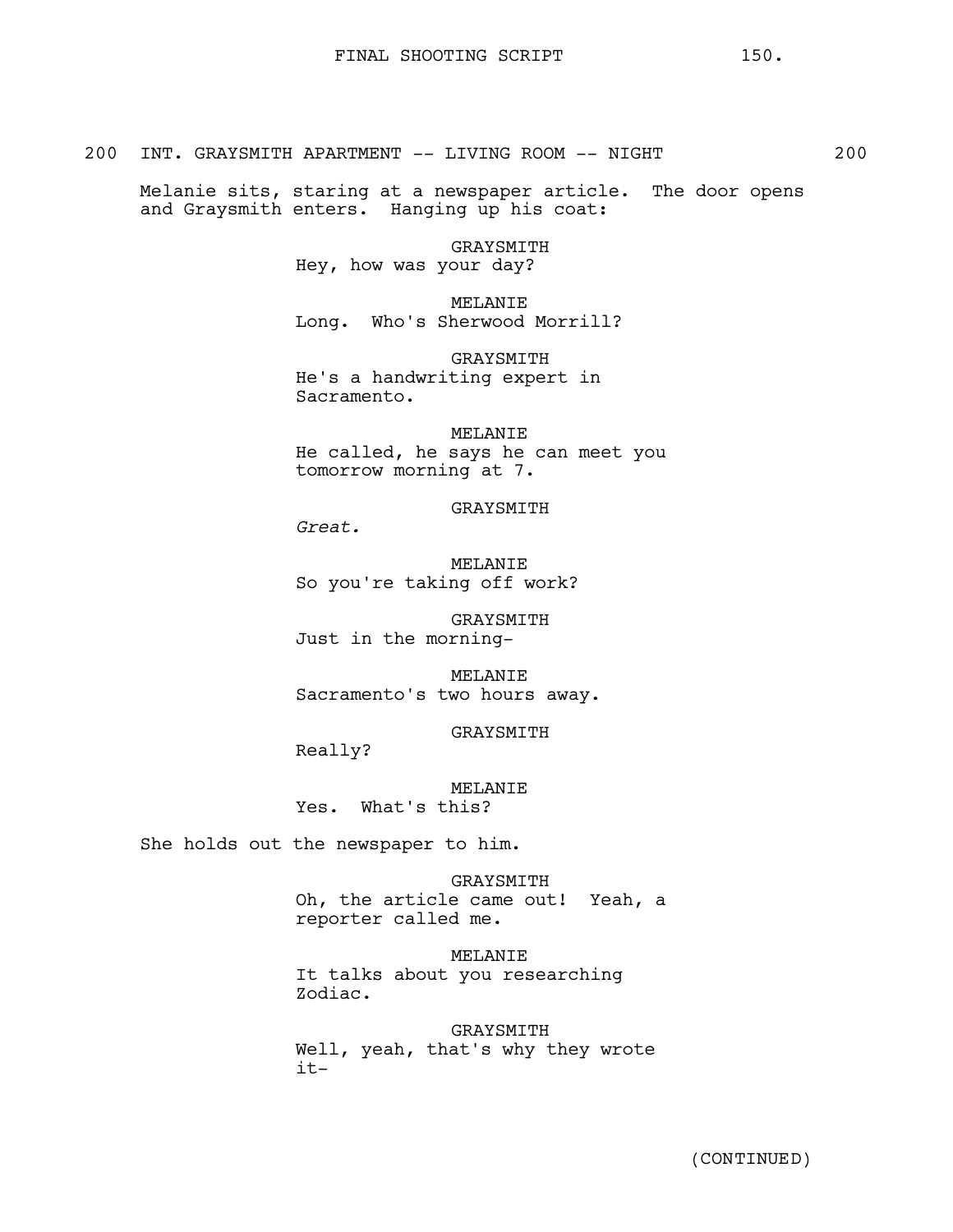200 INT. GRAYSMITH APARTMENT -- LIVING ROOM -- NIGHT 200

Melanie sits, staring at a newspaper article. The door opens and Graysmith enters. Hanging up his coat:

GRAYSMITH
Hey, how was your day?

MELANIE
Long. Who's Sherwood Morrill?

GRAYSMITH
He's a handwriting expert in Sacramento.

MELANIE
He called, he says he can meet you tomorrow morning at 7.

GRAYSMITH
*Great.*

MELANIE
So you're taking off work?

GRAYSMITH
Just in the morning-

MELANIE
Sacramento's two hours away.

GRAYSMITH
Really?

MELANIE
Yes. What's this?

She holds out the newspaper to him.

GRAYSMITH
Oh, the article came out! Yeah, a reporter called me.

MELANIE
It talks about you researching Zodiac.

GRAYSMITH
Well, yeah, that's why they wrote it-

(CONTINUED)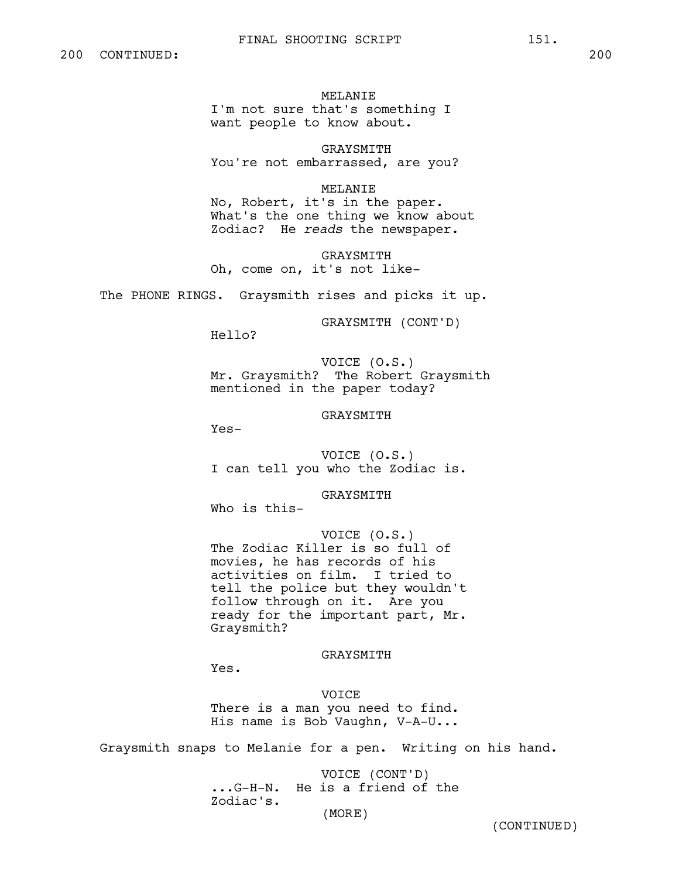200 CONTINUED: 200

MELANIE
I'm not sure that's something I want people to know about.

GRAYSMITH
You're not embarrassed, are you?

MELANIE
No, Robert, it's in the paper. What's the one thing we know about Zodiac? He *reads* the newspaper.

GRAYSMITH
Oh, come on, it's not like-

The PHONE RINGS. Graysmith rises and picks it up.

GRAYSMITH (CONT'D)
Hello?

VOICE (O.S.)
Mr. Graysmith? The Robert Graysmith mentioned in the paper today?

GRAYSMITH
Yes-

VOICE (O.S.)
I can tell you who the Zodiac is.

GRAYSMITH
Who is this-

VOICE (O.S.)
The Zodiac Killer is so full of movies, he has records of his activities on film. I tried to tell the police but they wouldn't follow through on it. Are you ready for the important part, Mr. Graysmith?

GRAYSMITH
Yes.

VOICE
There is a man you need to find. His name is Bob Vaughn, V-A-U...

Graysmith snaps to Melanie for a pen. Writing on his hand.

VOICE (CONT'D)
...G-H-N. He is a friend of the Zodiac's.
(MORE)

(CONTINUED)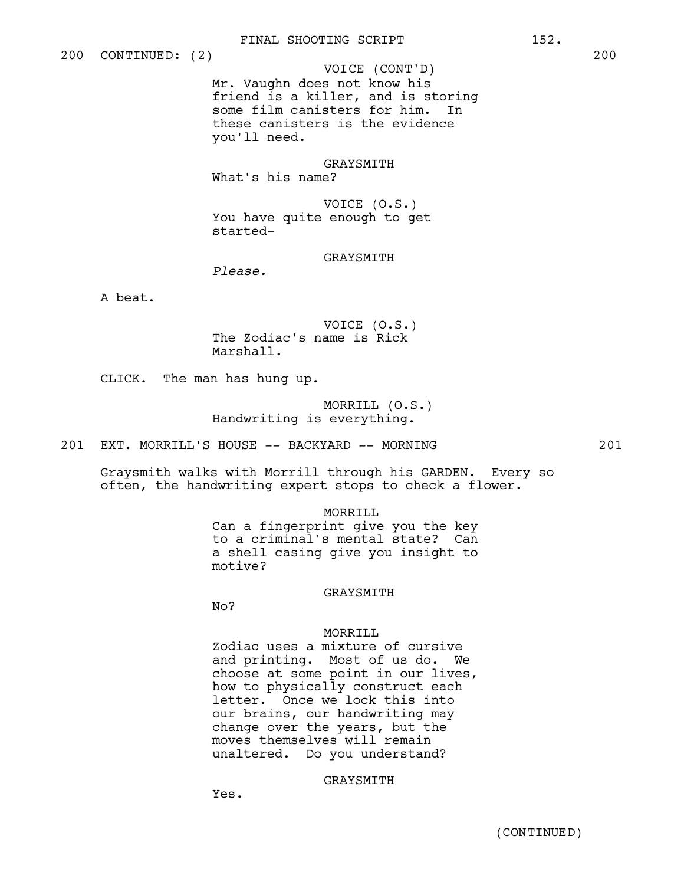200 CONTINUED: (2) 200

VOICE (CONT'D)
Mr. Vaughn does not know his friend is a killer, and is storing some film canisters for him. In these canisters is the evidence you'll need.

GRAYSMITH
What's his name?

VOICE (O.S.)
You have quite enough to get started-

GRAYSMITH
*Please.*

A beat.

VOICE (O.S.)
The Zodiac's name is Rick Marshall.

CLICK. The man has hung up.

MORRILL (O.S.)
Handwriting is everything.

201 EXT. MORRILL'S HOUSE -- BACKYARD -- MORNING 201

Graysmith walks with Morrill through his GARDEN. Every so often, the handwriting expert stops to check a flower.

MORRILL
Can a fingerprint give you the key to a criminal's mental state? Can a shell casing give you insight to motive?

GRAYSMITH
No?

MORRILL
Zodiac uses a mixture of cursive and printing. Most of us do. We choose at some point in our lives, how to physically construct each letter. Once we lock this into our brains, our handwriting may change over the years, but the moves themselves will remain unaltered. Do you understand?

GRAYSMITH
Yes.

(CONTINUED)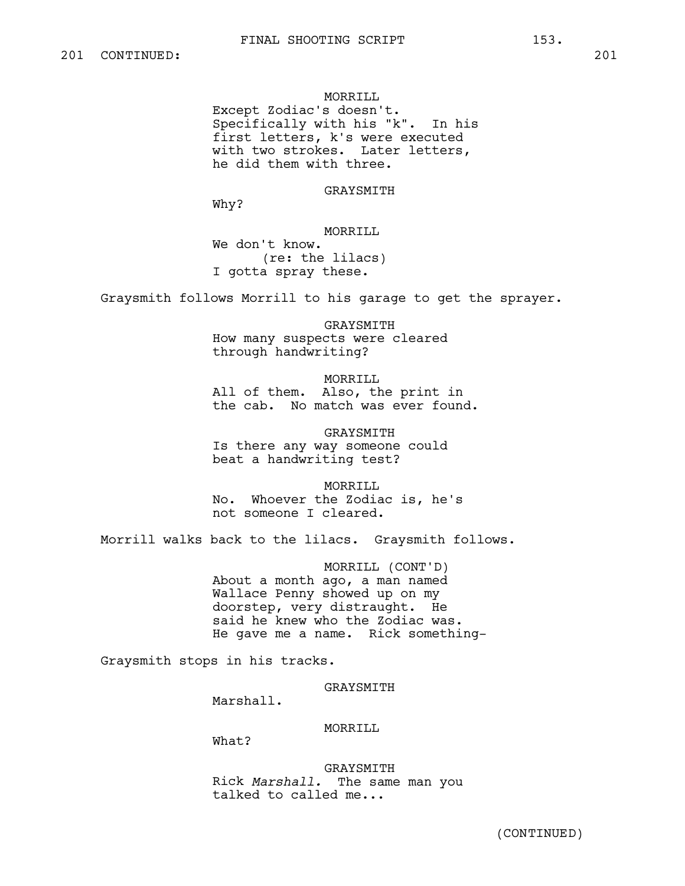201 CONTINUED: 201

MORRILL
Except Zodiac's doesn't. Specifically with his "k". In his first letters, k's were executed with two strokes. Later letters, he did them with three.

GRAYSMITH
Why?

MORRILL
We don't know.
(re: the lilacs)
I gotta spray these.

Graysmith follows Morrill to his garage to get the sprayer.

GRAYSMITH
How many suspects were cleared through handwriting?

MORRILL
All of them. Also, the print in the cab. No match was ever found.

GRAYSMITH
Is there any way someone could beat a handwriting test?

MORRILL
No. Whoever the Zodiac is, he's not someone I cleared.

Morrill walks back to the lilacs. Graysmith follows.

MORRILL (CONT'D)
About a month ago, a man named Wallace Penny showed up on my doorstep, very distraught. He said he knew who the Zodiac was. He gave me a name. Rick something-

Graysmith stops in his tracks.

GRAYSMITH
Marshall.

MORRILL
What?

GRAYSMITH
Rick *Marshall.* The same man you talked to called me...

(CONTINUED)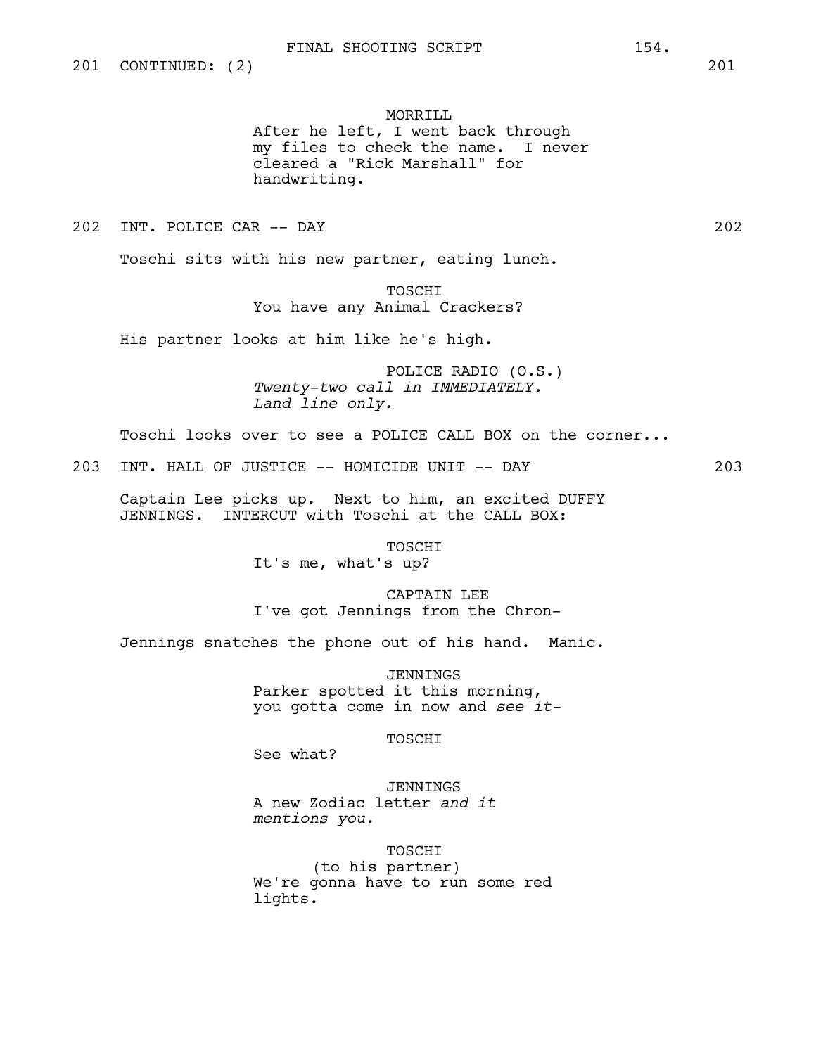201 CONTINUED: (2) 201

MORRILL
After he left, I went back through my files to check the name. I never cleared a "Rick Marshall" for handwriting.

202 INT. POLICE CAR -- DAY 202

Toschi sits with his new partner, eating lunch.

TOSCHI
You have any Animal Crackers?

His partner looks at him like he's high.

POLICE RADIO (O.S.)
*Twenty-two call in IMMEDIATELY. Land line only.*

Toschi looks over to see a POLICE CALL BOX on the corner...

203 INT. HALL OF JUSTICE -- HOMICIDE UNIT -- DAY 203

Captain Lee picks up. Next to him, an excited DUFFY JENNINGS. INTERCUT with Toschi at the CALL BOX:

TOSCHI
It's me, what's up?

CAPTAIN LEE
I've got Jennings from the Chron-

Jennings snatches the phone out of his hand. Manic.

JENNINGS
Parker spotted it this morning, you gotta come in now and *see it*-

TOSCHI
See what?

JENNINGS
A new Zodiac letter *and it mentions you.*

TOSCHI
(to his partner)
We're gonna have to run some red lights.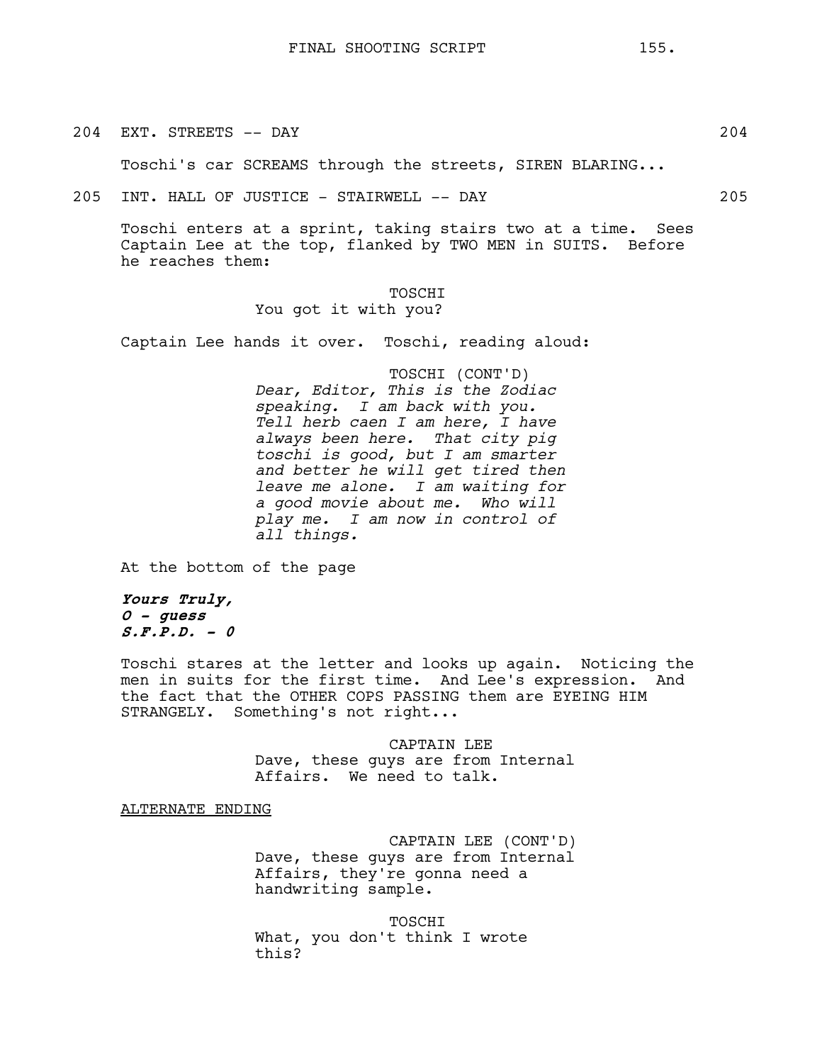204 EXT. STREETS -- DAY 204

Toschi's car SCREAMS through the streets, SIREN BLARING...

205 INT. HALL OF JUSTICE - STAIRWELL -- DAY 205

Toschi enters at a sprint, taking stairs two at a time. Sees Captain Lee at the top, flanked by TWO MEN in SUITS. Before he reaches them:

TOSCHI
You got it with you?

Captain Lee hands it over. Toschi, reading aloud:

TOSCHI (CONT'D)
*Dear, Editor, This is the Zodiac speaking. I am back with you. Tell herb caen I am here, I have always been here. That city pig toschi is good, but I am smarter and better he will get tired then leave me alone. I am waiting for a good movie about me. Who will play me. I am now in control of all things.*

At the bottom of the page

***Yours Truly,***
***O - guess***
***S.F.P.D. - 0***

Toschi stares at the letter and looks up again. Noticing the men in suits for the first time. And Lee's expression. And the fact that the OTHER COPS PASSING them are EYEING HIM STRANGELY. Something's not right...

CAPTAIN LEE
Dave, these guys are from Internal Affairs. We need to talk.

<u>ALTERNATE ENDING</u>

CAPTAIN LEE (CONT'D)
Dave, these guys are from Internal Affairs, they're gonna need a handwriting sample.

TOSCHI
What, you don't think I wrote this?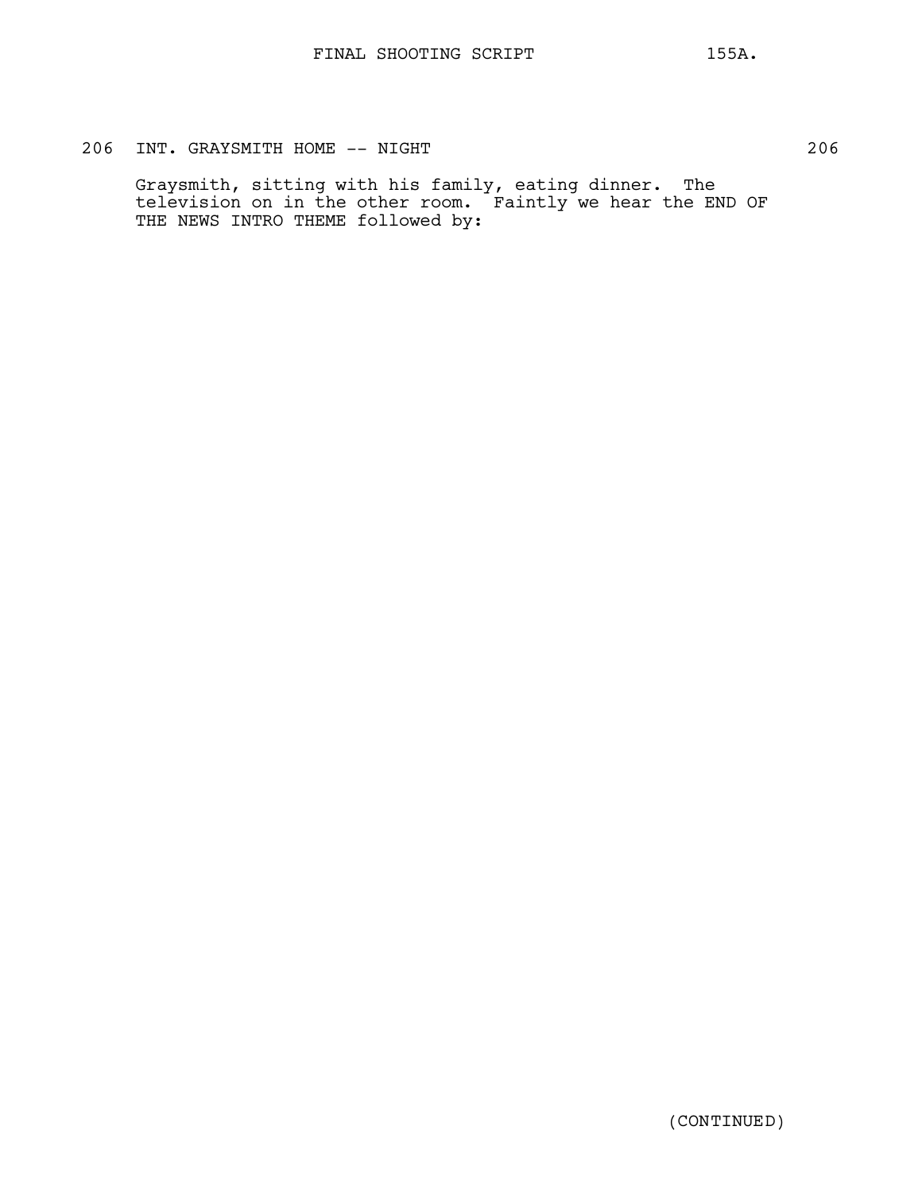206 INT. GRAYSMITH HOME -- NIGHT 206

Graysmith, sitting with his family, eating dinner. The television on in the other room. Faintly we hear the END OF THE NEWS INTRO THEME followed by:

(CONTINUED)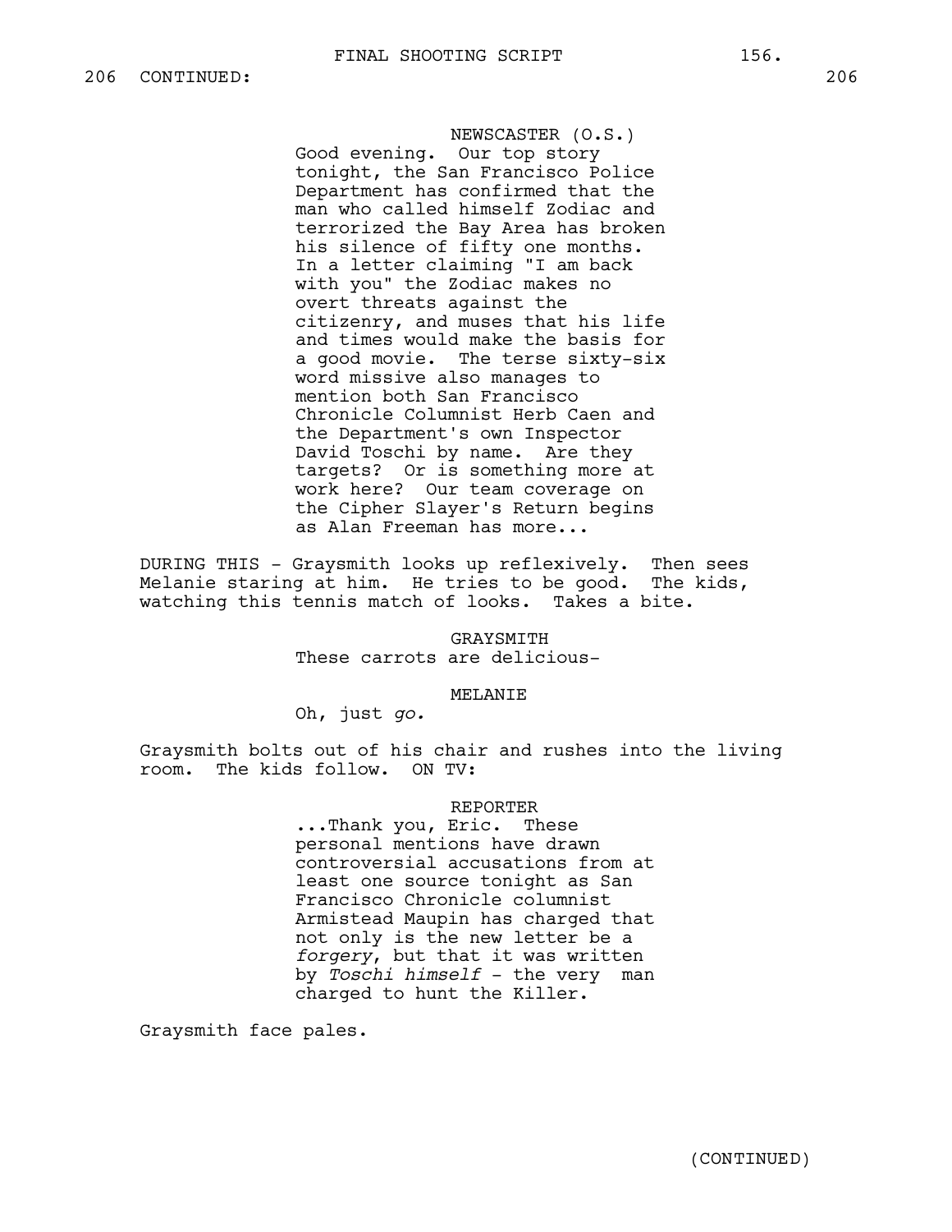206 CONTINUED: 206

NEWSCASTER (O.S.)
Good evening. Our top story tonight, the San Francisco Police Department has confirmed that the man who called himself Zodiac and terrorized the Bay Area has broken his silence of fifty one months. In a letter claiming "I am back with you" the Zodiac makes no overt threats against the citizenry, and muses that his life and times would make the basis for a good movie. The terse sixty-six word missive also manages to mention both San Francisco Chronicle Columnist Herb Caen and the Department's own Inspector David Toschi by name. Are they targets? Or is something more at work here? Our team coverage on the Cipher Slayer's Return begins as Alan Freeman has more...

DURING THIS - Graysmith looks up reflexively. Then sees Melanie staring at him. He tries to be good. The kids, watching this tennis match of looks. Takes a bite.

GRAYSMITH
These carrots are delicious-

MELANIE
Oh, just *go.*

Graysmith bolts out of his chair and rushes into the living room. The kids follow. ON TV:

REPORTER
...Thank you, Eric. These personal mentions have drawn controversial accusations from at least one source tonight as San Francisco Chronicle columnist Armistead Maupin has charged that not only is the new letter be a *forgery*, but that it was written by *Toschi himself* - the very man charged to hunt the Killer.

Graysmith face pales.

(CONTINUED)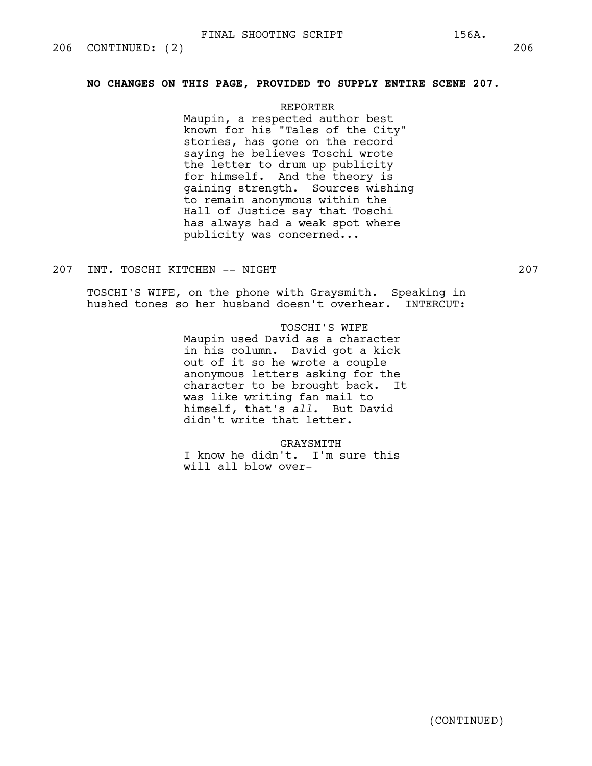206 CONTINUED: (2) 206

**NO CHANGES ON THIS PAGE, PROVIDED TO SUPPLY ENTIRE SCENE 207.**

REPORTER
Maupin, a respected author best known for his "Tales of the City" stories, has gone on the record saying he believes Toschi wrote the letter to drum up publicity for himself. And the theory is gaining strength. Sources wishing to remain anonymous within the Hall of Justice say that Toschi has always had a weak spot where publicity was concerned...

207 INT. TOSCHI KITCHEN -- NIGHT 207

TOSCHI'S WIFE, on the phone with Graysmith. Speaking in hushed tones so her husband doesn't overhear. INTERCUT:

TOSCHI'S WIFE
Maupin used David as a character in his column. David got a kick out of it so he wrote a couple anonymous letters asking for the character to be brought back. It was like writing fan mail to himself, that's *all.* But David didn't write that letter.

GRAYSMITH
I know he didn't. I'm sure this will all blow over-

(CONTINUED)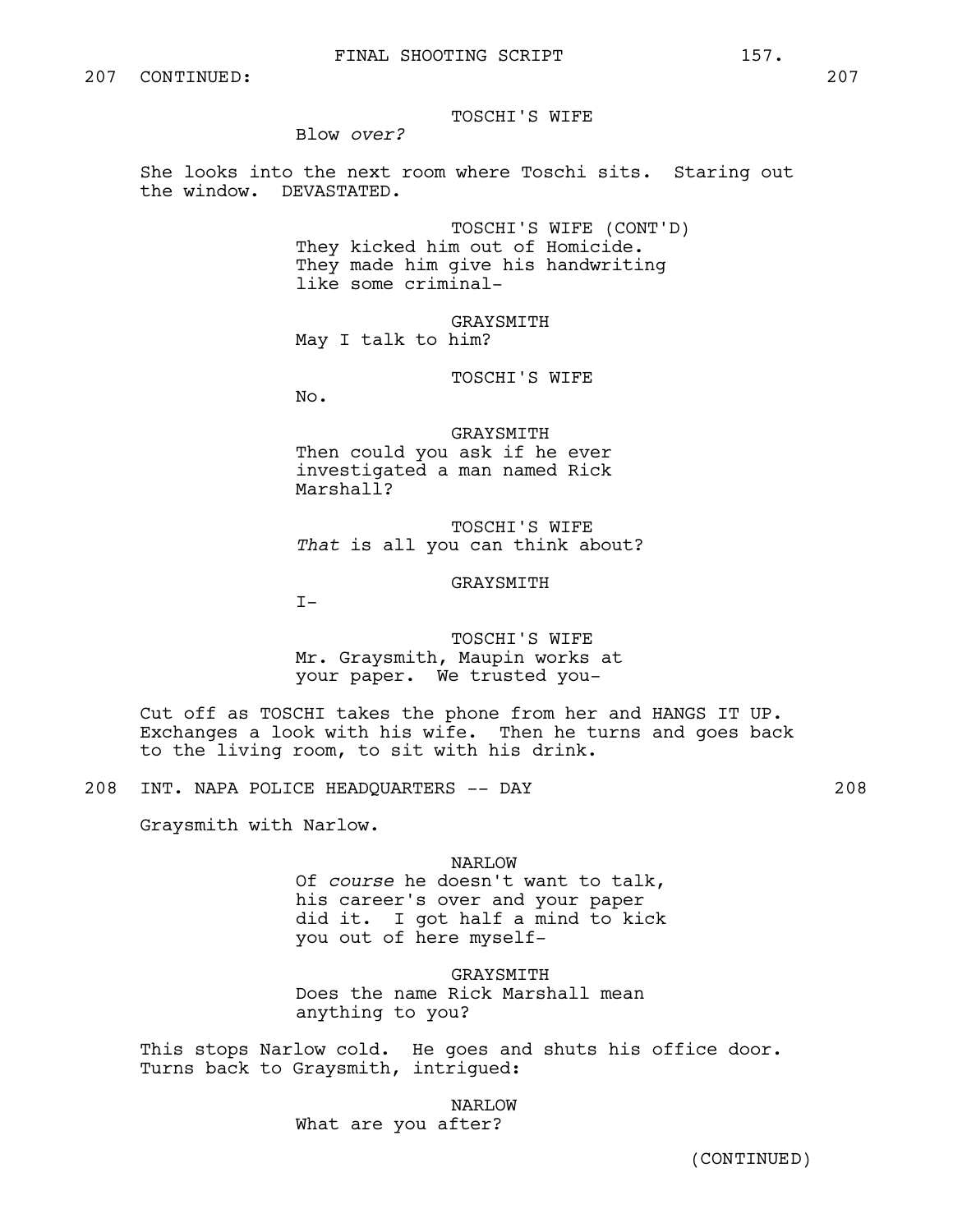207 CONTINUED: 207

TOSCHI'S WIFE
Blow *over?*

She looks into the next room where Toschi sits. Staring out the window. DEVASTATED.

TOSCHI'S WIFE (CONT'D)
They kicked him out of Homicide. They made him give his handwriting like some criminal-

GRAYSMITH
May I talk to him?

TOSCHI'S WIFE
No.

GRAYSMITH
Then could you ask if he ever investigated a man named Rick Marshall?

TOSCHI'S WIFE
*That* is all you can think about?

GRAYSMITH
I-

TOSCHI'S WIFE
Mr. Graysmith, Maupin works at your paper. We trusted you-

Cut off as TOSCHI takes the phone from her and HANGS IT UP. Exchanges a look with his wife. Then he turns and goes back to the living room, to sit with his drink.

208 INT. NAPA POLICE HEADQUARTERS -- DAY 208

Graysmith with Narlow.

NARLOW
Of *course* he doesn't want to talk, his career's over and your paper did it. I got half a mind to kick you out of here myself-

GRAYSMITH
Does the name Rick Marshall mean anything to you?

This stops Narlow cold. He goes and shuts his office door. Turns back to Graysmith, intrigued:

NARLOW
What are you after?

(CONTINUED)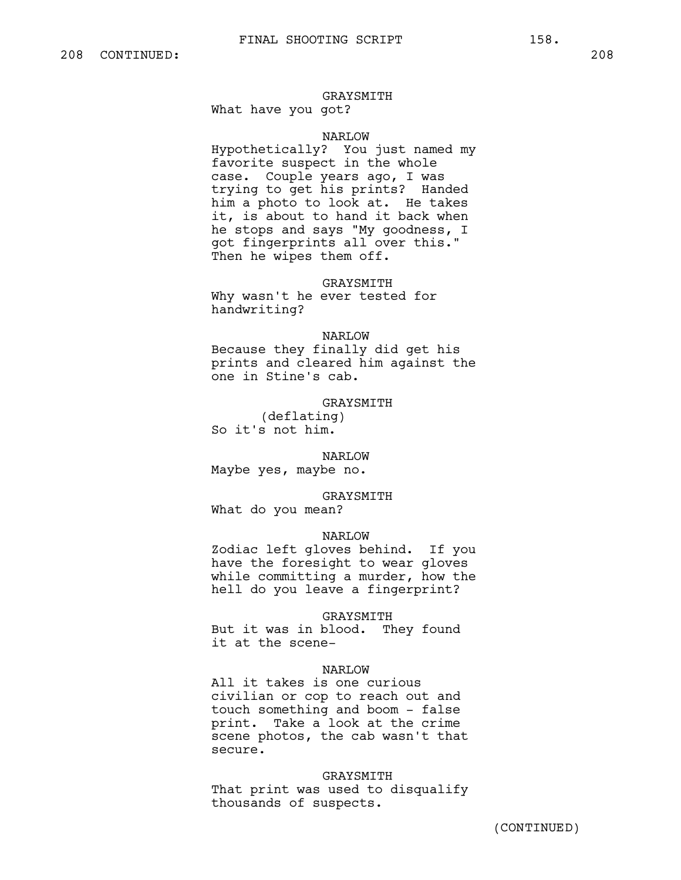208 CONTINUED: 208

GRAYSMITH
What have you got?

NARLOW
Hypothetically? You just named my favorite suspect in the whole case. Couple years ago, I was trying to get his prints? Handed him a photo to look at. He takes it, is about to hand it back when he stops and says "My goodness, I got fingerprints all over this." Then he wipes them off.

GRAYSMITH
Why wasn't he ever tested for handwriting?

NARLOW
Because they finally did get his prints and cleared him against the one in Stine's cab.

GRAYSMITH
(deflating)
So it's not him.

NARLOW
Maybe yes, maybe no.

GRAYSMITH
What do you mean?

NARLOW
Zodiac left gloves behind. If you have the foresight to wear gloves while committing a murder, how the hell do you leave a fingerprint?

GRAYSMITH
But it was in blood. They found it at the scene-

NARLOW
All it takes is one curious civilian or cop to reach out and touch something and boom - false print. Take a look at the crime scene photos, the cab wasn't that secure.

GRAYSMITH
That print was used to disqualify thousands of suspects.

(CONTINUED)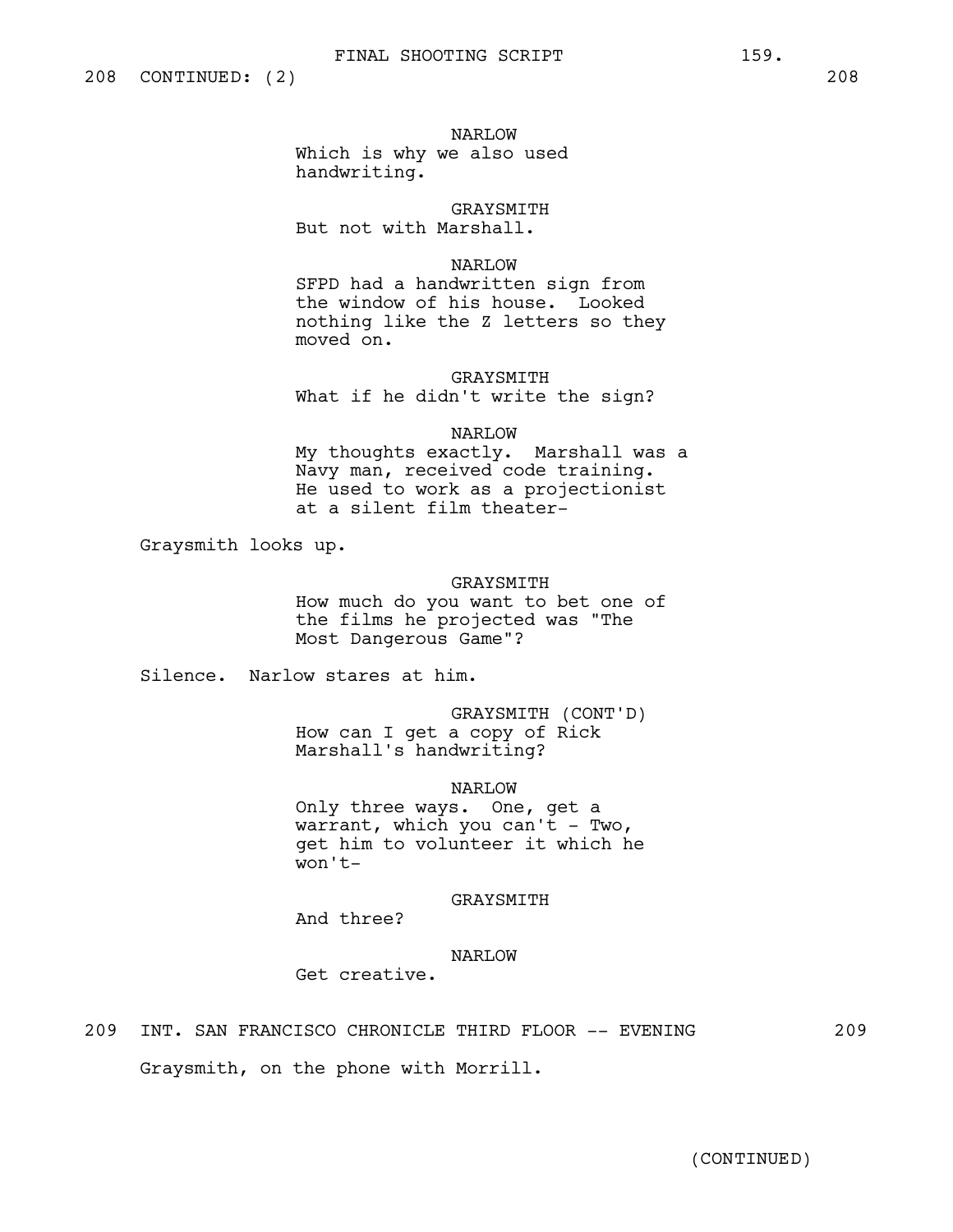208 CONTINUED: (2) 208

NARLOW
Which is why we also used handwriting.

GRAYSMITH
But not with Marshall.

NARLOW
SFPD had a handwritten sign from the window of his house. Looked nothing like the Z letters so they moved on.

GRAYSMITH
What if he didn't write the sign?

NARLOW
My thoughts exactly. Marshall was a Navy man, received code training. He used to work as a projectionist at a silent film theater-

Graysmith looks up.

GRAYSMITH
How much do you want to bet one of the films he projected was "The Most Dangerous Game"?

Silence. Narlow stares at him.

GRAYSMITH (CONT'D)
How can I get a copy of Rick Marshall's handwriting?

NARLOW
Only three ways. One, get a warrant, which you can't - Two, get him to volunteer it which he won't-

GRAYSMITH
And three?

NARLOW
Get creative.

209 INT. SAN FRANCISCO CHRONICLE THIRD FLOOR -- EVENING 209

Graysmith, on the phone with Morrill.

(CONTINUED)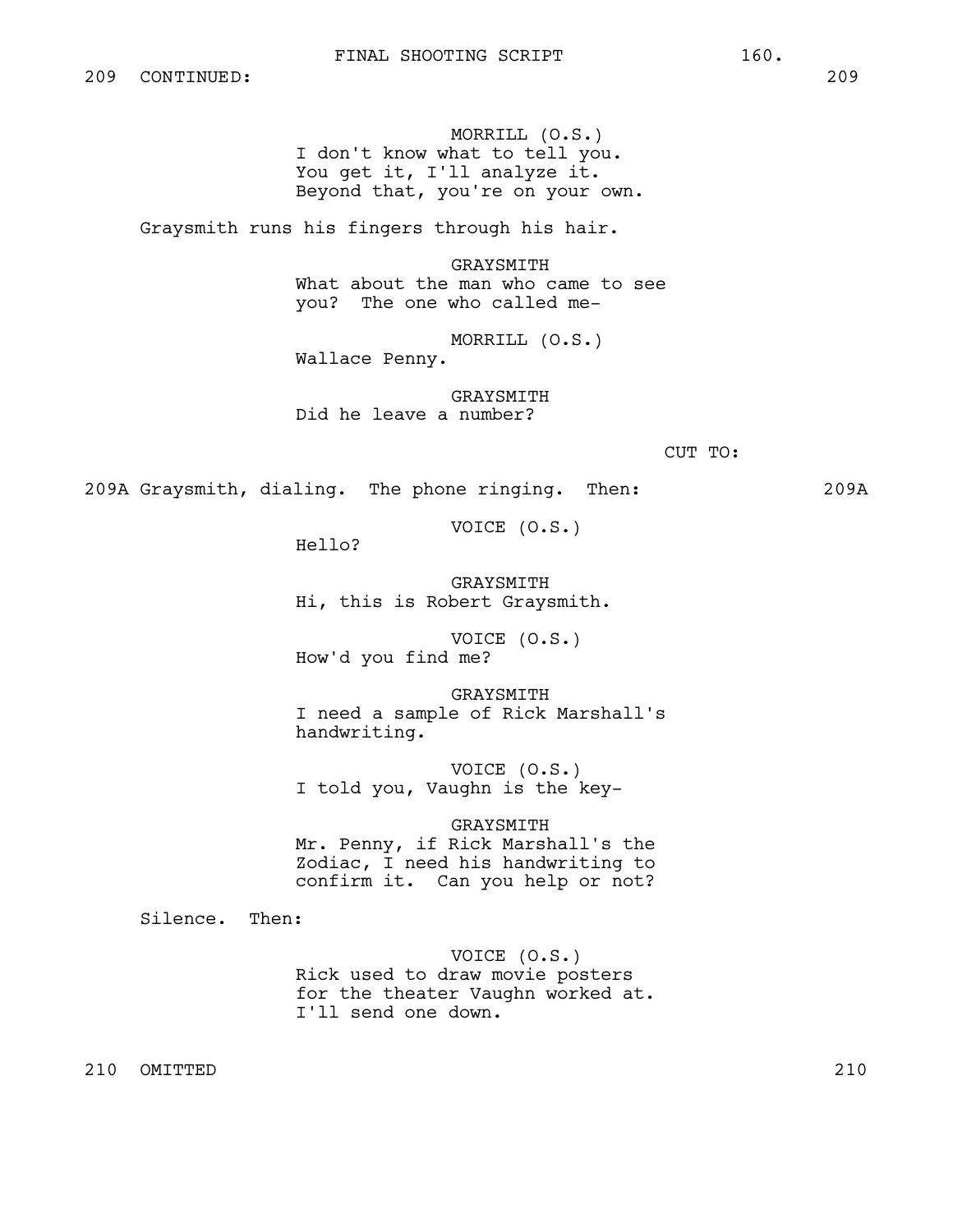209 CONTINUED: 209

MORRILL (O.S.)
I don't know what to tell you.
You get it, I'll analyze it.
Beyond that, you're on your own.

Graysmith runs his fingers through his hair.

GRAYSMITH
What about the man who came to see
you? The one who called me-

MORRILL (O.S.)
Wallace Penny.

GRAYSMITH
Did he leave a number?

CUT TO:

209A Graysmith, dialing. The phone ringing. Then: 209A

VOICE (O.S.)
Hello?

GRAYSMITH
Hi, this is Robert Graysmith.

VOICE (O.S.)
How'd you find me?

GRAYSMITH
I need a sample of Rick Marshall's
handwriting.

VOICE (O.S.)
I told you, Vaughn is the key-

GRAYSMITH
Mr. Penny, if Rick Marshall's the
Zodiac, I need his handwriting to
confirm it. Can you help or not?

Silence. Then:

VOICE (O.S.)
Rick used to draw movie posters
for the theater Vaughn worked at.
I'll send one down.

210 OMITTED 210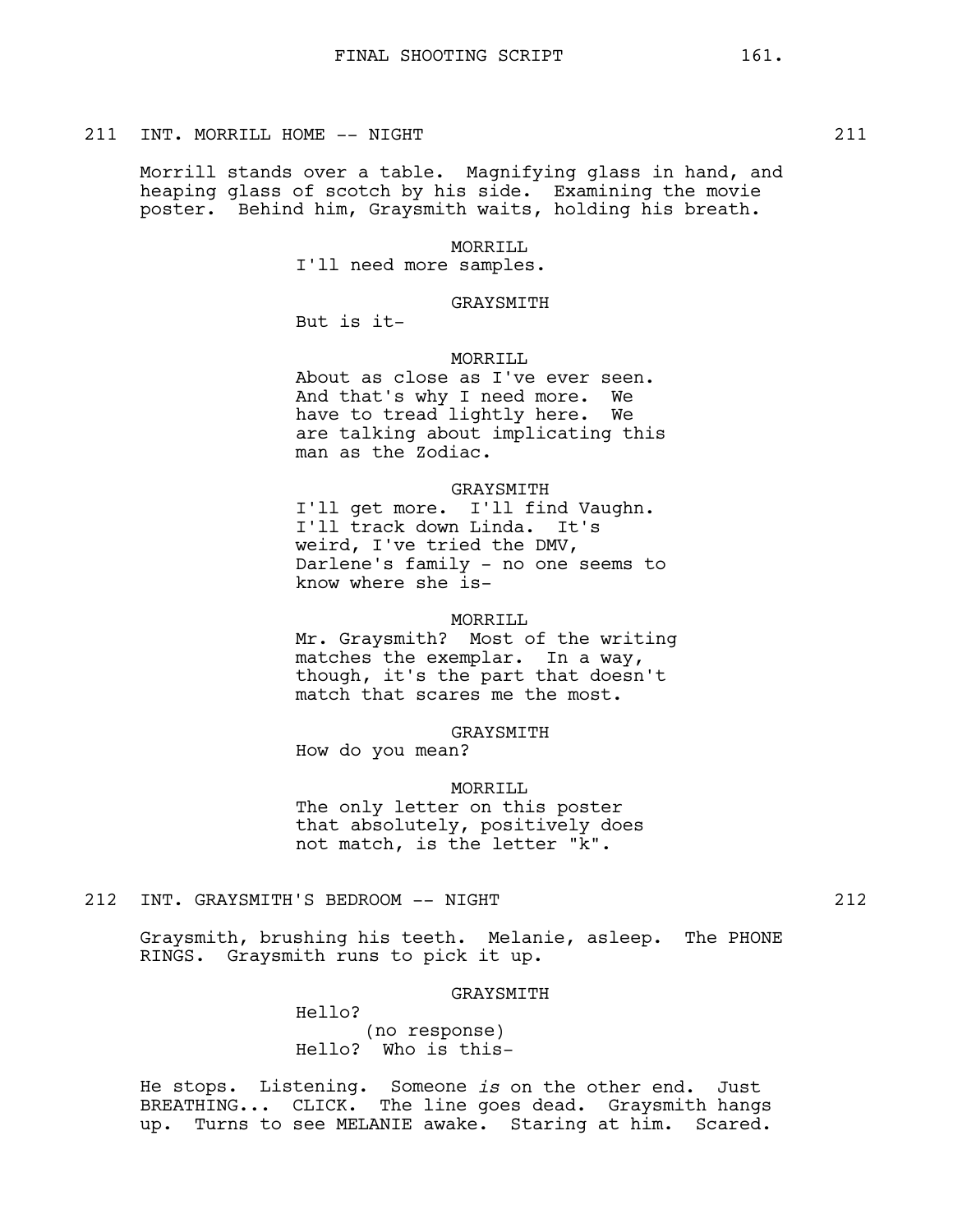211 INT. MORRILL HOME -- NIGHT 211

Morrill stands over a table. Magnifying glass in hand, and heaping glass of scotch by his side. Examining the movie poster. Behind him, Graysmith waits, holding his breath.

MORRILL
I'll need more samples.

GRAYSMITH
But is it-

MORRILL
About as close as I've ever seen. And that's why I need more. We have to tread lightly here. We are talking about implicating this man as the Zodiac.

GRAYSMITH
I'll get more. I'll find Vaughn. I'll track down Linda. It's weird, I've tried the DMV, Darlene's family - no one seems to know where she is-

MORRILL
Mr. Graysmith? Most of the writing matches the exemplar. In a way, though, it's the part that doesn't match that scares me the most.

GRAYSMITH
How do you mean?

MORRILL
The only letter on this poster that absolutely, positively does not match, is the letter "k".

212 INT. GRAYSMITH'S BEDROOM -- NIGHT 212

Graysmith, brushing his teeth. Melanie, asleep. The PHONE RINGS. Graysmith runs to pick it up.

GRAYSMITH
Hello?
(no response)
Hello? Who is this-

He stops. Listening. Someone *is* on the other end. Just BREATHING... CLICK. The line goes dead. Graysmith hangs up. Turns to see MELANIE awake. Staring at him. Scared.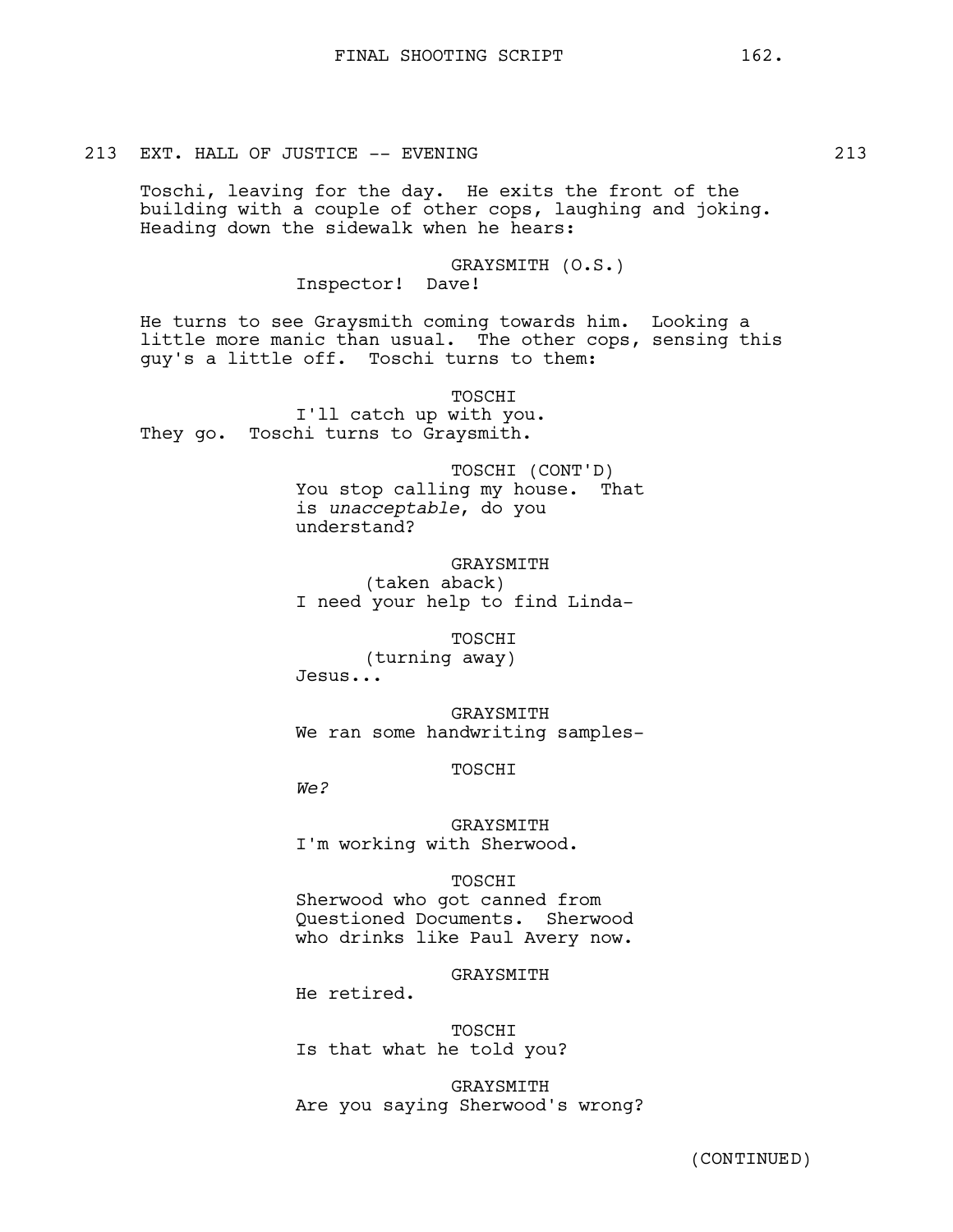213 EXT. HALL OF JUSTICE -- EVENING 213

Toschi, leaving for the day. He exits the front of the building with a couple of other cops, laughing and joking. Heading down the sidewalk when he hears:

GRAYSMITH (O.S.)
Inspector! Dave!

He turns to see Graysmith coming towards him. Looking a little more manic than usual. The other cops, sensing this guy's a little off. Toschi turns to them:

TOSCHI
I'll catch up with you.

They go. Toschi turns to Graysmith.

TOSCHI (CONT'D)
You stop calling my house. That is *unacceptable*, do you understand?

GRAYSMITH
(taken aback)
I need your help to find Linda-

TOSCHI
(turning away)
Jesus...

GRAYSMITH
We ran some handwriting samples-

TOSCHI
*We?*

GRAYSMITH
I'm working with Sherwood.

TOSCHI
Sherwood who got canned from Questioned Documents. Sherwood who drinks like Paul Avery now.

GRAYSMITH
He retired.

TOSCHI
Is that what he told you?

GRAYSMITH
Are you saying Sherwood's wrong?

(CONTINUED)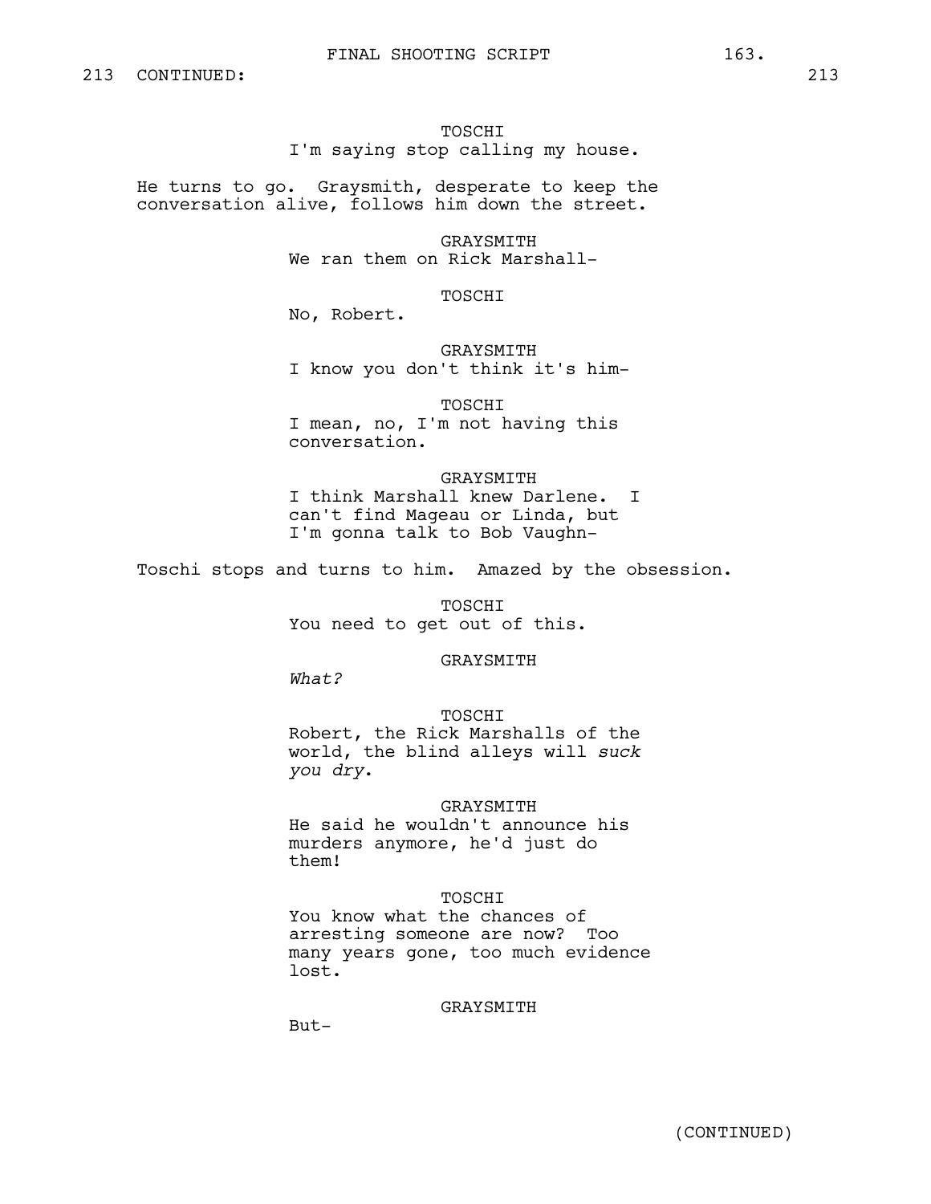213 CONTINUED: 213

TOSCHI
I'm saying stop calling my house.

He turns to go. Graysmith, desperate to keep the conversation alive, follows him down the street.

GRAYSMITH
We ran them on Rick Marshall-

TOSCHI
No, Robert.

GRAYSMITH
I know you don't think it's him-

TOSCHI
I mean, no, I'm not having this conversation.

GRAYSMITH
I think Marshall knew Darlene. I can't find Mageau or Linda, but I'm gonna talk to Bob Vaughn-

Toschi stops and turns to him. Amazed by the obsession.

TOSCHI
You need to get out of this.

GRAYSMITH
*What?*

TOSCHI
Robert, the Rick Marshalls of the world, the blind alleys will *suck you dry*.

GRAYSMITH
He said he wouldn't announce his murders anymore, he'd just do them!

TOSCHI
You know what the chances of arresting someone are now? Too many years gone, too much evidence lost.

GRAYSMITH
But-

(CONTINUED)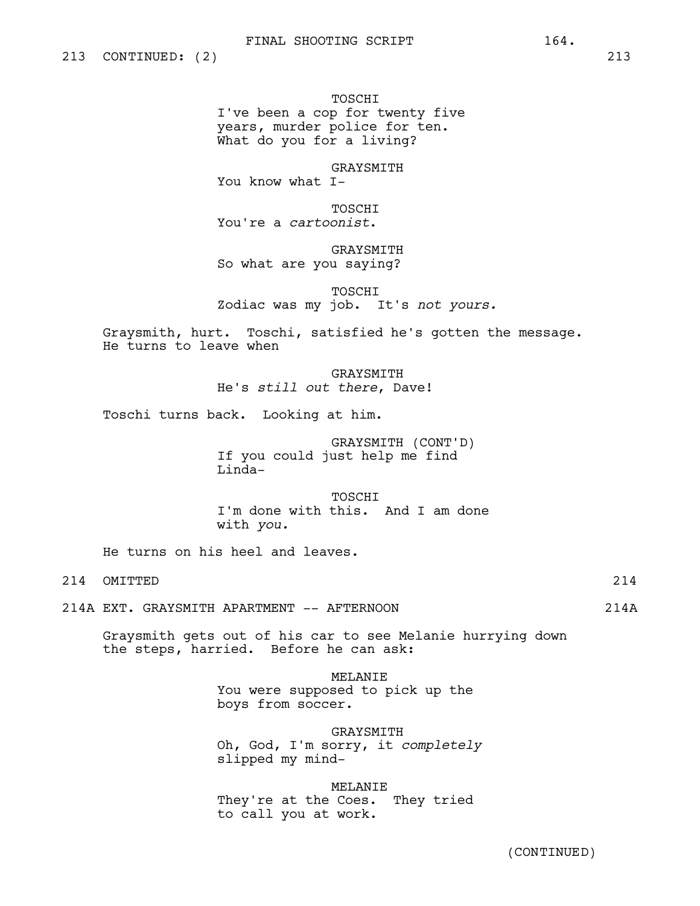213 CONTINUED: (2) 213

TOSCHI
I've been a cop for twenty five years, murder police for ten. What do you for a living?

GRAYSMITH
You know what I-

TOSCHI
You're a *cartoonist*.

GRAYSMITH
So what are you saying?

TOSCHI
Zodiac was my job. It's *not yours.*

Graysmith, hurt. Toschi, satisfied he's gotten the message. He turns to leave when

GRAYSMITH
He's *still out there*, Dave!

Toschi turns back. Looking at him.

GRAYSMITH (CONT'D)
If you could just help me find Linda-

TOSCHI
I'm done with this. And I am done with *you.*

He turns on his heel and leaves.

214 OMITTED 214

214A EXT. GRAYSMITH APARTMENT -- AFTERNOON 214A

Graysmith gets out of his car to see Melanie hurrying down the steps, harried. Before he can ask:

MELANIE
You were supposed to pick up the boys from soccer.

GRAYSMITH
Oh, God, I'm sorry, it *completely* slipped my mind-

MELANIE
They're at the Coes. They tried to call you at work.

(CONTINUED)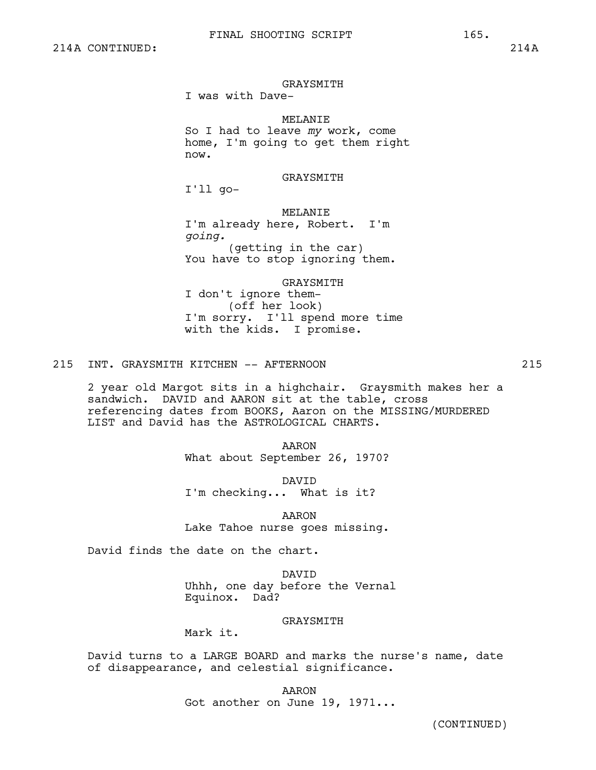214A CONTINUED: 214A

GRAYSMITH
I was with Dave-

MELANIE
So I had to leave *my* work, come home, I'm going to get them right now.

GRAYSMITH
I'll go-

MELANIE
I'm already here, Robert. I'm *going.*
(getting in the car)
You have to stop ignoring them.

GRAYSMITH
I don't ignore them-
(off her look)
I'm sorry. I'll spend more time with the kids. I promise.

215 INT. GRAYSMITH KITCHEN -- AFTERNOON 215

2 year old Margot sits in a highchair. Graysmith makes her a sandwich. DAVID and AARON sit at the table, cross referencing dates from BOOKS, Aaron on the MISSING/MURDERED LIST and David has the ASTROLOGICAL CHARTS.

AARON
What about September 26, 1970?

DAVID
I'm checking... What is it?

AARON
Lake Tahoe nurse goes missing.

David finds the date on the chart.

DAVID
Uhhh, one day before the Vernal Equinox. Dad?

GRAYSMITH
Mark it.

David turns to a LARGE BOARD and marks the nurse's name, date of disappearance, and celestial significance.

AARON
Got another on June 19, 1971...

(CONTINUED)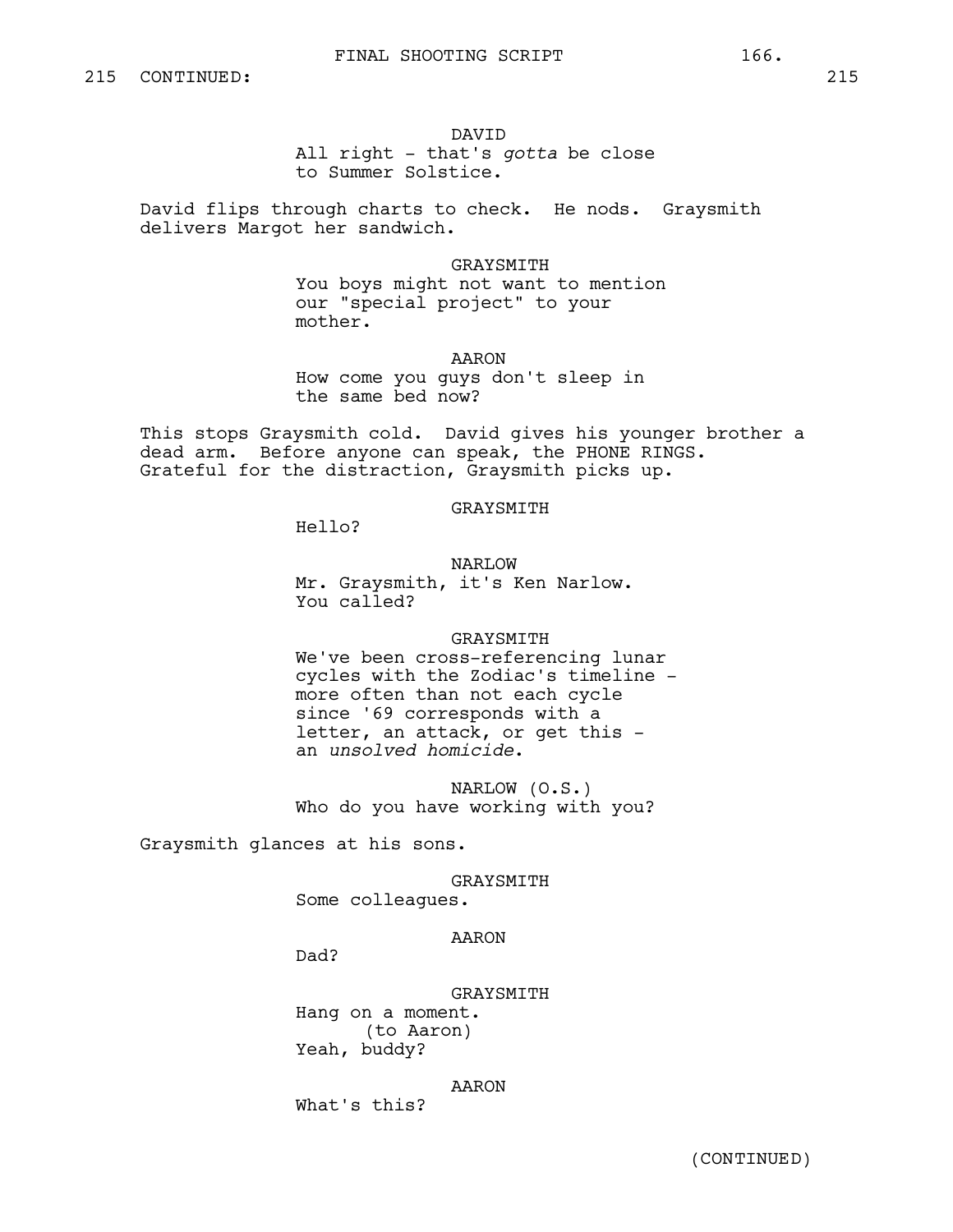215 CONTINUED: 215

DAVID
All right - that's *gotta* be close to Summer Solstice.

David flips through charts to check. He nods. Graysmith delivers Margot her sandwich.

GRAYSMITH
You boys might not want to mention our "special project" to your mother.

AARON
How come you guys don't sleep in the same bed now?

This stops Graysmith cold. David gives his younger brother a dead arm. Before anyone can speak, the PHONE RINGS. Grateful for the distraction, Graysmith picks up.

GRAYSMITH
Hello?

NARLOW
Mr. Graysmith, it's Ken Narlow. You called?

GRAYSMITH
We've been cross-referencing lunar cycles with the Zodiac's timeline - more often than not each cycle since '69 corresponds with a letter, an attack, or get this - an *unsolved homicide*.

NARLOW (O.S.)
Who do you have working with you?

Graysmith glances at his sons.

GRAYSMITH
Some colleagues.

AARON
Dad?

GRAYSMITH
Hang on a moment.
(to Aaron)
Yeah, buddy?

AARON
What's this?

(CONTINUED)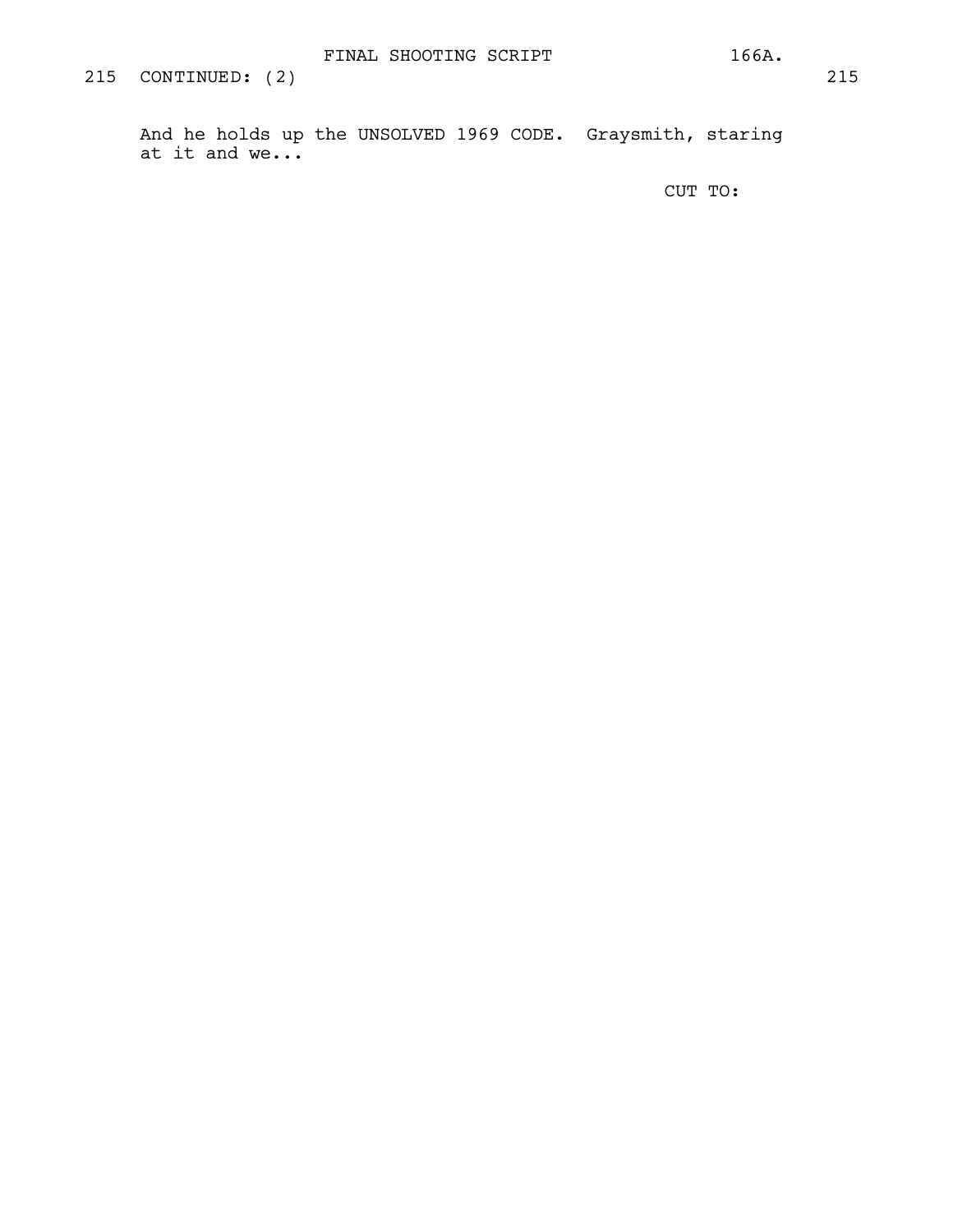215 CONTINUED: (2) 215

And he holds up the UNSOLVED 1969 CODE. Graysmith, staring at it and we...

CUT TO: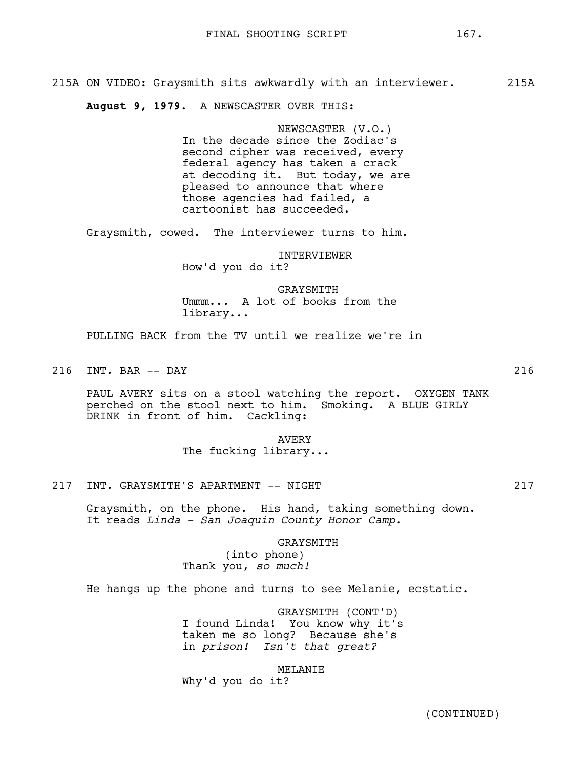215A ON VIDEO: Graysmith sits awkwardly with an interviewer. 215A

**August 9, 1979.** A NEWSCASTER OVER THIS:

NEWSCASTER (V.O.)
In the decade since the Zodiac's second cipher was received, every federal agency has taken a crack at decoding it. But today, we are pleased to announce that where those agencies had failed, a cartoonist has succeeded.

Graysmith, cowed. The interviewer turns to him.

INTERVIEWER
How'd you do it?

GRAYSMITH
Ummm... A lot of books from the library...

PULLING BACK from the TV until we realize we're in

216 INT. BAR -- DAY 216

PAUL AVERY sits on a stool watching the report. OXYGEN TANK perched on the stool next to him. Smoking. A BLUE GIRLY DRINK in front of him. Cackling:

AVERY
The fucking library...

217 INT. GRAYSMITH'S APARTMENT -- NIGHT 217

Graysmith, on the phone. His hand, taking something down. It reads *Linda - San Joaquin County Honor Camp.*

GRAYSMITH
(into phone)
Thank you, *so much!*

He hangs up the phone and turns to see Melanie, ecstatic.

GRAYSMITH (CONT'D)
I found Linda! You know why it's taken me so long? Because she's in *prison! Isn't that great?*

MELANIE
Why'd you do it?

(CONTINUED)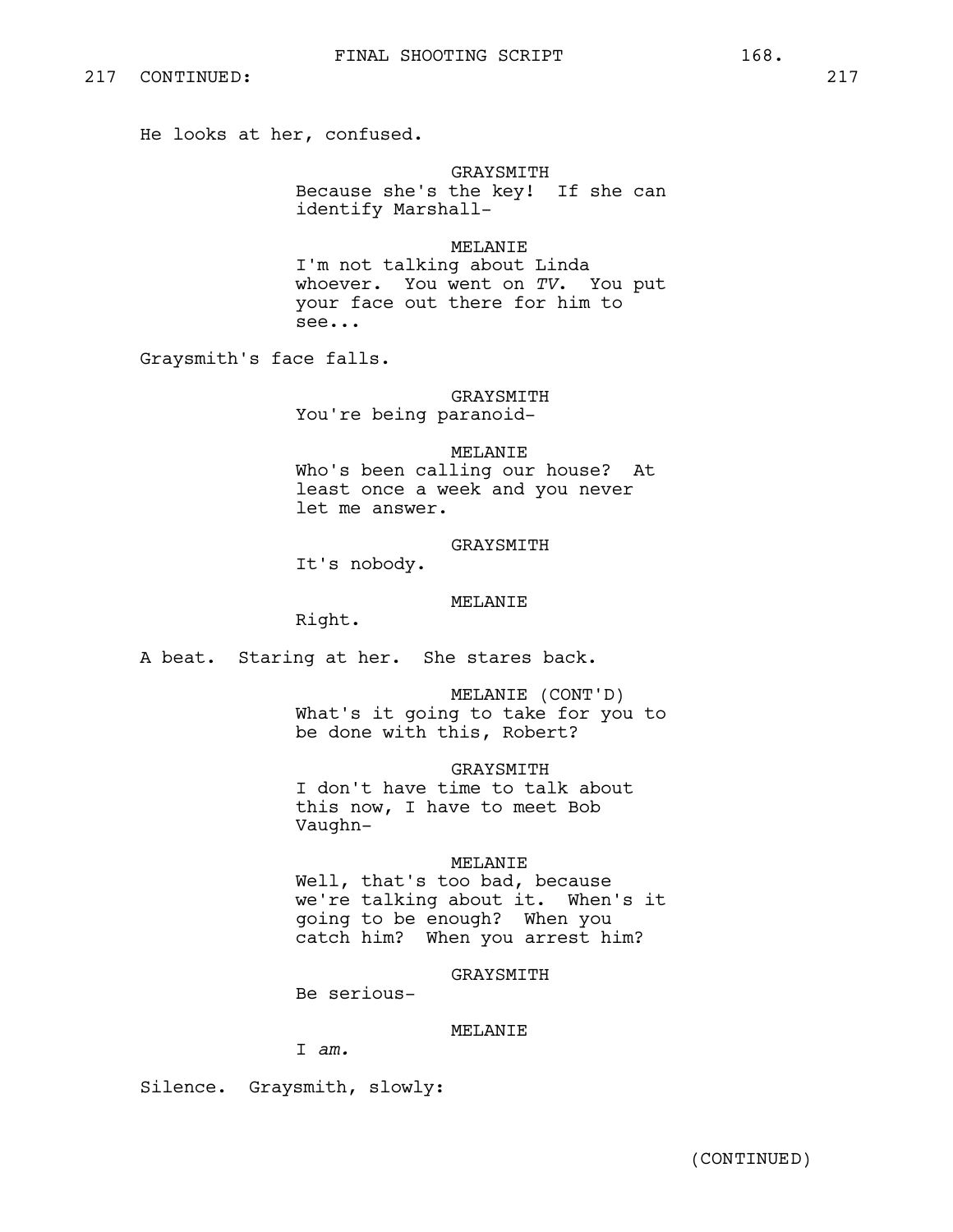217 CONTINUED: 217

He looks at her, confused.

GRAYSMITH
Because she's the key! If she can identify Marshall-

MELANIE
I'm not talking about Linda whoever. You went on *TV*. You put your face out there for him to see...

Graysmith's face falls.

GRAYSMITH
You're being paranoid-

MELANIE
Who's been calling our house? At least once a week and you never let me answer.

GRAYSMITH
It's nobody.

MELANIE
Right.

A beat. Staring at her. She stares back.

MELANIE (CONT'D)
What's it going to take for you to be done with this, Robert?

GRAYSMITH
I don't have time to talk about this now, I have to meet Bob Vaughn-

MELANIE
Well, that's too bad, because we're talking about it. When's it going to be enough? When you catch him? When you arrest him?

GRAYSMITH
Be serious-

MELANIE
I *am.*

Silence. Graysmith, slowly:

(CONTINUED)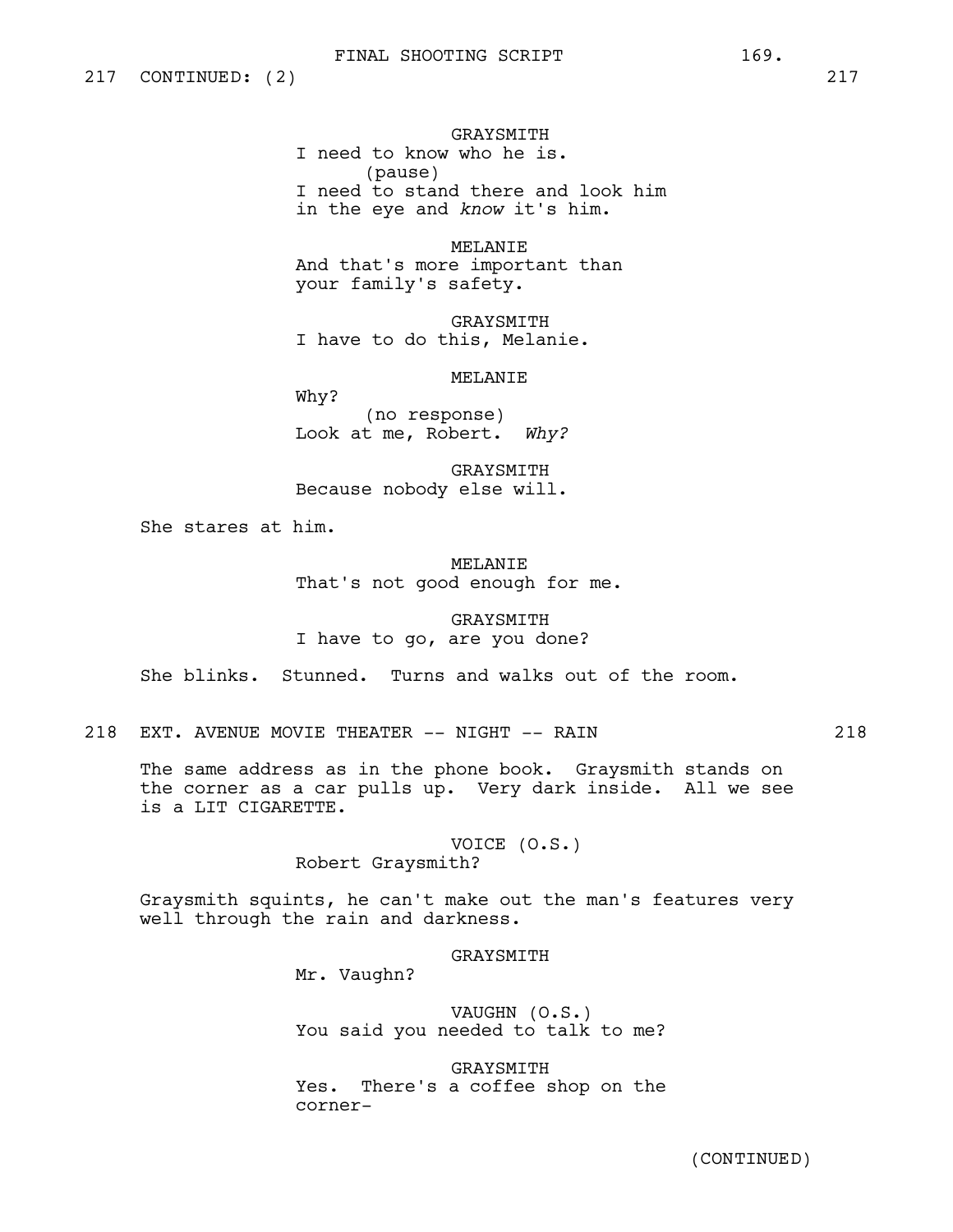217 CONTINUED: (2) 217

GRAYSMITH
I need to know who he is.
(pause)
I need to stand there and look him in the eye and *know* it's him.

MELANIE
And that's more important than your family's safety.

GRAYSMITH
I have to do this, Melanie.

MELANIE
Why?
(no response)
Look at me, Robert. *Why?*

GRAYSMITH
Because nobody else will.

She stares at him.

MELANIE
That's not good enough for me.

GRAYSMITH
I have to go, are you done?

She blinks. Stunned. Turns and walks out of the room.

218 EXT. AVENUE MOVIE THEATER -- NIGHT -- RAIN 218

The same address as in the phone book. Graysmith stands on the corner as a car pulls up. Very dark inside. All we see is a LIT CIGARETTE.

VOICE (O.S.)
Robert Graysmith?

Graysmith squints, he can't make out the man's features very well through the rain and darkness.

GRAYSMITH
Mr. Vaughn?

VAUGHN (O.S.)
You said you needed to talk to me?

GRAYSMITH
Yes. There's a coffee shop on the corner-

(CONTINUED)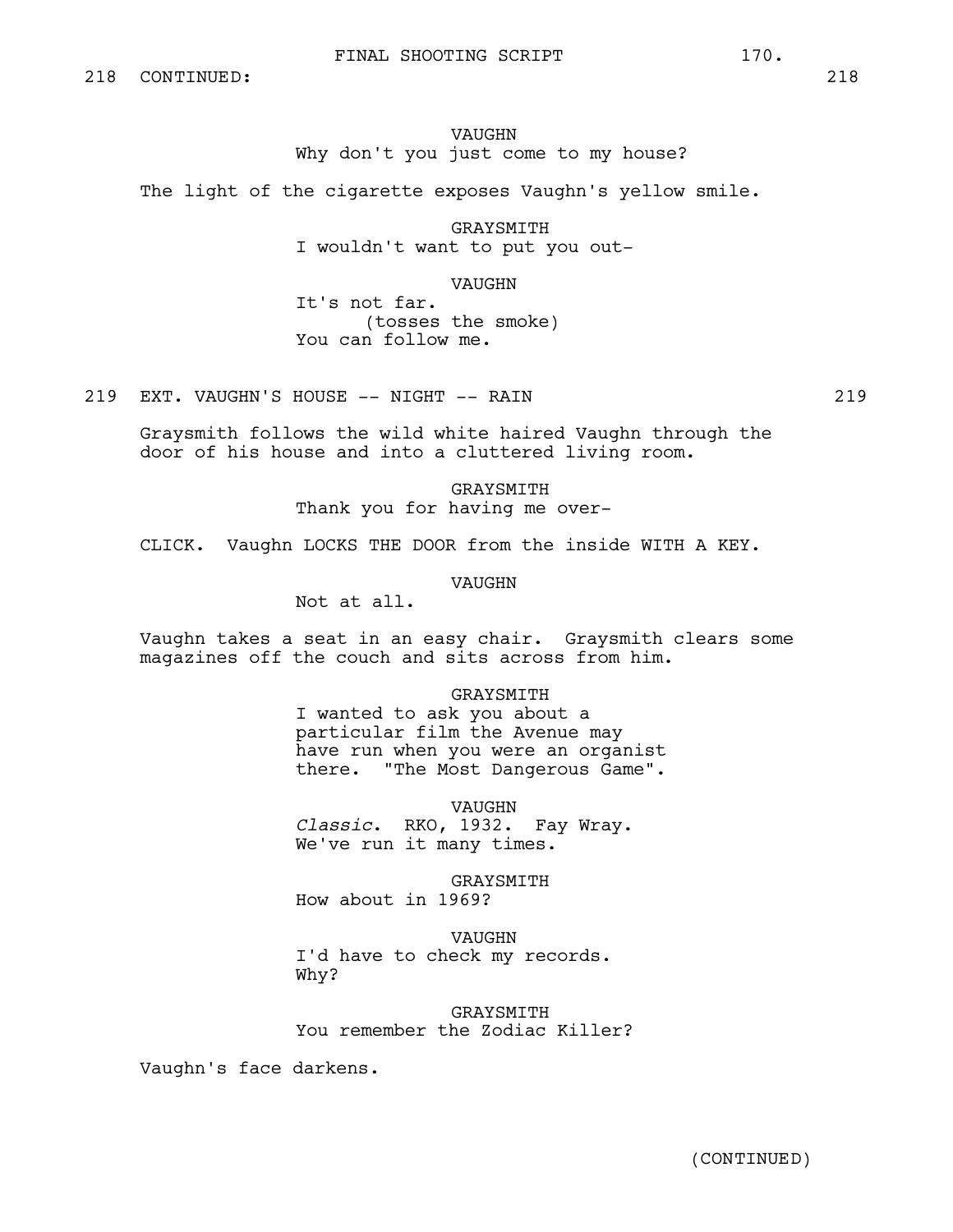218 CONTINUED: 218

VAUGHN
Why don't you just come to my house?

The light of the cigarette exposes Vaughn's yellow smile.

GRAYSMITH
I wouldn't want to put you out-

VAUGHN
It's not far.
(tosses the smoke)
You can follow me.

219 EXT. VAUGHN'S HOUSE -- NIGHT -- RAIN 219

Graysmith follows the wild white haired Vaughn through the door of his house and into a cluttered living room.

GRAYSMITH
Thank you for having me over-

CLICK. Vaughn LOCKS THE DOOR from the inside WITH A KEY.

VAUGHN
Not at all.

Vaughn takes a seat in an easy chair. Graysmith clears some magazines off the couch and sits across from him.

GRAYSMITH
I wanted to ask you about a particular film the Avenue may have run when you were an organist there. "The Most Dangerous Game".

VAUGHN
*Classic*. RKO, 1932. Fay Wray. We've run it many times.

GRAYSMITH
How about in 1969?

VAUGHN
I'd have to check my records. Why?

GRAYSMITH
You remember the Zodiac Killer?

Vaughn's face darkens.

(CONTINUED)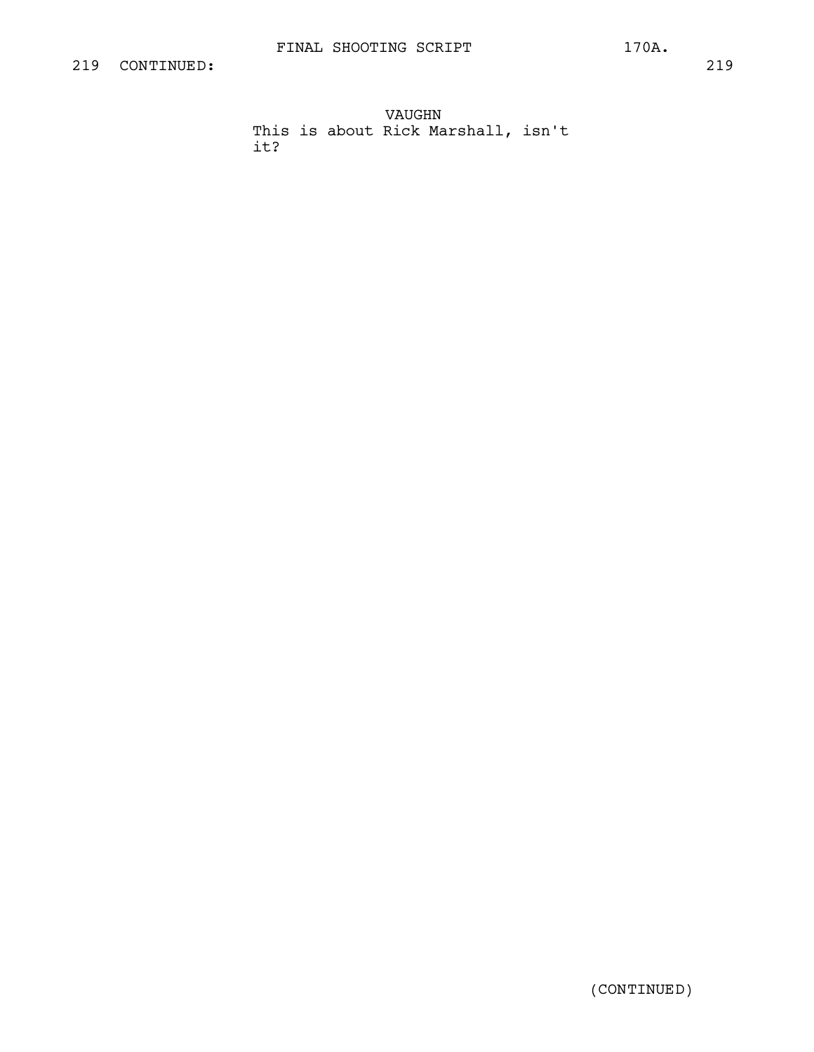219 CONTINUED: 219

VAUGHN
This is about Rick Marshall, isn't it?

(CONTINUED)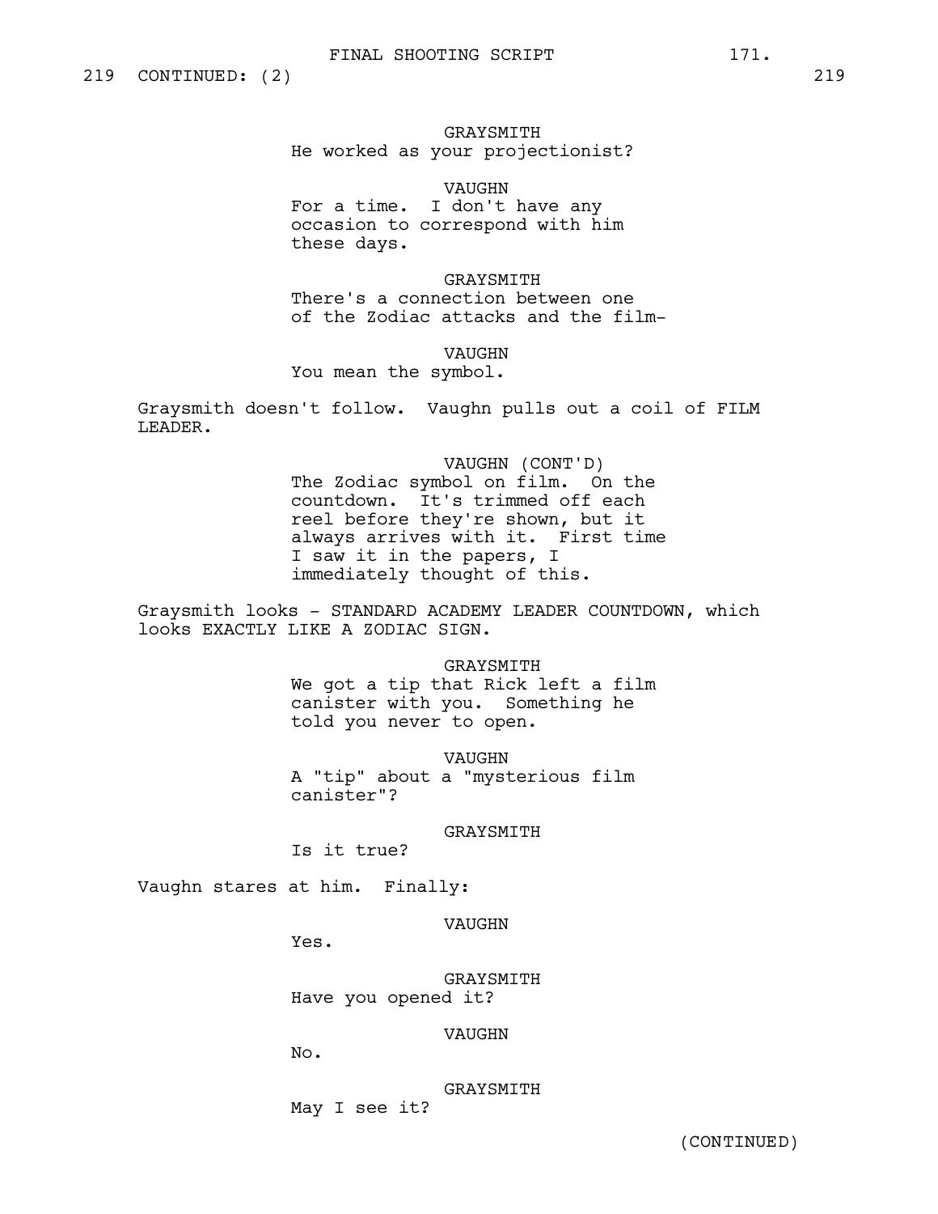219 CONTINUED: (2) 219

GRAYSMITH
He worked as your projectionist?

VAUGHN
For a time. I don't have any occasion to correspond with him these days.

GRAYSMITH
There's a connection between one of the Zodiac attacks and the film-

VAUGHN
You mean the symbol.

Graysmith doesn't follow. Vaughn pulls out a coil of FILM LEADER.

VAUGHN (CONT'D)
The Zodiac symbol on film. On the countdown. It's trimmed off each reel before they're shown, but it always arrives with it. First time I saw it in the papers, I immediately thought of this.

Graysmith looks - STANDARD ACADEMY LEADER COUNTDOWN, which looks EXACTLY LIKE A ZODIAC SIGN.

GRAYSMITH
We got a tip that Rick left a film canister with you. Something he told you never to open.

VAUGHN
A "tip" about a "mysterious film canister"?

GRAYSMITH
Is it true?

Vaughn stares at him. Finally:

VAUGHN
Yes.

GRAYSMITH
Have you opened it?

VAUGHN
No.

GRAYSMITH
May I see it?

(CONTINUED)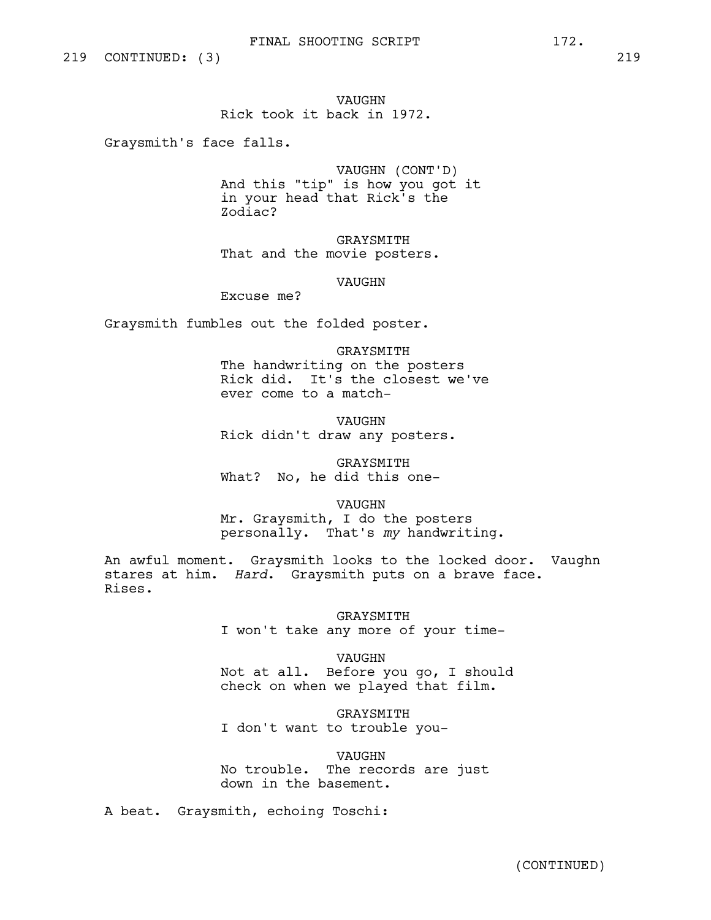219 CONTINUED: (3) 219

VAUGHN
Rick took it back in 1972.

Graysmith's face falls.

VAUGHN (CONT'D)
And this "tip" is how you got it in your head that Rick's the Zodiac?

GRAYSMITH
That and the movie posters.

VAUGHN
Excuse me?

Graysmith fumbles out the folded poster.

GRAYSMITH
The handwriting on the posters Rick did. It's the closest we've ever come to a match-

VAUGHN
Rick didn't draw any posters.

GRAYSMITH
What? No, he did this one-

VAUGHN
Mr. Graysmith, I do the posters personally. That's *my* handwriting.

An awful moment. Graysmith looks to the locked door. Vaughn stares at him. *Hard*. Graysmith puts on a brave face. Rises.

GRAYSMITH
I won't take any more of your time-

VAUGHN
Not at all. Before you go, I should check on when we played that film.

GRAYSMITH
I don't want to trouble you-

VAUGHN
No trouble. The records are just down in the basement.

A beat. Graysmith, echoing Toschi:

(CONTINUED)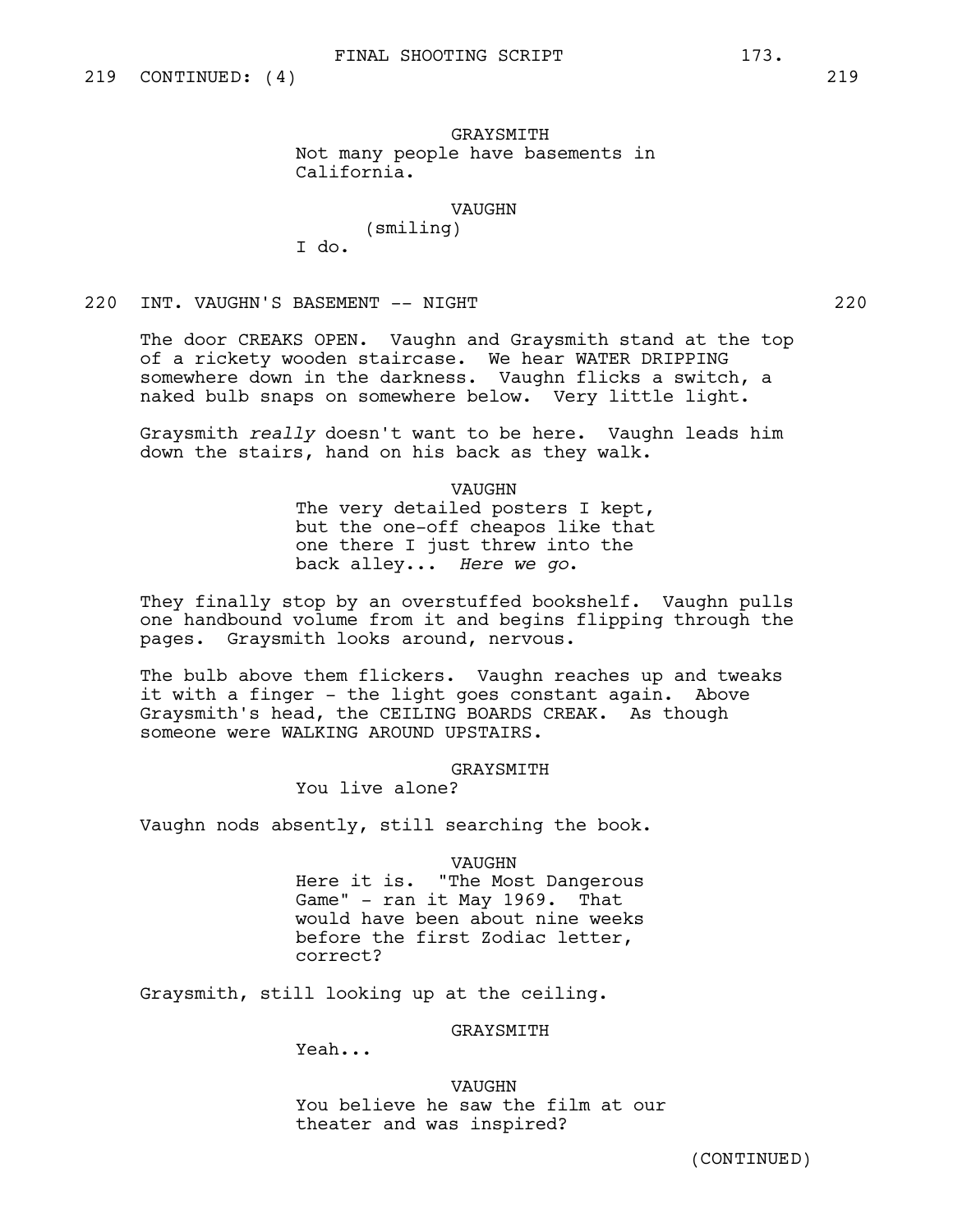219 CONTINUED: (4) 219

GRAYSMITH
Not many people have basements in California.

VAUGHN
(smiling)
I do.

220 INT. VAUGHN'S BASEMENT -- NIGHT 220

The door CREAKS OPEN. Vaughn and Graysmith stand at the top of a rickety wooden staircase. We hear WATER DRIPPING somewhere down in the darkness. Vaughn flicks a switch, a naked bulb snaps on somewhere below. Very little light.

Graysmith *really* doesn't want to be here. Vaughn leads him down the stairs, hand on his back as they walk.

VAUGHN
The very detailed posters I kept, but the one-off cheapos like that one there I just threw into the back alley... *Here we go*.

They finally stop by an overstuffed bookshelf. Vaughn pulls one handbound volume from it and begins flipping through the pages. Graysmith looks around, nervous.

The bulb above them flickers. Vaughn reaches up and tweaks it with a finger - the light goes constant again. Above Graysmith's head, the CEILING BOARDS CREAK. As though someone were WALKING AROUND UPSTAIRS.

GRAYSMITH
You live alone?

Vaughn nods absently, still searching the book.

VAUGHN
Here it is. "The Most Dangerous Game" - ran it May 1969. That would have been about nine weeks before the first Zodiac letter, correct?

Graysmith, still looking up at the ceiling.

GRAYSMITH
Yeah...

VAUGHN
You believe he saw the film at our theater and was inspired?

(CONTINUED)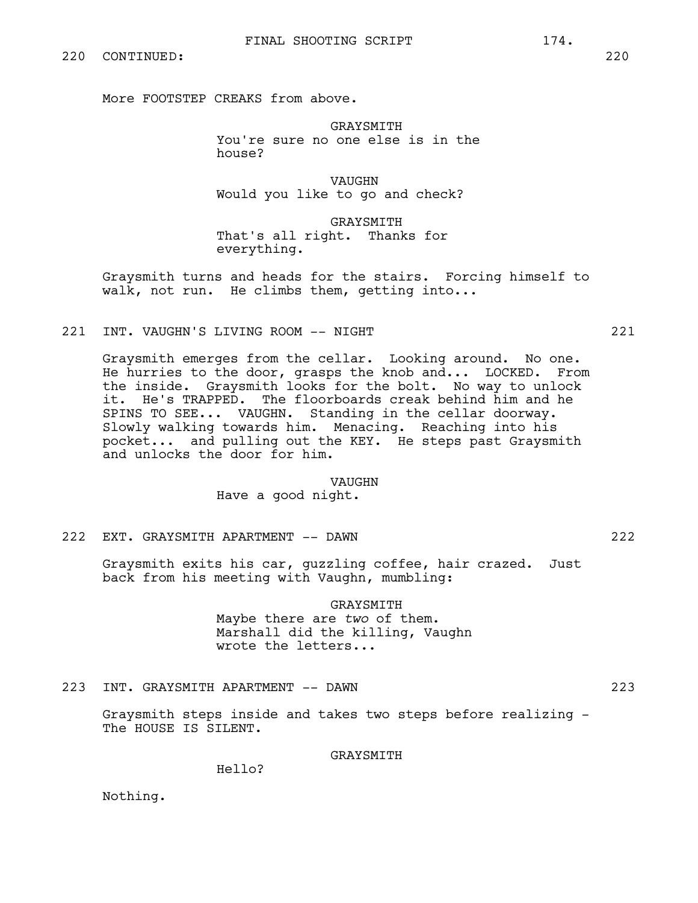220 CONTINUED: 220

More FOOTSTEP CREAKS from above.

GRAYSMITH
You're sure no one else is in the house?

VAUGHN
Would you like to go and check?

GRAYSMITH
That's all right. Thanks for everything.

Graysmith turns and heads for the stairs. Forcing himself to walk, not run. He climbs them, getting into...

221 INT. VAUGHN'S LIVING ROOM -- NIGHT 221

Graysmith emerges from the cellar. Looking around. No one. He hurries to the door, grasps the knob and... LOCKED. From the inside. Graysmith looks for the bolt. No way to unlock it. He's TRAPPED. The floorboards creak behind him and he SPINS TO SEE... VAUGHN. Standing in the cellar doorway. Slowly walking towards him. Menacing. Reaching into his pocket... and pulling out the KEY. He steps past Graysmith and unlocks the door for him.

VAUGHN
Have a good night.

222 EXT. GRAYSMITH APARTMENT -- DAWN 222

Graysmith exits his car, guzzling coffee, hair crazed. Just back from his meeting with Vaughn, mumbling:

GRAYSMITH
Maybe there are *two* of them. Marshall did the killing, Vaughn wrote the letters...

223 INT. GRAYSMITH APARTMENT -- DAWN 223

Graysmith steps inside and takes two steps before realizing - The HOUSE IS SILENT.

GRAYSMITH
Hello?

Nothing.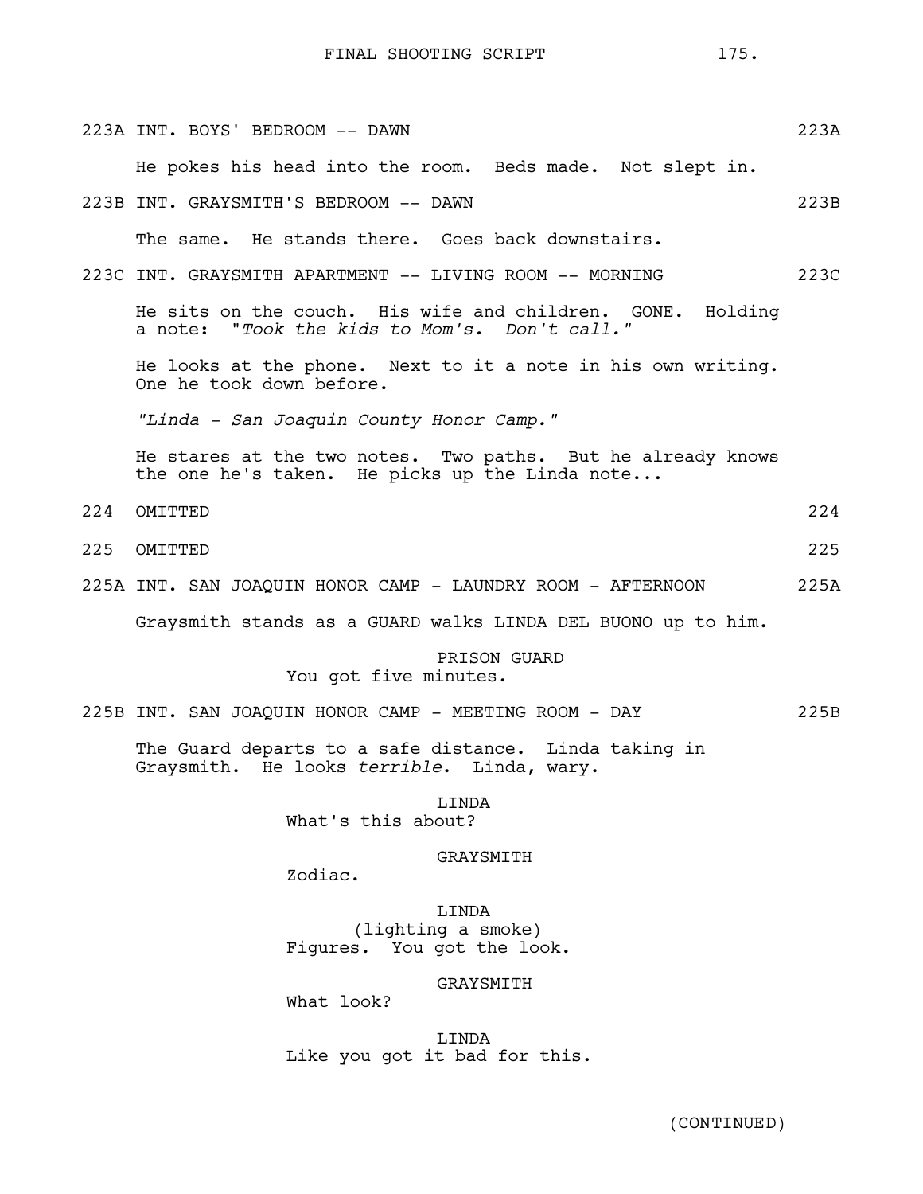223A INT. BOYS' BEDROOM -- DAWN 223A

He pokes his head into the room. Beds made. Not slept in.

223B INT. GRAYSMITH'S BEDROOM -- DAWN 223B

The same. He stands there. Goes back downstairs.

223C INT. GRAYSMITH APARTMENT -- LIVING ROOM -- MORNING 223C

He sits on the couch. His wife and children. GONE. Holding a note: "*Took the kids to Mom's. Don't call.*"

He looks at the phone. Next to it a note in his own writing. One he took down before.

*"Linda - San Joaquin County Honor Camp."*

He stares at the two notes. Two paths. But he already knows the one he's taken. He picks up the Linda note...

224 OMITTED 224

225 OMITTED 225

225A INT. SAN JOAQUIN HONOR CAMP - LAUNDRY ROOM - AFTERNOON 225A

Graysmith stands as a GUARD walks LINDA DEL BUONO up to him.

PRISON GUARD
You got five minutes.

225B INT. SAN JOAQUIN HONOR CAMP - MEETING ROOM - DAY 225B

The Guard departs to a safe distance. Linda taking in Graysmith. He looks *terrible*. Linda, wary.

LINDA
What's this about?

GRAYSMITH
Zodiac.

LINDA
(lighting a smoke)
Figures. You got the look.

GRAYSMITH
What look?

LINDA
Like you got it bad for this.

(CONTINUED)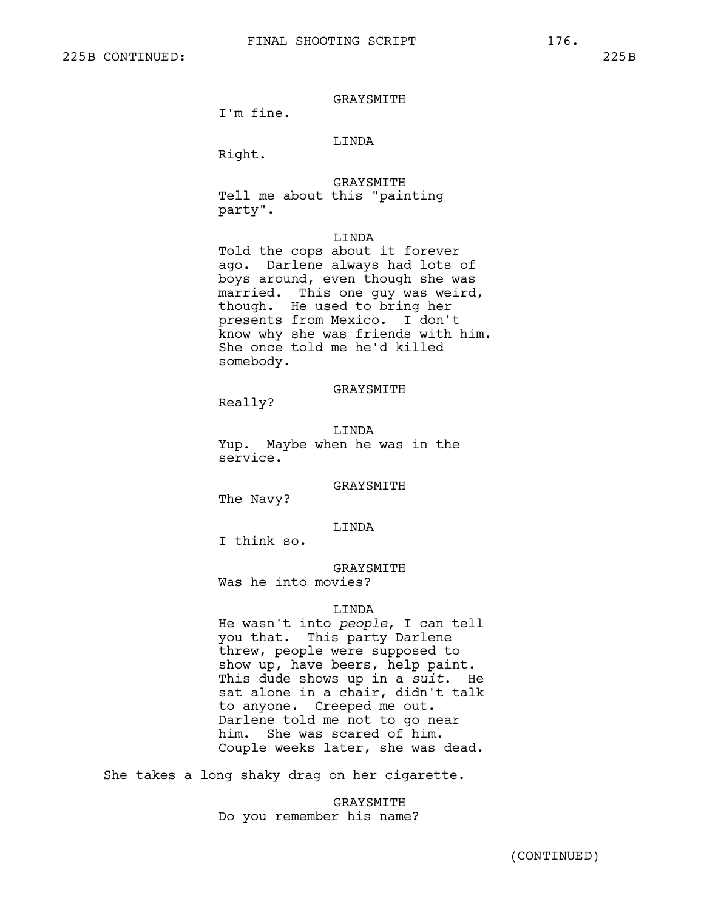225B CONTINUED: 225B

GRAYSMITH
I'm fine.

LINDA
Right.

GRAYSMITH
Tell me about this "painting party".

LINDA
Told the cops about it forever ago. Darlene always had lots of boys around, even though she was married. This one guy was weird, though. He used to bring her presents from Mexico. I don't know why she was friends with him. She once told me he'd killed somebody.

GRAYSMITH
Really?

LINDA
Yup. Maybe when he was in the service.

GRAYSMITH
The Navy?

LINDA
I think so.

GRAYSMITH
Was he into movies?

LINDA
He wasn't into *people*, I can tell you that. This party Darlene threw, people were supposed to show up, have beers, help paint. This dude shows up in a *suit*. He sat alone in a chair, didn't talk to anyone. Creeped me out. Darlene told me not to go near him. She was scared of him. Couple weeks later, she was dead.

She takes a long shaky drag on her cigarette.

GRAYSMITH
Do you remember his name?

(CONTINUED)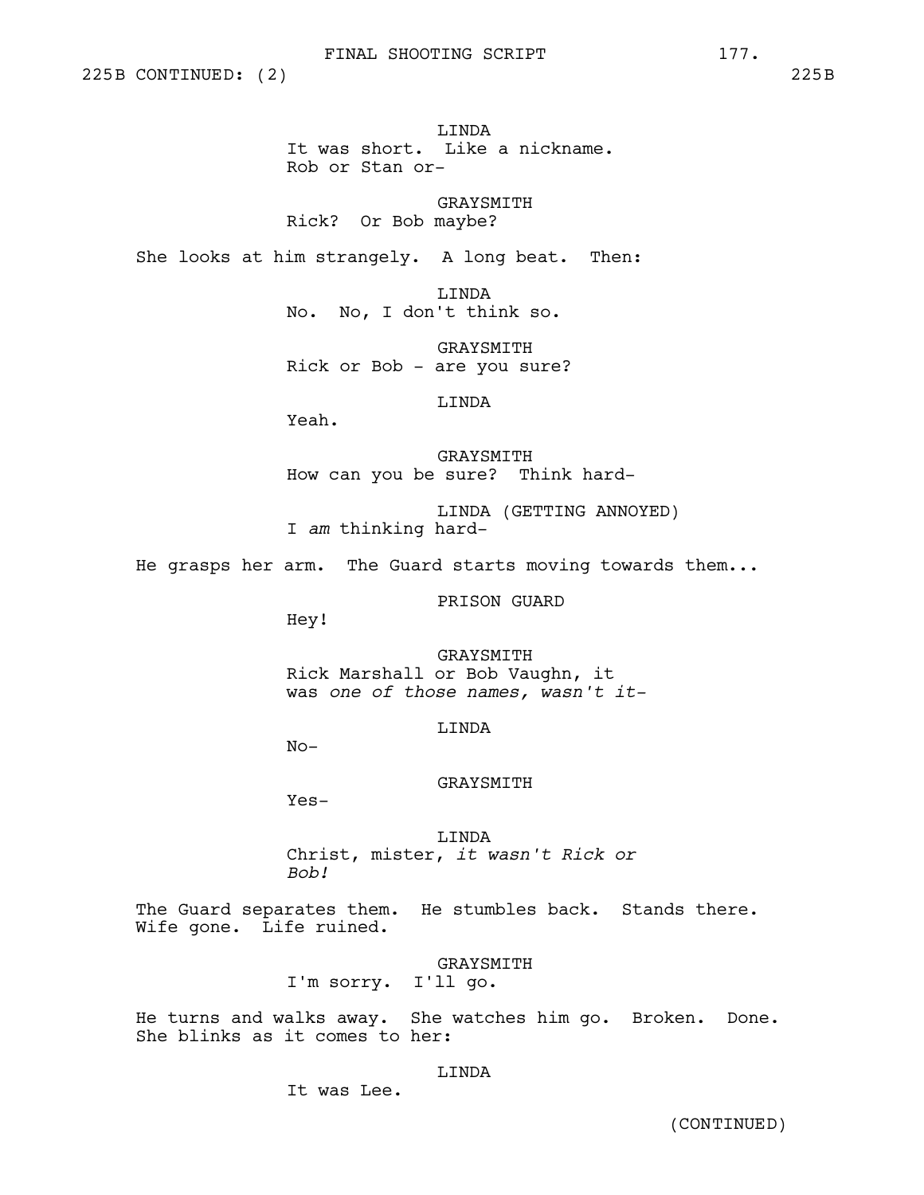225B CONTINUED: (2) 225B

LINDA
It was short. Like a nickname.
Rob or Stan or-

GRAYSMITH
Rick? Or Bob maybe?

She looks at him strangely. A long beat. Then:

LINDA
No. No, I don't think so.

GRAYSMITH
Rick or Bob - are you sure?

LINDA
Yeah.

GRAYSMITH
How can you be sure? Think hard-

LINDA (GETTING ANNOYED)
I *am* thinking hard-

He grasps her arm. The Guard starts moving towards them...

PRISON GUARD
Hey!

GRAYSMITH
Rick Marshall or Bob Vaughn, it
was *one of those names, wasn't it-*

LINDA
No-

GRAYSMITH
Yes-

LINDA
Christ, mister, *it wasn't Rick or
Bob!*

The Guard separates them. He stumbles back. Stands there.
Wife gone. Life ruined.

GRAYSMITH
I'm sorry. I'll go.

He turns and walks away. She watches him go. Broken. Done.
She blinks as it comes to her:

LINDA
It was Lee.

(CONTINUED)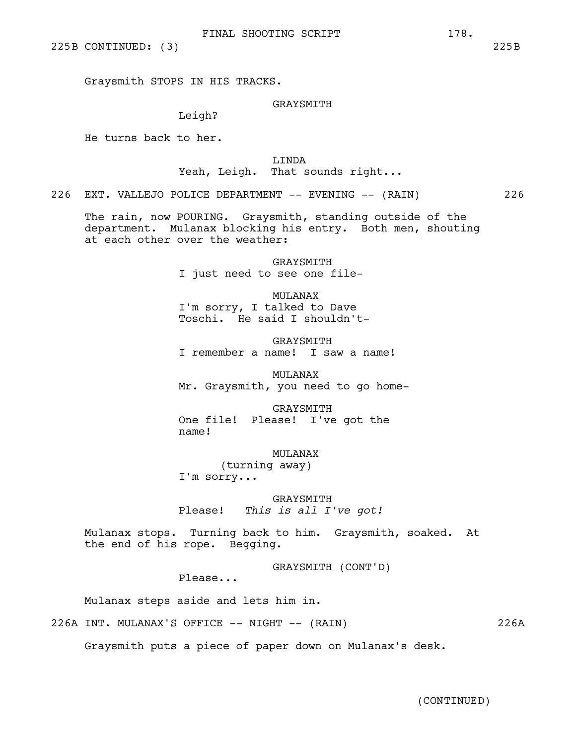225B CONTINUED: (3) 225B

Graysmith STOPS IN HIS TRACKS.

GRAYSMITH
Leigh?

He turns back to her.

LINDA
Yeah, Leigh. That sounds right...

226 EXT. VALLEJO POLICE DEPARTMENT -- EVENING -- (RAIN) 226

The rain, now POURING. Graysmith, standing outside of the department. Mulanax blocking his entry. Both men, shouting at each other over the weather:

GRAYSMITH
I just need to see one file-

MULANAX
I'm sorry, I talked to Dave Toschi. He said I shouldn't-

GRAYSMITH
I remember a name! I saw a name!

MULANAX
Mr. Graysmith, you need to go home-

GRAYSMITH
One file! Please! I've got the name!

MULANAX
(turning away)
I'm sorry...

GRAYSMITH
Please! *This is all I've got!*

Mulanax stops. Turning back to him. Graysmith, soaked. At the end of his rope. Begging.

GRAYSMITH (CONT'D)
Please...

Mulanax steps aside and lets him in.

226A INT. MULANAX'S OFFICE -- NIGHT -- (RAIN) 226A

Graysmith puts a piece of paper down on Mulanax's desk.

(CONTINUED)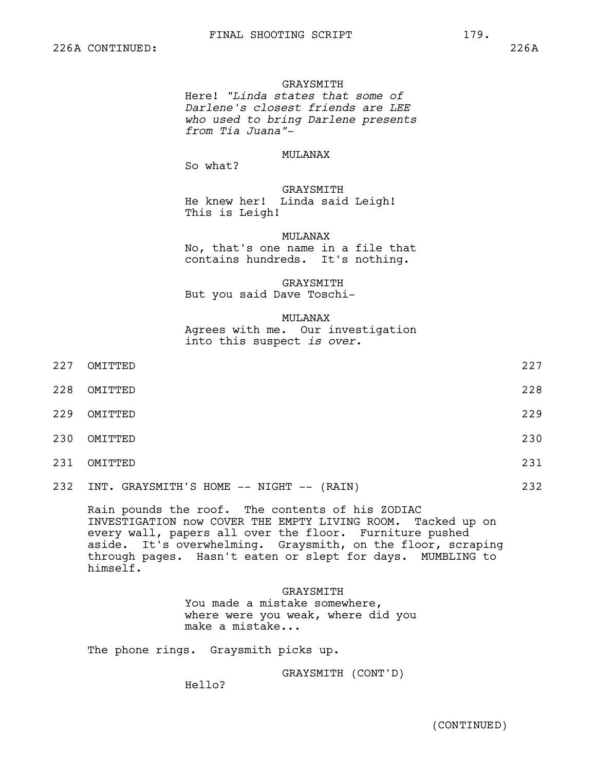226A CONTINUED: 226A

GRAYSMITH
Here! *"Linda states that some of Darlene's closest friends are LEE who used to bring Darlene presents from Tia Juana"-*

MULANAX
So what?

GRAYSMITH
He knew her! Linda said Leigh! This is Leigh!

MULANAX
No, that's one name in a file that contains hundreds. It's nothing.

GRAYSMITH
But you said Dave Toschi-

MULANAX
Agrees with me. Our investigation into this suspect *is over.*

227 OMITTED 227

228 OMITTED 228

229 OMITTED 229

230 OMITTED 230

231 OMITTED 231

232 INT. GRAYSMITH'S HOME -- NIGHT -- (RAIN) 232

Rain pounds the roof. The contents of his ZODIAC INVESTIGATION now COVER THE EMPTY LIVING ROOM. Tacked up on every wall, papers all over the floor. Furniture pushed aside. It's overwhelming. Graysmith, on the floor, scraping through pages. Hasn't eaten or slept for days. MUMBLING to himself.

GRAYSMITH
You made a mistake somewhere, where were you weak, where did you make a mistake...

The phone rings. Graysmith picks up.

GRAYSMITH (CONT'D)
Hello?

(CONTINUED)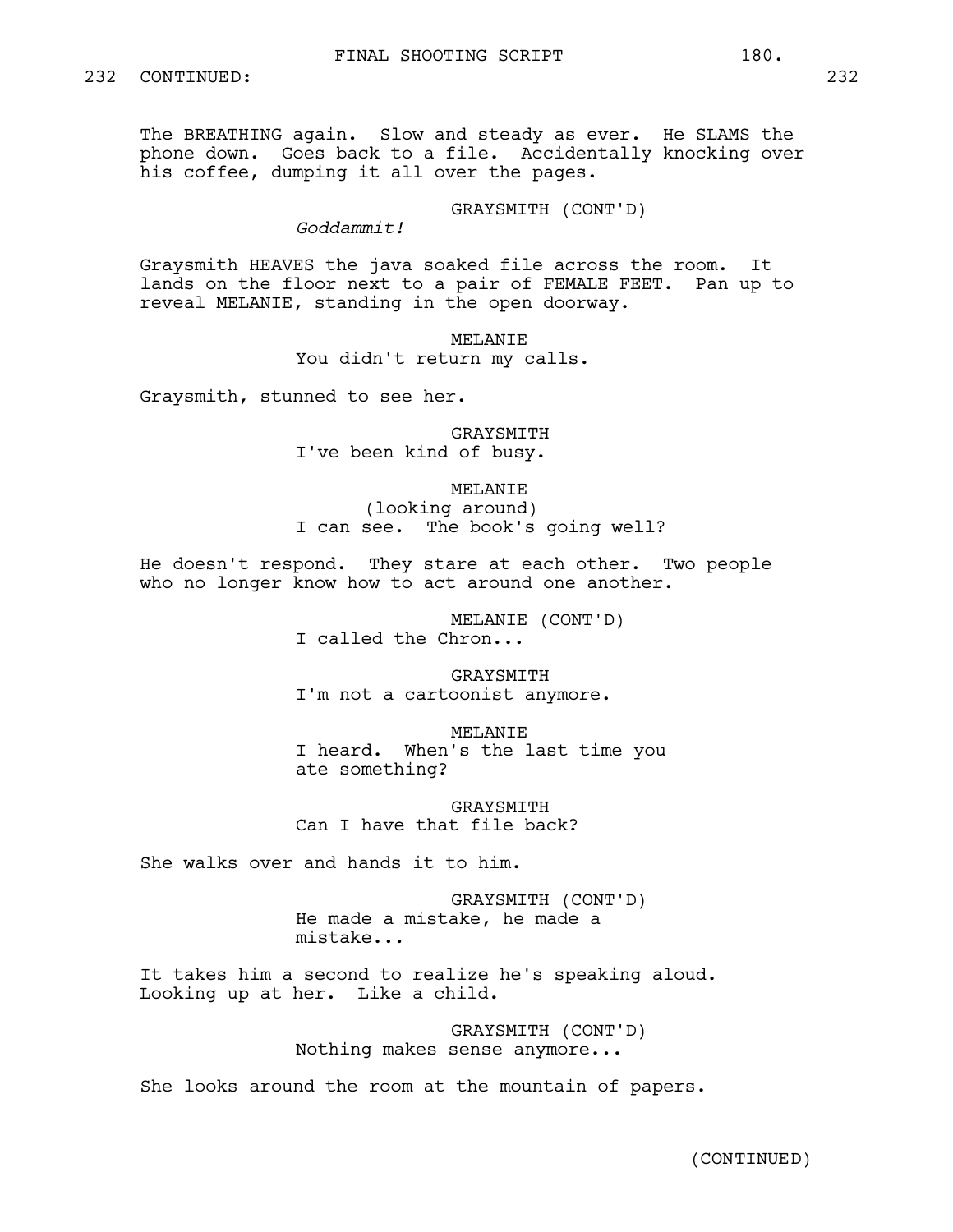232 CONTINUED: 232

The BREATHING again. Slow and steady as ever. He SLAMS the phone down. Goes back to a file. Accidentally knocking over his coffee, dumping it all over the pages.

GRAYSMITH (CONT'D)
*Goddammit!*

Graysmith HEAVES the java soaked file across the room. It lands on the floor next to a pair of FEMALE FEET. Pan up to reveal MELANIE, standing in the open doorway.

MELANIE
You didn't return my calls.

Graysmith, stunned to see her.

GRAYSMITH
I've been kind of busy.

MELANIE
(looking around)
I can see. The book's going well?

He doesn't respond. They stare at each other. Two people who no longer know how to act around one another.

MELANIE (CONT'D)
I called the Chron...

GRAYSMITH
I'm not a cartoonist anymore.

MELANIE
I heard. When's the last time you ate something?

GRAYSMITH
Can I have that file back?

She walks over and hands it to him.

GRAYSMITH (CONT'D)
He made a mistake, he made a mistake...

It takes him a second to realize he's speaking aloud. Looking up at her. Like a child.

GRAYSMITH (CONT'D)
Nothing makes sense anymore...

She looks around the room at the mountain of papers.

(CONTINUED)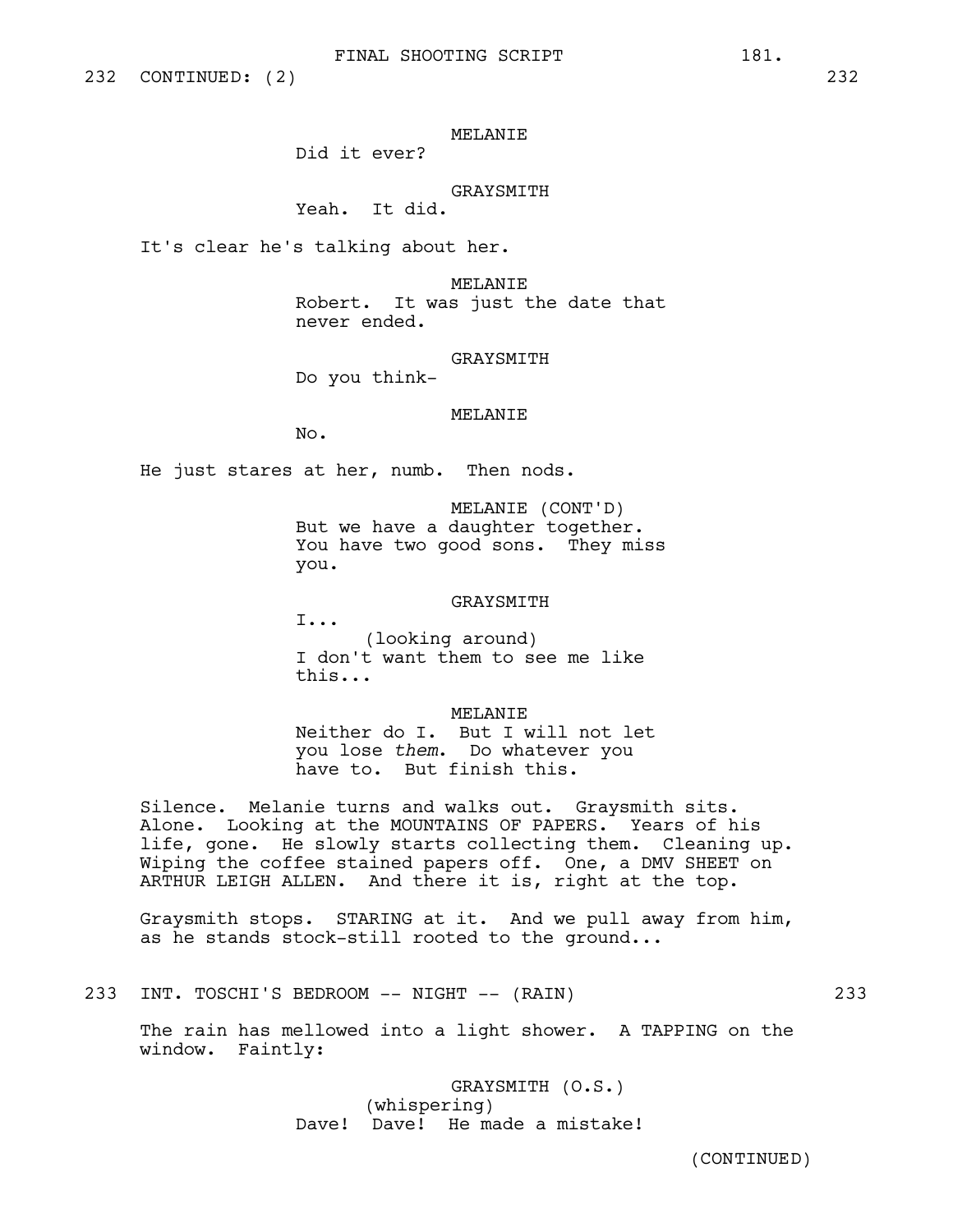232 CONTINUED: (2) 232

MELANIE

Did it ever?

GRAYSMITH

Yeah. It did.

It's clear he's talking about her.

MELANIE

Robert. It was just the date that never ended.

GRAYSMITH

Do you think-

MELANIE

No.

He just stares at her, numb. Then nods.

MELANIE (CONT'D)

But we have a daughter together. You have two good sons. They miss you.

GRAYSMITH

I...

(looking around)

I don't want them to see me like this...

MELANIE

Neither do I. But I will not let you lose *them*. Do whatever you have to. But finish this.

Silence. Melanie turns and walks out. Graysmith sits. Alone. Looking at the MOUNTAINS OF PAPERS. Years of his life, gone. He slowly starts collecting them. Cleaning up. Wiping the coffee stained papers off. One, a DMV SHEET on ARTHUR LEIGH ALLEN. And there it is, right at the top.

Graysmith stops. STARING at it. And we pull away from him, as he stands stock-still rooted to the ground...

233 INT. TOSCHI'S BEDROOM -- NIGHT -- (RAIN) 233

The rain has mellowed into a light shower. A TAPPING on the window. Faintly:

GRAYSMITH (O.S.)

(whispering)

Dave! Dave! He made a mistake!

(CONTINUED)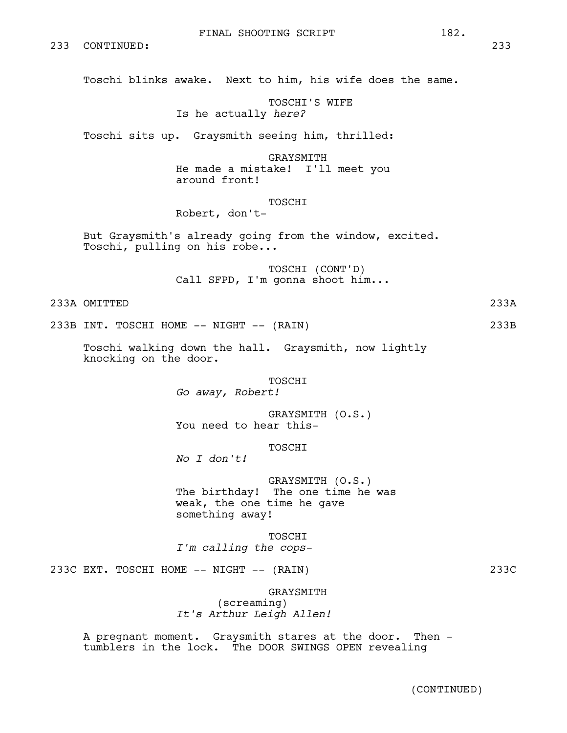233 CONTINUED: 233

Toschi blinks awake. Next to him, his wife does the same.

TOSCHI'S WIFE
Is he actually *here?*

Toschi sits up. Graysmith seeing him, thrilled:

GRAYSMITH
He made a mistake! I'll meet you around front!

TOSCHI
Robert, don't-

But Graysmith's already going from the window, excited. Toschi, pulling on his robe...

TOSCHI (CONT'D)
Call SFPD, I'm gonna shoot him...

233A OMITTED 233A

233B INT. TOSCHI HOME -- NIGHT -- (RAIN) 233B

Toschi walking down the hall. Graysmith, now lightly knocking on the door.

TOSCHI
*Go away, Robert!*

GRAYSMITH (O.S.)
You need to hear this-

TOSCHI
*No I don't!*

GRAYSMITH (O.S.)
The birthday! The one time he was weak, the one time he gave something away!

TOSCHI
*I'm calling the cops-*

233C EXT. TOSCHI HOME -- NIGHT -- (RAIN) 233C

GRAYSMITH
(screaming)
*It's Arthur Leigh Allen!*

A pregnant moment. Graysmith stares at the door. Then - tumblers in the lock. The DOOR SWINGS OPEN revealing

(CONTINUED)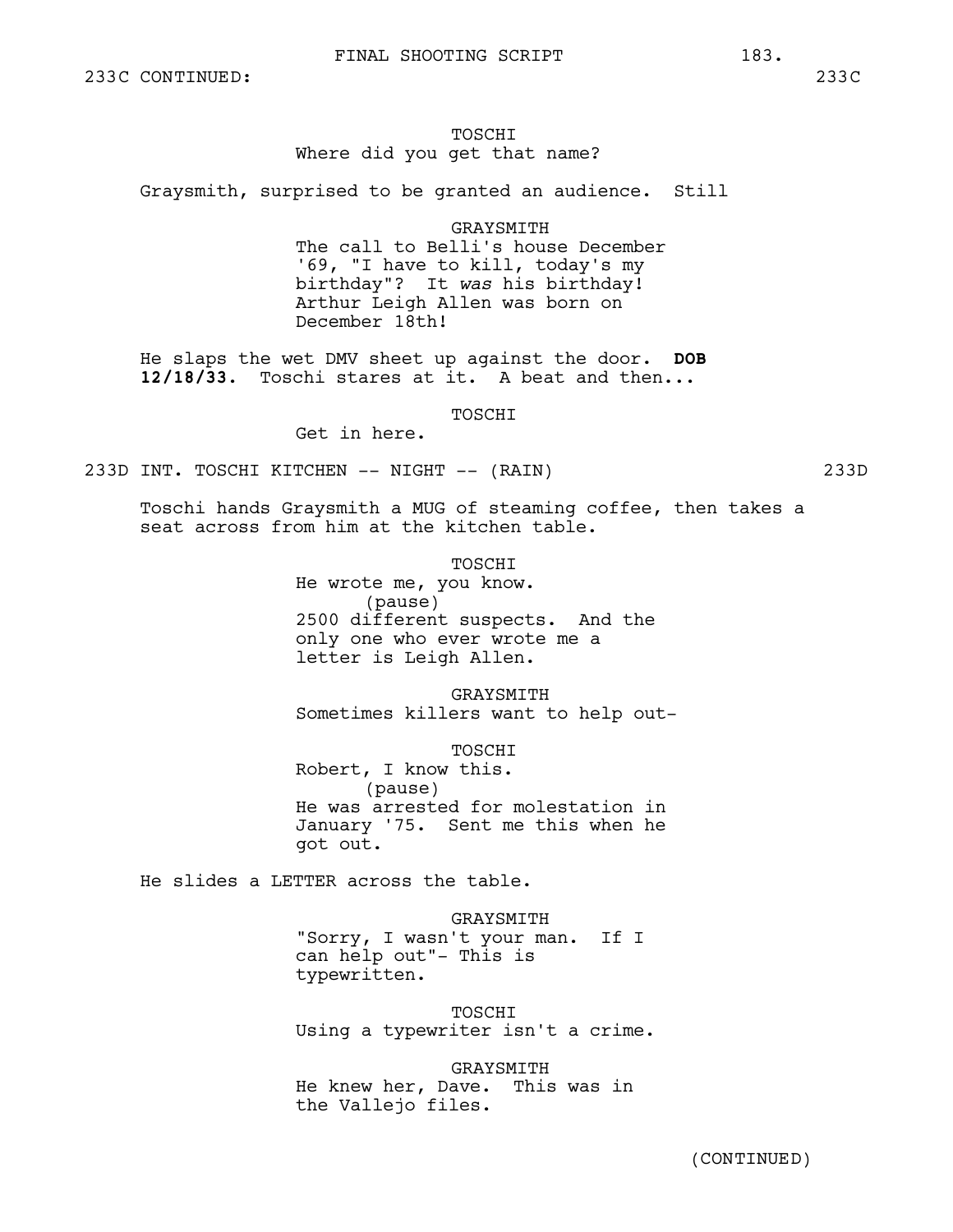233C CONTINUED: 233C

TOSCHI
Where did you get that name?

Graysmith, surprised to be granted an audience. Still

GRAYSMITH
The call to Belli's house December '69, "I have to kill, today's my birthday"? It *was* his birthday! Arthur Leigh Allen was born on December 18th!

He slaps the wet DMV sheet up against the door. **DOB 12/18/33.** Toschi stares at it. A beat and then...

TOSCHI
Get in here.

233D INT. TOSCHI KITCHEN -- NIGHT -- (RAIN) 233D

Toschi hands Graysmith a MUG of steaming coffee, then takes a seat across from him at the kitchen table.

TOSCHI
He wrote me, you know.
(pause)
2500 different suspects. And the only one who ever wrote me a letter is Leigh Allen.

GRAYSMITH
Sometimes killers want to help out-

TOSCHI
Robert, I know this.
(pause)
He was arrested for molestation in January '75. Sent me this when he got out.

He slides a LETTER across the table.

GRAYSMITH
"Sorry, I wasn't your man. If I can help out"- This is typewritten.

TOSCHI
Using a typewriter isn't a crime.

GRAYSMITH
He knew her, Dave. This was in the Vallejo files.

(CONTINUED)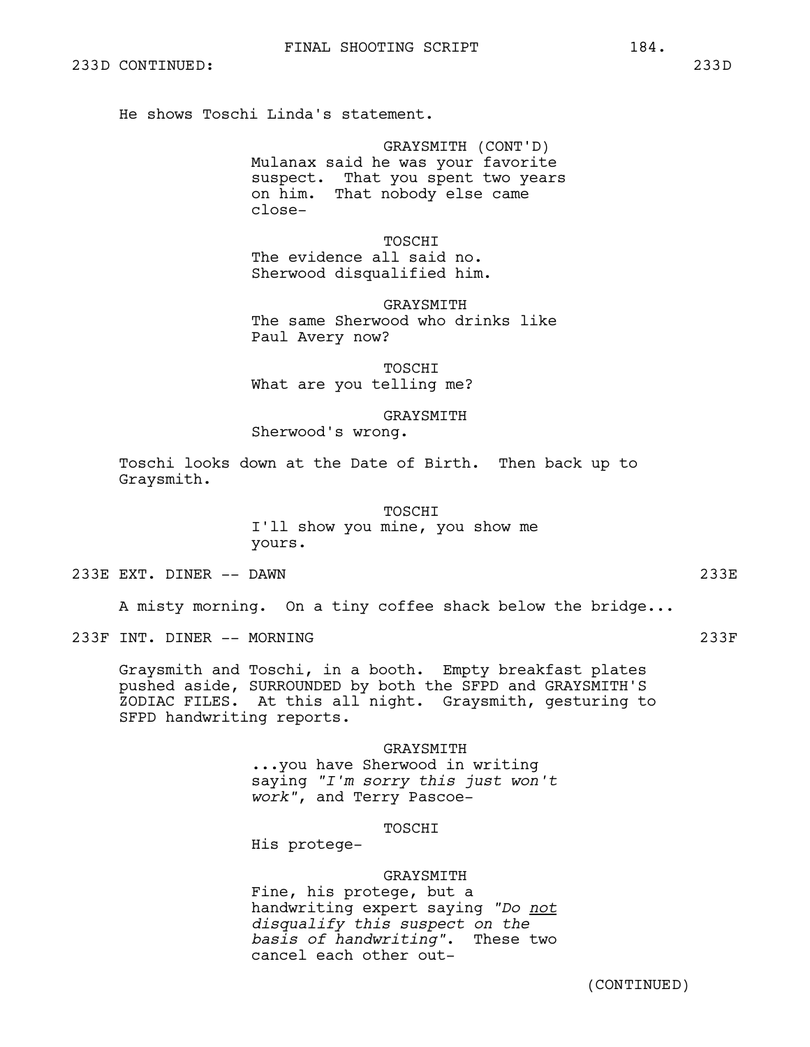233D CONTINUED: 233D

He shows Toschi Linda's statement.

GRAYSMITH (CONT'D)
Mulanax said he was your favorite suspect. That you spent two years on him. That nobody else came close-

TOSCHI
The evidence all said no. Sherwood disqualified him.

GRAYSMITH
The same Sherwood who drinks like Paul Avery now?

TOSCHI
What are you telling me?

GRAYSMITH
Sherwood's wrong.

Toschi looks down at the Date of Birth. Then back up to Graysmith.

TOSCHI
I'll show you mine, you show me yours.

233E EXT. DINER -- DAWN 233E

A misty morning. On a tiny coffee shack below the bridge...

233F INT. DINER -- MORNING 233F

Graysmith and Toschi, in a booth. Empty breakfast plates pushed aside, SURROUNDED by both the SFPD and GRAYSMITH'S ZODIAC FILES. At this all night. Graysmith, gesturing to SFPD handwriting reports.

GRAYSMITH
...you have Sherwood in writing saying *"I'm sorry this just won't work"*, and Terry Pascoe-

TOSCHI
His protege-

GRAYSMITH
Fine, his protege, but a handwriting expert saying *"Do <u>not</u> disqualify this suspect on the basis of handwriting"*. These two cancel each other out-

(CONTINUED)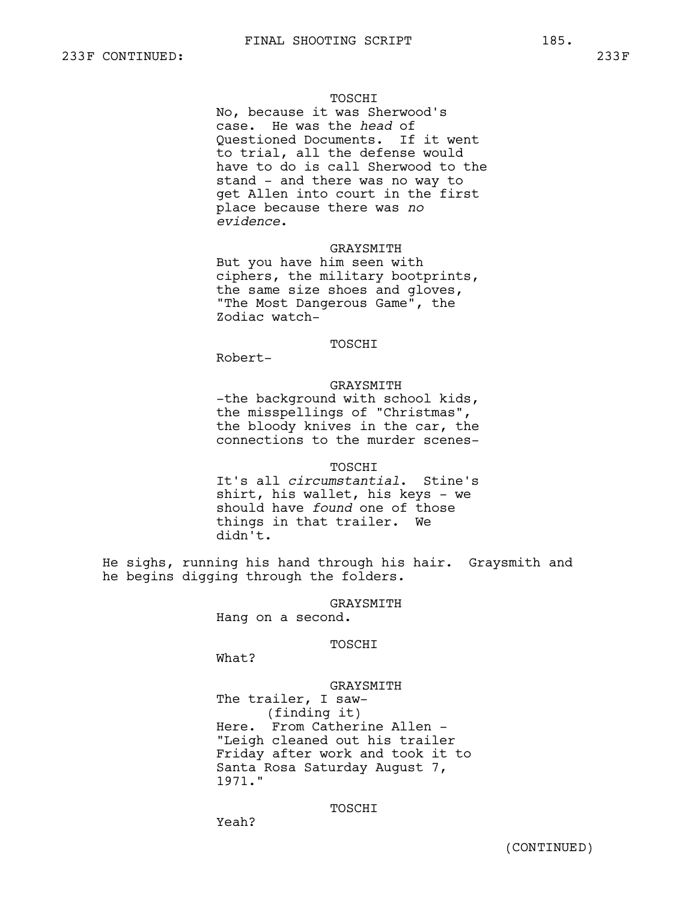233F CONTINUED:

TOSCHI

No, because it was Sherwood's case. He was the *head* of Questioned Documents. If it went to trial, all the defense would have to do is call Sherwood to the stand - and there was no way to get Allen into court in the first place because there was *no evidence*.

GRAYSMITH

But you have him seen with ciphers, the military bootprints, the same size shoes and gloves, "The Most Dangerous Game", the Zodiac watch-

TOSCHI

Robert-

GRAYSMITH

-the background with school kids, the misspellings of "Christmas", the bloody knives in the car, the connections to the murder scenes-

TOSCHI

It's all *circumstantial*. Stine's shirt, his wallet, his keys - we should have *found* one of those things in that trailer. We didn't.

He sighs, running his hand through his hair. Graysmith and he begins digging through the folders.

GRAYSMITH

Hang on a second.

TOSCHI

What?

GRAYSMITH

The trailer, I saw-
(finding it)
Here. From Catherine Allen - "Leigh cleaned out his trailer Friday after work and took it to Santa Rosa Saturday August 7, 1971."

TOSCHI

Yeah?

(CONTINUED)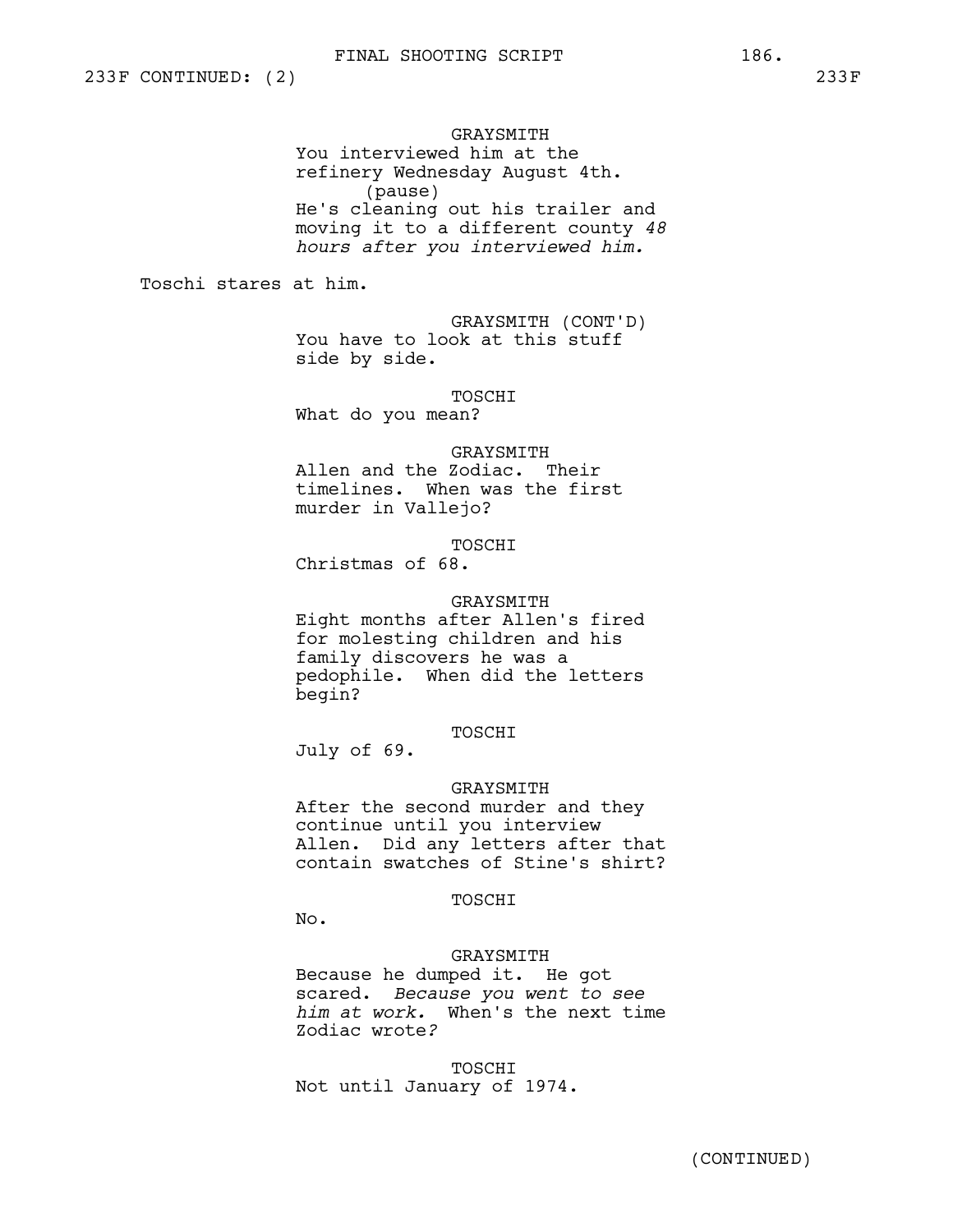233F CONTINUED: (2) 233F

GRAYSMITH
You interviewed him at the refinery Wednesday August 4th.
(pause)
He's cleaning out his trailer and moving it to a different county *48 hours after you interviewed him.*

Toschi stares at him.

GRAYSMITH (CONT'D)
You have to look at this stuff side by side.

TOSCHI
What do you mean?

GRAYSMITH
Allen and the Zodiac. Their timelines. When was the first murder in Vallejo?

TOSCHI
Christmas of 68.

GRAYSMITH
Eight months after Allen's fired for molesting children and his family discovers he was a pedophile. When did the letters begin?

TOSCHI
July of 69.

GRAYSMITH
After the second murder and they continue until you interview Allen. Did any letters after that contain swatches of Stine's shirt?

TOSCHI
No.

GRAYSMITH
Because he dumped it. He got scared. *Because you went to see him at work.* When's the next time Zodiac wrote?

TOSCHI
Not until January of 1974.

(CONTINUED)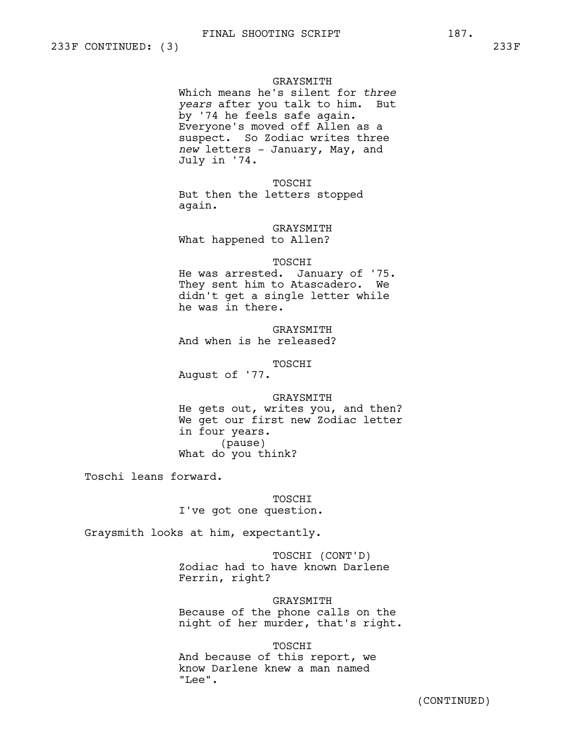233F CONTINUED: (3) 233F

GRAYSMITH
Which means he's silent for *three years* after you talk to him. But by '74 he feels safe again. Everyone's moved off Allen as a suspect. So Zodiac writes three *new* letters - January, May, and July in '74.

TOSCHI
But then the letters stopped again.

GRAYSMITH
What happened to Allen?

TOSCHI
He was arrested. January of '75. They sent him to Atascadero. We didn't get a single letter while he was in there.

GRAYSMITH
And when is he released?

TOSCHI
August of '77.

GRAYSMITH
He gets out, writes you, and then? We get our first new Zodiac letter in four years.
(pause)
What do you think?

Toschi leans forward.

TOSCHI
I've got one question.

Graysmith looks at him, expectantly.

TOSCHI (CONT'D)
Zodiac had to have known Darlene Ferrin, right?

GRAYSMITH
Because of the phone calls on the night of her murder, that's right.

TOSCHI
And because of this report, we know Darlene knew a man named "Lee".

(CONTINUED)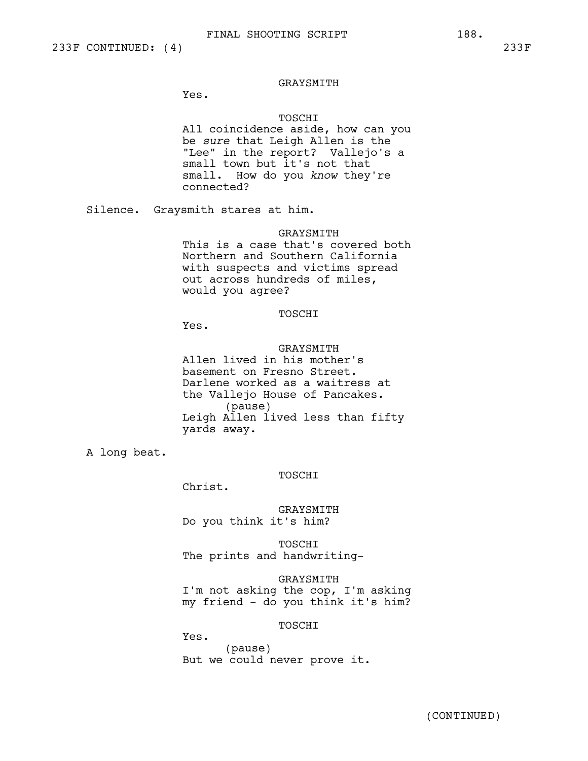233F CONTINUED: (4) 233F

GRAYSMITH
Yes.

TOSCHI
All coincidence aside, how can you be *sure* that Leigh Allen is the "Lee" in the report? Vallejo's a small town but it's not that small. How do you *know* they're connected?

Silence. Graysmith stares at him.

GRAYSMITH
This is a case that's covered both Northern and Southern California with suspects and victims spread out across hundreds of miles, would you agree?

TOSCHI
Yes.

GRAYSMITH
Allen lived in his mother's basement on Fresno Street. Darlene worked as a waitress at the Vallejo House of Pancakes.
(pause)
Leigh Allen lived less than fifty yards away.

A long beat.

TOSCHI
Christ.

GRAYSMITH
Do you think it's him?

TOSCHI
The prints and handwriting-

GRAYSMITH
I'm not asking the cop, I'm asking my friend - do you think it's him?

TOSCHI
Yes.
(pause)
But we could never prove it.

(CONTINUED)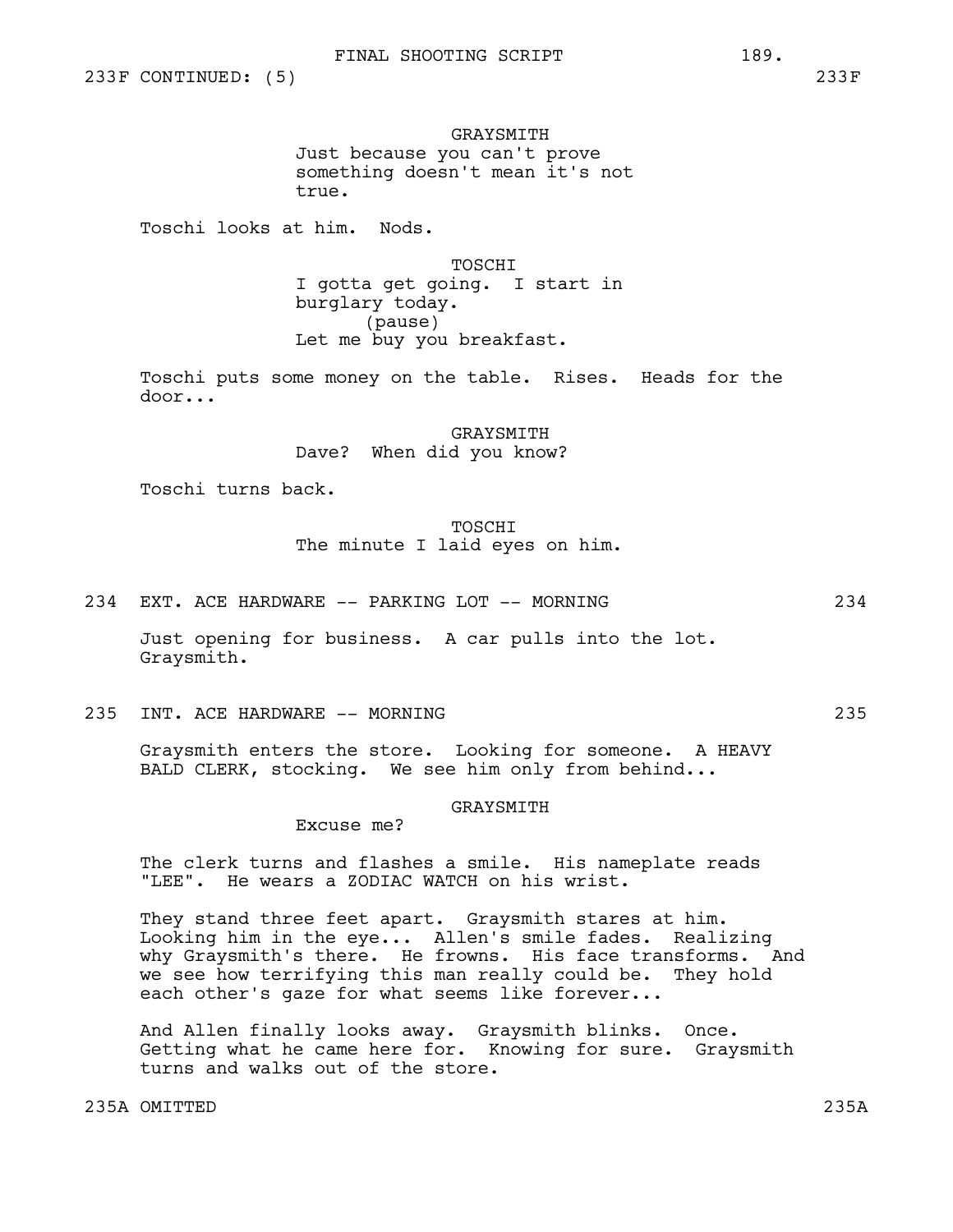233F CONTINUED: (5) 233F

GRAYSMITH
Just because you can't prove something doesn't mean it's not true.

Toschi looks at him. Nods.

TOSCHI
I gotta get going. I start in burglary today.
(pause)
Let me buy you breakfast.

Toschi puts some money on the table. Rises. Heads for the door...

GRAYSMITH
Dave? When did you know?

Toschi turns back.

TOSCHI
The minute I laid eyes on him.

234 EXT. ACE HARDWARE -- PARKING LOT -- MORNING 234

Just opening for business. A car pulls into the lot. Graysmith.

235 INT. ACE HARDWARE -- MORNING 235

Graysmith enters the store. Looking for someone. A HEAVY BALD CLERK, stocking. We see him only from behind...

GRAYSMITH
Excuse me?

The clerk turns and flashes a smile. His nameplate reads "LEE". He wears a ZODIAC WATCH on his wrist.

They stand three feet apart. Graysmith stares at him. Looking him in the eye... Allen's smile fades. Realizing why Graysmith's there. He frowns. His face transforms. And we see how terrifying this man really could be. They hold each other's gaze for what seems like forever...

And Allen finally looks away. Graysmith blinks. Once. Getting what he came here for. Knowing for sure. Graysmith turns and walks out of the store.

235A OMITTED 235A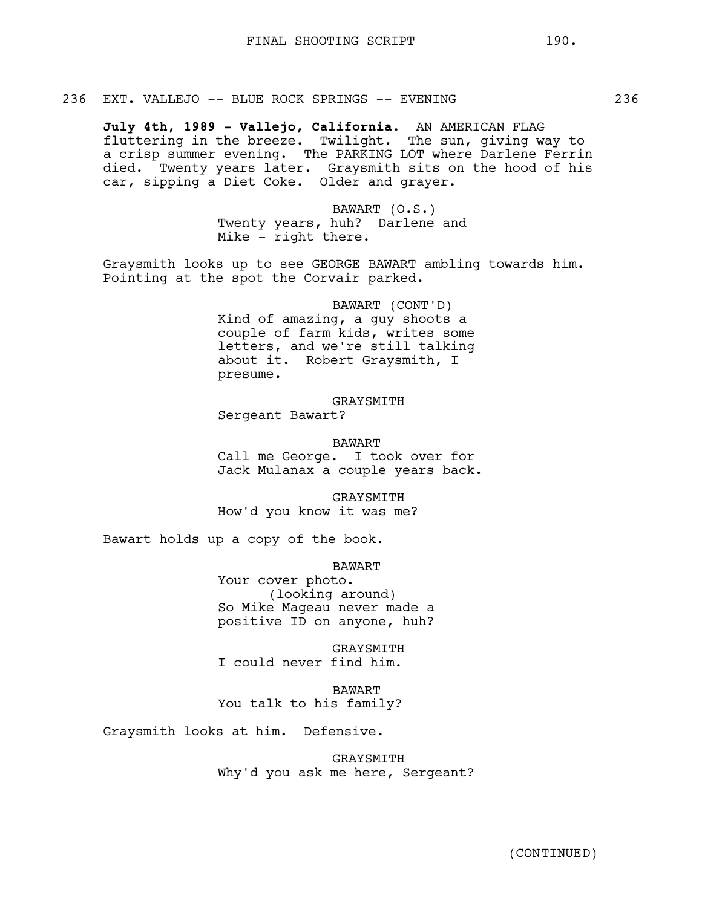236 EXT. VALLEJO -- BLUE ROCK SPRINGS -- EVENING 236

**July 4th, 1989 - Vallejo, California.** AN AMERICAN FLAG fluttering in the breeze. Twilight. The sun, giving way to a crisp summer evening. The PARKING LOT where Darlene Ferrin died. Twenty years later. Graysmith sits on the hood of his car, sipping a Diet Coke. Older and grayer.

BAWART (O.S.)
Twenty years, huh? Darlene and Mike - right there.

Graysmith looks up to see GEORGE BAWART ambling towards him. Pointing at the spot the Corvair parked.

BAWART (CONT'D)
Kind of amazing, a guy shoots a couple of farm kids, writes some letters, and we're still talking about it. Robert Graysmith, I presume.

GRAYSMITH
Sergeant Bawart?

BAWART
Call me George. I took over for Jack Mulanax a couple years back.

GRAYSMITH
How'd you know it was me?

Bawart holds up a copy of the book.

BAWART
Your cover photo.
(looking around)
So Mike Mageau never made a positive ID on anyone, huh?

GRAYSMITH
I could never find him.

BAWART
You talk to his family?

Graysmith looks at him. Defensive.

GRAYSMITH
Why'd you ask me here, Sergeant?

(CONTINUED)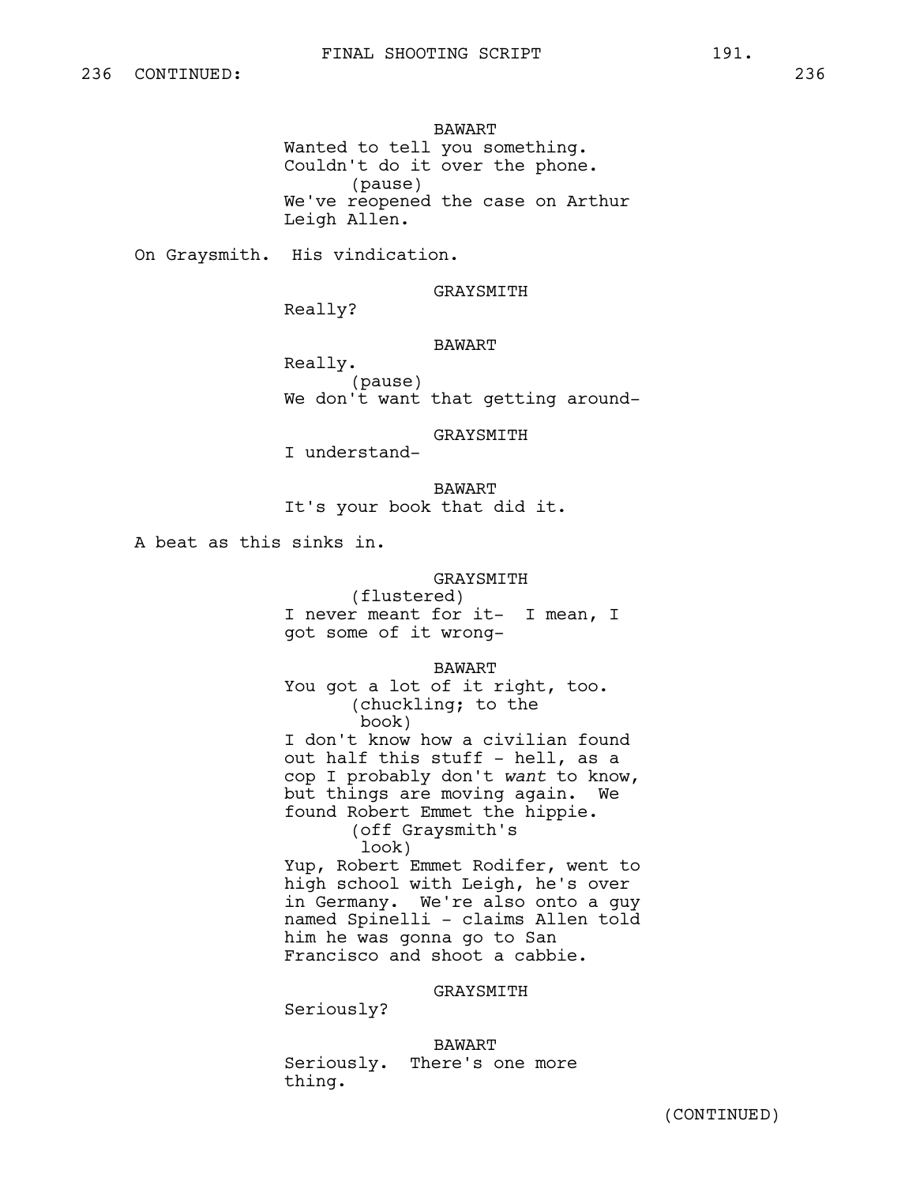236 CONTINUED: 236

BAWART
Wanted to tell you something.
Couldn't do it over the phone.
(pause)
We've reopened the case on Arthur
Leigh Allen.

On Graysmith. His vindication.

GRAYSMITH
Really?

BAWART
Really.
(pause)
We don't want that getting around-

GRAYSMITH
I understand-

BAWART
It's your book that did it.

A beat as this sinks in.

GRAYSMITH
(flustered)
I never meant for it- I mean, I
got some of it wrong-

BAWART
You got a lot of it right, too.
(chuckling; to the
book)
I don't know how a civilian found
out half this stuff - hell, as a
cop I probably don't *want* to know,
but things are moving again. We
found Robert Emmet the hippie.
(off Graysmith's
look)
Yup, Robert Emmet Rodifer, went to
high school with Leigh, he's over
in Germany. We're also onto a guy
named Spinelli - claims Allen told
him he was gonna go to San
Francisco and shoot a cabbie.

GRAYSMITH
Seriously?

BAWART
Seriously. There's one more
thing.

(CONTINUED)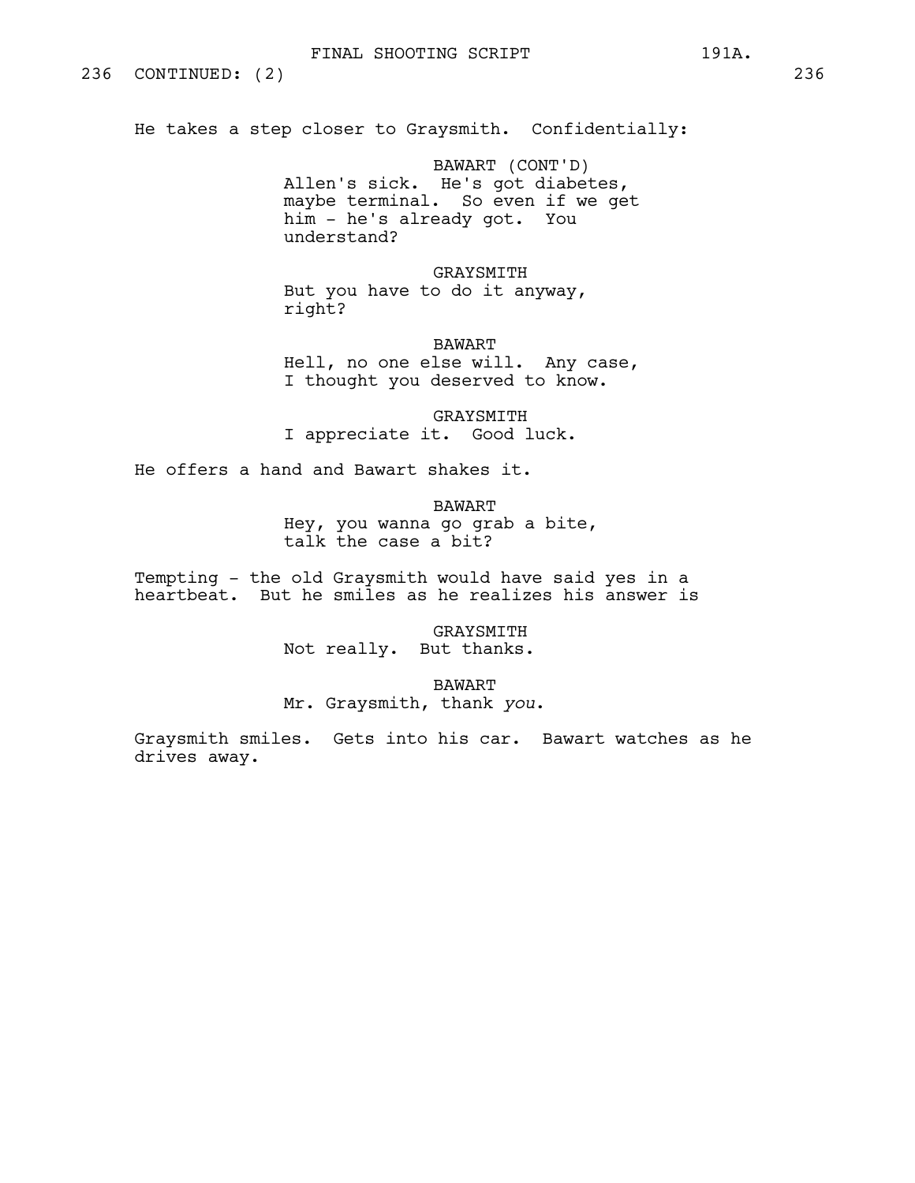236 CONTINUED: (2) 236

He takes a step closer to Graysmith. Confidentially:

BAWART (CONT'D)
Allen's sick. He's got diabetes, maybe terminal. So even if we get him - he's already got. You understand?

GRAYSMITH
But you have to do it anyway, right?

BAWART
Hell, no one else will. Any case, I thought you deserved to know.

GRAYSMITH
I appreciate it. Good luck.

He offers a hand and Bawart shakes it.

BAWART
Hey, you wanna go grab a bite, talk the case a bit?

Tempting - the old Graysmith would have said yes in a heartbeat. But he smiles as he realizes his answer is

GRAYSMITH
Not really. But thanks.

BAWART
Mr. Graysmith, thank *you*.

Graysmith smiles. Gets into his car. Bawart watches as he drives away.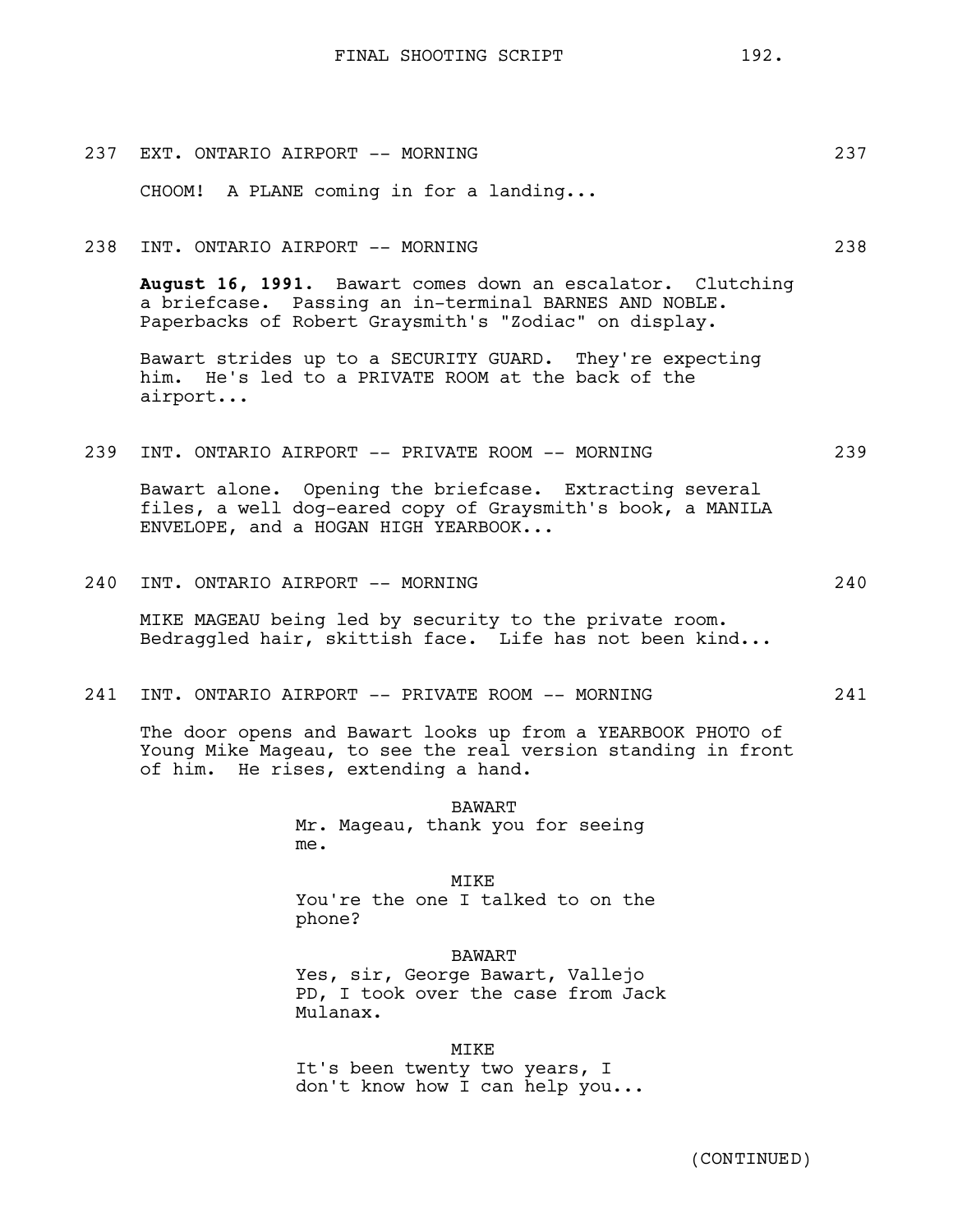237 EXT. ONTARIO AIRPORT -- MORNING 237

CHOOM! A PLANE coming in for a landing...

238 INT. ONTARIO AIRPORT -- MORNING 238

**August 16, 1991.** Bawart comes down an escalator. Clutching a briefcase. Passing an in-terminal BARNES AND NOBLE. Paperbacks of Robert Graysmith's "Zodiac" on display.

Bawart strides up to a SECURITY GUARD. They're expecting him. He's led to a PRIVATE ROOM at the back of the airport...

239 INT. ONTARIO AIRPORT -- PRIVATE ROOM -- MORNING 239

Bawart alone. Opening the briefcase. Extracting several files, a well dog-eared copy of Graysmith's book, a MANILA ENVELOPE, and a HOGAN HIGH YEARBOOK...

240 INT. ONTARIO AIRPORT -- MORNING 240

MIKE MAGEAU being led by security to the private room. Bedraggled hair, skittish face. Life has not been kind...

241 INT. ONTARIO AIRPORT -- PRIVATE ROOM -- MORNING 241

The door opens and Bawart looks up from a YEARBOOK PHOTO of Young Mike Mageau, to see the real version standing in front of him. He rises, extending a hand.

BAWART
Mr. Mageau, thank you for seeing me.

MIKE
You're the one I talked to on the phone?

BAWART
Yes, sir, George Bawart, Vallejo PD, I took over the case from Jack Mulanax.

MIKE
It's been twenty two years, I don't know how I can help you...

(CONTINUED)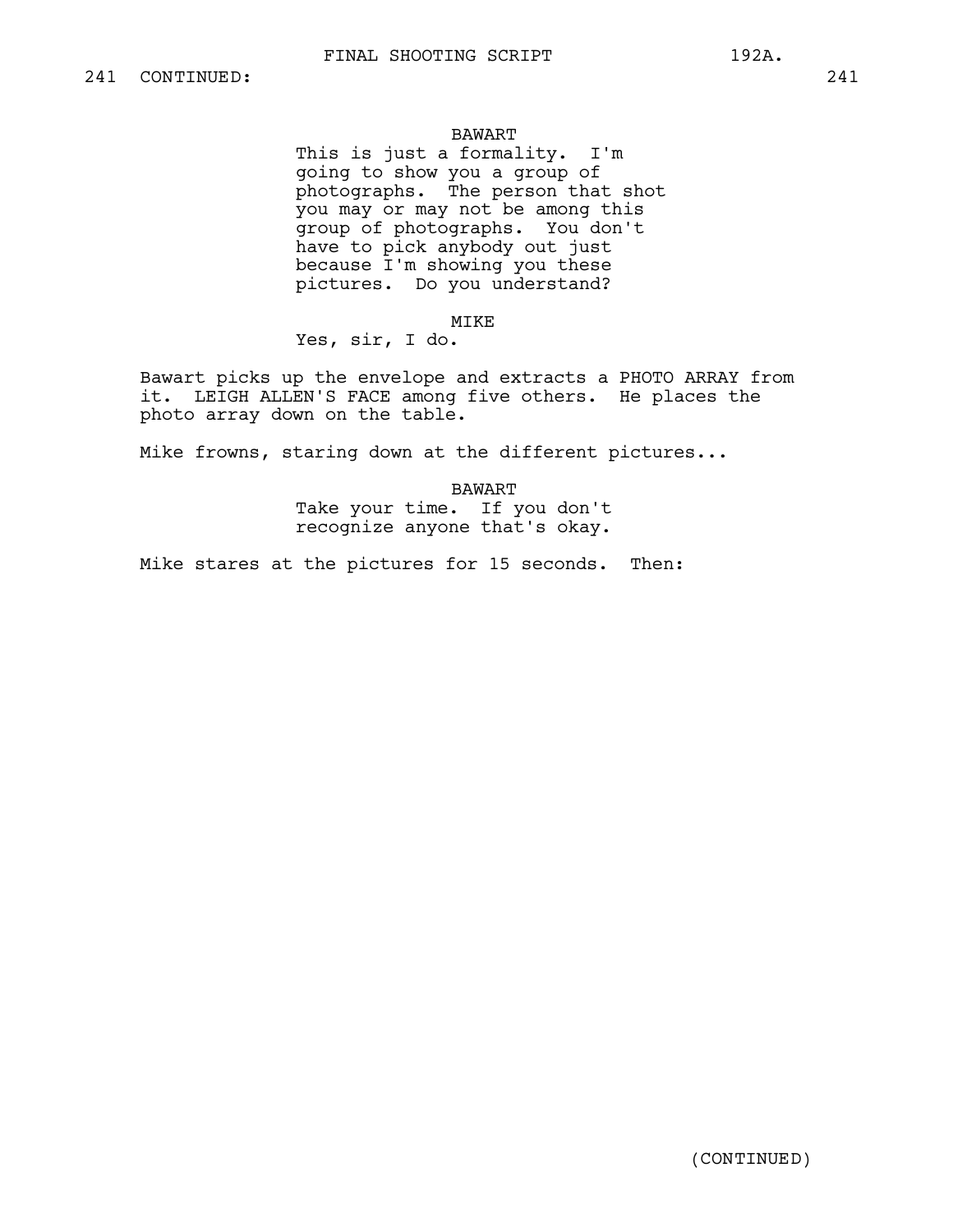241 CONTINUED: 241

BAWART
This is just a formality. I'm going to show you a group of photographs. The person that shot you may or may not be among this group of photographs. You don't have to pick anybody out just because I'm showing you these pictures. Do you understand?

MIKE
Yes, sir, I do.

Bawart picks up the envelope and extracts a PHOTO ARRAY from it. LEIGH ALLEN'S FACE among five others. He places the photo array down on the table.

Mike frowns, staring down at the different pictures...

BAWART
Take your time. If you don't recognize anyone that's okay.

Mike stares at the pictures for 15 seconds. Then:

(CONTINUED)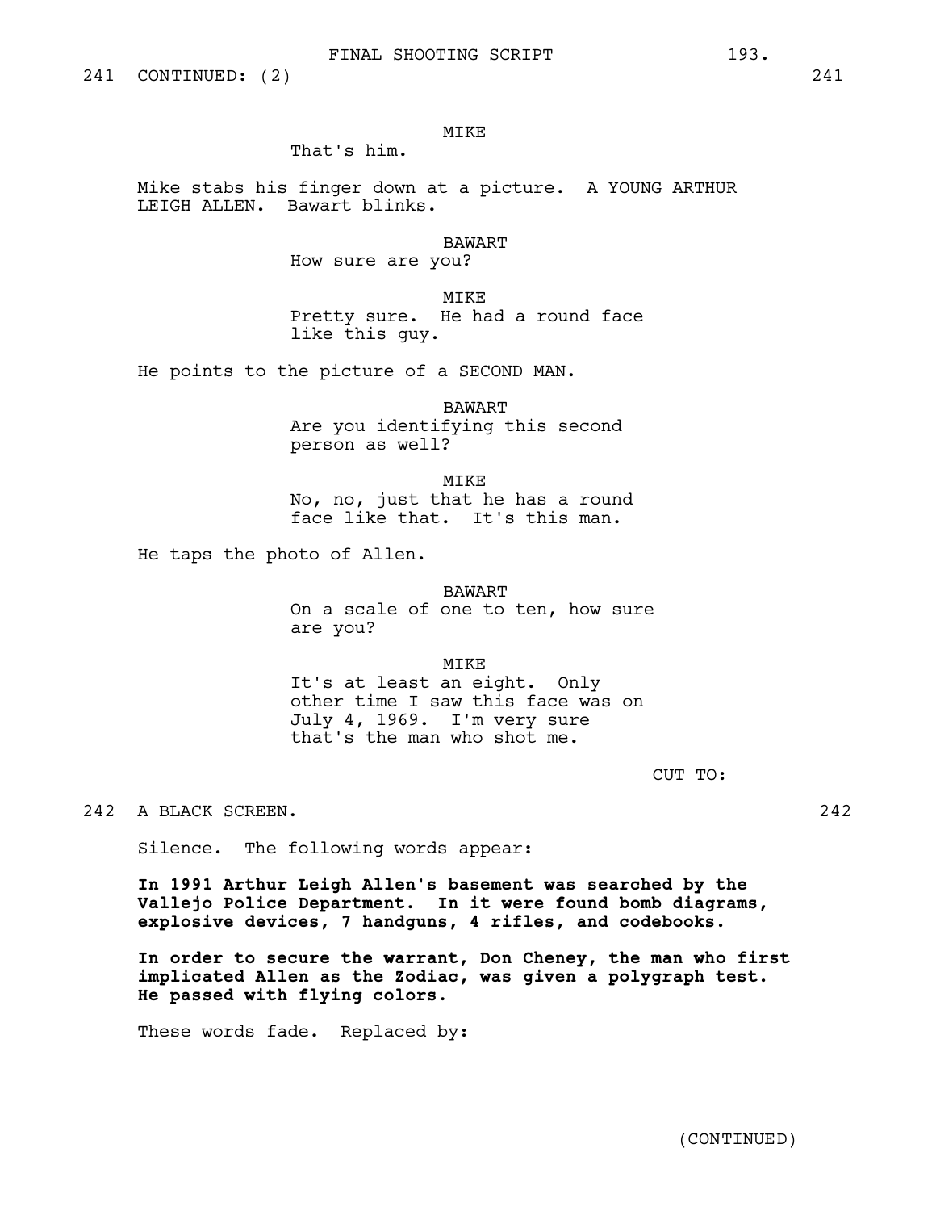241 CONTINUED: (2) 241

MIKE
That's him.

Mike stabs his finger down at a picture. A YOUNG ARTHUR LEIGH ALLEN. Bawart blinks.

BAWART
How sure are you?

MIKE
Pretty sure. He had a round face like this guy.

He points to the picture of a SECOND MAN.

BAWART
Are you identifying this second person as well?

MIKE
No, no, just that he has a round face like that. It's this man.

He taps the photo of Allen.

BAWART
On a scale of one to ten, how sure are you?

MIKE
It's at least an eight. Only other time I saw this face was on July 4, 1969. I'm very sure that's the man who shot me.

CUT TO:

242 A BLACK SCREEN. 242

Silence. The following words appear:

**In 1991 Arthur Leigh Allen's basement was searched by the Vallejo Police Department. In it were found bomb diagrams, explosive devices, 7 handguns, 4 rifles, and codebooks.**

**In order to secure the warrant, Don Cheney, the man who first implicated Allen as the Zodiac, was given a polygraph test. He passed with flying colors.**

These words fade. Replaced by:

(CONTINUED)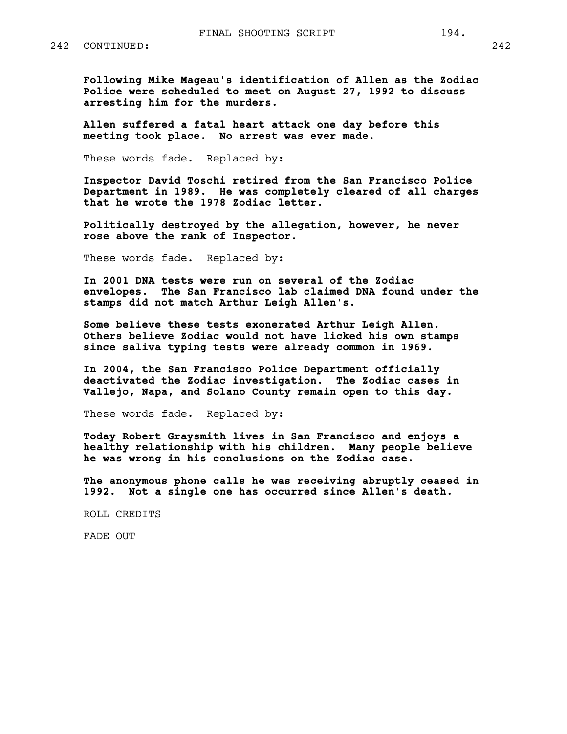242 CONTINUED: 242

**Following Mike Mageau's identification of Allen as the Zodiac Police were scheduled to meet on August 27, 1992 to discuss arresting him for the murders.**

**Allen suffered a fatal heart attack one day before this meeting took place. No arrest was ever made.**

These words fade. Replaced by:

**Inspector David Toschi retired from the San Francisco Police Department in 1989. He was completely cleared of all charges that he wrote the 1978 Zodiac letter.**

**Politically destroyed by the allegation, however, he never rose above the rank of Inspector.**

These words fade. Replaced by:

**In 2001 DNA tests were run on several of the Zodiac envelopes. The San Francisco lab claimed DNA found under the stamps did not match Arthur Leigh Allen's.**

**Some believe these tests exonerated Arthur Leigh Allen. Others believe Zodiac would not have licked his own stamps since saliva typing tests were already common in 1969.**

**In 2004, the San Francisco Police Department officially deactivated the Zodiac investigation. The Zodiac cases in Vallejo, Napa, and Solano County remain open to this day.**

These words fade. Replaced by:

**Today Robert Graysmith lives in San Francisco and enjoys a healthy relationship with his children. Many people believe he was wrong in his conclusions on the Zodiac case.**

**The anonymous phone calls he was receiving abruptly ceased in 1992. Not a single one has occurred since Allen's death.**

ROLL CREDITS

FADE OUT